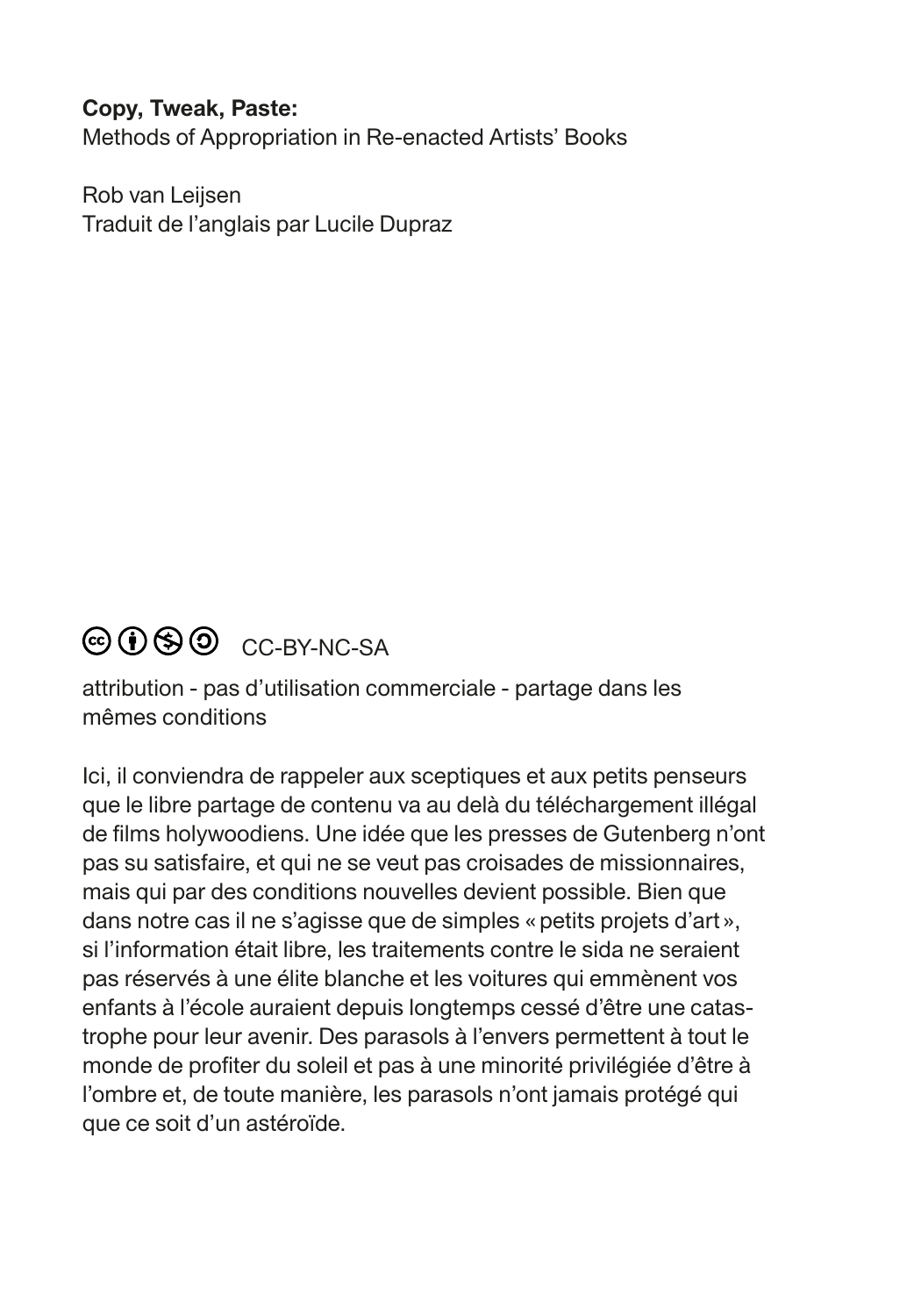**Copy, Tweak, Paste:**
Methods of Appropriation in Re-enacted Artists' Books

Rob van Leijsen
Traduit de l'anglais par Lucile Dupraz

CC-BY-NC-SA

attribution - pas d'utilisation commerciale - partage dans les mêmes conditions

Ici, il conviendra de rappeler aux sceptiques et aux petits penseurs que le libre partage de contenu va au delà du téléchargement illégal de films holywoodiens. Une idée que les presses de Gutenberg n'ont pas su satisfaire, et qui ne se veut pas croisades de missionnaires, mais qui par des conditions nouvelles devient possible. Bien que dans notre cas il ne s'agisse que de simples « petits projets d'art », si l'information était libre, les traitements contre le sida ne seraient pas réservés à une élite blanche et les voitures qui emmènent vos enfants à l'école auraient depuis longtemps cessé d'être une catastrophe pour leur avenir. Des parasols à l'envers permettent à tout le monde de profiter du soleil et pas à une minorité privilégiée d'être à l'ombre et, de toute manière, les parasols n'ont jamais protégé qui que ce soit d'un astéroïde.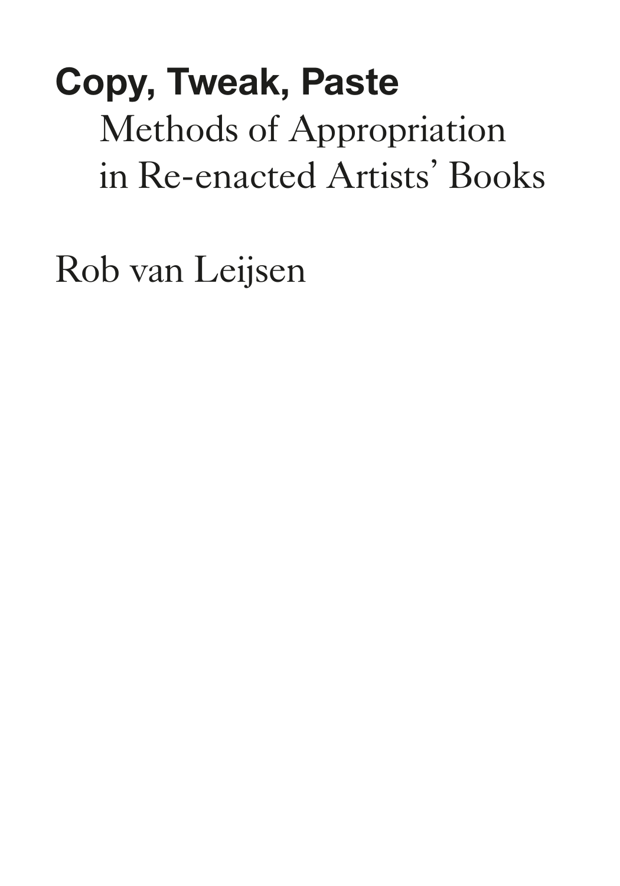# Copy, Tweak, Paste

## Methods of Appropriation in Re-enacted Artists' Books

Rob van Leijsen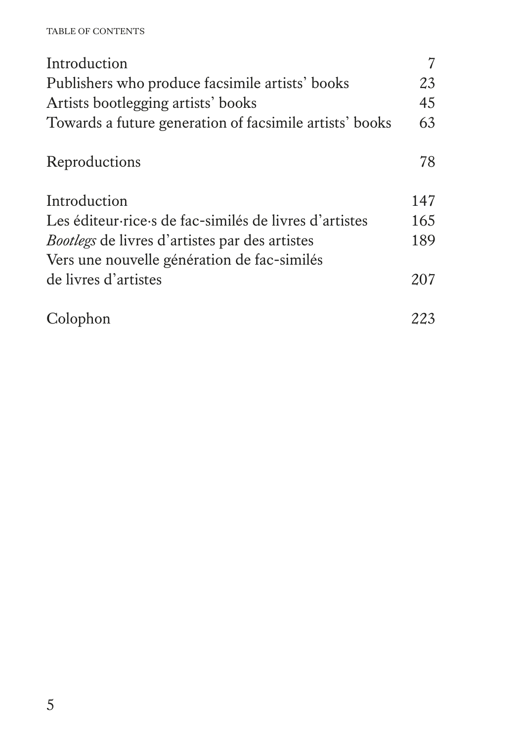# Table of Contents

| | |
|---|---|
| Introduction | 7 |
| Publishers who produce facsimile artists' books | 23 |
| Artists bootlegging artists' books | 45 |
| Towards a future generation of facsimile artists' books | 63 |
| | |
| Reproductions | 78 |
| | |
| Introduction | 147 |
| Les éditeur·rice·s de fac-similés de livres d'artistes | 165 |
| *Bootlegs* de livres d'artistes par des artistes | 189 |
| Vers une nouvelle génération de fac-similés de livres d'artistes | 207 |
| | |
| Colophon | 223 |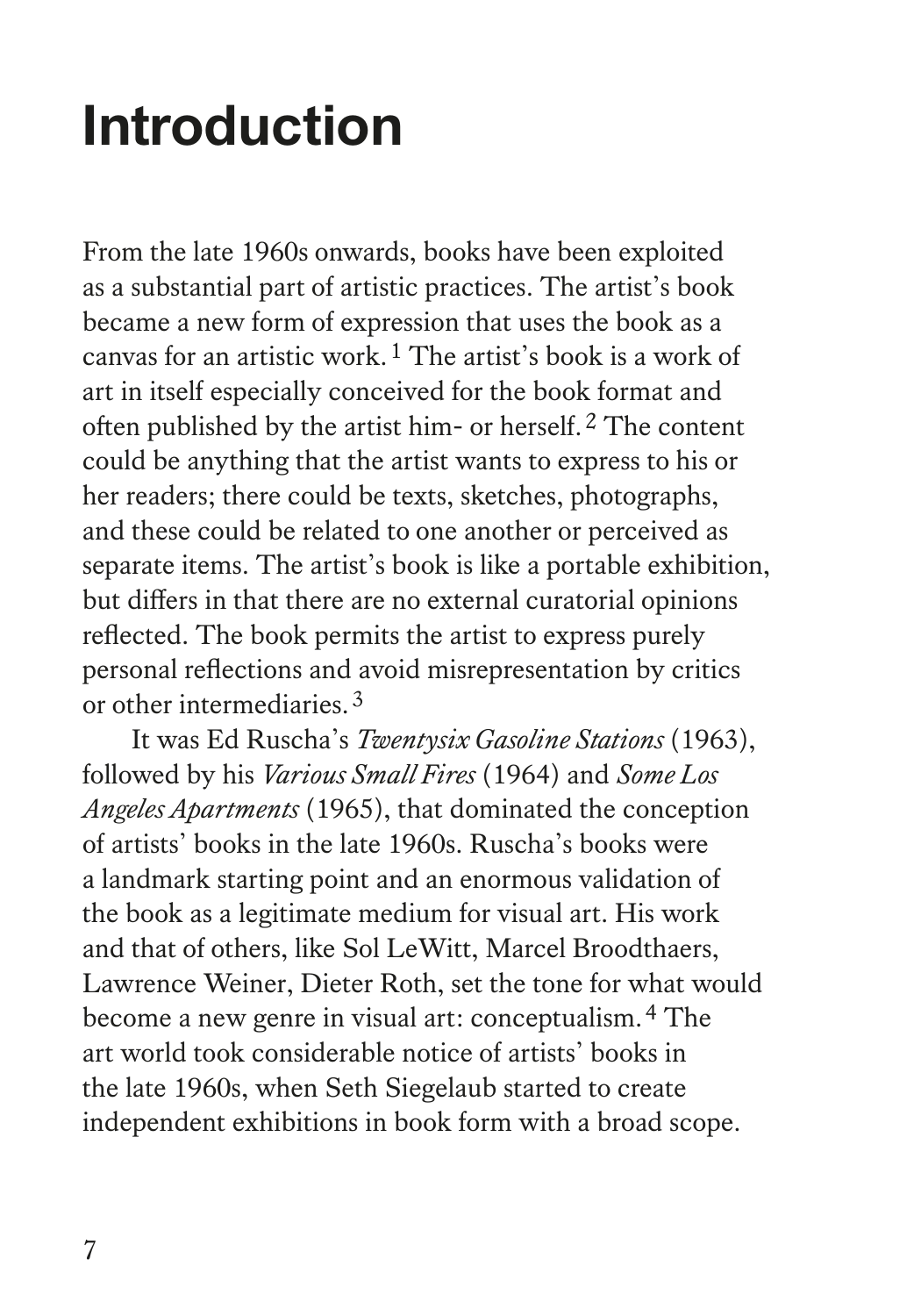# Introduction

From the late 1960s onwards, books have been exploited as a substantial part of artistic practices. The artist's book became a new form of expression that uses the book as a canvas for an artistic work.[1] The artist's book is a work of art in itself especially conceived for the book format and often published by the artist him- or herself.[2] The content could be anything that the artist wants to express to his or her readers; there could be texts, sketches, photographs, and these could be related to one another or perceived as separate items. The artist's book is like a portable exhibition, but differs in that there are no external curatorial opinions reflected. The book permits the artist to express purely personal reflections and avoid misrepresentation by critics or other intermediaries.[3]

It was Ed Ruscha's *Twentysix Gasoline Stations* (1963), followed by his *Various Small Fires* (1964) and *Some Los Angeles Apartments* (1965), that dominated the conception of artists' books in the late 1960s. Ruscha's books were a landmark starting point and an enormous validation of the book as a legitimate medium for visual art. His work and that of others, like Sol LeWitt, Marcel Broodthaers, Lawrence Weiner, Dieter Roth, set the tone for what would become a new genre in visual art: conceptualism.[4] The art world took considerable notice of artists' books in the late 1960s, when Seth Siegelaub started to create independent exhibitions in book form with a broad scope.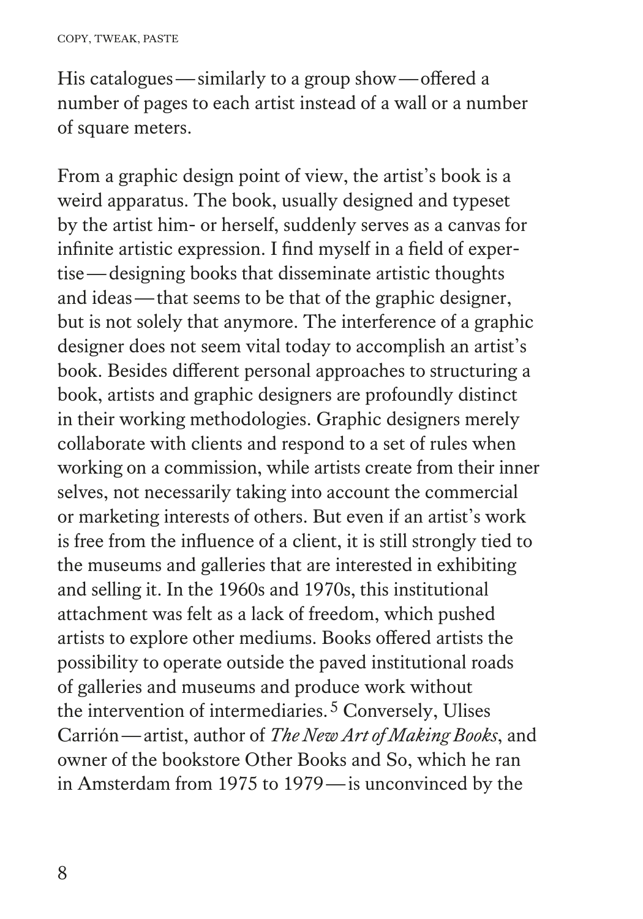His catalogues — similarly to a group show — offered a number of pages to each artist instead of a wall or a number of square meters.

From a graphic design point of view, the artist's book is a weird apparatus. The book, usually designed and typeset by the artist him- or herself, suddenly serves as a canvas for infinite artistic expression. I find myself in a field of expertise — designing books that disseminate artistic thoughts and ideas — that seems to be that of the graphic designer, but is not solely that anymore. The interference of a graphic designer does not seem vital today to accomplish an artist's book. Besides different personal approaches to structuring a book, artists and graphic designers are profoundly distinct in their working methodologies. Graphic designers merely collaborate with clients and respond to a set of rules when working on a commission, while artists create from their inner selves, not necessarily taking into account the commercial or marketing interests of others. But even if an artist's work is free from the influence of a client, it is still strongly tied to the museums and galleries that are interested in exhibiting and selling it. In the 1960s and 1970s, this institutional attachment was felt as a lack of freedom, which pushed artists to explore other mediums. Books offered artists the possibility to operate outside the paved institutional roads of galleries and museums and produce work without the intervention of intermediaries.[5] Conversely, Ulises Carrión — artist, author of *The New Art of Making Books*, and owner of the bookstore Other Books and So, which he ran in Amsterdam from 1975 to 1979 — is unconvinced by the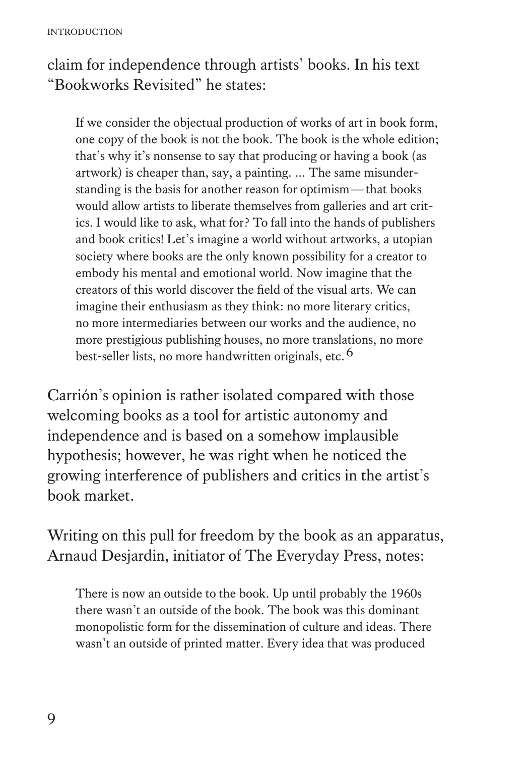claim for independence through artists' books. In his text "Bookworks Revisited" he states:

> If we consider the objectual production of works of art in book form, one copy of the book is not the book. The book is the whole edition; that's why it's nonsense to say that producing or having a book (as artwork) is cheaper than, say, a painting. ... The same misunderstanding is the basis for another reason for optimism—that books would allow artists to liberate themselves from galleries and art critics. I would like to ask, what for? To fall into the hands of publishers and book critics! Let's imagine a world without artworks, a utopian society where books are the only known possibility for a creator to embody his mental and emotional world. Now imagine that the creators of this world discover the field of the visual arts. We can imagine their enthusiasm as they think: no more literary critics, no more intermediaries between our works and the audience, no more prestigious publishing houses, no more translations, no more best-seller lists, no more handwritten originals, etc.[6]

Carrión's opinion is rather isolated compared with those welcoming books as a tool for artistic autonomy and independence and is based on a somehow implausible hypothesis; however, he was right when he noticed the growing interference of publishers and critics in the artist's book market.

Writing on this pull for freedom by the book as an apparatus, Arnaud Desjardin, initiator of The Everyday Press, notes:

> There is now an outside to the book. Up until probably the 1960s there wasn't an outside of the book. The book was this dominant monopolistic form for the dissemination of culture and ideas. There wasn't an outside of printed matter. Every idea that was produced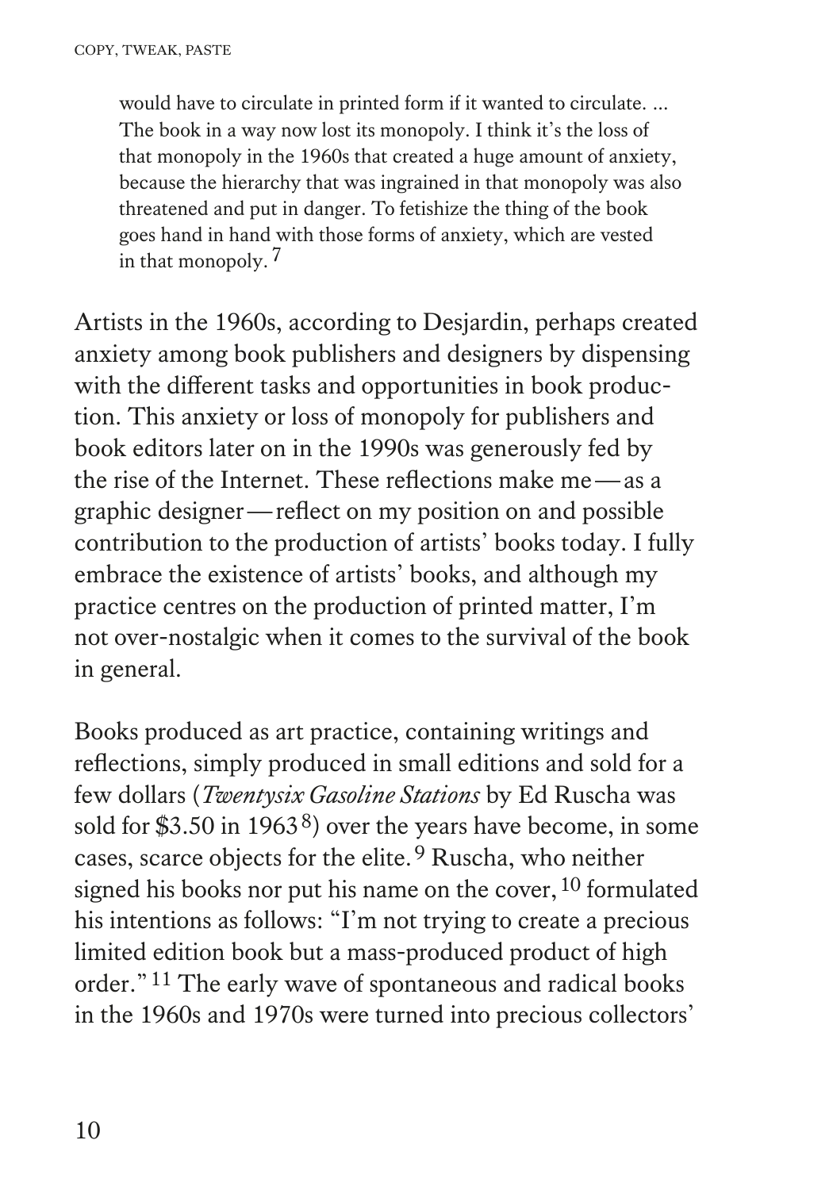> would have to circulate in printed form if it wanted to circulate. ... The book in a way now lost its monopoly. I think it's the loss of that monopoly in the 1960s that created a huge amount of anxiety, because the hierarchy that was ingrained in that monopoly was also threatened and put in danger. To fetishize the thing of the book goes hand in hand with those forms of anxiety, which are vested in that monopoly. [7]

Artists in the 1960s, according to Desjardin, perhaps created anxiety among book publishers and designers by dispensing with the different tasks and opportunities in book production. This anxiety or loss of monopoly for publishers and book editors later on in the 1990s was generously fed by the rise of the Internet. These reflections make me — as a graphic designer — reflect on my position on and possible contribution to the production of artists' books today. I fully embrace the existence of artists' books, and although my practice centres on the production of printed matter, I'm not over-nostalgic when it comes to the survival of the book in general.

Books produced as art practice, containing writings and reflections, simply produced in small editions and sold for a few dollars (*Twentysix Gasoline Stations* by Ed Ruscha was sold for $3.50 in 1963 [8]) over the years have become, in some cases, scarce objects for the elite. [9] Ruscha, who neither signed his books nor put his name on the cover, [10] formulated his intentions as follows: "I'm not trying to create a precious limited edition book but a mass-produced product of high order." [11] The early wave of spontaneous and radical books in the 1960s and 1970s were turned into precious collectors'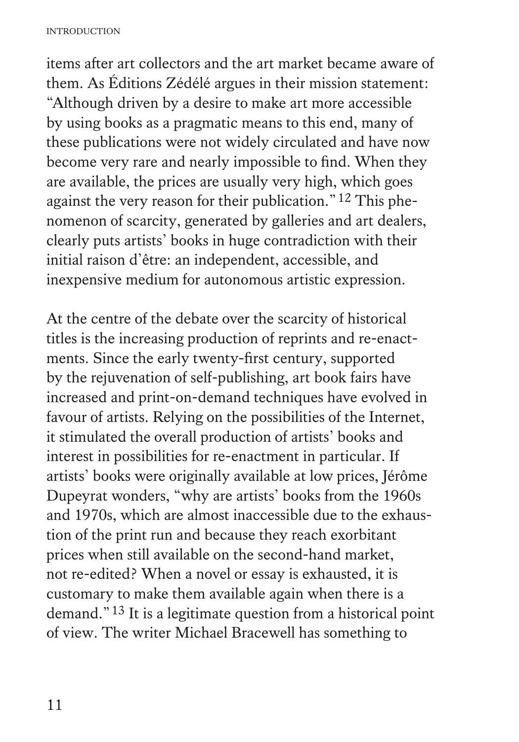items after art collectors and the art market became aware of them. As Éditions Zédélé argues in their mission statement: “Although driven by a desire to make art more accessible by using books as a pragmatic means to this end, many of these publications were not widely circulated and have now become very rare and nearly impossible to find. When they are available, the prices are usually very high, which goes against the very reason for their publication.” [12] This phenomenon of scarcity, generated by galleries and art dealers, clearly puts artists’ books in huge contradiction with their initial raison d’être: an independent, accessible, and inexpensive medium for autonomous artistic expression.

At the centre of the debate over the scarcity of historical titles is the increasing production of reprints and re-enactments. Since the early twenty-first century, supported by the rejuvenation of self-publishing, art book fairs have increased and print-on-demand techniques have evolved in favour of artists. Relying on the possibilities of the Internet, it stimulated the overall production of artists’ books and interest in possibilities for re-enactment in particular. If artists’ books were originally available at low prices, Jérôme Dupeyrat wonders, “why are artists’ books from the 1960s and 1970s, which are almost inaccessible due to the exhaustion of the print run and because they reach exorbitant prices when still available on the second-hand market, not re-edited? When a novel or essay is exhausted, it is customary to make them available again when there is a demand.” [13] It is a legitimate question from a historical point of view. The writer Michael Bracewell has something to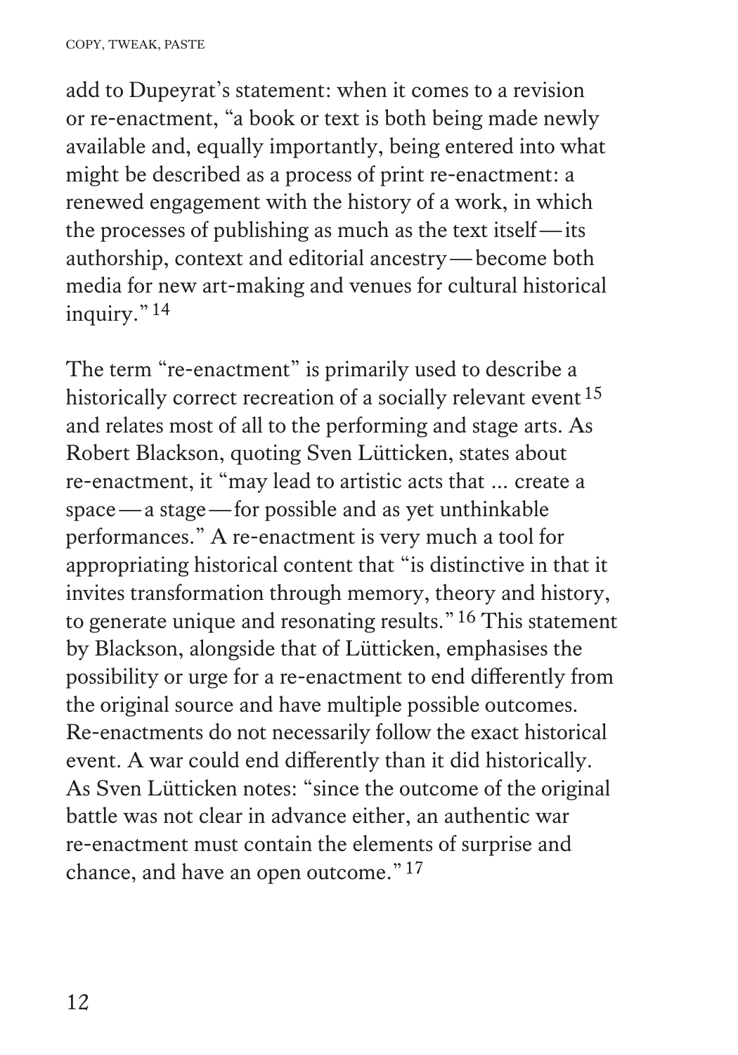add to Dupeyrat's statement: when it comes to a revision or re-enactment, "a book or text is both being made newly available and, equally importantly, being entered into what might be described as a process of print re-enactment: a renewed engagement with the history of a work, in which the processes of publishing as much as the text itself — its authorship, context and editorial ancestry — become both media for new art-making and venues for cultural historical inquiry." [14]

The term "re-enactment" is primarily used to describe a historically correct recreation of a socially relevant event [15] and relates most of all to the performing and stage arts. As Robert Blackson, quoting Sven Lütticken, states about re-enactment, it "may lead to artistic acts that ... create a space — a stage — for possible and as yet unthinkable performances." A re-enactment is very much a tool for appropriating historical content that "is distinctive in that it invites transformation through memory, theory and history, to generate unique and resonating results." [16] This statement by Blackson, alongside that of Lütticken, emphasises the possibility or urge for a re-enactment to end differently from the original source and have multiple possible outcomes. Re-enactments do not necessarily follow the exact historical event. A war could end differently than it did historically. As Sven Lütticken notes: "since the outcome of the original battle was not clear in advance either, an authentic war re-enactment must contain the elements of surprise and chance, and have an open outcome." [17]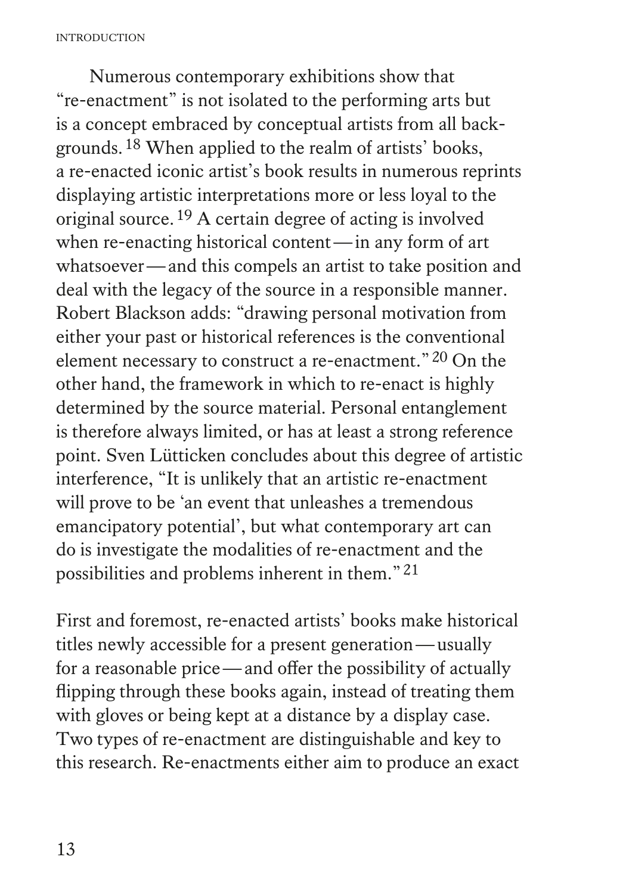Numerous contemporary exhibitions show that "re-enactment" is not isolated to the performing arts but is a concept embraced by conceptual artists from all backgrounds.[18] When applied to the realm of artists' books, a re-enacted iconic artist's book results in numerous reprints displaying artistic interpretations more or less loyal to the original source.[19] A certain degree of acting is involved when re-enacting historical content — in any form of art whatsoever — and this compels an artist to take position and deal with the legacy of the source in a responsible manner. Robert Blackson adds: "drawing personal motivation from either your past or historical references is the conventional element necessary to construct a re-enactment."[20] On the other hand, the framework in which to re-enact is highly determined by the source material. Personal entanglement is therefore always limited, or has at least a strong reference point. Sven Lütticken concludes about this degree of artistic interference, "It is unlikely that an artistic re-enactment will prove to be 'an event that unleashes a tremendous emancipatory potential', but what contemporary art can do is investigate the modalities of re-enactment and the possibilities and problems inherent in them."[21]

First and foremost, re-enacted artists' books make historical titles newly accessible for a present generation — usually for a reasonable price — and offer the possibility of actually flipping through these books again, instead of treating them with gloves or being kept at a distance by a display case. Two types of re-enactment are distinguishable and key to this research. Re-enactments either aim to produce an exact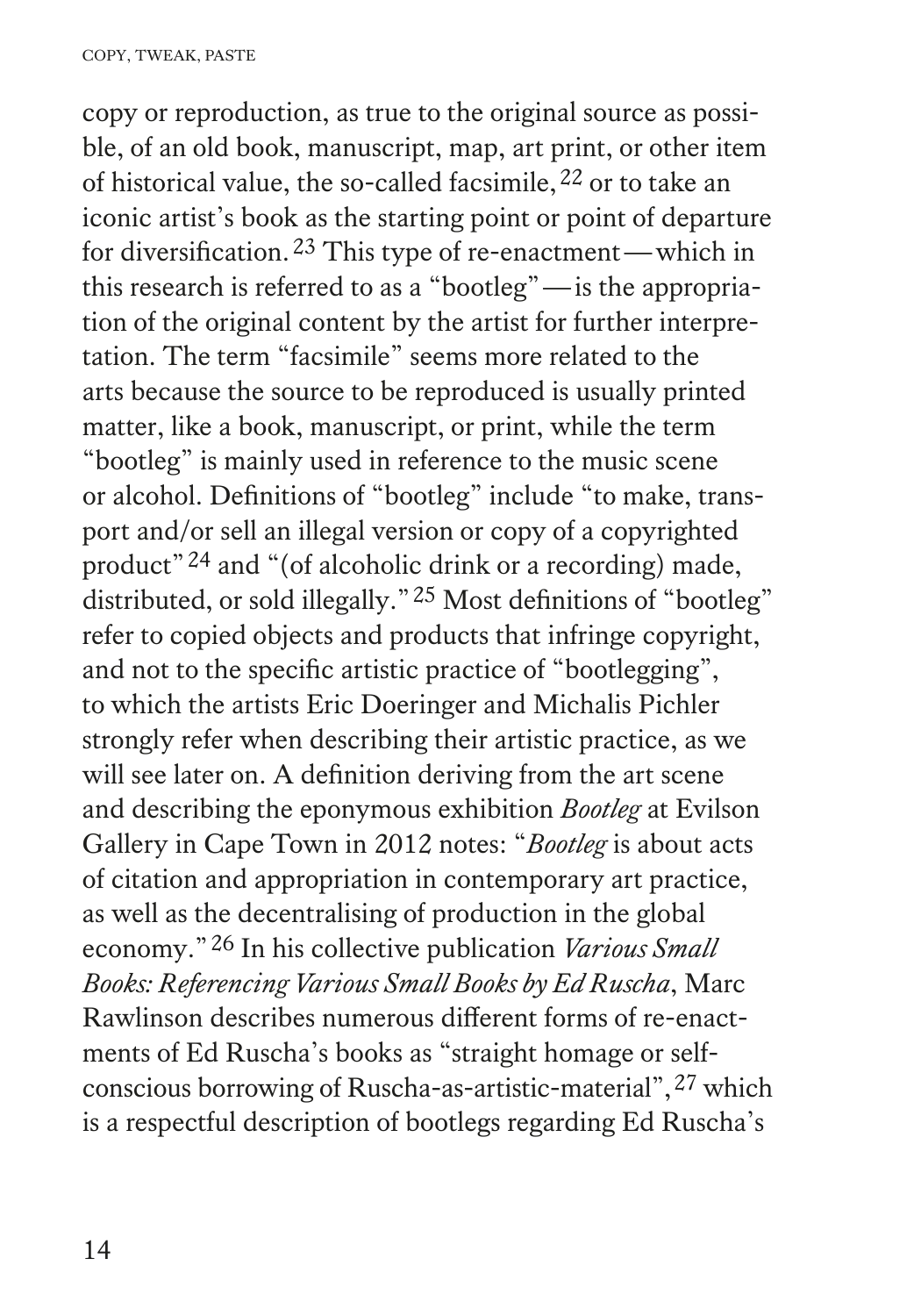copy or reproduction, as true to the original source as possible, of an old book, manuscript, map, art print, or other item of historical value, the so-called facsimile,[22] or to take an iconic artist's book as the starting point or point of departure for diversification.[23] This type of re-enactment — which in this research is referred to as a "bootleg" — is the appropriation of the original content by the artist for further interpretation. The term "facsimile" seems more related to the arts because the source to be reproduced is usually printed matter, like a book, manuscript, or print, while the term "bootleg" is mainly used in reference to the music scene or alcohol. Definitions of "bootleg" include "to make, transport and/or sell an illegal version or copy of a copyrighted product"[24] and "(of alcoholic drink or a recording) made, distributed, or sold illegally."[25] Most definitions of "bootleg" refer to copied objects and products that infringe copyright, and not to the specific artistic practice of "bootlegging", to which the artists Eric Doeringer and Michalis Pichler strongly refer when describing their artistic practice, as we will see later on. A definition deriving from the art scene and describing the eponymous exhibition *Bootleg* at Evilson Gallery in Cape Town in 2012 notes: "*Bootleg* is about acts of citation and appropriation in contemporary art practice, as well as the decentralising of production in the global economy."[26] In his collective publication *Various Small Books: Referencing Various Small Books by Ed Ruscha*, Marc Rawlinson describes numerous different forms of re-enactments of Ed Ruscha's books as "straight homage or self-conscious borrowing of Ruscha-as-artistic-material",[27] which is a respectful description of bootlegs regarding Ed Ruscha's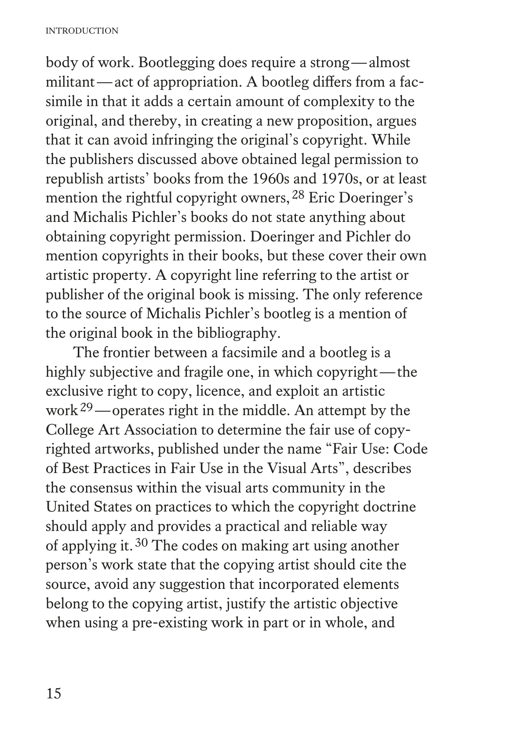body of work. Bootlegging does require a strong — almost militant — act of appropriation. A bootleg differs from a facsimile in that it adds a certain amount of complexity to the original, and thereby, in creating a new proposition, argues that it can avoid infringing the original's copyright. While the publishers discussed above obtained legal permission to republish artists' books from the 1960s and 1970s, or at least mention the rightful copyright owners,[28] Eric Doeringer's and Michalis Pichler's books do not state anything about obtaining copyright permission. Doeringer and Pichler do mention copyrights in their books, but these cover their own artistic property. A copyright line referring to the artist or publisher of the original book is missing. The only reference to the source of Michalis Pichler's bootleg is a mention of the original book in the bibliography.

The frontier between a facsimile and a bootleg is a highly subjective and fragile one, in which copyright — the exclusive right to copy, licence, and exploit an artistic work[29] — operates right in the middle. An attempt by the College Art Association to determine the fair use of copyrighted artworks, published under the name "Fair Use: Code of Best Practices in Fair Use in the Visual Arts", describes the consensus within the visual arts community in the United States on practices to which the copyright doctrine should apply and provides a practical and reliable way of applying it.[30] The codes on making art using another person's work state that the copying artist should cite the source, avoid any suggestion that incorporated elements belong to the copying artist, justify the artistic objective when using a pre-existing work in part or in whole, and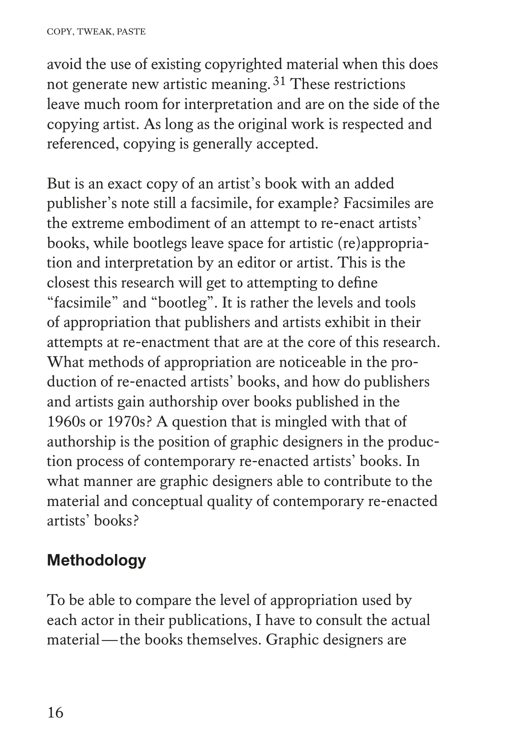avoid the use of existing copyrighted material when this does not generate new artistic meaning.[31] These restrictions leave much room for interpretation and are on the side of the copying artist. As long as the original work is respected and referenced, copying is generally accepted.

But is an exact copy of an artist's book with an added publisher's note still a facsimile, for example? Facsimiles are the extreme embodiment of an attempt to re-enact artists' books, while bootlegs leave space for artistic (re)appropriation and interpretation by an editor or artist. This is the closest this research will get to attempting to define "facsimile" and "bootleg". It is rather the levels and tools of appropriation that publishers and artists exhibit in their attempts at re-enactment that are at the core of this research. What methods of appropriation are noticeable in the production of re-enacted artists' books, and how do publishers and artists gain authorship over books published in the 1960s or 1970s? A question that is mingled with that of authorship is the position of graphic designers in the production process of contemporary re-enacted artists' books. In what manner are graphic designers able to contribute to the material and conceptual quality of contemporary re-enacted artists' books?

## Methodology

To be able to compare the level of appropriation used by each actor in their publications, I have to consult the actual material — the books themselves. Graphic designers are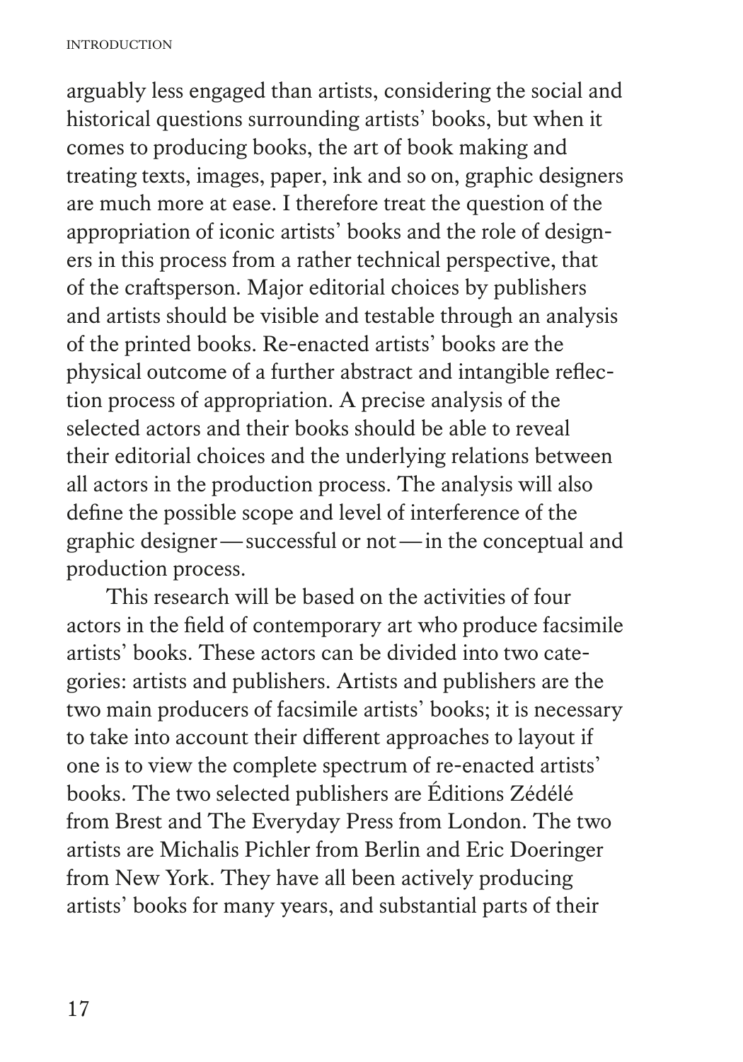arguably less engaged than artists, considering the social and historical questions surrounding artists' books, but when it comes to producing books, the art of book making and treating texts, images, paper, ink and so on, graphic designers are much more at ease. I therefore treat the question of the appropriation of iconic artists' books and the role of designers in this process from a rather technical perspective, that of the craftsperson. Major editorial choices by publishers and artists should be visible and testable through an analysis of the printed books. Re-enacted artists' books are the physical outcome of a further abstract and intangible reflection process of appropriation. A precise analysis of the selected actors and their books should be able to reveal their editorial choices and the underlying relations between all actors in the production process. The analysis will also define the possible scope and level of interference of the graphic designer — successful or not — in the conceptual and production process.

This research will be based on the activities of four actors in the field of contemporary art who produce facsimile artists' books. These actors can be divided into two categories: artists and publishers. Artists and publishers are the two main producers of facsimile artists' books; it is necessary to take into account their different approaches to layout if one is to view the complete spectrum of re-enacted artists' books. The two selected publishers are Éditions Zédélé from Brest and The Everyday Press from London. The two artists are Michalis Pichler from Berlin and Eric Doeringer from New York. They have all been actively producing artists' books for many years, and substantial parts of their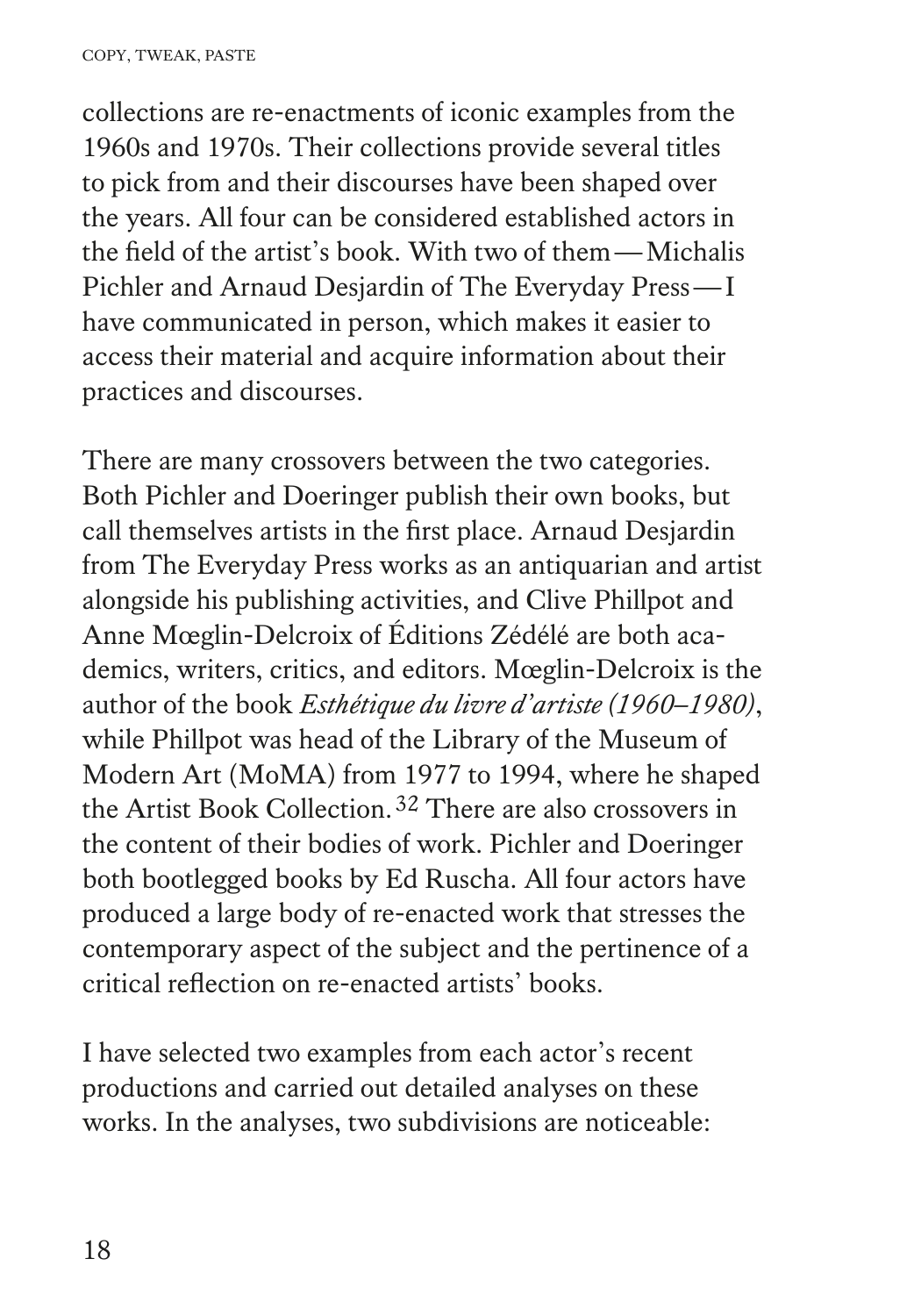collections are re-enactments of iconic examples from the 1960s and 1970s. Their collections provide several titles to pick from and their discourses have been shaped over the years. All four can be considered established actors in the field of the artist's book. With two of them — Michalis Pichler and Arnaud Desjardin of The Everyday Press — I have communicated in person, which makes it easier to access their material and acquire information about their practices and discourses.

There are many crossovers between the two categories. Both Pichler and Doeringer publish their own books, but call themselves artists in the first place. Arnaud Desjardin from The Everyday Press works as an antiquarian and artist alongside his publishing activities, and Clive Phillpot and Anne Mœglin-Delcroix of Éditions Zédélé are both academics, writers, critics, and editors. Mœglin-Delcroix is the author of the book *Esthétique du livre d'artiste (1960–1980)*, while Phillpot was head of the Library of the Museum of Modern Art (MoMA) from 1977 to 1994, where he shaped the Artist Book Collection.[32] There are also crossovers in the content of their bodies of work. Pichler and Doeringer both bootlegged books by Ed Ruscha. All four actors have produced a large body of re-enacted work that stresses the contemporary aspect of the subject and the pertinence of a critical reflection on re-enacted artists' books.

I have selected two examples from each actor's recent productions and carried out detailed analyses on these works. In the analyses, two subdivisions are noticeable: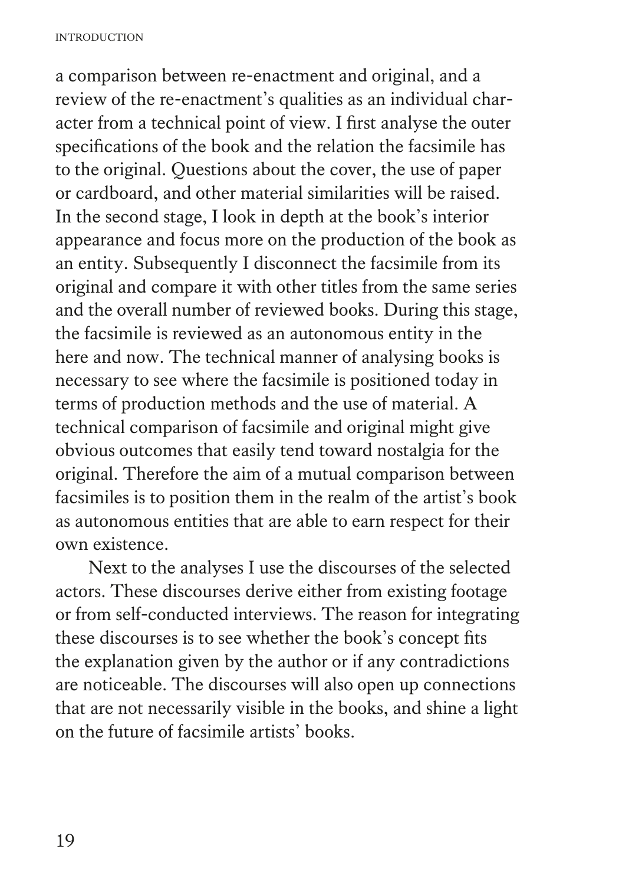a comparison between re-enactment and original, and a review of the re-enactment's qualities as an individual character from a technical point of view. I first analyse the outer specifications of the book and the relation the facsimile has to the original. Questions about the cover, the use of paper or cardboard, and other material similarities will be raised. In the second stage, I look in depth at the book's interior appearance and focus more on the production of the book as an entity. Subsequently I disconnect the facsimile from its original and compare it with other titles from the same series and the overall number of reviewed books. During this stage, the facsimile is reviewed as an autonomous entity in the here and now. The technical manner of analysing books is necessary to see where the facsimile is positioned today in terms of production methods and the use of material. A technical comparison of facsimile and original might give obvious outcomes that easily tend toward nostalgia for the original. Therefore the aim of a mutual comparison between facsimiles is to position them in the realm of the artist's book as autonomous entities that are able to earn respect for their own existence.

Next to the analyses I use the discourses of the selected actors. These discourses derive either from existing footage or from self-conducted interviews. The reason for integrating these discourses is to see whether the book's concept fits the explanation given by the author or if any contradictions are noticeable. The discourses will also open up connections that are not necessarily visible in the books, and shine a light on the future of facsimile artists' books.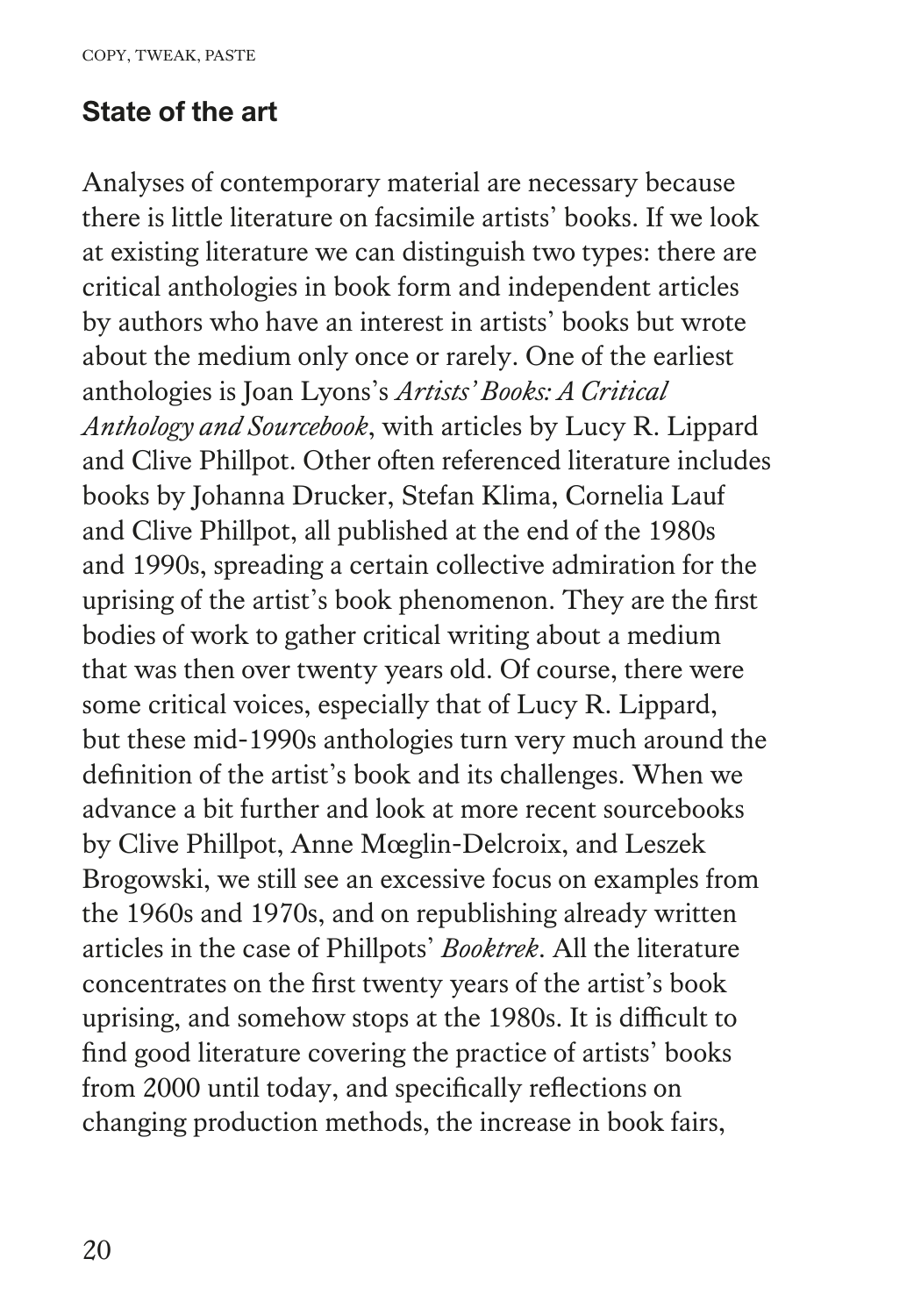## State of the art

Analyses of contemporary material are necessary because there is little literature on facsimile artists' books. If we look at existing literature we can distinguish two types: there are critical anthologies in book form and independent articles by authors who have an interest in artists' books but wrote about the medium only once or rarely. One of the earliest anthologies is Joan Lyons's *Artists' Books: A Critical Anthology and Sourcebook*, with articles by Lucy R. Lippard and Clive Phillpot. Other often referenced literature includes books by Johanna Drucker, Stefan Klima, Cornelia Lauf and Clive Phillpot, all published at the end of the 1980s and 1990s, spreading a certain collective admiration for the uprising of the artist's book phenomenon. They are the first bodies of work to gather critical writing about a medium that was then over twenty years old. Of course, there were some critical voices, especially that of Lucy R. Lippard, but these mid-1990s anthologies turn very much around the definition of the artist's book and its challenges. When we advance a bit further and look at more recent sourcebooks by Clive Phillpot, Anne Mœglin-Delcroix, and Leszek Brogowski, we still see an excessive focus on examples from the 1960s and 1970s, and on republishing already written articles in the case of Phillpots' *Booktrek*. All the literature concentrates on the first twenty years of the artist's book uprising, and somehow stops at the 1980s. It is difficult to find good literature covering the practice of artists' books from 2000 until today, and specifically reflections on changing production methods, the increase in book fairs,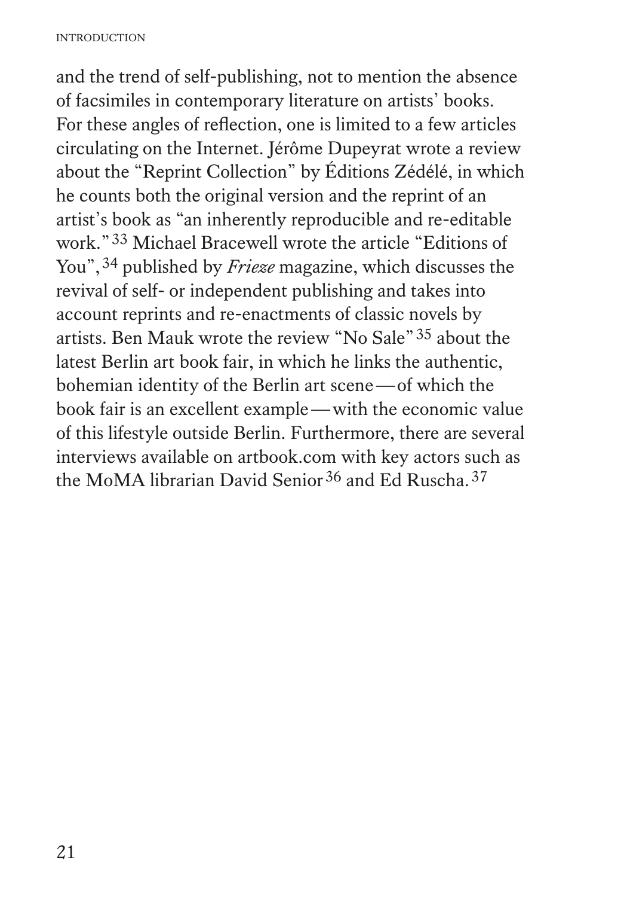and the trend of self-publishing, not to mention the absence of facsimiles in contemporary literature on artists' books. For these angles of reflection, one is limited to a few articles circulating on the Internet. Jérôme Dupeyrat wrote a review about the "Reprint Collection" by Éditions Zédélé, in which he counts both the original version and the reprint of an artist's book as "an inherently reproducible and re-editable work." [33] Michael Bracewell wrote the article "Editions of You", [34] published by *Frieze* magazine, which discusses the revival of self- or independent publishing and takes into account reprints and re-enactments of classic novels by artists. Ben Mauk wrote the review "No Sale" [35] about the latest Berlin art book fair, in which he links the authentic, bohemian identity of the Berlin art scene — of which the book fair is an excellent example — with the economic value of this lifestyle outside Berlin. Furthermore, there are several interviews available on artbook.com with key actors such as the MoMA librarian David Senior [36] and Ed Ruscha. [37]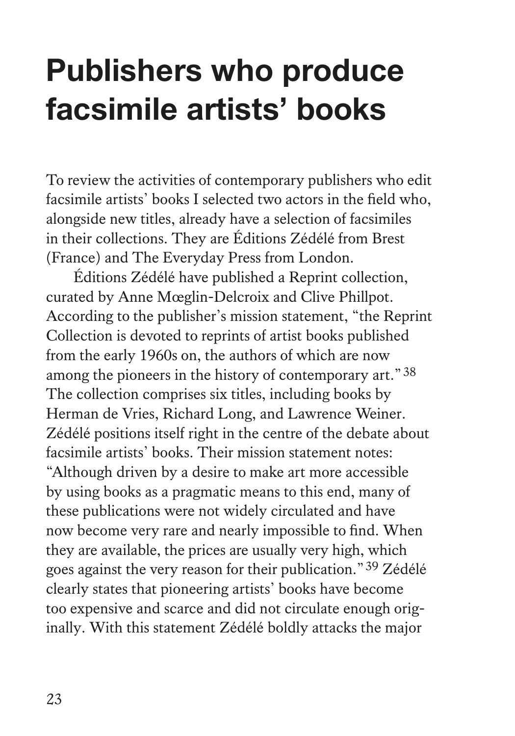# Publishers who produce facsimile artists' books

To review the activities of contemporary publishers who edit facsimile artists' books I selected two actors in the field who, alongside new titles, already have a selection of facsimiles in their collections. They are Éditions Zédélé from Brest (France) and The Everyday Press from London.

Éditions Zédélé have published a Reprint collection, curated by Anne Mœglin-Delcroix and Clive Phillpot. According to the publisher's mission statement, "the Reprint Collection is devoted to reprints of artist books published from the early 1960s on, the authors of which are now among the pioneers in the history of contemporary art." [38] The collection comprises six titles, including books by Herman de Vries, Richard Long, and Lawrence Weiner. Zédélé positions itself right in the centre of the debate about facsimile artists' books. Their mission statement notes: "Although driven by a desire to make art more accessible by using books as a pragmatic means to this end, many of these publications were not widely circulated and have now become very rare and nearly impossible to find. When they are available, the prices are usually very high, which goes against the very reason for their publication." [39] Zédélé clearly states that pioneering artists' books have become too expensive and scarce and did not circulate enough originally. With this statement Zédélé boldly attacks the major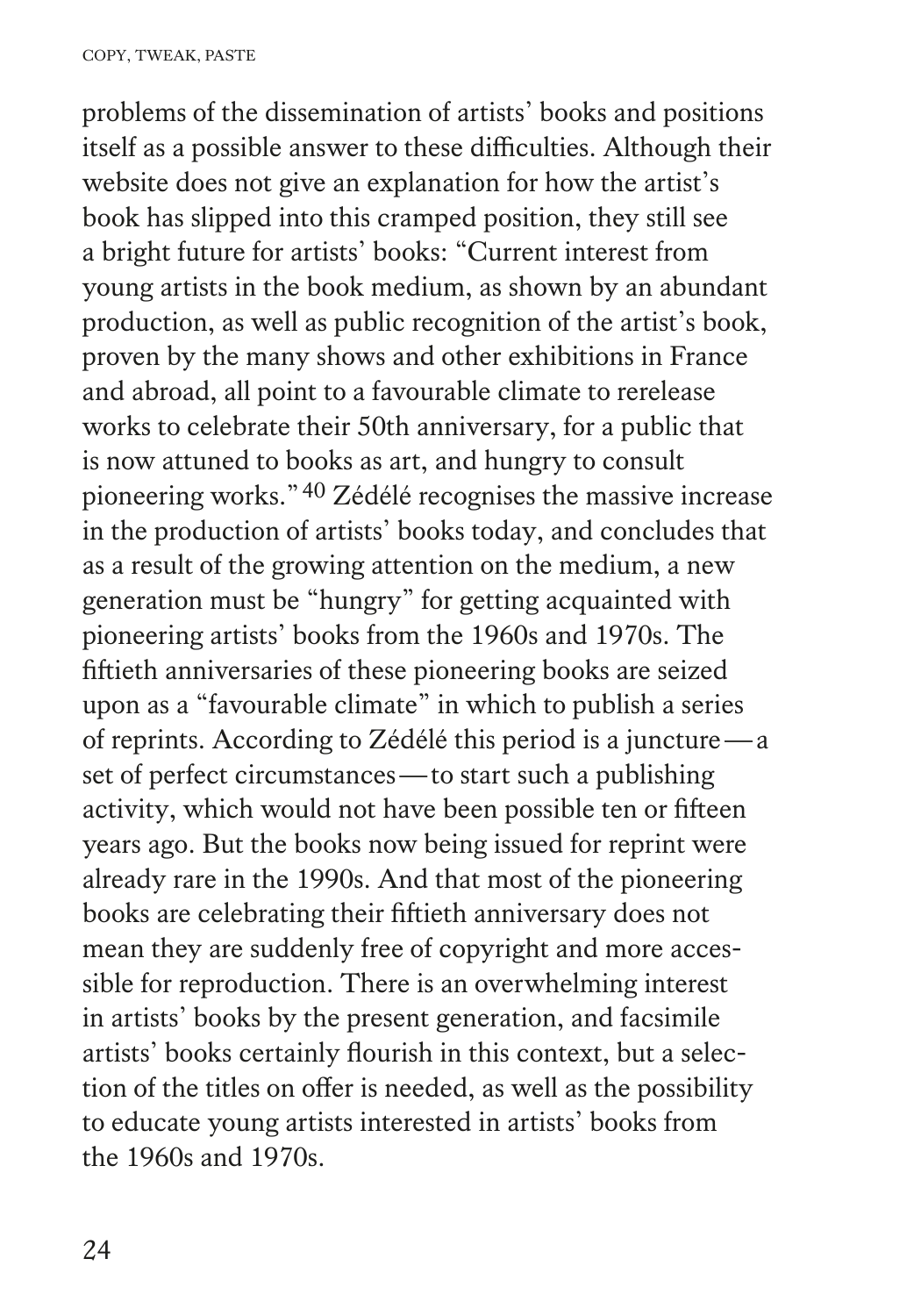problems of the dissemination of artists' books and positions itself as a possible answer to these difficulties. Although their website does not give an explanation for how the artist's book has slipped into this cramped position, they still see a bright future for artists' books: "Current interest from young artists in the book medium, as shown by an abundant production, as well as public recognition of the artist's book, proven by the many shows and other exhibitions in France and abroad, all point to a favourable climate to rerelease works to celebrate their 50th anniversary, for a public that is now attuned to books as art, and hungry to consult pioneering works."[40] Zédélé recognises the massive increase in the production of artists' books today, and concludes that as a result of the growing attention on the medium, a new generation must be "hungry" for getting acquainted with pioneering artists' books from the 1960s and 1970s. The fiftieth anniversaries of these pioneering books are seized upon as a "favourable climate" in which to publish a series of reprints. According to Zédélé this period is a juncture — a set of perfect circumstances — to start such a publishing activity, which would not have been possible ten or fifteen years ago. But the books now being issued for reprint were already rare in the 1990s. And that most of the pioneering books are celebrating their fiftieth anniversary does not mean they are suddenly free of copyright and more accessible for reproduction. There is an overwhelming interest in artists' books by the present generation, and facsimile artists' books certainly flourish in this context, but a selection of the titles on offer is needed, as well as the possibility to educate young artists interested in artists' books from the 1960s and 1970s.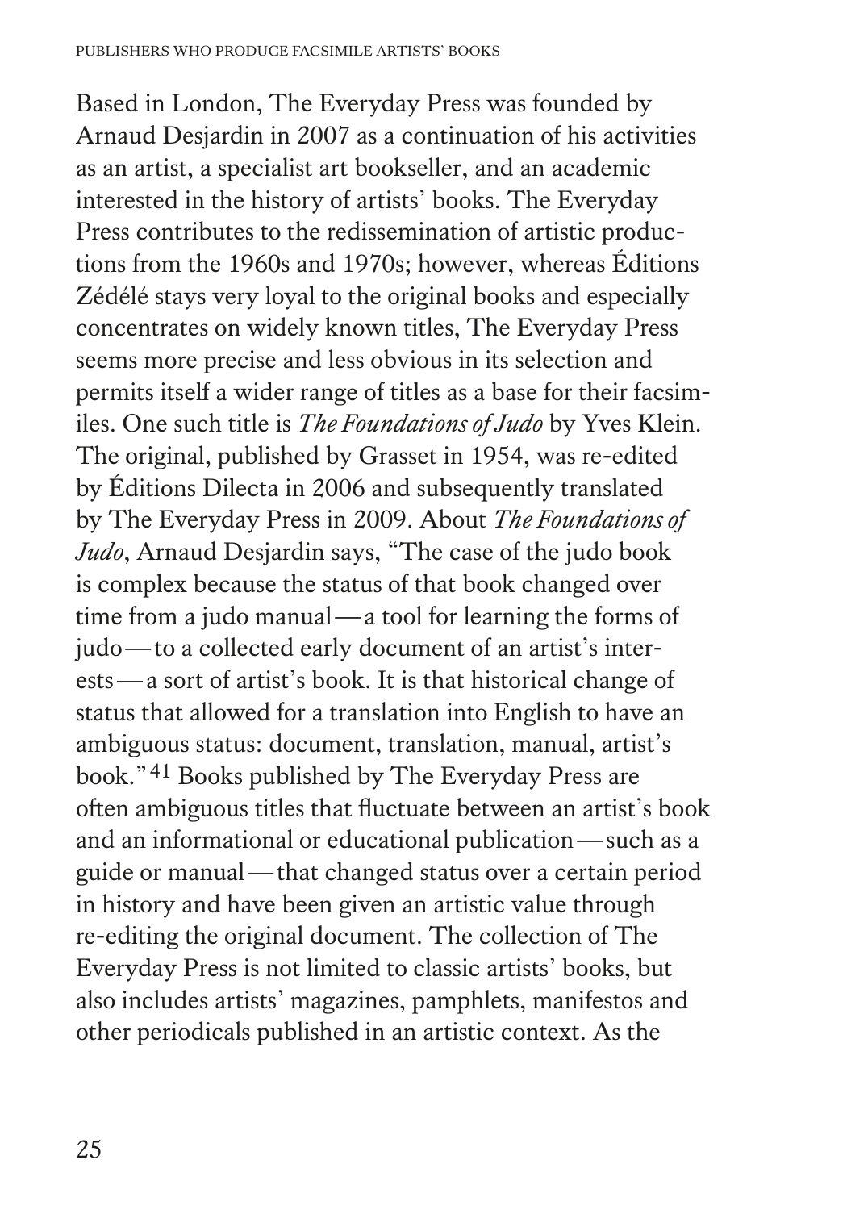Based in London, The Everyday Press was founded by Arnaud Desjardin in 2007 as a continuation of his activities as an artist, a specialist art bookseller, and an academic interested in the history of artists' books. The Everyday Press contributes to the redissemination of artistic productions from the 1960s and 1970s; however, whereas Éditions Zédélé stays very loyal to the original books and especially concentrates on widely known titles, The Everyday Press seems more precise and less obvious in its selection and permits itself a wider range of titles as a base for their facsimiles. One such title is *The Foundations of Judo* by Yves Klein. The original, published by Grasset in 1954, was re-edited by Éditions Dilecta in 2006 and subsequently translated by The Everyday Press in 2009. About *The Foundations of Judo*, Arnaud Desjardin says, "The case of the judo book is complex because the status of that book changed over time from a judo manual — a tool for learning the forms of judo — to a collected early document of an artist's interests — a sort of artist's book. It is that historical change of status that allowed for a translation into English to have an ambiguous status: document, translation, manual, artist's book."[41] Books published by The Everyday Press are often ambiguous titles that fluctuate between an artist's book and an informational or educational publication — such as a guide or manual — that changed status over a certain period in history and have been given an artistic value through re-editing the original document. The collection of The Everyday Press is not limited to classic artists' books, but also includes artists' magazines, pamphlets, manifestos and other periodicals published in an artistic context. As the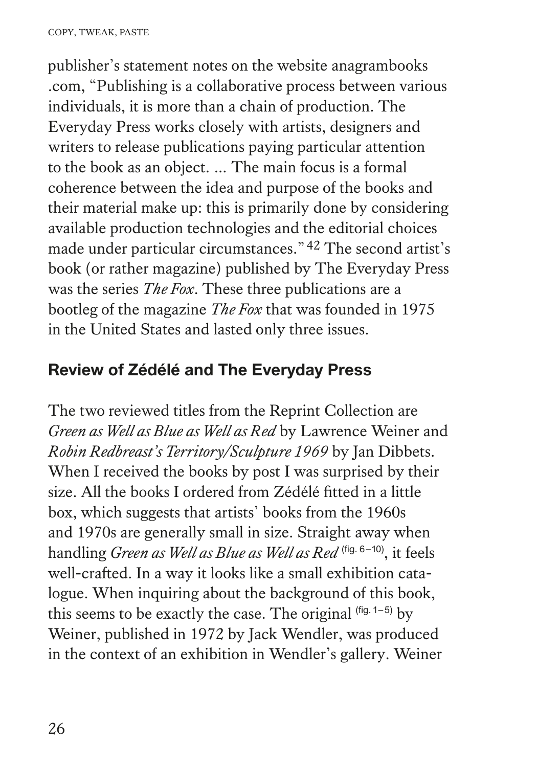publisher's statement notes on the website anagrambooks .com, "Publishing is a collaborative process between various individuals, it is more than a chain of production. The Everyday Press works closely with artists, designers and writers to release publications paying particular attention to the book as an object. ... The main focus is a formal coherence between the idea and purpose of the books and their material make up: this is primarily done by considering available production technologies and the editorial choices made under particular circumstances." [42] The second artist's book (or rather magazine) published by The Everyday Press was the series *The Fox*. These three publications are a bootleg of the magazine *The Fox* that was founded in 1975 in the United States and lasted only three issues.

## Review of Zédélé and The Everyday Press

The two reviewed titles from the Reprint Collection are *Green as Well as Blue as Well as Red* by Lawrence Weiner and *Robin Redbreast's Territory/Sculpture 1969* by Jan Dibbets. When I received the books by post I was surprised by their size. All the books I ordered from Zédélé fitted in a little box, which suggests that artists' books from the 1960s and 1970s are generally small in size. Straight away when handling *Green as Well as Blue as Well as Red* (fig. 6–10), it feels well-crafted. In a way it looks like a small exhibition catalogue. When inquiring about the background of this book, this seems to be exactly the case. The original (fig. 1–5) by Weiner, published in 1972 by Jack Wendler, was produced in the context of an exhibition in Wendler's gallery. Weiner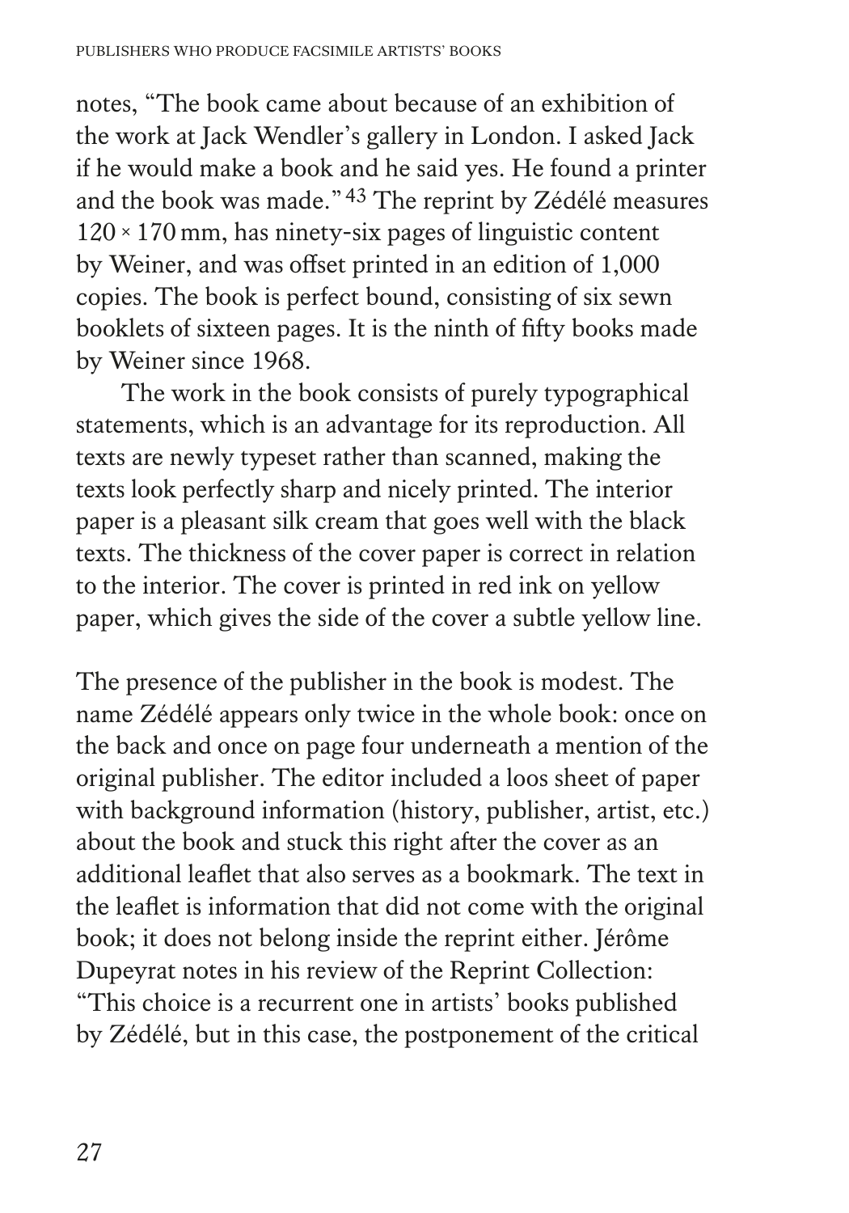notes, "The book came about because of an exhibition of the work at Jack Wendler's gallery in London. I asked Jack if he would make a book and he said yes. He found a printer and the book was made."[43] The reprint by Zédélé measures 120 × 170 mm, has ninety-six pages of linguistic content by Weiner, and was offset printed in an edition of 1,000 copies. The book is perfect bound, consisting of six sewn booklets of sixteen pages. It is the ninth of fifty books made by Weiner since 1968.

The work in the book consists of purely typographical statements, which is an advantage for its reproduction. All texts are newly typeset rather than scanned, making the texts look perfectly sharp and nicely printed. The interior paper is a pleasant silk cream that goes well with the black texts. The thickness of the cover paper is correct in relation to the interior. The cover is printed in red ink on yellow paper, which gives the side of the cover a subtle yellow line.

The presence of the publisher in the book is modest. The name Zédélé appears only twice in the whole book: once on the back and once on page four underneath a mention of the original publisher. The editor included a loos sheet of paper with background information (history, publisher, artist, etc.) about the book and stuck this right after the cover as an additional leaflet that also serves as a bookmark. The text in the leaflet is information that did not come with the original book; it does not belong inside the reprint either. Jérôme Dupeyrat notes in his review of the Reprint Collection: "This choice is a recurrent one in artists' books published by Zédélé, but in this case, the postponement of the critical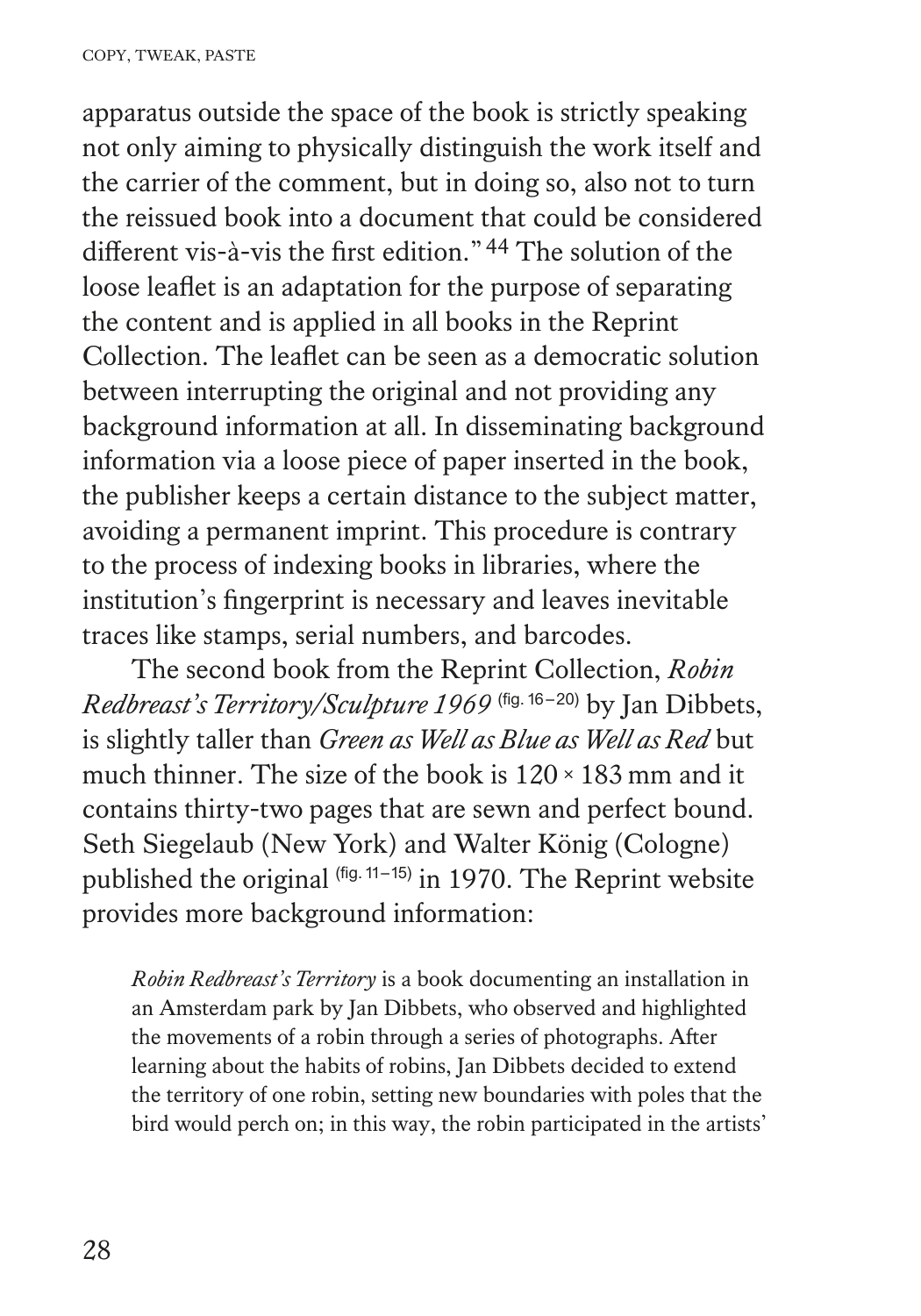apparatus outside the space of the book is strictly speaking not only aiming to physically distinguish the work itself and the carrier of the comment, but in doing so, also not to turn the reissued book into a document that could be considered different vis-à-vis the first edition."[44] The solution of the loose leaflet is an adaptation for the purpose of separating the content and is applied in all books in the Reprint Collection. The leaflet can be seen as a democratic solution between interrupting the original and not providing any background information at all. In disseminating background information via a loose piece of paper inserted in the book, the publisher keeps a certain distance to the subject matter, avoiding a permanent imprint. This procedure is contrary to the process of indexing books in libraries, where the institution's fingerprint is necessary and leaves inevitable traces like stamps, serial numbers, and barcodes.

The second book from the Reprint Collection, *Robin Redbreast's Territory/Sculpture 1969* (fig. 16–20) by Jan Dibbets, is slightly taller than *Green as Well as Blue as Well as Red* but much thinner. The size of the book is 120 × 183 mm and it contains thirty-two pages that are sewn and perfect bound. Seth Siegelaub (New York) and Walter König (Cologne) published the original (fig. 11–15) in 1970. The Reprint website provides more background information:

> *Robin Redbreast's Territory* is a book documenting an installation in an Amsterdam park by Jan Dibbets, who observed and highlighted the movements of a robin through a series of photographs. After learning about the habits of robins, Jan Dibbets decided to extend the territory of one robin, setting new boundaries with poles that the bird would perch on; in this way, the robin participated in the artists'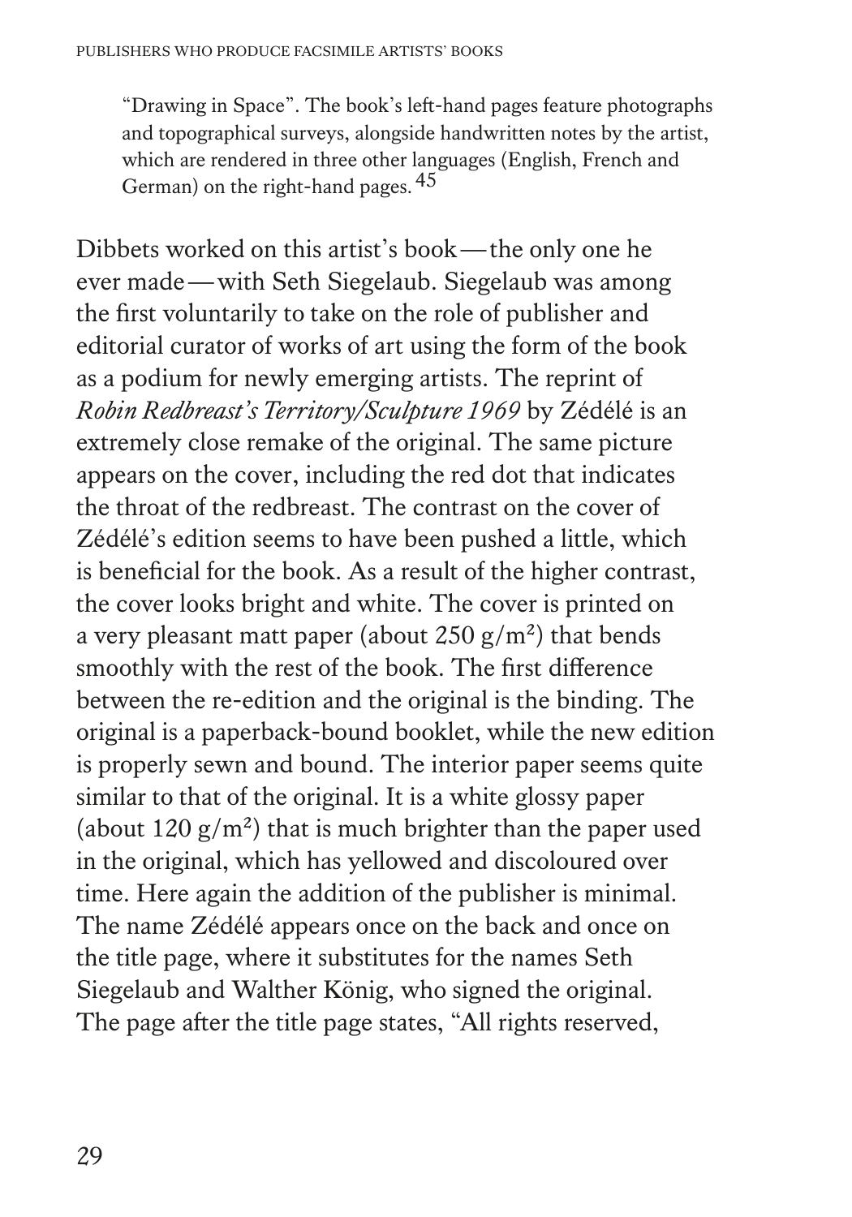> "Drawing in Space". The book's left-hand pages feature photographs and topographical surveys, alongside handwritten notes by the artist, which are rendered in three other languages (English, French and German) on the right-hand pages.[45]

Dibbets worked on this artist's book — the only one he ever made — with Seth Siegelaub. Siegelaub was among the first voluntarily to take on the role of publisher and editorial curator of works of art using the form of the book as a podium for newly emerging artists. The reprint of *Robin Redbreast's Territory/Sculpture 1969* by Zédélé is an extremely close remake of the original. The same picture appears on the cover, including the red dot that indicates the throat of the redbreast. The contrast on the cover of Zédélé's edition seems to have been pushed a little, which is beneficial for the book. As a result of the higher contrast, the cover looks bright and white. The cover is printed on a very pleasant matt paper (about 250 g/m²) that bends smoothly with the rest of the book. The first difference between the re-edition and the original is the binding. The original is a paperback-bound booklet, while the new edition is properly sewn and bound. The interior paper seems quite similar to that of the original. It is a white glossy paper (about 120 g/m²) that is much brighter than the paper used in the original, which has yellowed and discoloured over time. Here again the addition of the publisher is minimal. The name Zédélé appears once on the back and once on the title page, where it substitutes for the names Seth Siegelaub and Walther König, who signed the original. The page after the title page states, "All rights reserved,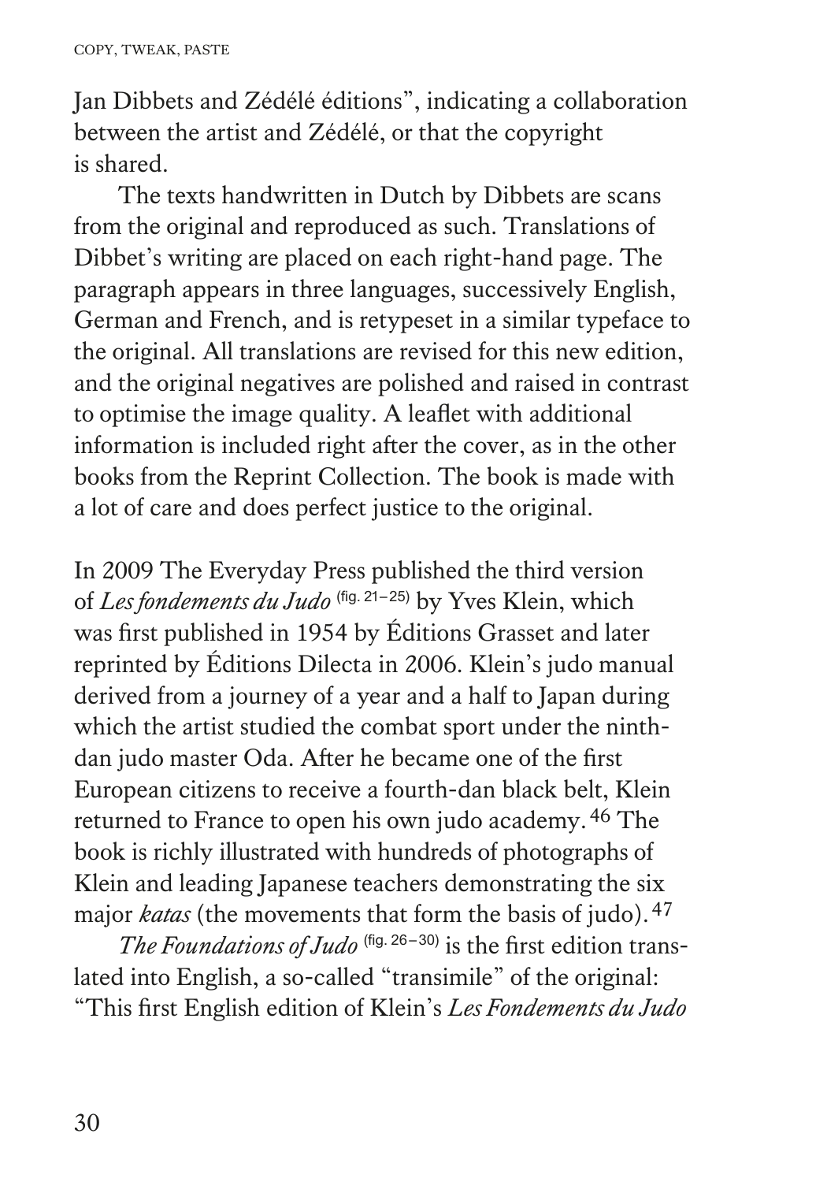Jan Dibbets and Zédélé éditions", indicating a collaboration between the artist and Zédélé, or that the copyright is shared.

The texts handwritten in Dutch by Dibbets are scans from the original and reproduced as such. Translations of Dibbet's writing are placed on each right-hand page. The paragraph appears in three languages, successively English, German and French, and is retypeset in a similar typeface to the original. All translations are revised for this new edition, and the original negatives are polished and raised in contrast to optimise the image quality. A leaflet with additional information is included right after the cover, as in the other books from the Reprint Collection. The book is made with a lot of care and does perfect justice to the original.

In 2009 The Everyday Press published the third version of *Les fondements du Judo* (fig. 21–25) by Yves Klein, which was first published in 1954 by Éditions Grasset and later reprinted by Éditions Dilecta in 2006. Klein's judo manual derived from a journey of a year and a half to Japan during which the artist studied the combat sport under the ninth-dan judo master Oda. After he became one of the first European citizens to receive a fourth-dan black belt, Klein returned to France to open his own judo academy. [46] The book is richly illustrated with hundreds of photographs of Klein and leading Japanese teachers demonstrating the six major *katas* (the movements that form the basis of judo). [47]

*The Foundations of Judo* (fig. 26–30) is the first edition translated into English, a so-called "transimile" of the original: "This first English edition of Klein's *Les Fondements du Judo*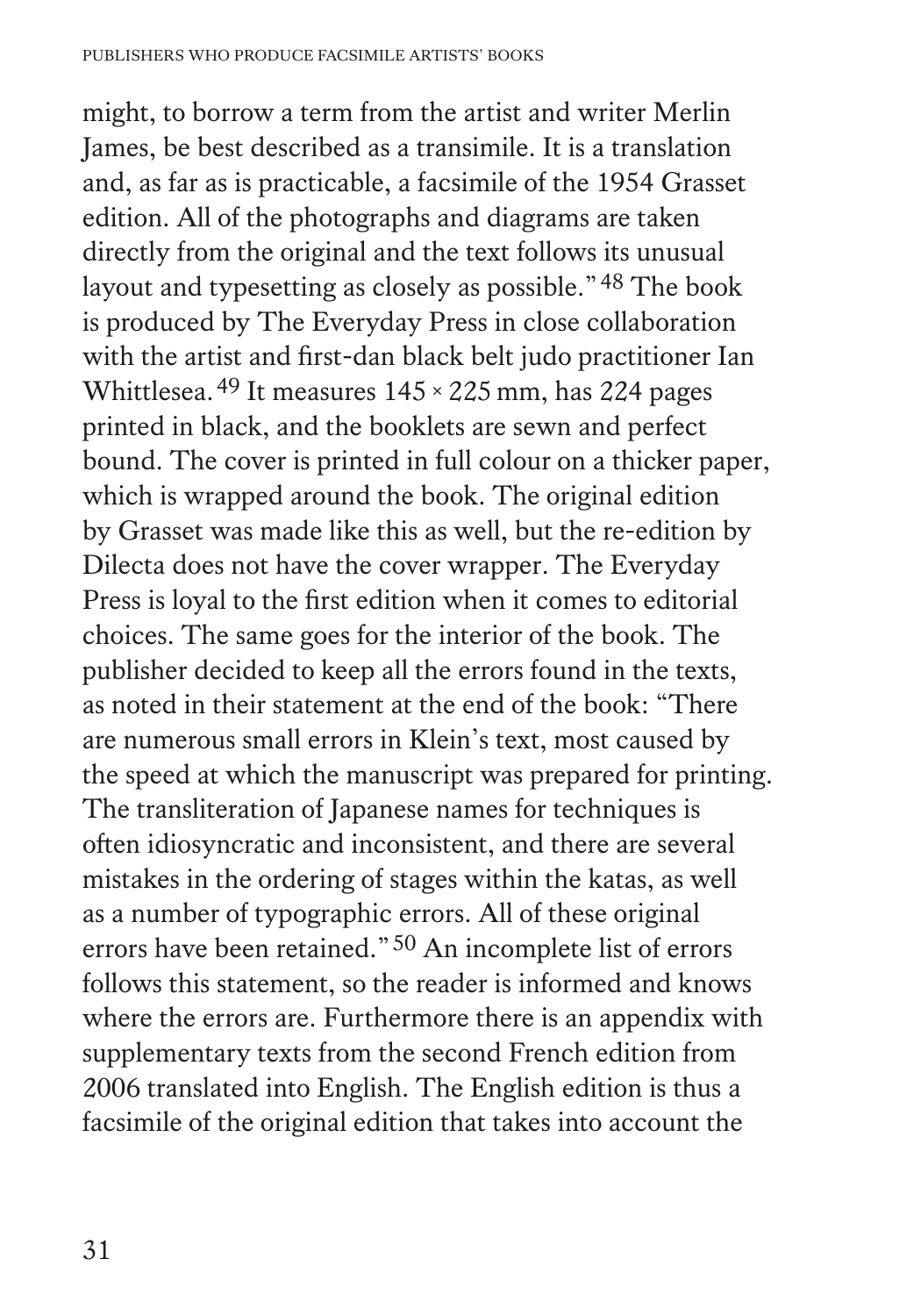might, to borrow a term from the artist and writer Merlin James, be best described as a transimile. It is a translation and, as far as is practicable, a facsimile of the 1954 Grasset edition. All of the photographs and diagrams are taken directly from the original and the text follows its unusual layout and typesetting as closely as possible."[48] The book is produced by The Everyday Press in close collaboration with the artist and first-dan black belt judo practitioner Ian Whittlesea.[49] It measures 145 × 225 mm, has 224 pages printed in black, and the booklets are sewn and perfect bound. The cover is printed in full colour on a thicker paper, which is wrapped around the book. The original edition by Grasset was made like this as well, but the re-edition by Dilecta does not have the cover wrapper. The Everyday Press is loyal to the first edition when it comes to editorial choices. The same goes for the interior of the book. The publisher decided to keep all the errors found in the texts, as noted in their statement at the end of the book: "There are numerous small errors in Klein's text, most caused by the speed at which the manuscript was prepared for printing. The transliteration of Japanese names for techniques is often idiosyncratic and inconsistent, and there are several mistakes in the ordering of stages within the katas, as well as a number of typographic errors. All of these original errors have been retained."[50] An incomplete list of errors follows this statement, so the reader is informed and knows where the errors are. Furthermore there is an appendix with supplementary texts from the second French edition from 2006 translated into English. The English edition is thus a facsimile of the original edition that takes into account the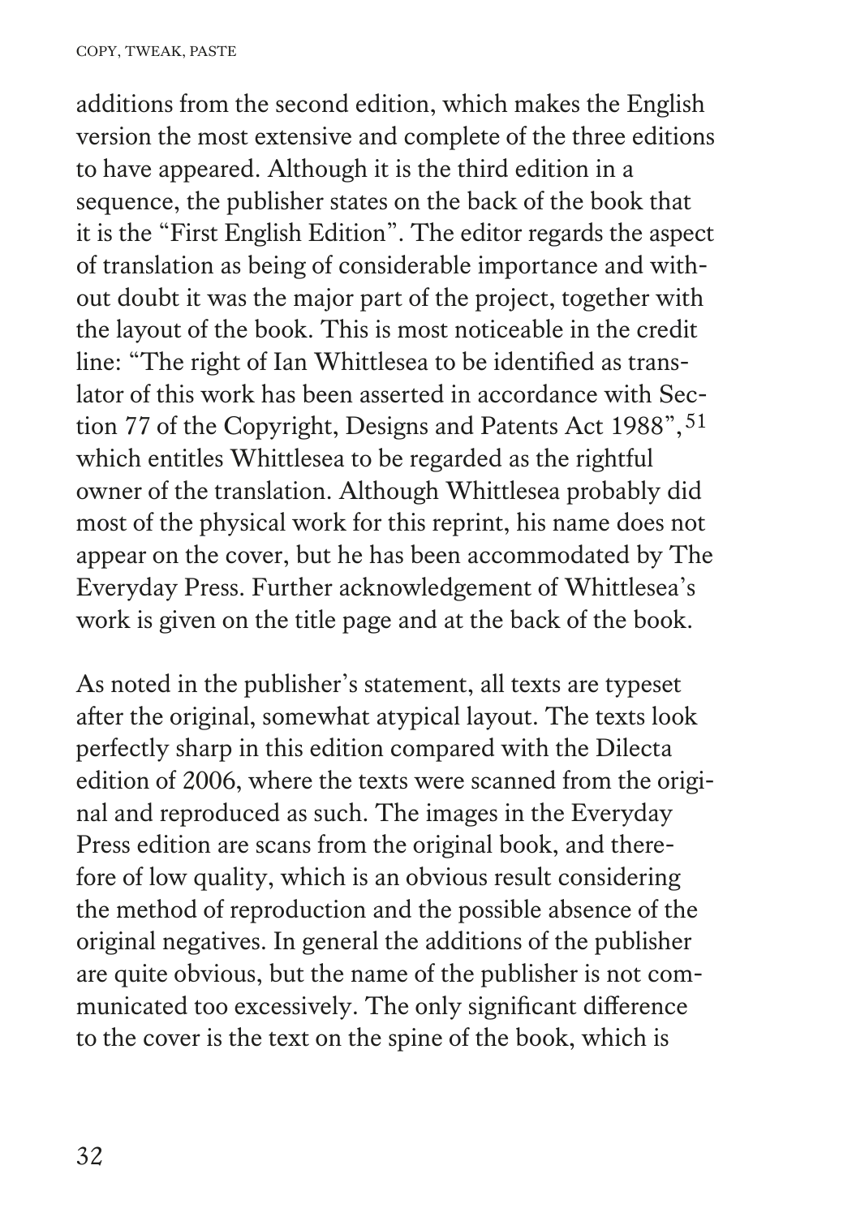additions from the second edition, which makes the English version the most extensive and complete of the three editions to have appeared. Although it is the third edition in a sequence, the publisher states on the back of the book that it is the "First English Edition". The editor regards the aspect of translation as being of considerable importance and without doubt it was the major part of the project, together with the layout of the book. This is most noticeable in the credit line: "The right of Ian Whittlesea to be identified as translator of this work has been asserted in accordance with Section 77 of the Copyright, Designs and Patents Act 1988",[51] which entitles Whittlesea to be regarded as the rightful owner of the translation. Although Whittlesea probably did most of the physical work for this reprint, his name does not appear on the cover, but he has been accommodated by The Everyday Press. Further acknowledgement of Whittlesea's work is given on the title page and at the back of the book.

As noted in the publisher's statement, all texts are typeset after the original, somewhat atypical layout. The texts look perfectly sharp in this edition compared with the Dilecta edition of 2006, where the texts were scanned from the original and reproduced as such. The images in the Everyday Press edition are scans from the original book, and therefore of low quality, which is an obvious result considering the method of reproduction and the possible absence of the original negatives. In general the additions of the publisher are quite obvious, but the name of the publisher is not communicated too excessively. The only significant difference to the cover is the text on the spine of the book, which is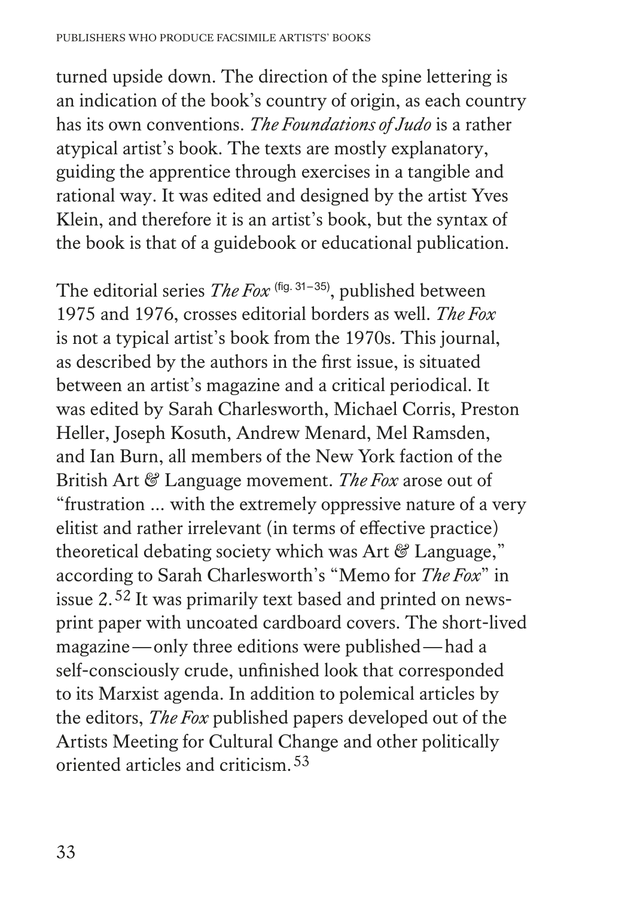turned upside down. The direction of the spine lettering is an indication of the book's country of origin, as each country has its own conventions. *The Foundations of Judo* is a rather atypical artist's book. The texts are mostly explanatory, guiding the apprentice through exercises in a tangible and rational way. It was edited and designed by the artist Yves Klein, and therefore it is an artist's book, but the syntax of the book is that of a guidebook or educational publication.

The editorial series *The Fox* (fig. 31–35), published between 1975 and 1976, crosses editorial borders as well. *The Fox* is not a typical artist's book from the 1970s. This journal, as described by the authors in the first issue, is situated between an artist's magazine and a critical periodical. It was edited by Sarah Charlesworth, Michael Corris, Preston Heller, Joseph Kosuth, Andrew Menard, Mel Ramsden, and Ian Burn, all members of the New York faction of the British Art & Language movement. *The Fox* arose out of "frustration ... with the extremely oppressive nature of a very elitist and rather irrelevant (in terms of effective practice) theoretical debating society which was Art & Language," according to Sarah Charlesworth's "Memo for *The Fox*" in issue 2.[52] It was primarily text based and printed on newsprint paper with uncoated cardboard covers. The short-lived magazine—only three editions were published—had a self-consciously crude, unfinished look that corresponded to its Marxist agenda. In addition to polemical articles by the editors, *The Fox* published papers developed out of the Artists Meeting for Cultural Change and other politically oriented articles and criticism.[53]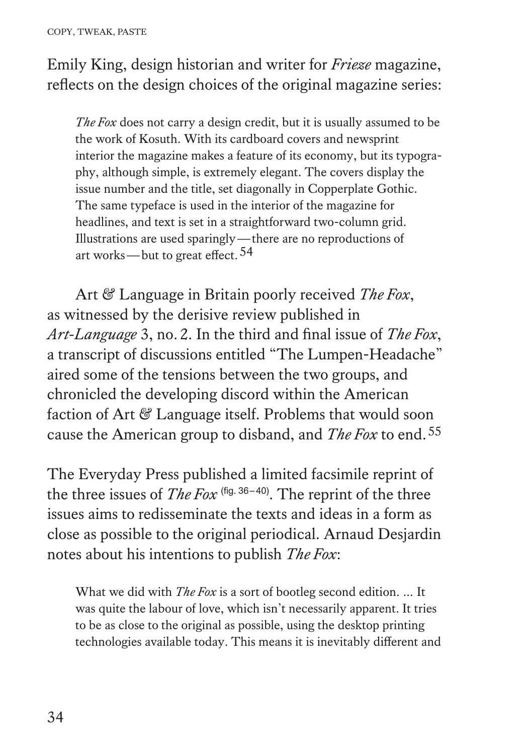Emily King, design historian and writer for *Frieze* magazine, reflects on the design choices of the original magazine series:

> *The Fox* does not carry a design credit, but it is usually assumed to be the work of Kosuth. With its cardboard covers and newsprint interior the magazine makes a feature of its economy, but its typography, although simple, is extremely elegant. The covers display the issue number and the title, set diagonally in Copperplate Gothic. The same typeface is used in the interior of the magazine for headlines, and text is set in a straightforward two-column grid. Illustrations are used sparingly — there are no reproductions of art works — but to great effect.[54]

Art & Language in Britain poorly received *The Fox*, as witnessed by the derisive review published in *Art-Language* 3, no. 2. In the third and final issue of *The Fox*, a transcript of discussions entitled "The Lumpen-Headache" aired some of the tensions between the two groups, and chronicled the developing discord within the American faction of Art & Language itself. Problems that would soon cause the American group to disband, and *The Fox* to end.[55]

The Everyday Press published a limited facsimile reprint of the three issues of *The Fox* (fig. 36–40). The reprint of the three issues aims to redisseminate the texts and ideas in a form as close as possible to the original periodical. Arnaud Desjardin notes about his intentions to publish *The Fox*:

> What we did with *The Fox* is a sort of bootleg second edition. ... It was quite the labour of love, which isn't necessarily apparent. It tries to be as close to the original as possible, using the desktop printing technologies available today. This means it is inevitably different and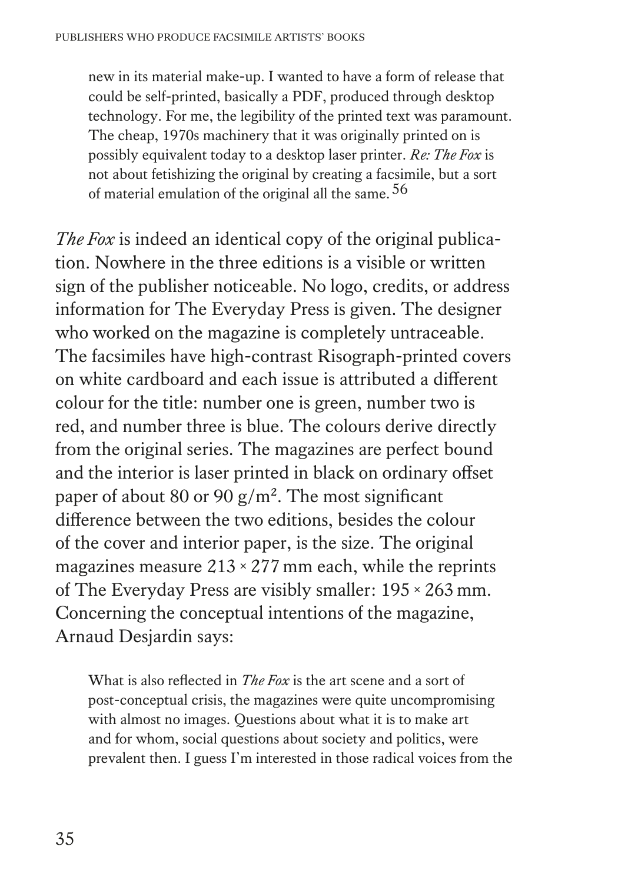> new in its material make-up. I wanted to have a form of release that could be self-printed, basically a PDF, produced through desktop technology. For me, the legibility of the printed text was paramount. The cheap, 1970s machinery that it was originally printed on is possibly equivalent today to a desktop laser printer. *Re: The Fox* is not about fetishizing the original by creating a facsimile, but a sort of material emulation of the original all the same.[56]

*The Fox* is indeed an identical copy of the original publication. Nowhere in the three editions is a visible or written sign of the publisher noticeable. No logo, credits, or address information for The Everyday Press is given. The designer who worked on the magazine is completely untraceable. The facsimiles have high-contrast Risograph-printed covers on white cardboard and each issue is attributed a different colour for the title: number one is green, number two is red, and number three is blue. The colours derive directly from the original series. The magazines are perfect bound and the interior is laser printed in black on ordinary offset paper of about 80 or 90 g/m². The most significant difference between the two editions, besides the colour of the cover and interior paper, is the size. The original magazines measure 213 × 277 mm each, while the reprints of The Everyday Press are visibly smaller: 195 × 263 mm. Concerning the conceptual intentions of the magazine, Arnaud Desjardin says:

> What is also reflected in *The Fox* is the art scene and a sort of post-conceptual crisis, the magazines were quite uncompromising with almost no images. Questions about what it is to make art and for whom, social questions about society and politics, were prevalent then. I guess I'm interested in those radical voices from the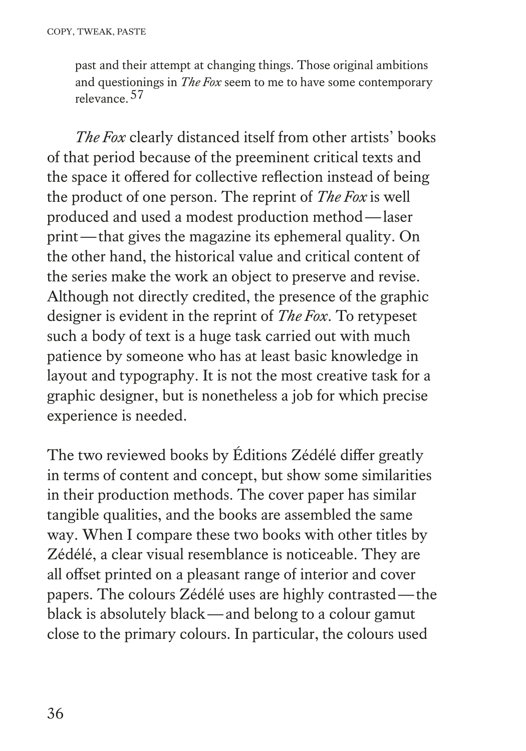> past and their attempt at changing things. Those original ambitions and questionings in *The Fox* seem to me to have some contemporary relevance.[57]

*The Fox* clearly distanced itself from other artists' books of that period because of the preeminent critical texts and the space it offered for collective reflection instead of being the product of one person. The reprint of *The Fox* is well produced and used a modest production method — laser print — that gives the magazine its ephemeral quality. On the other hand, the historical value and critical content of the series make the work an object to preserve and revise. Although not directly credited, the presence of the graphic designer is evident in the reprint of *The Fox*. To retypeset such a body of text is a huge task carried out with much patience by someone who has at least basic knowledge in layout and typography. It is not the most creative task for a graphic designer, but is nonetheless a job for which precise experience is needed.

The two reviewed books by Éditions Zédélé differ greatly in terms of content and concept, but show some similarities in their production methods. The cover paper has similar tangible qualities, and the books are assembled the same way. When I compare these two books with other titles by Zédélé, a clear visual resemblance is noticeable. They are all offset printed on a pleasant range of interior and cover papers. The colours Zédélé uses are highly contrasted — the black is absolutely black — and belong to a colour gamut close to the primary colours. In particular, the colours used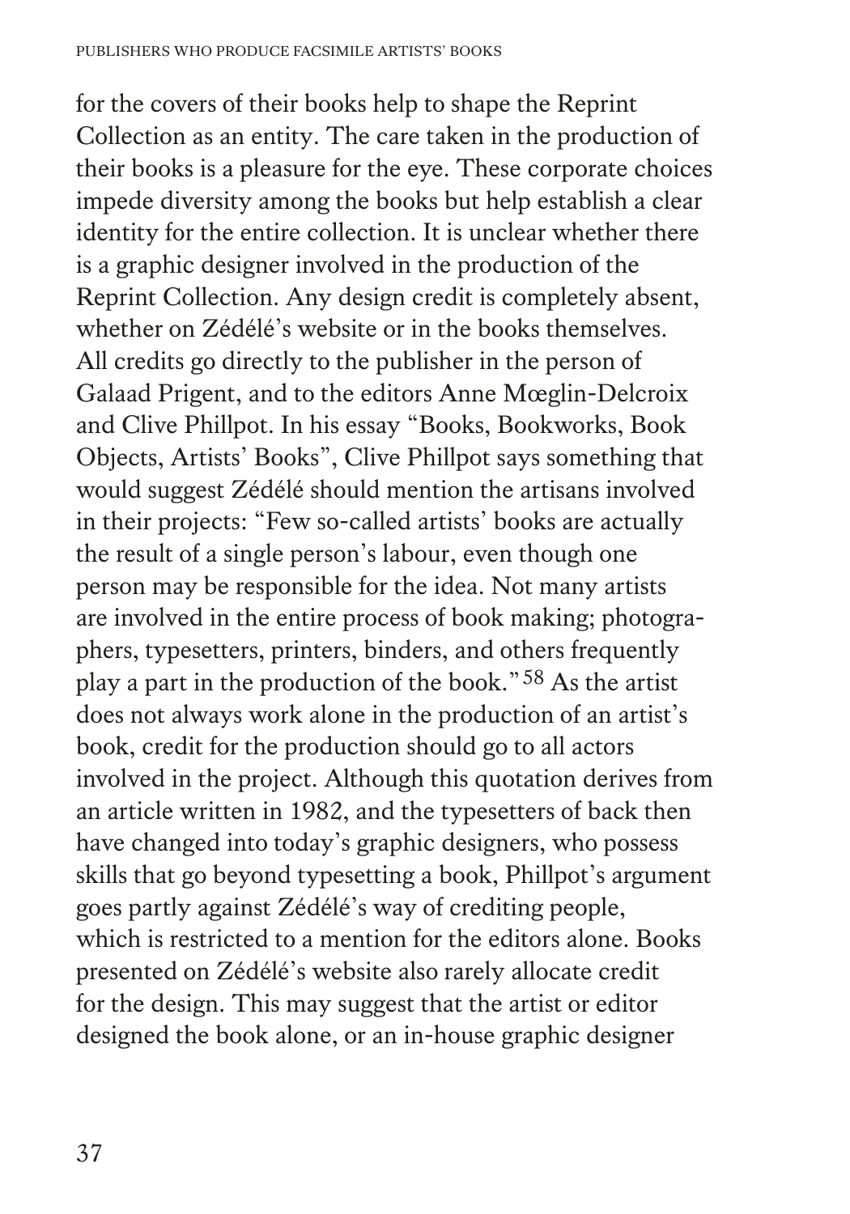for the covers of their books help to shape the Reprint Collection as an entity. The care taken in the production of their books is a pleasure for the eye. These corporate choices impede diversity among the books but help establish a clear identity for the entire collection. It is unclear whether there is a graphic designer involved in the production of the Reprint Collection. Any design credit is completely absent, whether on Zédélé's website or in the books themselves. All credits go directly to the publisher in the person of Galaad Prigent, and to the editors Anne Mœglin-Delcroix and Clive Phillpot. In his essay "Books, Bookworks, Book Objects, Artists' Books", Clive Phillpot says something that would suggest Zédélé should mention the artisans involved in their projects: "Few so-called artists' books are actually the result of a single person's labour, even though one person may be responsible for the idea. Not many artists are involved in the entire process of book making; photographers, typesetters, printers, binders, and others frequently play a part in the production of the book." [58] As the artist does not always work alone in the production of an artist's book, credit for the production should go to all actors involved in the project. Although this quotation derives from an article written in 1982, and the typesetters of back then have changed into today's graphic designers, who possess skills that go beyond typesetting a book, Phillpot's argument goes partly against Zédélé's way of crediting people, which is restricted to a mention for the editors alone. Books presented on Zédélé's website also rarely allocate credit for the design. This may suggest that the artist or editor designed the book alone, or an in-house graphic designer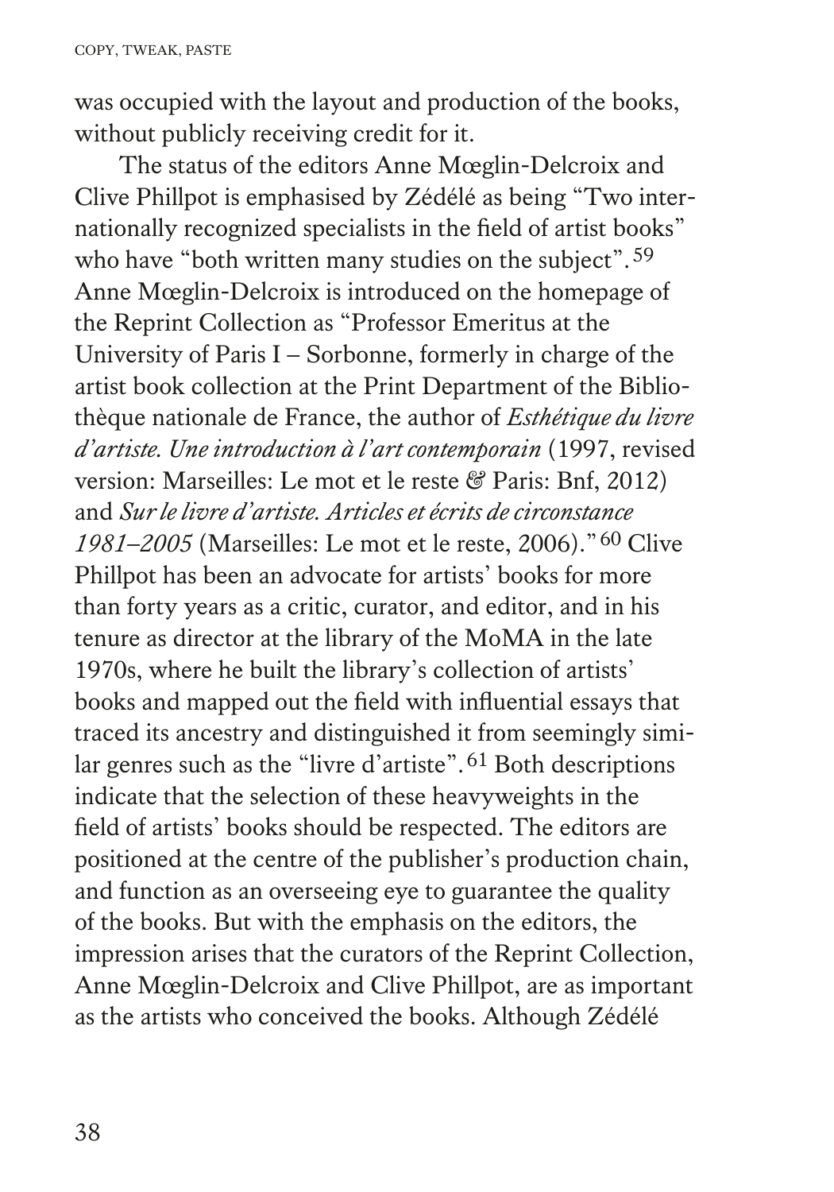was occupied with the layout and production of the books, without publicly receiving credit for it.

The status of the editors Anne Mœglin-Delcroix and Clive Phillpot is emphasised by Zédélé as being "Two internationally recognized specialists in the field of artist books" who have "both written many studies on the subject".[59] Anne Mœglin-Delcroix is introduced on the homepage of the Reprint Collection as "Professor Emeritus at the University of Paris I – Sorbonne, formerly in charge of the artist book collection at the Print Department of the Bibliothèque nationale de France, the author of *Esthétique du livre d'artiste. Une introduction à l'art contemporain* (1997, revised version: Marseilles: Le mot et le reste & Paris: Bnf, 2012) and *Sur le livre d'artiste. Articles et écrits de circonstance 1981–2005* (Marseilles: Le mot et le reste, 2006)."[60] Clive Phillpot has been an advocate for artists' books for more than forty years as a critic, curator, and editor, and in his tenure as director at the library of the MoMA in the late 1970s, where he built the library's collection of artists' books and mapped out the field with influential essays that traced its ancestry and distinguished it from seemingly similar genres such as the "livre d'artiste".[61] Both descriptions indicate that the selection of these heavyweights in the field of artists' books should be respected. The editors are positioned at the centre of the publisher's production chain, and function as an overseeing eye to guarantee the quality of the books. But with the emphasis on the editors, the impression arises that the curators of the Reprint Collection, Anne Mœglin-Delcroix and Clive Phillpot, are as important as the artists who conceived the books. Although Zédélé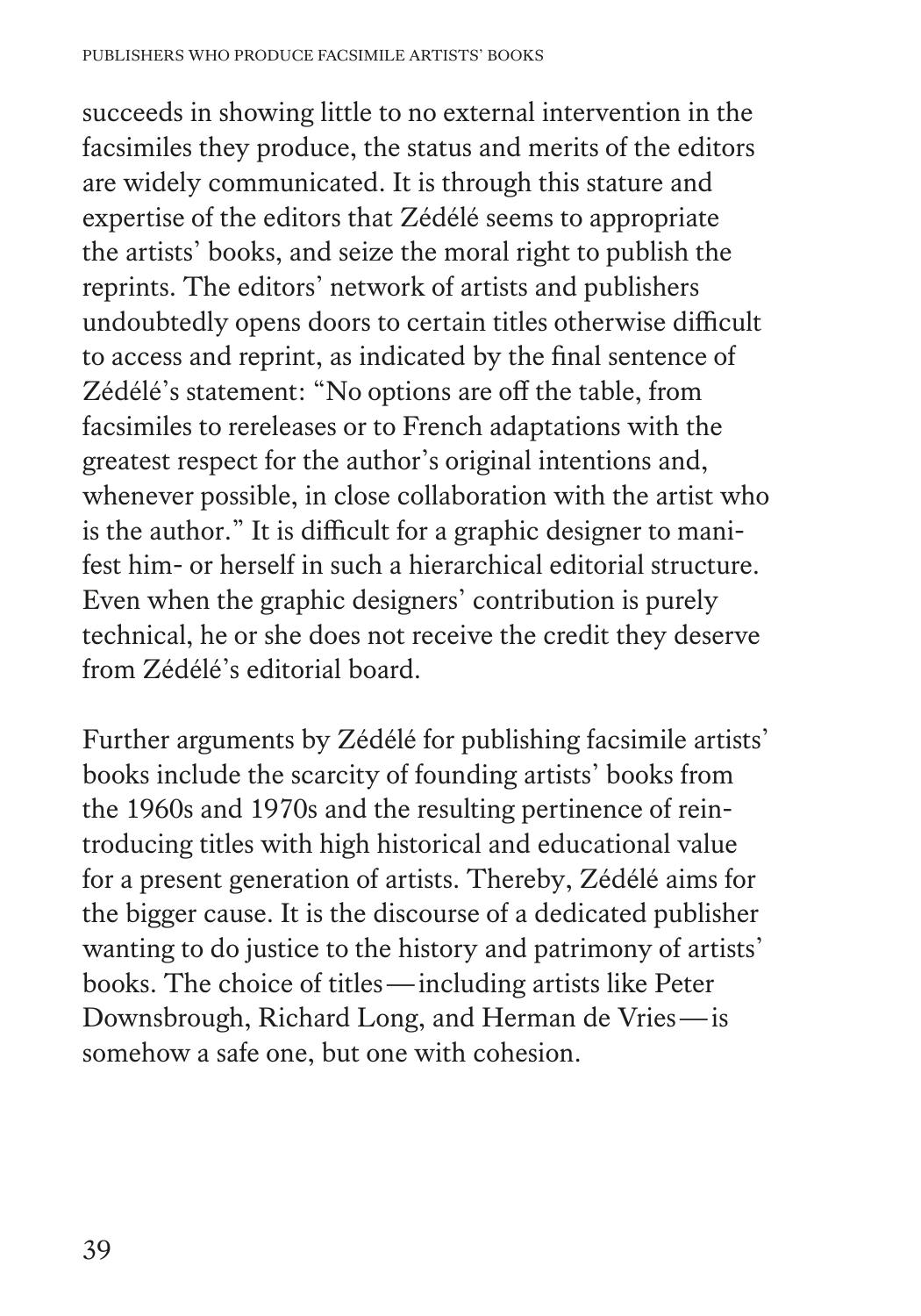succeeds in showing little to no external intervention in the facsimiles they produce, the status and merits of the editors are widely communicated. It is through this stature and expertise of the editors that Zédélé seems to appropriate the artists' books, and seize the moral right to publish the reprints. The editors' network of artists and publishers undoubtedly opens doors to certain titles otherwise difficult to access and reprint, as indicated by the final sentence of Zédélé's statement: "No options are off the table, from facsimiles to rereleases or to French adaptations with the greatest respect for the author's original intentions and, whenever possible, in close collaboration with the artist who is the author." It is difficult for a graphic designer to manifest him- or herself in such a hierarchical editorial structure. Even when the graphic designers' contribution is purely technical, he or she does not receive the credit they deserve from Zédélé's editorial board.

Further arguments by Zédélé for publishing facsimile artists' books include the scarcity of founding artists' books from the 1960s and 1970s and the resulting pertinence of reintroducing titles with high historical and educational value for a present generation of artists. Thereby, Zédélé aims for the bigger cause. It is the discourse of a dedicated publisher wanting to do justice to the history and patrimony of artists' books. The choice of titles — including artists like Peter Downsbrough, Richard Long, and Herman de Vries — is somehow a safe one, but one with cohesion.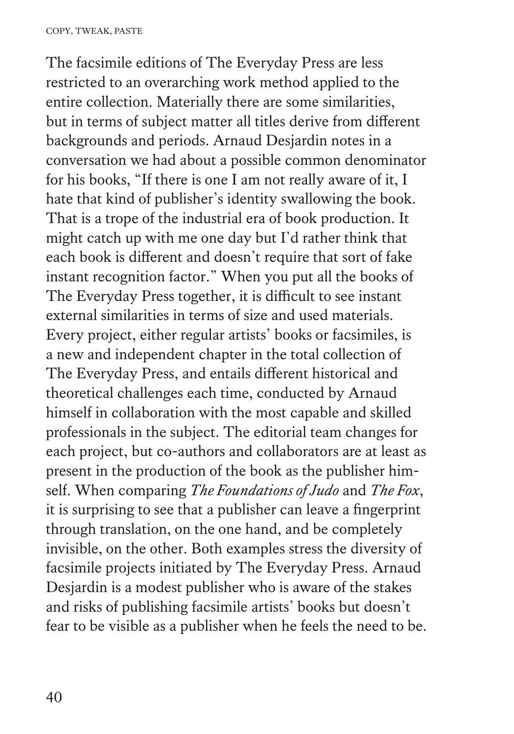The facsimile editions of The Everyday Press are less restricted to an overarching work method applied to the entire collection. Materially there are some similarities, but in terms of subject matter all titles derive from different backgrounds and periods. Arnaud Desjardin notes in a conversation we had about a possible common denominator for his books, "If there is one I am not really aware of it, I hate that kind of publisher's identity swallowing the book. That is a trope of the industrial era of book production. It might catch up with me one day but I'd rather think that each book is different and doesn't require that sort of fake instant recognition factor." When you put all the books of The Everyday Press together, it is difficult to see instant external similarities in terms of size and used materials. Every project, either regular artists' books or facsimiles, is a new and independent chapter in the total collection of The Everyday Press, and entails different historical and theoretical challenges each time, conducted by Arnaud himself in collaboration with the most capable and skilled professionals in the subject. The editorial team changes for each project, but co-authors and collaborators are at least as present in the production of the book as the publisher himself. When comparing *The Foundations of Judo* and *The Fox*, it is surprising to see that a publisher can leave a fingerprint through translation, on the one hand, and be completely invisible, on the other. Both examples stress the diversity of facsimile projects initiated by The Everyday Press. Arnaud Desjardin is a modest publisher who is aware of the stakes and risks of publishing facsimile artists' books but doesn't fear to be visible as a publisher when he feels the need to be.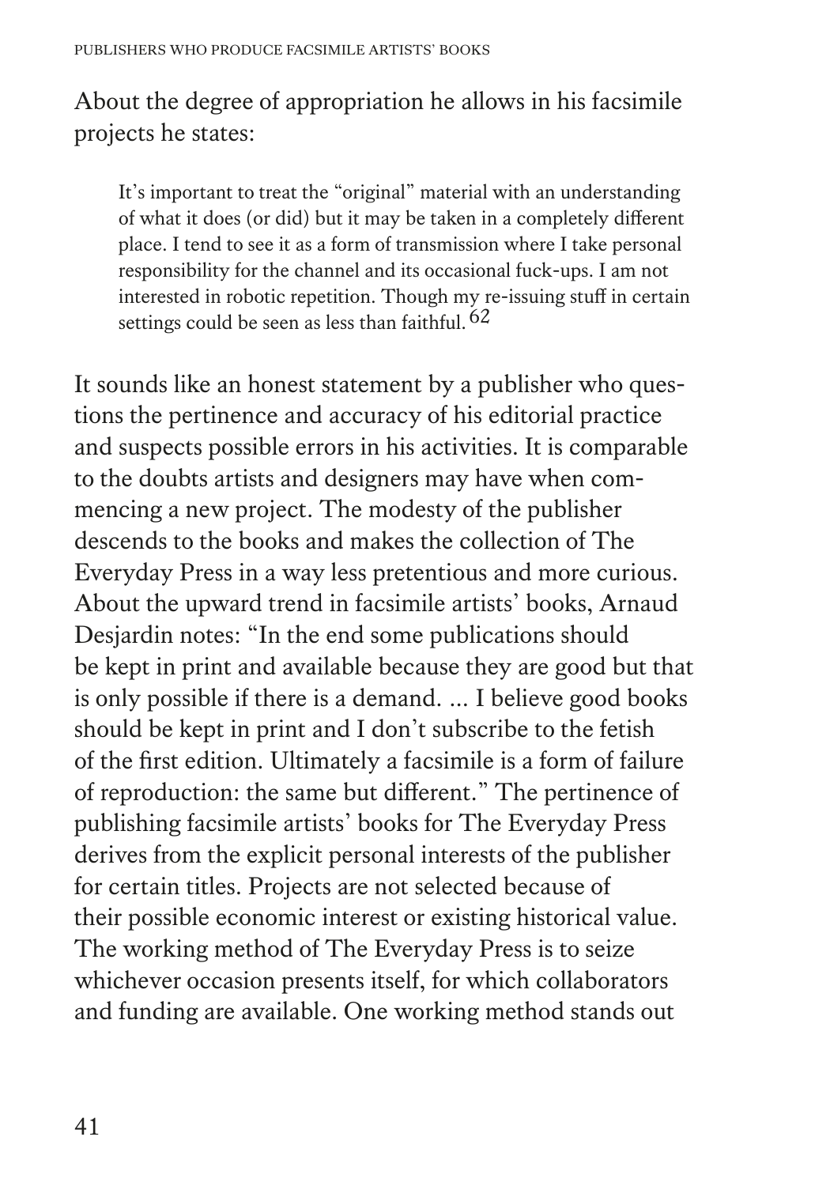About the degree of appropriation he allows in his facsimile projects he states:

> It's important to treat the "original" material with an understanding of what it does (or did) but it may be taken in a completely different place. I tend to see it as a form of transmission where I take personal responsibility for the channel and its occasional fuck-ups. I am not interested in robotic repetition. Though my re-issuing stuff in certain settings could be seen as less than faithful.[62]

It sounds like an honest statement by a publisher who questions the pertinence and accuracy of his editorial practice and suspects possible errors in his activities. It is comparable to the doubts artists and designers may have when commencing a new project. The modesty of the publisher descends to the books and makes the collection of The Everyday Press in a way less pretentious and more curious. About the upward trend in facsimile artists' books, Arnaud Desjardin notes: "In the end some publications should be kept in print and available because they are good but that is only possible if there is a demand. ... I believe good books should be kept in print and I don't subscribe to the fetish of the first edition. Ultimately a facsimile is a form of failure of reproduction: the same but different." The pertinence of publishing facsimile artists' books for The Everyday Press derives from the explicit personal interests of the publisher for certain titles. Projects are not selected because of their possible economic interest or existing historical value. The working method of The Everyday Press is to seize whichever occasion presents itself, for which collaborators and funding are available. One working method stands out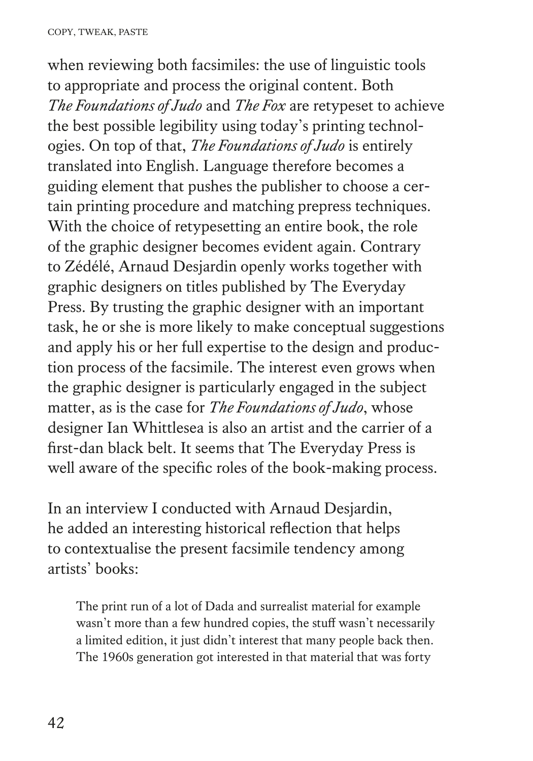when reviewing both facsimiles: the use of linguistic tools to appropriate and process the original content. Both *The Foundations of Judo* and *The Fox* are retypeset to achieve the best possible legibility using today's printing technologies. On top of that, *The Foundations of Judo* is entirely translated into English. Language therefore becomes a guiding element that pushes the publisher to choose a certain printing procedure and matching prepress techniques. With the choice of retypesetting an entire book, the role of the graphic designer becomes evident again. Contrary to Zédélé, Arnaud Desjardin openly works together with graphic designers on titles published by The Everyday Press. By trusting the graphic designer with an important task, he or she is more likely to make conceptual suggestions and apply his or her full expertise to the design and production process of the facsimile. The interest even grows when the graphic designer is particularly engaged in the subject matter, as is the case for *The Foundations of Judo*, whose designer Ian Whittlesea is also an artist and the carrier of a first-dan black belt. It seems that The Everyday Press is well aware of the specific roles of the book-making process.

In an interview I conducted with Arnaud Desjardin, he added an interesting historical reflection that helps to contextualise the present facsimile tendency among artists' books:

> The print run of a lot of Dada and surrealist material for example wasn't more than a few hundred copies, the stuff wasn't necessarily a limited edition, it just didn't interest that many people back then. The 1960s generation got interested in that material that was forty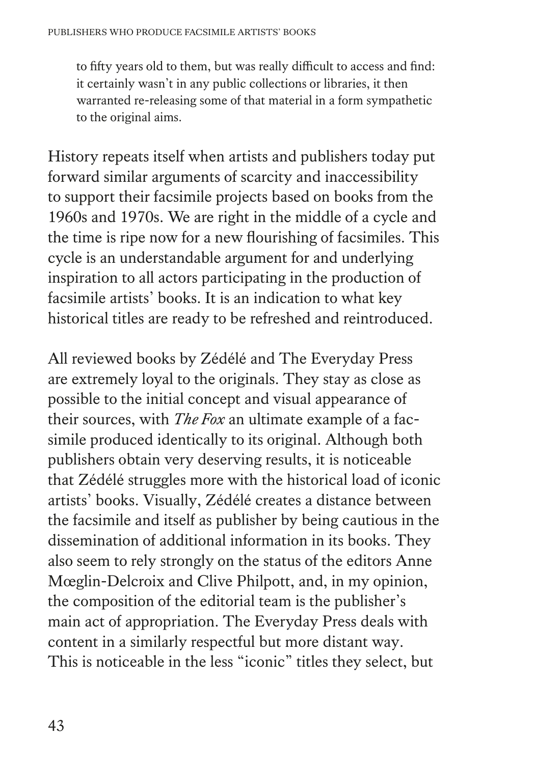> to fifty years old to them, but was really difficult to access and find: it certainly wasn't in any public collections or libraries, it then warranted re-releasing some of that material in a form sympathetic to the original aims.

History repeats itself when artists and publishers today put forward similar arguments of scarcity and inaccessibility to support their facsimile projects based on books from the 1960s and 1970s. We are right in the middle of a cycle and the time is ripe now for a new flourishing of facsimiles. This cycle is an understandable argument for and underlying inspiration to all actors participating in the production of facsimile artists' books. It is an indication to what key historical titles are ready to be refreshed and reintroduced.

All reviewed books by Zédélé and The Everyday Press are extremely loyal to the originals. They stay as close as possible to the initial concept and visual appearance of their sources, with *The Fox* an ultimate example of a facsimile produced identically to its original. Although both publishers obtain very deserving results, it is noticeable that Zédélé struggles more with the historical load of iconic artists' books. Visually, Zédélé creates a distance between the facsimile and itself as publisher by being cautious in the dissemination of additional information in its books. They also seem to rely strongly on the status of the editors Anne Mœglin-Delcroix and Clive Philpott, and, in my opinion, the composition of the editorial team is the publisher's main act of appropriation. The Everyday Press deals with content in a similarly respectful but more distant way. This is noticeable in the less "iconic" titles they select, but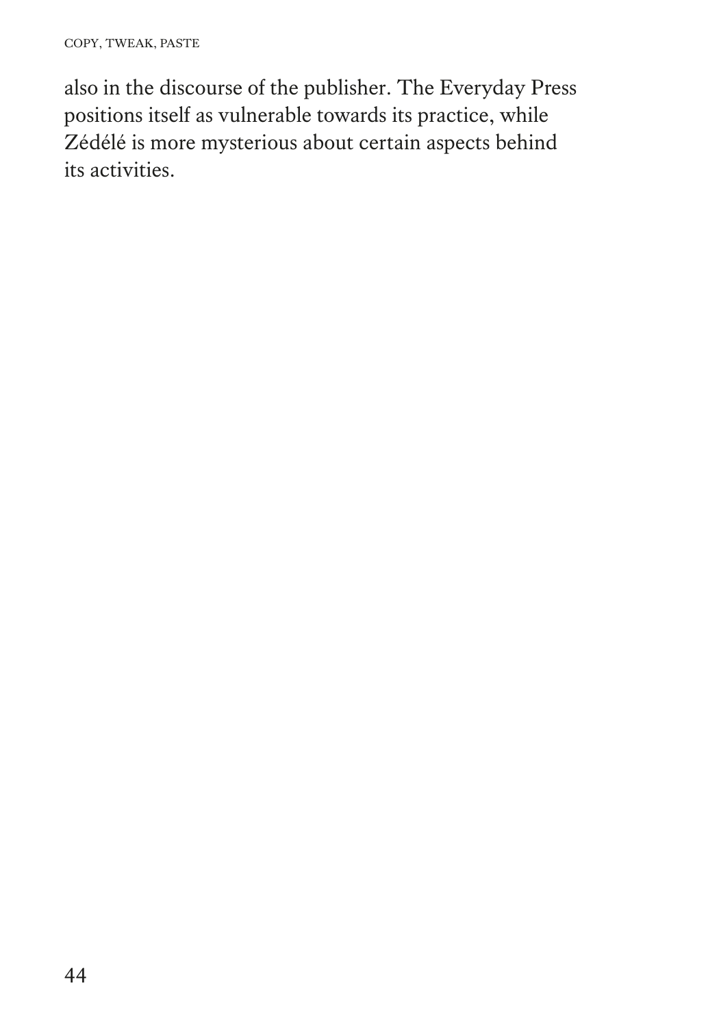also in the discourse of the publisher. The Everyday Press positions itself as vulnerable towards its practice, while Zédélé is more mysterious about certain aspects behind its activities.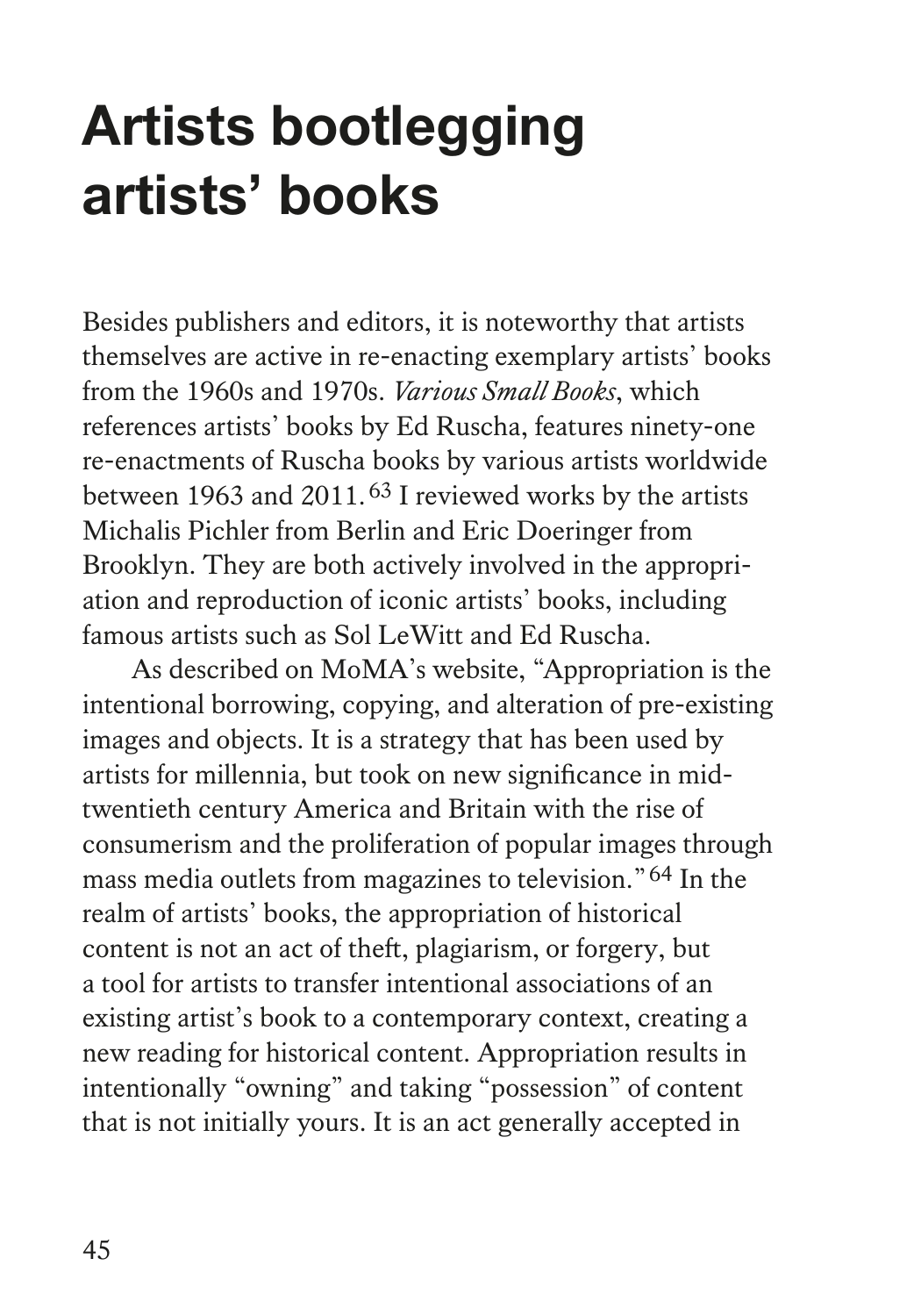# Artists bootlegging artists' books

Besides publishers and editors, it is noteworthy that artists themselves are active in re-enacting exemplary artists' books from the 1960s and 1970s. *Various Small Books*, which references artists' books by Ed Ruscha, features ninety-one re-enactments of Ruscha books by various artists worldwide between 1963 and 2011.[63] I reviewed works by the artists Michalis Pichler from Berlin and Eric Doeringer from Brooklyn. They are both actively involved in the appropriation and reproduction of iconic artists' books, including famous artists such as Sol LeWitt and Ed Ruscha.

As described on MoMA's website, "Appropriation is the intentional borrowing, copying, and alteration of pre-existing images and objects. It is a strategy that has been used by artists for millennia, but took on new significance in mid-twentieth century America and Britain with the rise of consumerism and the proliferation of popular images through mass media outlets from magazines to television."[64] In the realm of artists' books, the appropriation of historical content is not an act of theft, plagiarism, or forgery, but a tool for artists to transfer intentional associations of an existing artist's book to a contemporary context, creating a new reading for historical content. Appropriation results in intentionally "owning" and taking "possession" of content that is not initially yours. It is an act generally accepted in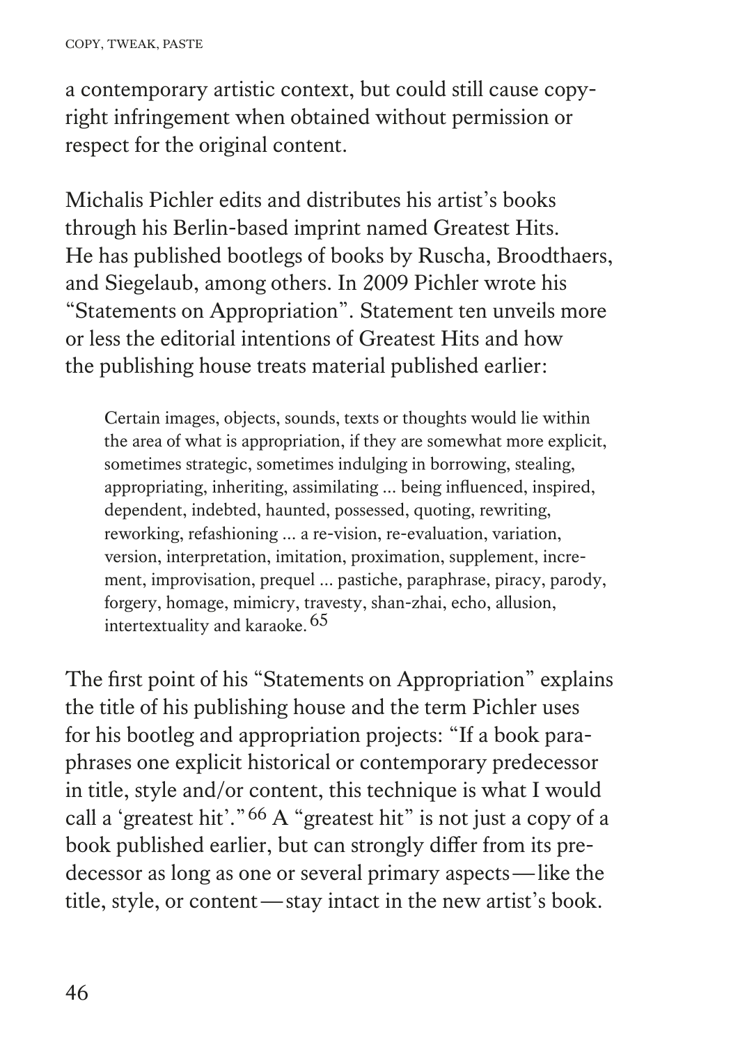a contemporary artistic context, but could still cause copyright infringement when obtained without permission or respect for the original content.

Michalis Pichler edits and distributes his artist's books through his Berlin-based imprint named Greatest Hits. He has published bootlegs of books by Ruscha, Broodthaers, and Siegelaub, among others. In 2009 Pichler wrote his "Statements on Appropriation". Statement ten unveils more or less the editorial intentions of Greatest Hits and how the publishing house treats material published earlier:

> Certain images, objects, sounds, texts or thoughts would lie within the area of what is appropriation, if they are somewhat more explicit, sometimes strategic, sometimes indulging in borrowing, stealing, appropriating, inheriting, assimilating ... being influenced, inspired, dependent, indebted, haunted, possessed, quoting, rewriting, reworking, refashioning ... a re-vision, re-evaluation, variation, version, interpretation, imitation, proximation, supplement, increment, improvisation, prequel ... pastiche, paraphrase, piracy, parody, forgery, homage, mimicry, travesty, shan-zhai, echo, allusion, intertextuality and karaoke.[65]

The first point of his "Statements on Appropriation" explains the title of his publishing house and the term Pichler uses for his bootleg and appropriation projects: "If a book paraphrases one explicit historical or contemporary predecessor in title, style and/or content, this technique is what I would call a 'greatest hit'."[66] A "greatest hit" is not just a copy of a book published earlier, but can strongly differ from its predecessor as long as one or several primary aspects—like the title, style, or content—stay intact in the new artist's book.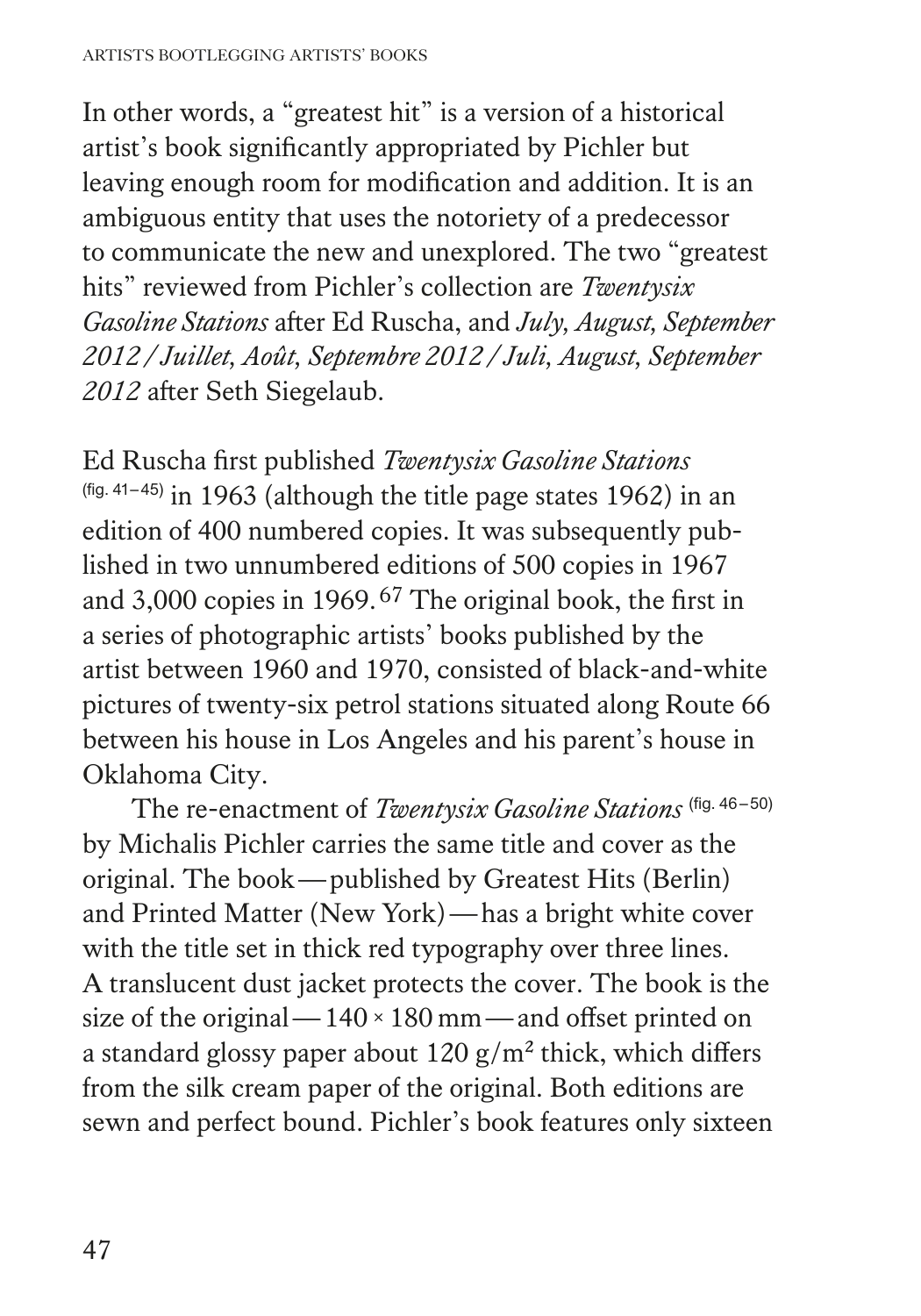In other words, a “greatest hit” is a version of a historical artist’s book significantly appropriated by Pichler but leaving enough room for modification and addition. It is an ambiguous entity that uses the notoriety of a predecessor to communicate the new and unexplored. The two “greatest hits” reviewed from Pichler’s collection are *Twentysix Gasoline Stations* after Ed Ruscha, and *July, August, September 2012 / Juillet, Août, Septembre 2012 / Juli, August, September 2012* after Seth Siegelaub.

Ed Ruscha first published *Twentysix Gasoline Stations* (fig. 41–45) in 1963 (although the title page states 1962) in an edition of 400 numbered copies. It was subsequently published in two unnumbered editions of 500 copies in 1967 and 3,000 copies in 1969.[67] The original book, the first in a series of photographic artists’ books published by the artist between 1960 and 1970, consisted of black-and-white pictures of twenty-six petrol stations situated along Route 66 between his house in Los Angeles and his parent’s house in Oklahoma City.

The re-enactment of *Twentysix Gasoline Stations* (fig. 46–50) by Michalis Pichler carries the same title and cover as the original. The book — published by Greatest Hits (Berlin) and Printed Matter (New York) — has a bright white cover with the title set in thick red typography over three lines. A translucent dust jacket protects the cover. The book is the size of the original — 140 × 180 mm — and offset printed on a standard glossy paper about 120 g/m² thick, which differs from the silk cream paper of the original. Both editions are sewn and perfect bound. Pichler’s book features only sixteen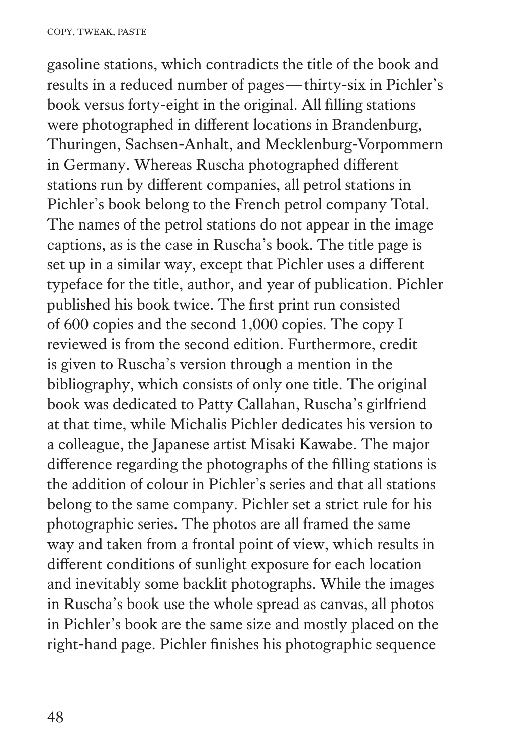gasoline stations, which contradicts the title of the book and results in a reduced number of pages — thirty-six in Pichler's book versus forty-eight in the original. All filling stations were photographed in different locations in Brandenburg, Thuringen, Sachsen-Anhalt, and Mecklenburg-Vorpommern in Germany. Whereas Ruscha photographed different stations run by different companies, all petrol stations in Pichler's book belong to the French petrol company Total. The names of the petrol stations do not appear in the image captions, as is the case in Ruscha's book. The title page is set up in a similar way, except that Pichler uses a different typeface for the title, author, and year of publication. Pichler published his book twice. The first print run consisted of 600 copies and the second 1,000 copies. The copy I reviewed is from the second edition. Furthermore, credit is given to Ruscha's version through a mention in the bibliography, which consists of only one title. The original book was dedicated to Patty Callahan, Ruscha's girlfriend at that time, while Michalis Pichler dedicates his version to a colleague, the Japanese artist Misaki Kawabe. The major difference regarding the photographs of the filling stations is the addition of colour in Pichler's series and that all stations belong to the same company. Pichler set a strict rule for his photographic series. The photos are all framed the same way and taken from a frontal point of view, which results in different conditions of sunlight exposure for each location and inevitably some backlit photographs. While the images in Ruscha's book use the whole spread as canvas, all photos in Pichler's book are the same size and mostly placed on the right-hand page. Pichler finishes his photographic sequence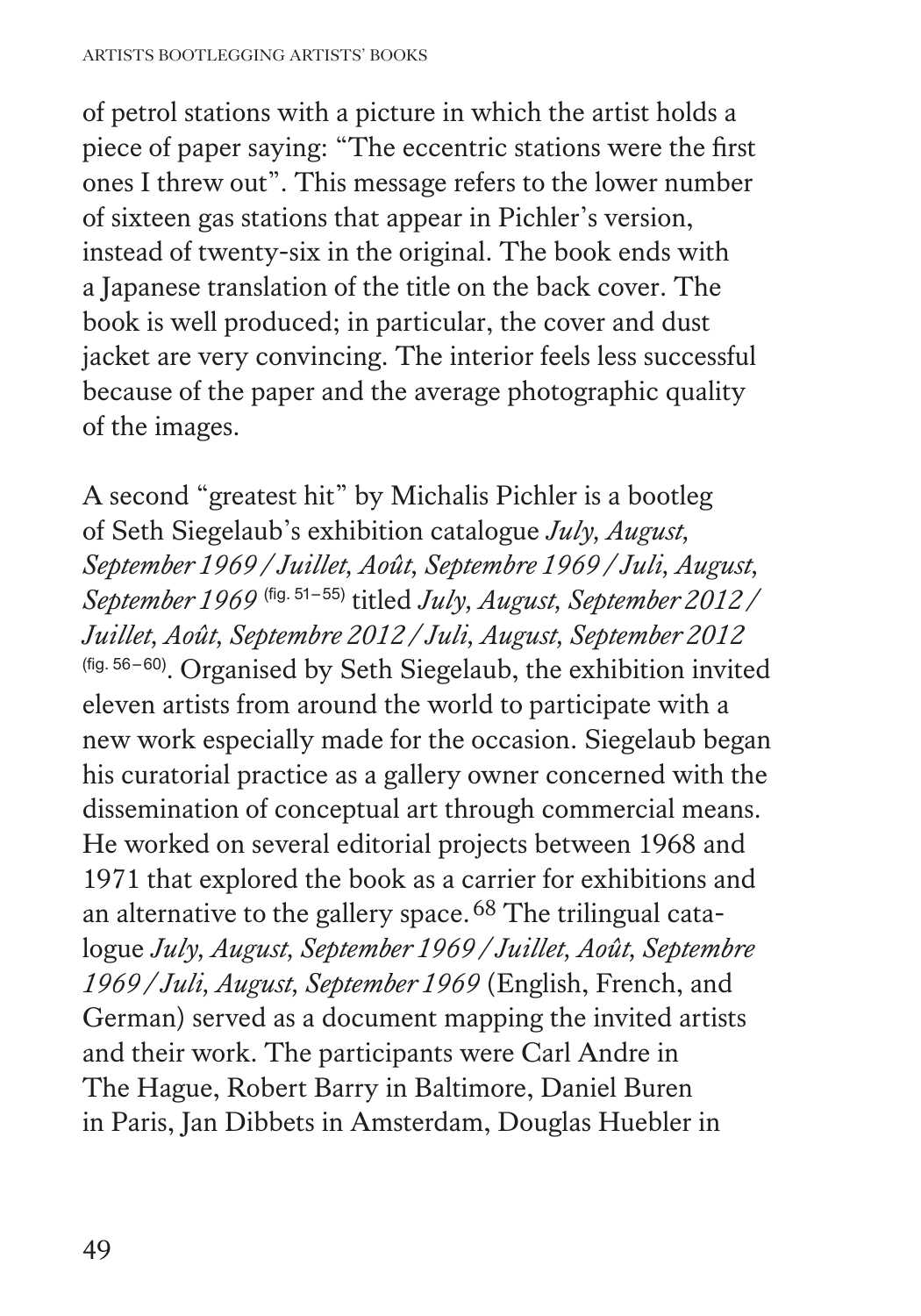of petrol stations with a picture in which the artist holds a piece of paper saying: "The eccentric stations were the first ones I threw out". This message refers to the lower number of sixteen gas stations that appear in Pichler's version, instead of twenty-six in the original. The book ends with a Japanese translation of the title on the back cover. The book is well produced; in particular, the cover and dust jacket are very convincing. The interior feels less successful because of the paper and the average photographic quality of the images.

A second "greatest hit" by Michalis Pichler is a bootleg of Seth Siegelaub's exhibition catalogue *July, August, September 1969 / Juillet, Août, Septembre 1969 / Juli, August, September 1969* (fig. 51–55) titled *July, August, September 2012 / Juillet, Août, Septembre 2012 / Juli, August, September 2012* (fig. 56–60). Organised by Seth Siegelaub, the exhibition invited eleven artists from around the world to participate with a new work especially made for the occasion. Siegelaub began his curatorial practice as a gallery owner concerned with the dissemination of conceptual art through commercial means. He worked on several editorial projects between 1968 and 1971 that explored the book as a carrier for exhibitions and an alternative to the gallery space.[68] The trilingual catalogue *July, August, September 1969 / Juillet, Août, Septembre 1969 / Juli, August, September 1969* (English, French, and German) served as a document mapping the invited artists and their work. The participants were Carl Andre in The Hague, Robert Barry in Baltimore, Daniel Buren in Paris, Jan Dibbets in Amsterdam, Douglas Huebler in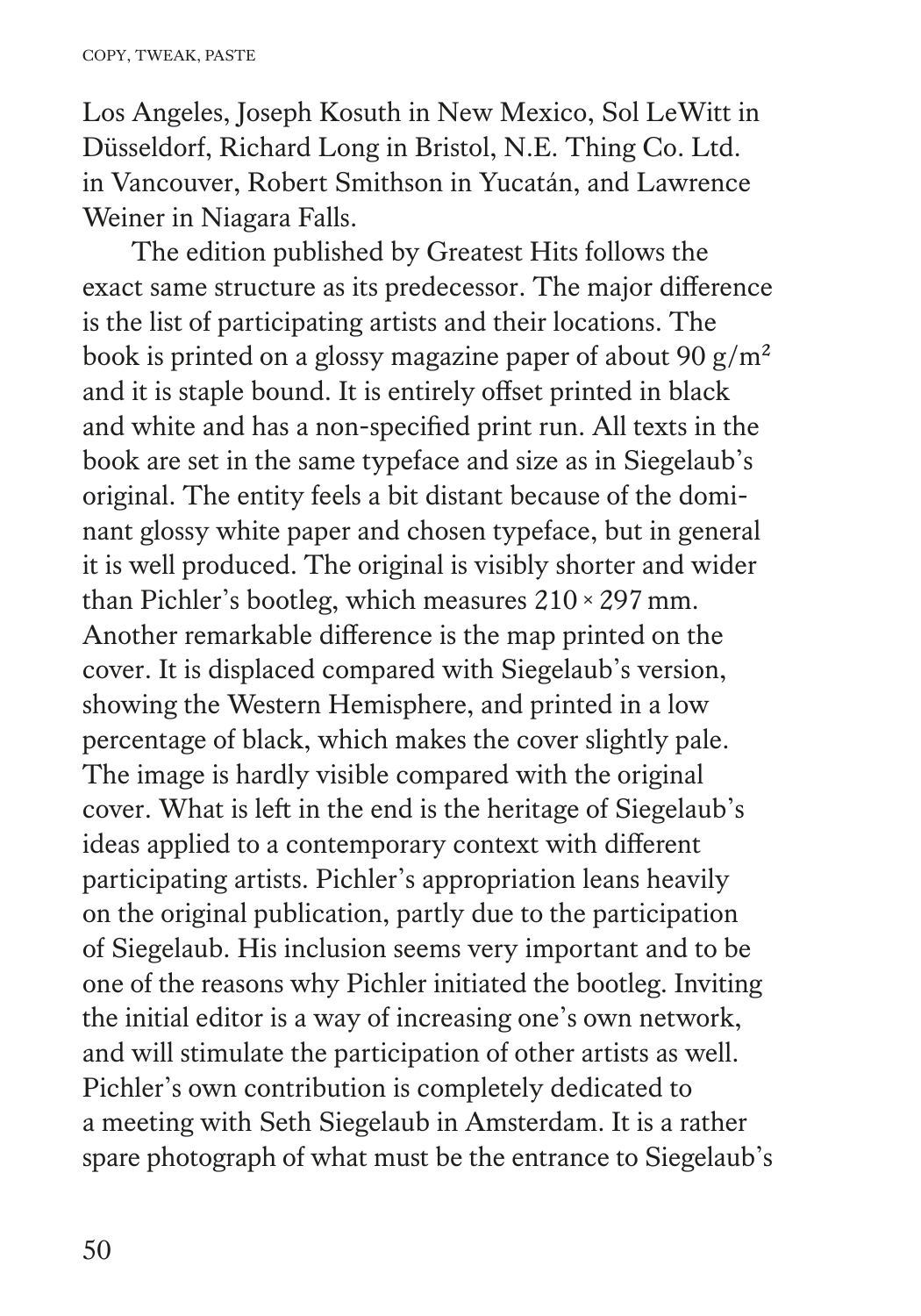Los Angeles, Joseph Kosuth in New Mexico, Sol LeWitt in Düsseldorf, Richard Long in Bristol, N.E. Thing Co. Ltd. in Vancouver, Robert Smithson in Yucatán, and Lawrence Weiner in Niagara Falls.

The edition published by Greatest Hits follows the exact same structure as its predecessor. The major difference is the list of participating artists and their locations. The book is printed on a glossy magazine paper of about 90 g/m² and it is staple bound. It is entirely offset printed in black and white and has a non-specified print run. All texts in the book are set in the same typeface and size as in Siegelaub's original. The entity feels a bit distant because of the dominant glossy white paper and chosen typeface, but in general it is well produced. The original is visibly shorter and wider than Pichler's bootleg, which measures 210 × 297 mm. Another remarkable difference is the map printed on the cover. It is displaced compared with Siegelaub's version, showing the Western Hemisphere, and printed in a low percentage of black, which makes the cover slightly pale. The image is hardly visible compared with the original cover. What is left in the end is the heritage of Siegelaub's ideas applied to a contemporary context with different participating artists. Pichler's appropriation leans heavily on the original publication, partly due to the participation of Siegelaub. His inclusion seems very important and to be one of the reasons why Pichler initiated the bootleg. Inviting the initial editor is a way of increasing one's own network, and will stimulate the participation of other artists as well. Pichler's own contribution is completely dedicated to a meeting with Seth Siegelaub in Amsterdam. It is a rather spare photograph of what must be the entrance to Siegelaub's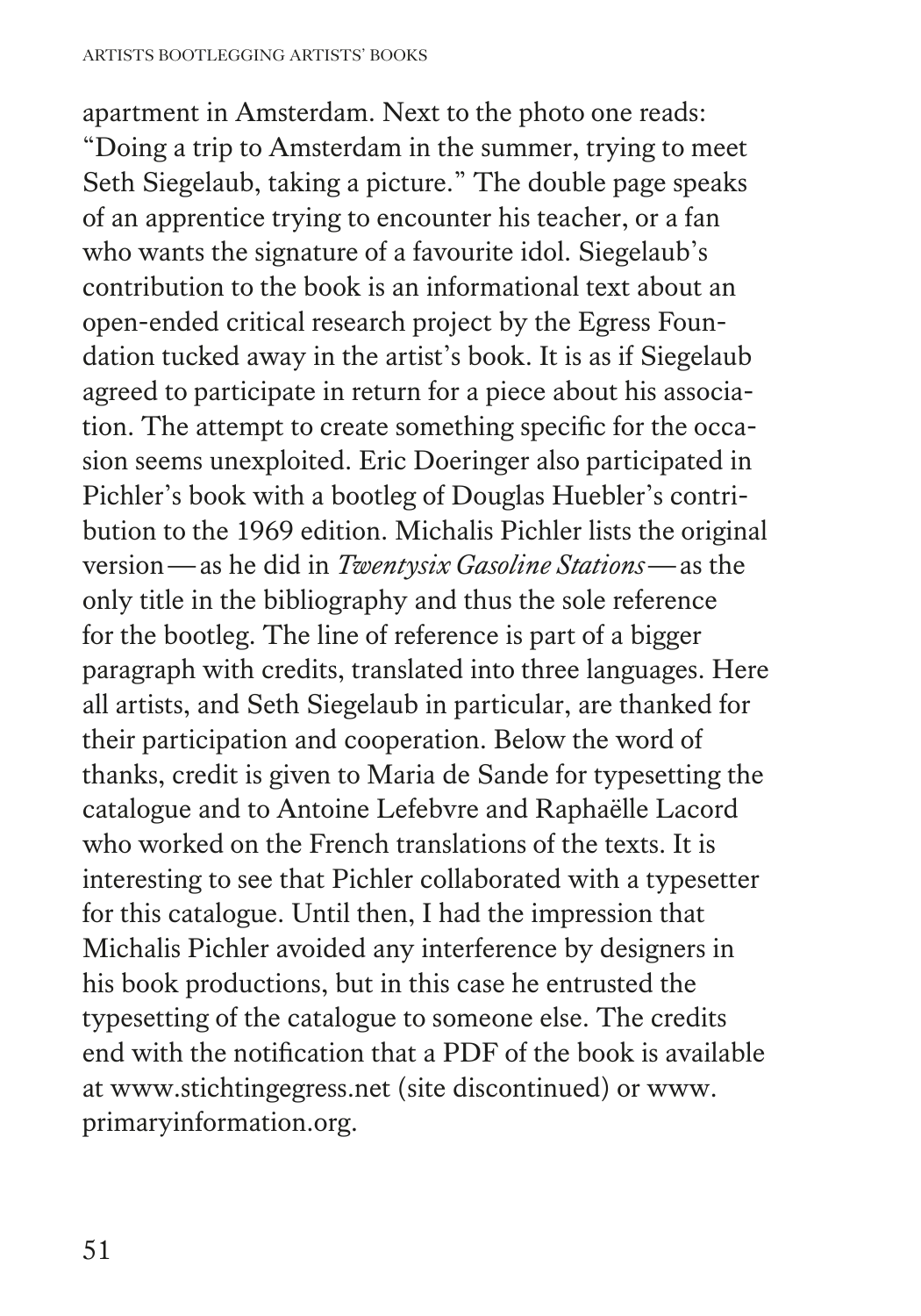apartment in Amsterdam. Next to the photo one reads: "Doing a trip to Amsterdam in the summer, trying to meet Seth Siegelaub, taking a picture." The double page speaks of an apprentice trying to encounter his teacher, or a fan who wants the signature of a favourite idol. Siegelaub's contribution to the book is an informational text about an open-ended critical research project by the Egress Foundation tucked away in the artist's book. It is as if Siegelaub agreed to participate in return for a piece about his association. The attempt to create something specific for the occasion seems unexploited. Eric Doeringer also participated in Pichler's book with a bootleg of Douglas Huebler's contribution to the 1969 edition. Michalis Pichler lists the original version — as he did in *Twentysix Gasoline Stations* — as the only title in the bibliography and thus the sole reference for the bootleg. The line of reference is part of a bigger paragraph with credits, translated into three languages. Here all artists, and Seth Siegelaub in particular, are thanked for their participation and cooperation. Below the word of thanks, credit is given to Maria de Sande for typesetting the catalogue and to Antoine Lefebvre and Raphaëlle Lacord who worked on the French translations of the texts. It is interesting to see that Pichler collaborated with a typesetter for this catalogue. Until then, I had the impression that Michalis Pichler avoided any interference by designers in his book productions, but in this case he entrusted the typesetting of the catalogue to someone else. The credits end with the notification that a PDF of the book is available at www.stichtingegress.net (site discontinued) or www.primaryinformation.org.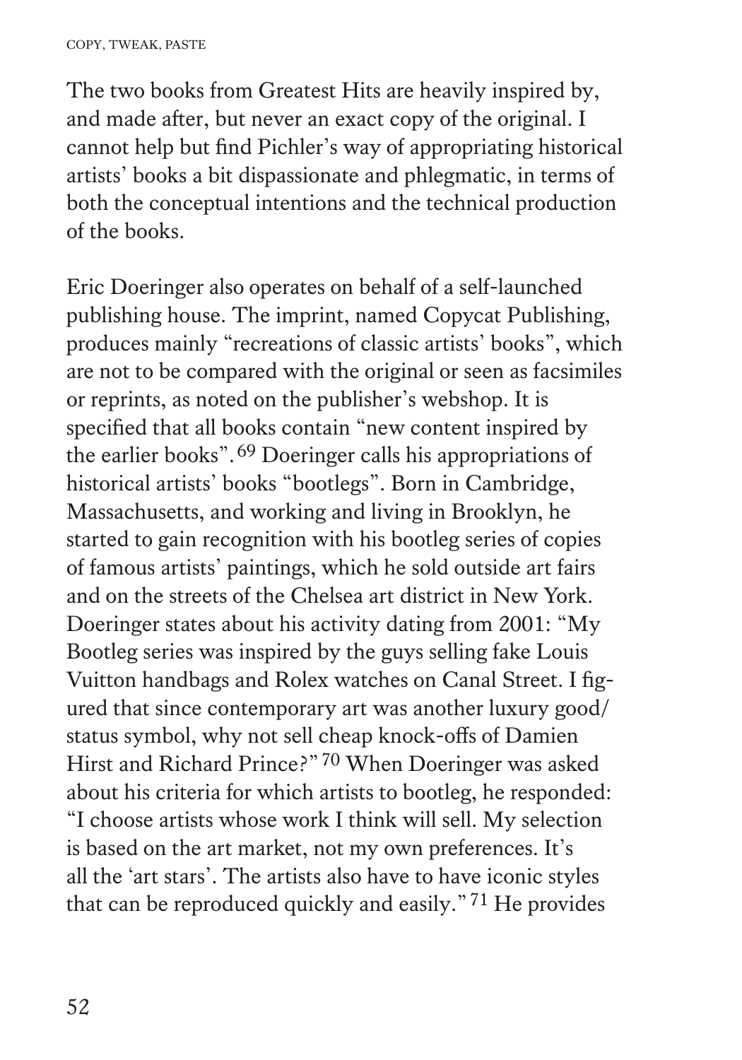The two books from Greatest Hits are heavily inspired by, and made after, but never an exact copy of the original. I cannot help but find Pichler's way of appropriating historical artists' books a bit dispassionate and phlegmatic, in terms of both the conceptual intentions and the technical production of the books.

Eric Doeringer also operates on behalf of a self-launched publishing house. The imprint, named Copycat Publishing, produces mainly "recreations of classic artists' books", which are not to be compared with the original or seen as facsimiles or reprints, as noted on the publisher's webshop. It is specified that all books contain "new content inspired by the earlier books".[69] Doeringer calls his appropriations of historical artists' books "bootlegs". Born in Cambridge, Massachusetts, and working and living in Brooklyn, he started to gain recognition with his bootleg series of copies of famous artists' paintings, which he sold outside art fairs and on the streets of the Chelsea art district in New York. Doeringer states about his activity dating from 2001: "My Bootleg series was inspired by the guys selling fake Louis Vuitton handbags and Rolex watches on Canal Street. I figured that since contemporary art was another luxury good/status symbol, why not sell cheap knock-offs of Damien Hirst and Richard Prince?"[70] When Doeringer was asked about his criteria for which artists to bootleg, he responded: "I choose artists whose work I think will sell. My selection is based on the art market, not my own preferences. It's all the 'art stars'. The artists also have to have iconic styles that can be reproduced quickly and easily."[71] He provides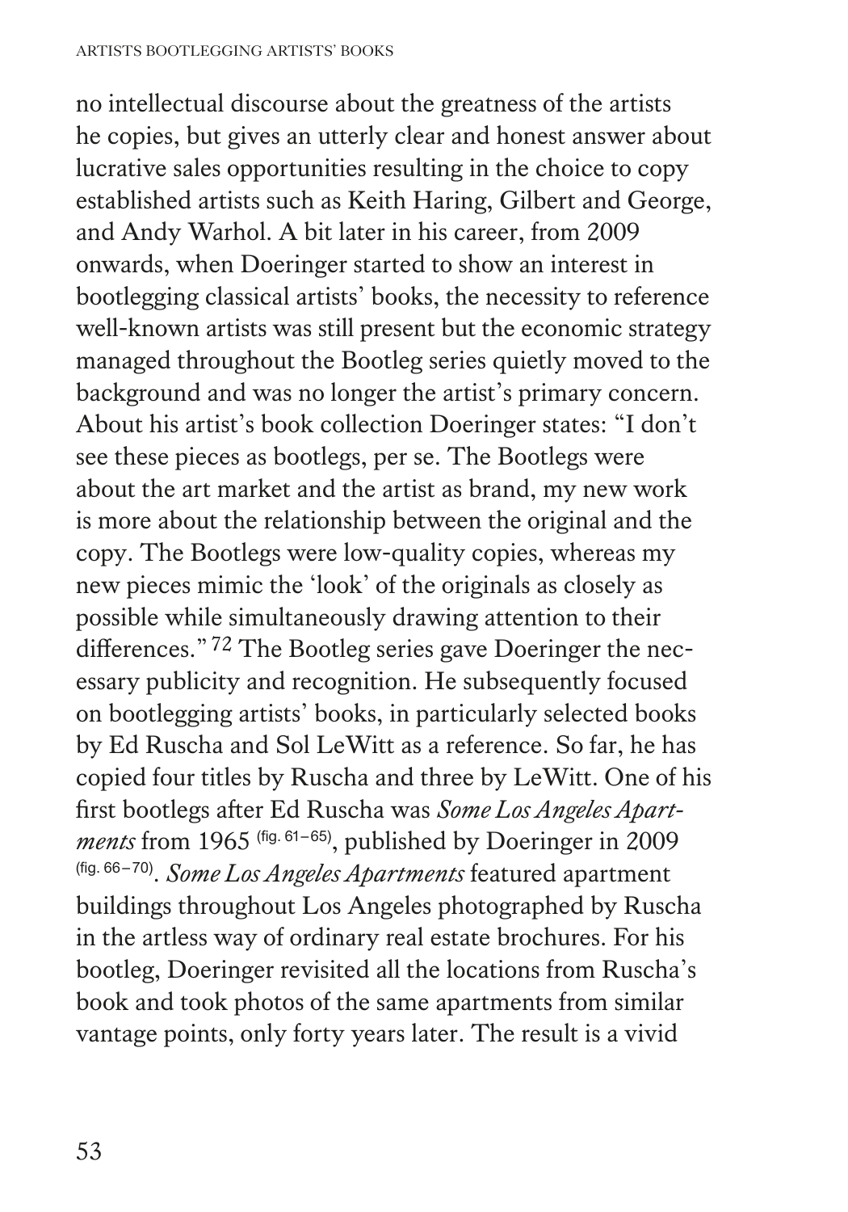no intellectual discourse about the greatness of the artists he copies, but gives an utterly clear and honest answer about lucrative sales opportunities resulting in the choice to copy established artists such as Keith Haring, Gilbert and George, and Andy Warhol. A bit later in his career, from 2009 onwards, when Doeringer started to show an interest in bootlegging classical artists' books, the necessity to reference well-known artists was still present but the economic strategy managed throughout the Bootleg series quietly moved to the background and was no longer the artist's primary concern. About his artist's book collection Doeringer states: "I don't see these pieces as bootlegs, per se. The Bootlegs were about the art market and the artist as brand, my new work is more about the relationship between the original and the copy. The Bootlegs were low-quality copies, whereas my new pieces mimic the 'look' of the originals as closely as possible while simultaneously drawing attention to their differences." [72] The Bootleg series gave Doeringer the necessary publicity and recognition. He subsequently focused on bootlegging artists' books, in particularly selected books by Ed Ruscha and Sol LeWitt as a reference. So far, he has copied four titles by Ruscha and three by LeWitt. One of his first bootlegs after Ed Ruscha was *Some Los Angeles Apartments* from 1965 (fig. 61–65), published by Doeringer in 2009 (fig. 66–70). *Some Los Angeles Apartments* featured apartment buildings throughout Los Angeles photographed by Ruscha in the artless way of ordinary real estate brochures. For his bootleg, Doeringer revisited all the locations from Ruscha's book and took photos of the same apartments from similar vantage points, only forty years later. The result is a vivid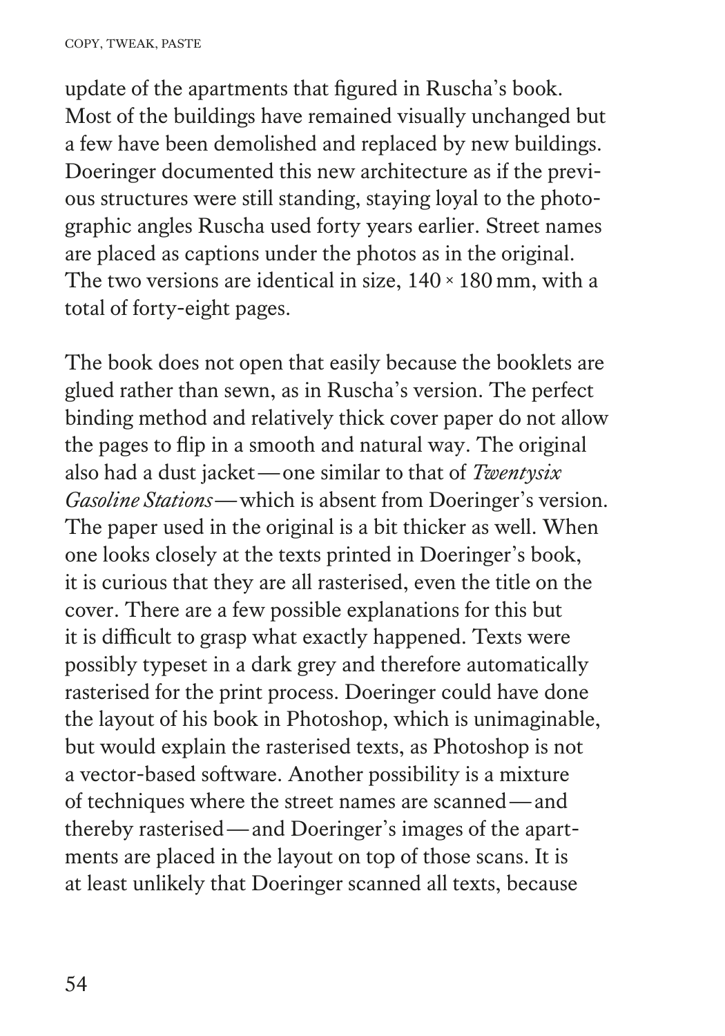update of the apartments that figured in Ruscha's book. Most of the buildings have remained visually unchanged but a few have been demolished and replaced by new buildings. Doeringer documented this new architecture as if the previous structures were still standing, staying loyal to the photographic angles Ruscha used forty years earlier. Street names are placed as captions under the photos as in the original. The two versions are identical in size, 140 × 180 mm, with a total of forty-eight pages.

The book does not open that easily because the booklets are glued rather than sewn, as in Ruscha's version. The perfect binding method and relatively thick cover paper do not allow the pages to flip in a smooth and natural way. The original also had a dust jacket — one similar to that of *Twentysix Gasoline Stations* — which is absent from Doeringer's version. The paper used in the original is a bit thicker as well. When one looks closely at the texts printed in Doeringer's book, it is curious that they are all rasterised, even the title on the cover. There are a few possible explanations for this but it is difficult to grasp what exactly happened. Texts were possibly typeset in a dark grey and therefore automatically rasterised for the print process. Doeringer could have done the layout of his book in Photoshop, which is unimaginable, but would explain the rasterised texts, as Photoshop is not a vector-based software. Another possibility is a mixture of techniques where the street names are scanned — and thereby rasterised — and Doeringer's images of the apartments are placed in the layout on top of those scans. It is at least unlikely that Doeringer scanned all texts, because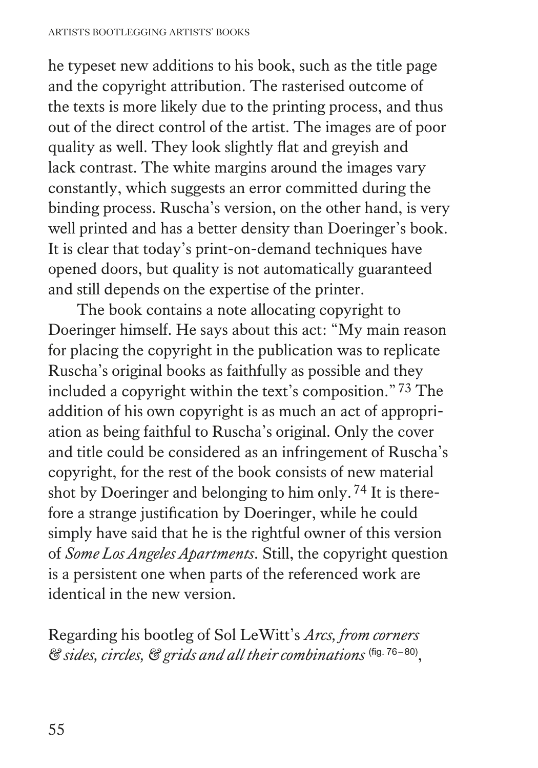he typeset new additions to his book, such as the title page and the copyright attribution. The rasterised outcome of the texts is more likely due to the printing process, and thus out of the direct control of the artist. The images are of poor quality as well. They look slightly flat and greyish and lack contrast. The white margins around the images vary constantly, which suggests an error committed during the binding process. Ruscha's version, on the other hand, is very well printed and has a better density than Doeringer's book. It is clear that today's print-on-demand techniques have opened doors, but quality is not automatically guaranteed and still depends on the expertise of the printer.

The book contains a note allocating copyright to Doeringer himself. He says about this act: "My main reason for placing the copyright in the publication was to replicate Ruscha's original books as faithfully as possible and they included a copyright within the text's composition." [73] The addition of his own copyright is as much an act of appropriation as being faithful to Ruscha's original. Only the cover and title could be considered as an infringement of Ruscha's copyright, for the rest of the book consists of new material shot by Doeringer and belonging to him only. [74] It is therefore a strange justification by Doeringer, while he could simply have said that he is the rightful owner of this version of *Some Los Angeles Apartments*. Still, the copyright question is a persistent one when parts of the referenced work are identical in the new version.

Regarding his bootleg of Sol LeWitt's *Arcs, from corners & sides, circles, & grids and all their combinations* (fig. 76–80),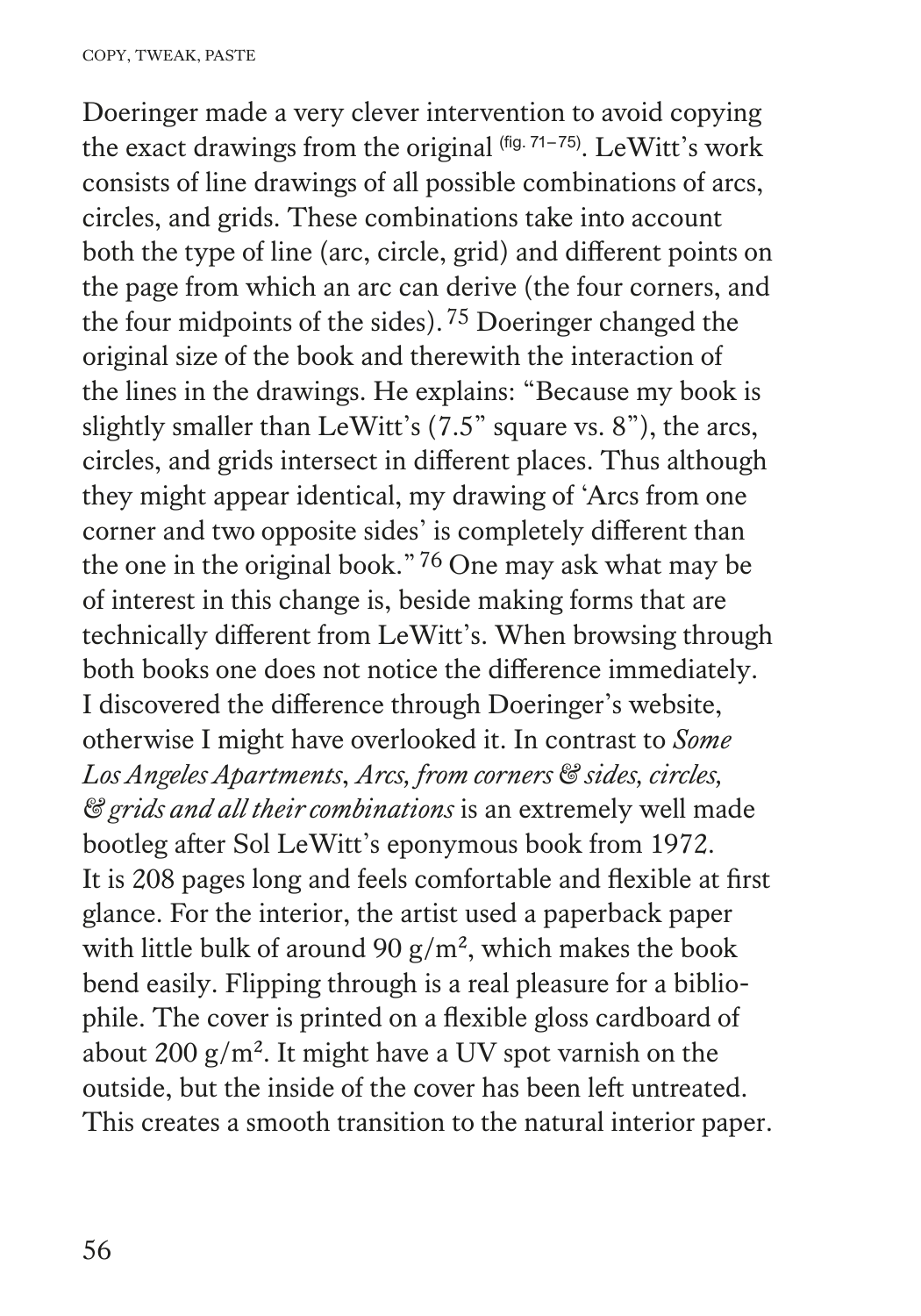Doeringer made a very clever intervention to avoid copying the exact drawings from the original (fig. 71–75). LeWitt's work consists of line drawings of all possible combinations of arcs, circles, and grids. These combinations take into account both the type of line (arc, circle, grid) and different points on the page from which an arc can derive (the four corners, and the four midpoints of the sides).[75] Doeringer changed the original size of the book and therewith the interaction of the lines in the drawings. He explains: "Because my book is slightly smaller than LeWitt's (7.5" square vs. 8"), the arcs, circles, and grids intersect in different places. Thus although they might appear identical, my drawing of 'Arcs from one corner and two opposite sides' is completely different than the one in the original book."[76] One may ask what may be of interest in this change is, beside making forms that are technically different from LeWitt's. When browsing through both books one does not notice the difference immediately. I discovered the difference through Doeringer's website, otherwise I might have overlooked it. In contrast to *Some Los Angeles Apartments*, *Arcs, from corners & sides, circles, & grids and all their combinations* is an extremely well made bootleg after Sol LeWitt's eponymous book from 1972. It is 208 pages long and feels comfortable and flexible at first glance. For the interior, the artist used a paperback paper with little bulk of around 90 g/m², which makes the book bend easily. Flipping through is a real pleasure for a bibliophile. The cover is printed on a flexible gloss cardboard of about 200 g/m². It might have a UV spot varnish on the outside, but the inside of the cover has been left untreated. This creates a smooth transition to the natural interior paper.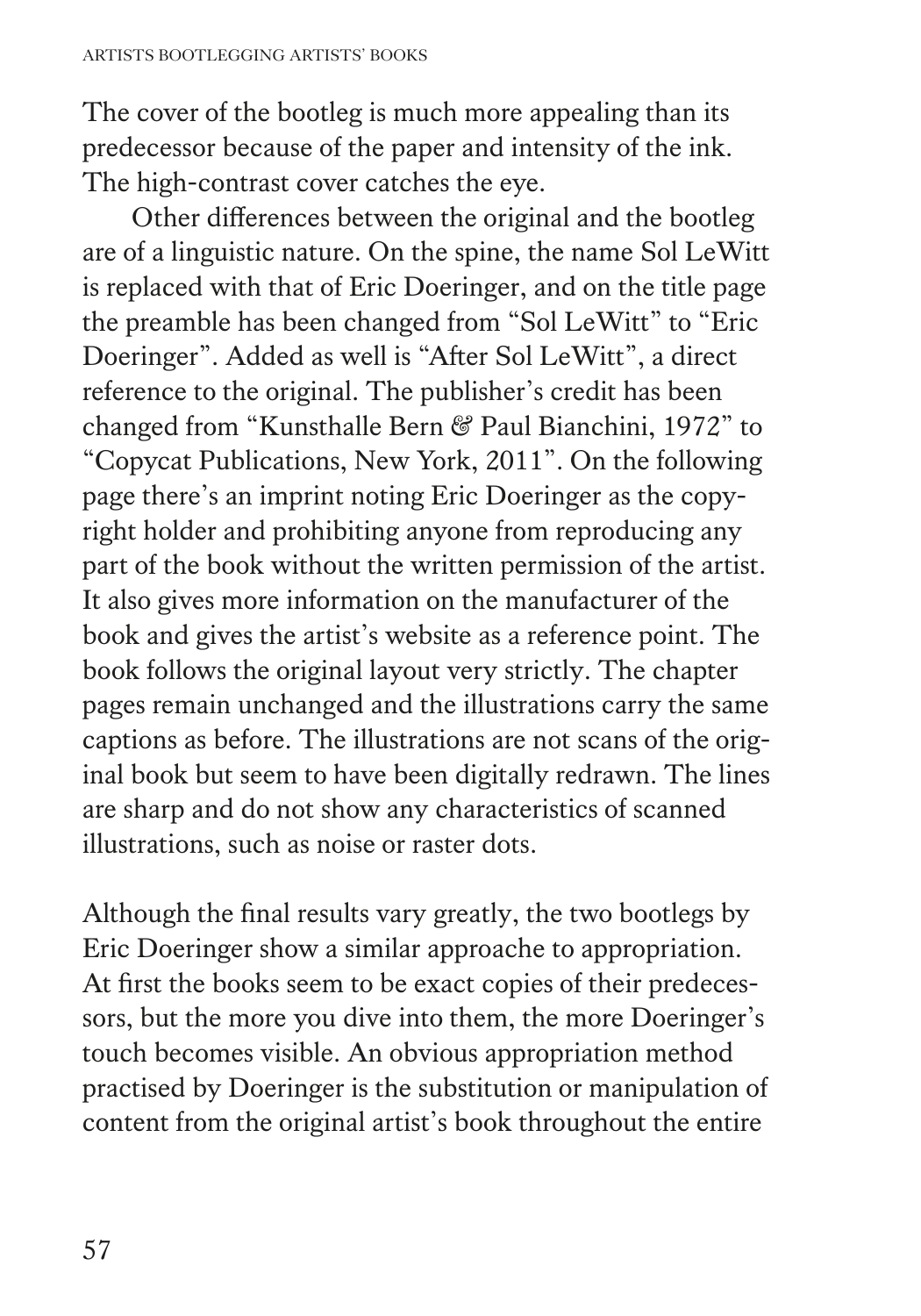The cover of the bootleg is much more appealing than its predecessor because of the paper and intensity of the ink. The high-contrast cover catches the eye.

Other differences between the original and the bootleg are of a linguistic nature. On the spine, the name Sol LeWitt is replaced with that of Eric Doeringer, and on the title page the preamble has been changed from "Sol LeWitt" to "Eric Doeringer". Added as well is "After Sol LeWitt", a direct reference to the original. The publisher's credit has been changed from "Kunsthalle Bern & Paul Bianchini, 1972" to "Copycat Publications, New York, 2011". On the following page there's an imprint noting Eric Doeringer as the copyright holder and prohibiting anyone from reproducing any part of the book without the written permission of the artist. It also gives more information on the manufacturer of the book and gives the artist's website as a reference point. The book follows the original layout very strictly. The chapter pages remain unchanged and the illustrations carry the same captions as before. The illustrations are not scans of the original book but seem to have been digitally redrawn. The lines are sharp and do not show any characteristics of scanned illustrations, such as noise or raster dots.

Although the final results vary greatly, the two bootlegs by Eric Doeringer show a similar approache to appropriation. At first the books seem to be exact copies of their predecessors, but the more you dive into them, the more Doeringer's touch becomes visible. An obvious appropriation method practised by Doeringer is the substitution or manipulation of content from the original artist's book throughout the entire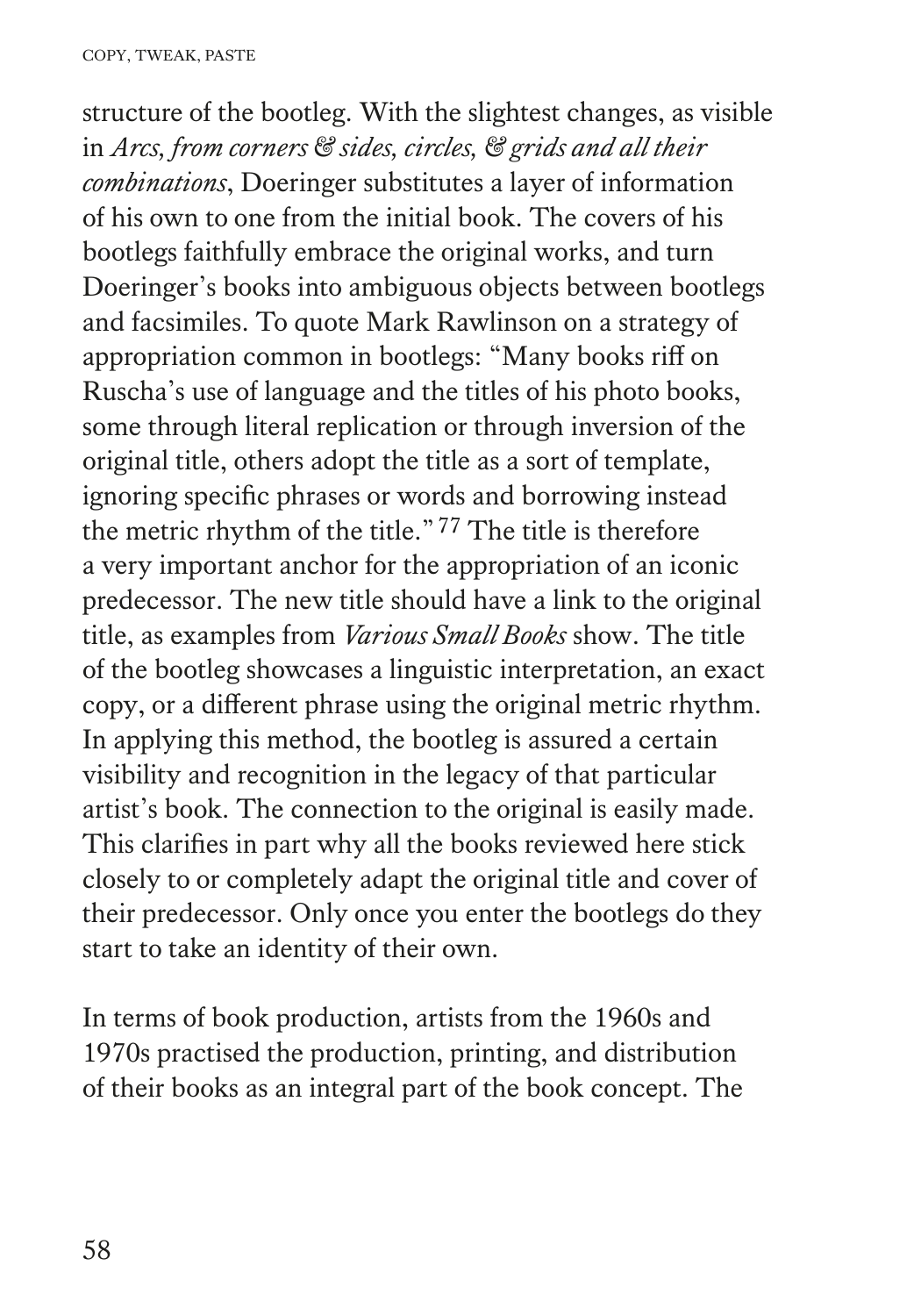structure of the bootleg. With the slightest changes, as visible in *Arcs, from corners & sides, circles, & grids and all their combinations*, Doeringer substitutes a layer of information of his own to one from the initial book. The covers of his bootlegs faithfully embrace the original works, and turn Doeringer's books into ambiguous objects between bootlegs and facsimiles. To quote Mark Rawlinson on a strategy of appropriation common in bootlegs: "Many books riff on Ruscha's use of language and the titles of his photo books, some through literal replication or through inversion of the original title, others adopt the title as a sort of template, ignoring specific phrases or words and borrowing instead the metric rhythm of the title." [77] The title is therefore a very important anchor for the appropriation of an iconic predecessor. The new title should have a link to the original title, as examples from *Various Small Books* show. The title of the bootleg showcases a linguistic interpretation, an exact copy, or a different phrase using the original metric rhythm. In applying this method, the bootleg is assured a certain visibility and recognition in the legacy of that particular artist's book. The connection to the original is easily made. This clarifies in part why all the books reviewed here stick closely to or completely adapt the original title and cover of their predecessor. Only once you enter the bootlegs do they start to take an identity of their own.

In terms of book production, artists from the 1960s and 1970s practised the production, printing, and distribution of their books as an integral part of the book concept. The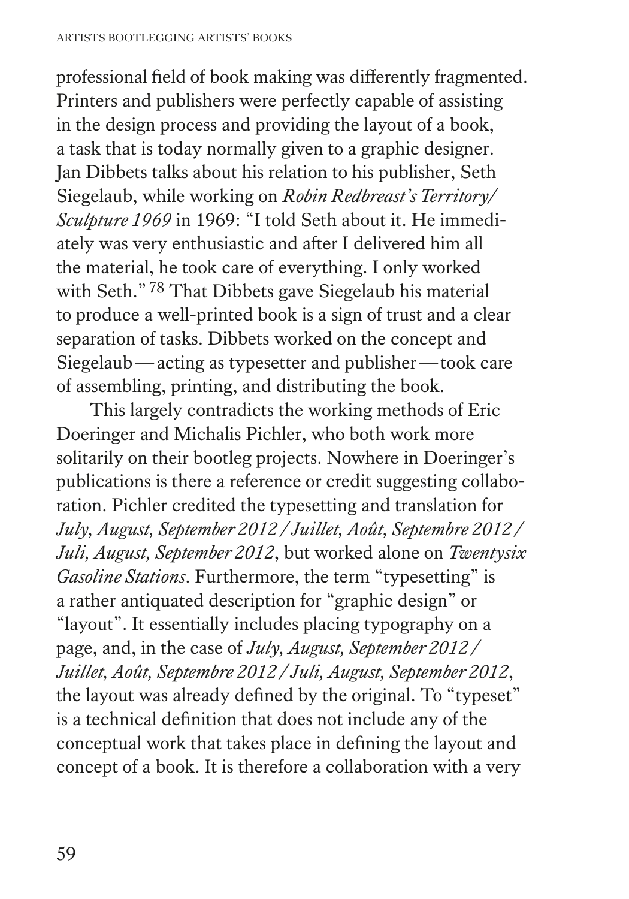professional field of book making was differently fragmented. Printers and publishers were perfectly capable of assisting in the design process and providing the layout of a book, a task that is today normally given to a graphic designer. Jan Dibbets talks about his relation to his publisher, Seth Siegelaub, while working on *Robin Redbreast's Territory/ Sculpture 1969* in 1969: "I told Seth about it. He immediately was very enthusiastic and after I delivered him all the material, he took care of everything. I only worked with Seth." [78] That Dibbets gave Siegelaub his material to produce a well-printed book is a sign of trust and a clear separation of tasks. Dibbets worked on the concept and Siegelaub — acting as typesetter and publisher — took care of assembling, printing, and distributing the book.

This largely contradicts the working methods of Eric Doeringer and Michalis Pichler, who both work more solitarily on their bootleg projects. Nowhere in Doeringer's publications is there a reference or credit suggesting collaboration. Pichler credited the typesetting and translation for *July, August, September 2012 / Juillet, Août, Septembre 2012 / Juli, August, September 2012*, but worked alone on *Twentysix Gasoline Stations*. Furthermore, the term "typesetting" is a rather antiquated description for "graphic design" or "layout". It essentially includes placing typography on a page, and, in the case of *July, August, September 2012 / Juillet, Août, Septembre 2012 / Juli, August, September 2012*, the layout was already defined by the original. To "typeset" is a technical definition that does not include any of the conceptual work that takes place in defining the layout and concept of a book. It is therefore a collaboration with a very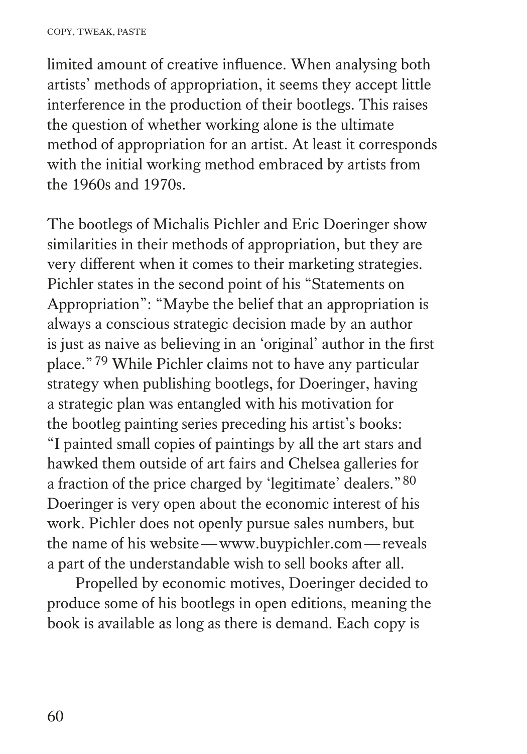limited amount of creative influence. When analysing both artists' methods of appropriation, it seems they accept little interference in the production of their bootlegs. This raises the question of whether working alone is the ultimate method of appropriation for an artist. At least it corresponds with the initial working method embraced by artists from the 1960s and 1970s.

The bootlegs of Michalis Pichler and Eric Doeringer show similarities in their methods of appropriation, but they are very different when it comes to their marketing strategies. Pichler states in the second point of his "Statements on Appropriation": "Maybe the belief that an appropriation is always a conscious strategic decision made by an author is just as naive as believing in an 'original' author in the first place."[79] While Pichler claims not to have any particular strategy when publishing bootlegs, for Doeringer, having a strategic plan was entangled with his motivation for the bootleg painting series preceding his artist's books: "I painted small copies of paintings by all the art stars and hawked them outside of art fairs and Chelsea galleries for a fraction of the price charged by 'legitimate' dealers."[80] Doeringer is very open about the economic interest of his work. Pichler does not openly pursue sales numbers, but the name of his website—www.buypichler.com—reveals a part of the understandable wish to sell books after all.

Propelled by economic motives, Doeringer decided to produce some of his bootlegs in open editions, meaning the book is available as long as there is demand. Each copy is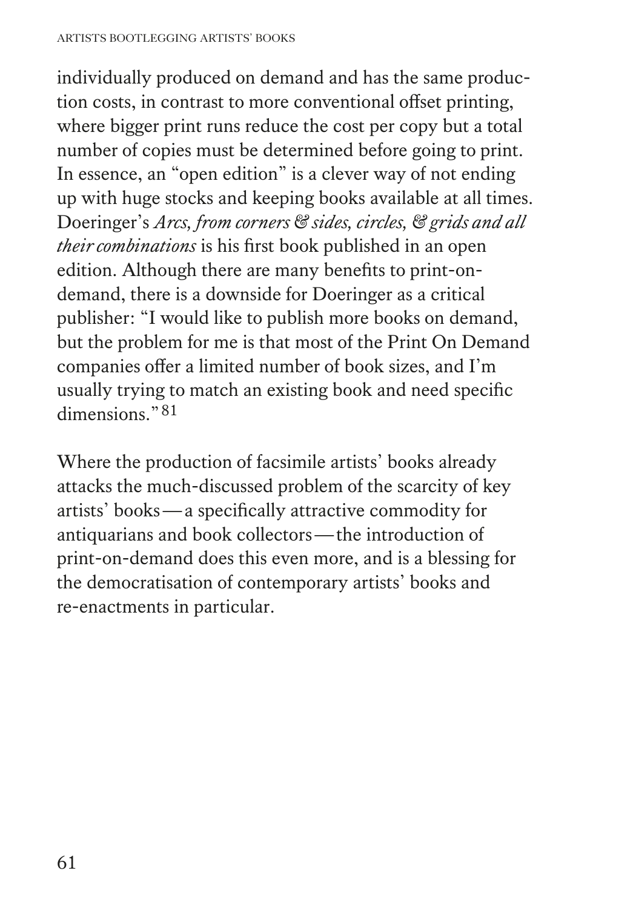individually produced on demand and has the same production costs, in contrast to more conventional offset printing, where bigger print runs reduce the cost per copy but a total number of copies must be determined before going to print. In essence, an "open edition" is a clever way of not ending up with huge stocks and keeping books available at all times. Doeringer's *Arcs, from corners & sides, circles, & grids and all their combinations* is his first book published in an open edition. Although there are many benefits to print-on-demand, there is a downside for Doeringer as a critical publisher: "I would like to publish more books on demand, but the problem for me is that most of the Print On Demand companies offer a limited number of book sizes, and I'm usually trying to match an existing book and need specific dimensions."[81]

Where the production of facsimile artists' books already attacks the much-discussed problem of the scarcity of key artists' books — a specifically attractive commodity for antiquarians and book collectors — the introduction of print-on-demand does this even more, and is a blessing for the democratisation of contemporary artists' books and re-enactments in particular.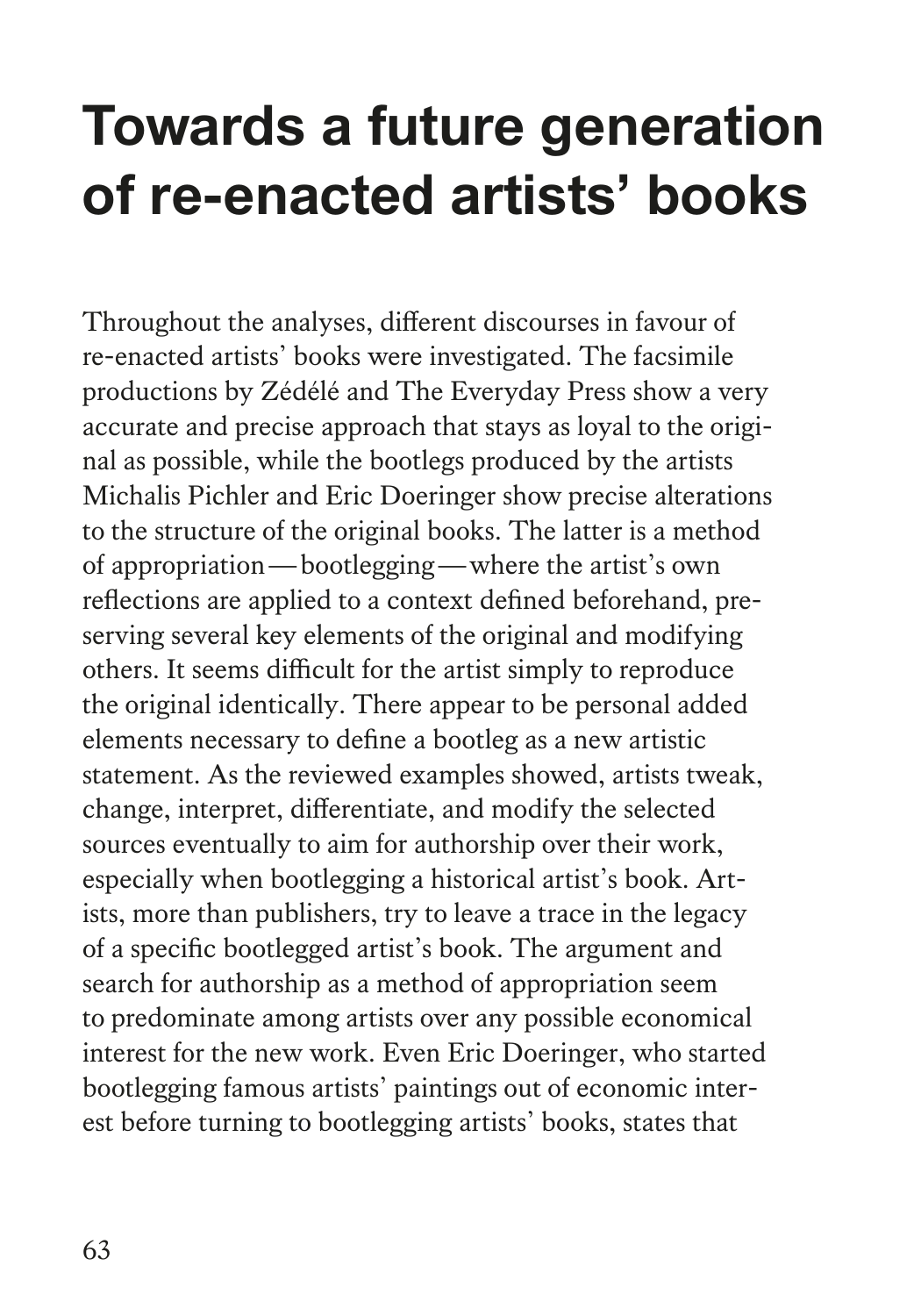# Towards a future generation of re-enacted artists' books

Throughout the analyses, different discourses in favour of re-enacted artists' books were investigated. The facsimile productions by Zédélé and The Everyday Press show a very accurate and precise approach that stays as loyal to the original as possible, while the bootlegs produced by the artists Michalis Pichler and Eric Doeringer show precise alterations to the structure of the original books. The latter is a method of appropriation — bootlegging — where the artist's own reflections are applied to a context defined beforehand, preserving several key elements of the original and modifying others. It seems difficult for the artist simply to reproduce the original identically. There appear to be personal added elements necessary to define a bootleg as a new artistic statement. As the reviewed examples showed, artists tweak, change, interpret, differentiate, and modify the selected sources eventually to aim for authorship over their work, especially when bootlegging a historical artist's book. Artists, more than publishers, try to leave a trace in the legacy of a specific bootlegged artist's book. The argument and search for authorship as a method of appropriation seem to predominate among artists over any possible economical interest for the new work. Even Eric Doeringer, who started bootlegging famous artists' paintings out of economic interest before turning to bootlegging artists' books, states that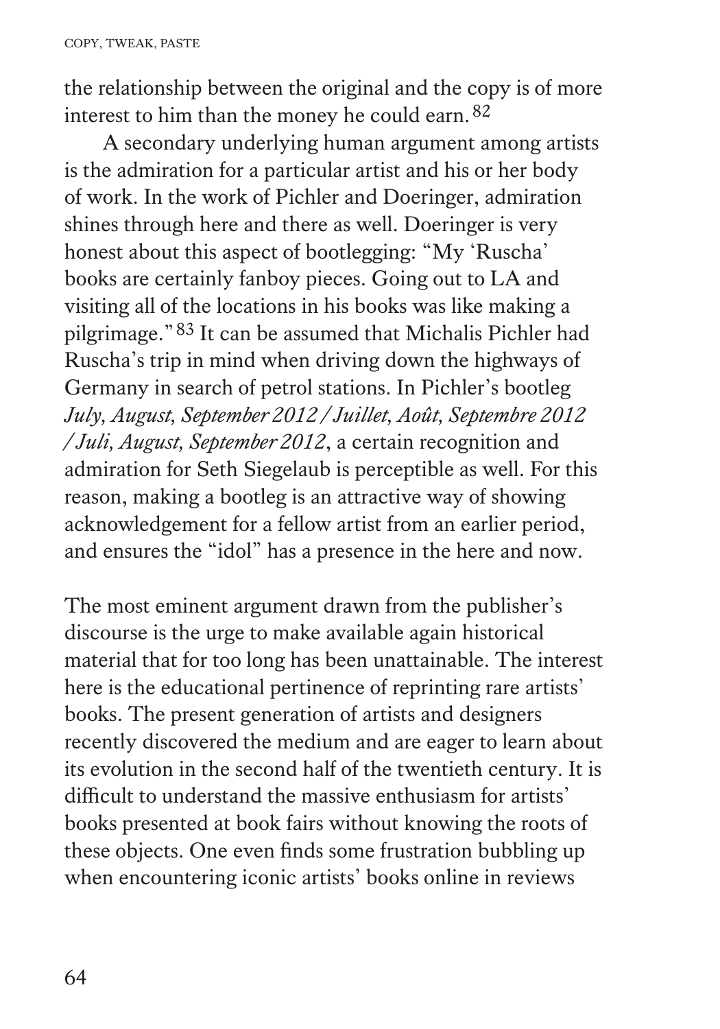the relationship between the original and the copy is of more interest to him than the money he could earn.[82]

A secondary underlying human argument among artists is the admiration for a particular artist and his or her body of work. In the work of Pichler and Doeringer, admiration shines through here and there as well. Doeringer is very honest about this aspect of bootlegging: "My 'Ruscha' books are certainly fanboy pieces. Going out to LA and visiting all of the locations in his books was like making a pilgrimage."[83] It can be assumed that Michalis Pichler had Ruscha's trip in mind when driving down the highways of Germany in search of petrol stations. In Pichler's bootleg *July, August, September 2012 / Juillet, Août, Septembre 2012 / Juli, August, September 2012*, a certain recognition and admiration for Seth Siegelaub is perceptible as well. For this reason, making a bootleg is an attractive way of showing acknowledgement for a fellow artist from an earlier period, and ensures the "idol" has a presence in the here and now.

The most eminent argument drawn from the publisher's discourse is the urge to make available again historical material that for too long has been unattainable. The interest here is the educational pertinence of reprinting rare artists' books. The present generation of artists and designers recently discovered the medium and are eager to learn about its evolution in the second half of the twentieth century. It is difficult to understand the massive enthusiasm for artists' books presented at book fairs without knowing the roots of these objects. One even finds some frustration bubbling up when encountering iconic artists' books online in reviews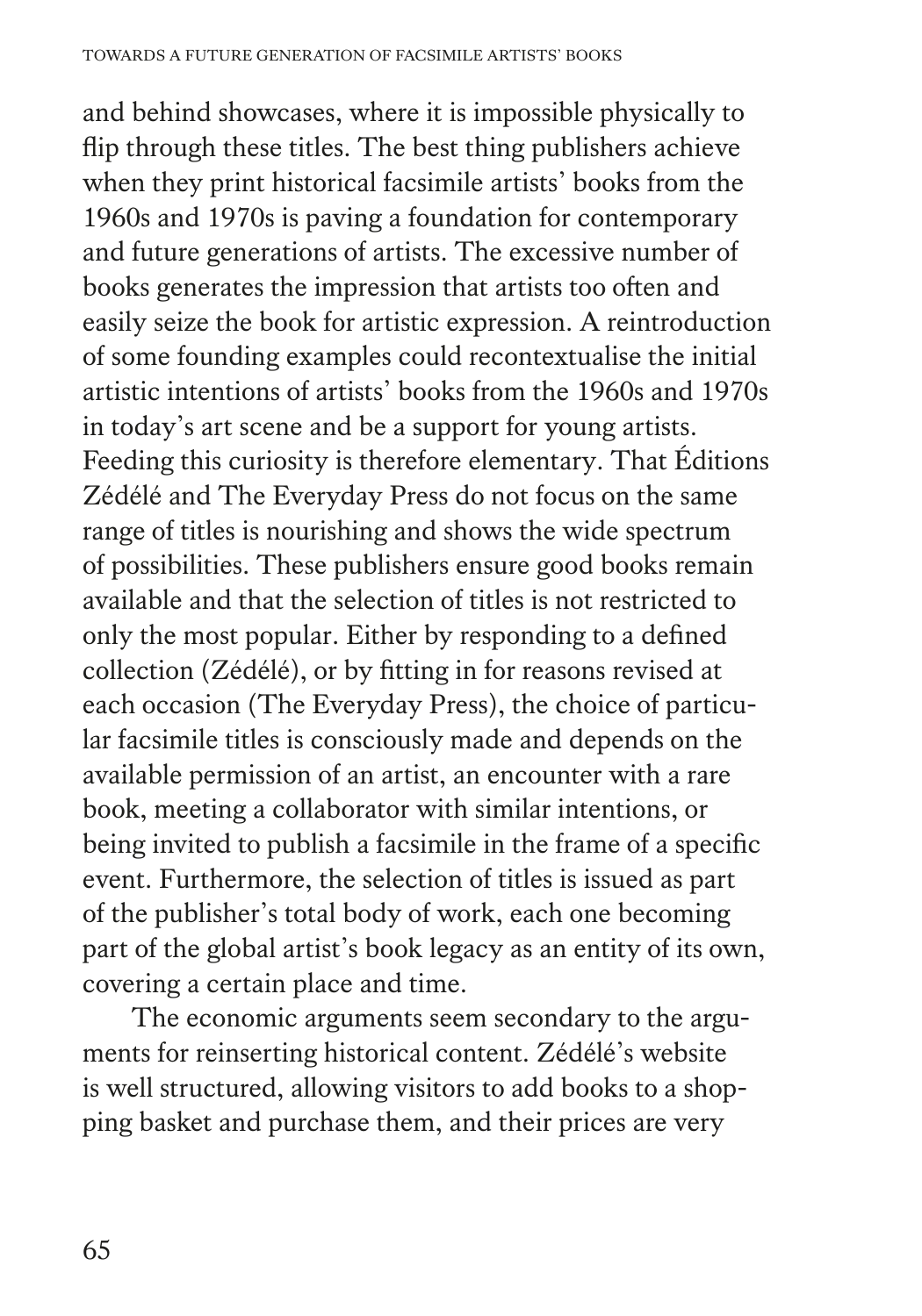and behind showcases, where it is impossible physically to flip through these titles. The best thing publishers achieve when they print historical facsimile artists' books from the 1960s and 1970s is paving a foundation for contemporary and future generations of artists. The excessive number of books generates the impression that artists too often and easily seize the book for artistic expression. A reintroduction of some founding examples could recontextualise the initial artistic intentions of artists' books from the 1960s and 1970s in today's art scene and be a support for young artists. Feeding this curiosity is therefore elementary. That Éditions Zédélé and The Everyday Press do not focus on the same range of titles is nourishing and shows the wide spectrum of possibilities. These publishers ensure good books remain available and that the selection of titles is not restricted to only the most popular. Either by responding to a defined collection (Zédélé), or by fitting in for reasons revised at each occasion (The Everyday Press), the choice of particular facsimile titles is consciously made and depends on the available permission of an artist, an encounter with a rare book, meeting a collaborator with similar intentions, or being invited to publish a facsimile in the frame of a specific event. Furthermore, the selection of titles is issued as part of the publisher's total body of work, each one becoming part of the global artist's book legacy as an entity of its own, covering a certain place and time.

The economic arguments seem secondary to the arguments for reinserting historical content. Zédélé's website is well structured, allowing visitors to add books to a shopping basket and purchase them, and their prices are very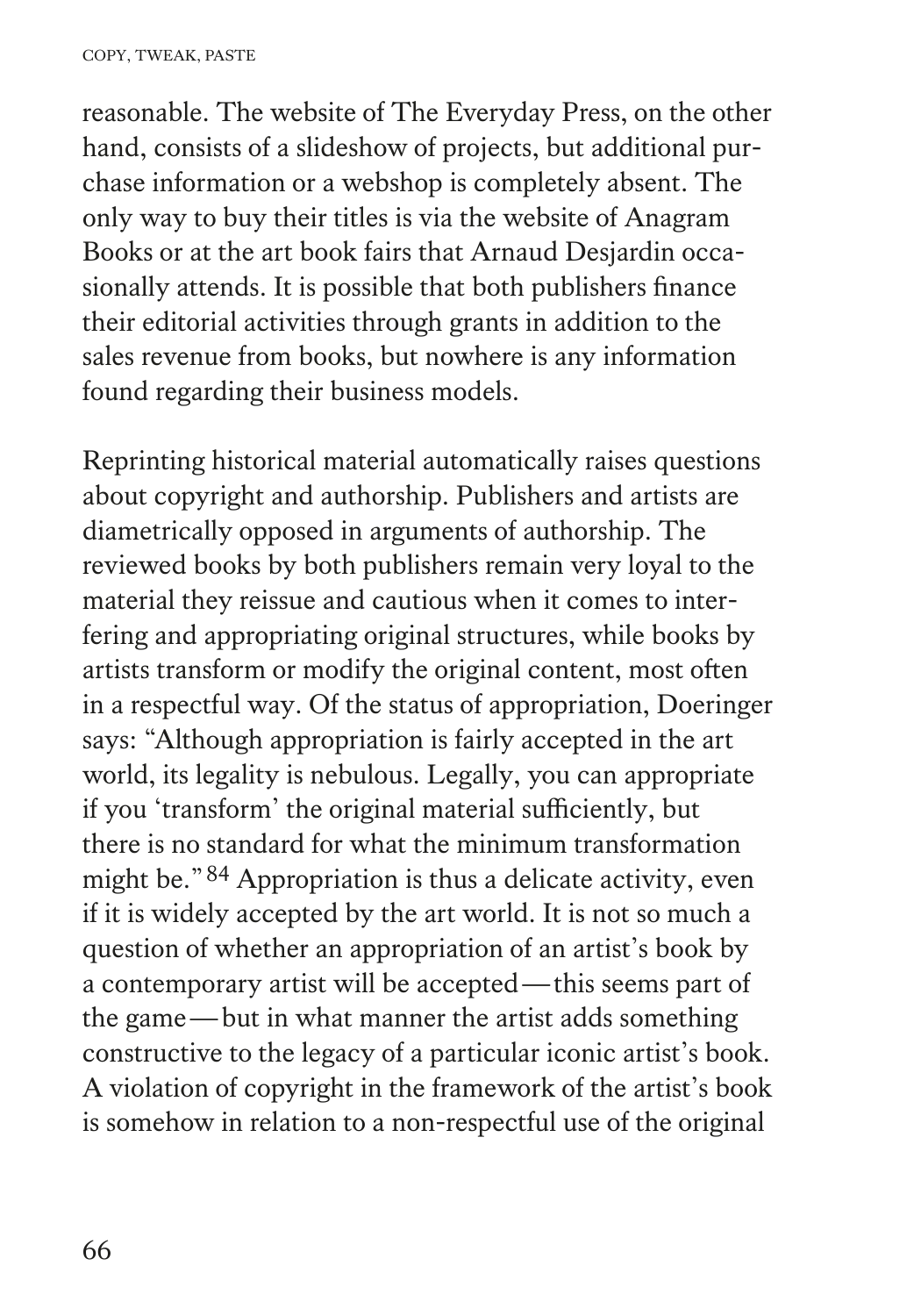reasonable. The website of The Everyday Press, on the other hand, consists of a slideshow of projects, but additional purchase information or a webshop is completely absent. The only way to buy their titles is via the website of Anagram Books or at the art book fairs that Arnaud Desjardin occasionally attends. It is possible that both publishers finance their editorial activities through grants in addition to the sales revenue from books, but nowhere is any information found regarding their business models.

Reprinting historical material automatically raises questions about copyright and authorship. Publishers and artists are diametrically opposed in arguments of authorship. The reviewed books by both publishers remain very loyal to the material they reissue and cautious when it comes to interfering and appropriating original structures, while books by artists transform or modify the original content, most often in a respectful way. Of the status of appropriation, Doeringer says: "Although appropriation is fairly accepted in the art world, its legality is nebulous. Legally, you can appropriate if you 'transform' the original material sufficiently, but there is no standard for what the minimum transformation might be." [84] Appropriation is thus a delicate activity, even if it is widely accepted by the art world. It is not so much a question of whether an appropriation of an artist's book by a contemporary artist will be accepted — this seems part of the game — but in what manner the artist adds something constructive to the legacy of a particular iconic artist's book. A violation of copyright in the framework of the artist's book is somehow in relation to a non-respectful use of the original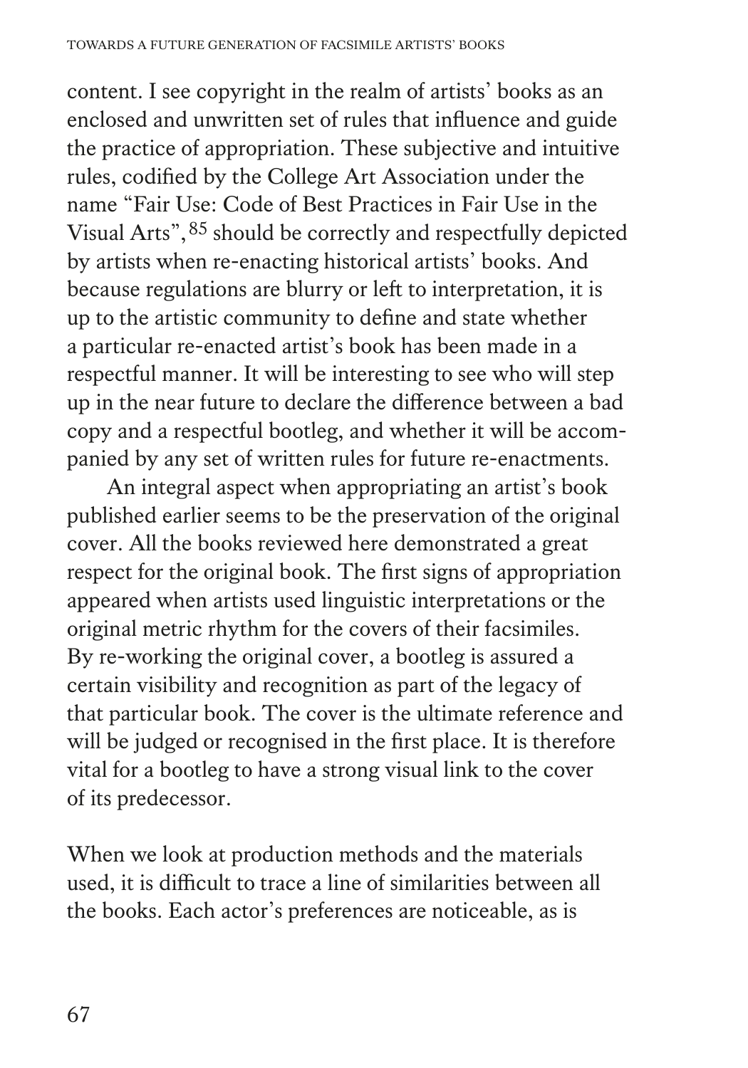content. I see copyright in the realm of artists' books as an enclosed and unwritten set of rules that influence and guide the practice of appropriation. These subjective and intuitive rules, codified by the College Art Association under the name "Fair Use: Code of Best Practices in Fair Use in the Visual Arts",[85] should be correctly and respectfully depicted by artists when re-enacting historical artists' books. And because regulations are blurry or left to interpretation, it is up to the artistic community to define and state whether a particular re-enacted artist's book has been made in a respectful manner. It will be interesting to see who will step up in the near future to declare the difference between a bad copy and a respectful bootleg, and whether it will be accompanied by any set of written rules for future re-enactments.

An integral aspect when appropriating an artist's book published earlier seems to be the preservation of the original cover. All the books reviewed here demonstrated a great respect for the original book. The first signs of appropriation appeared when artists used linguistic interpretations or the original metric rhythm for the covers of their facsimiles. By re-working the original cover, a bootleg is assured a certain visibility and recognition as part of the legacy of that particular book. The cover is the ultimate reference and will be judged or recognised in the first place. It is therefore vital for a bootleg to have a strong visual link to the cover of its predecessor.

When we look at production methods and the materials used, it is difficult to trace a line of similarities between all the books. Each actor's preferences are noticeable, as is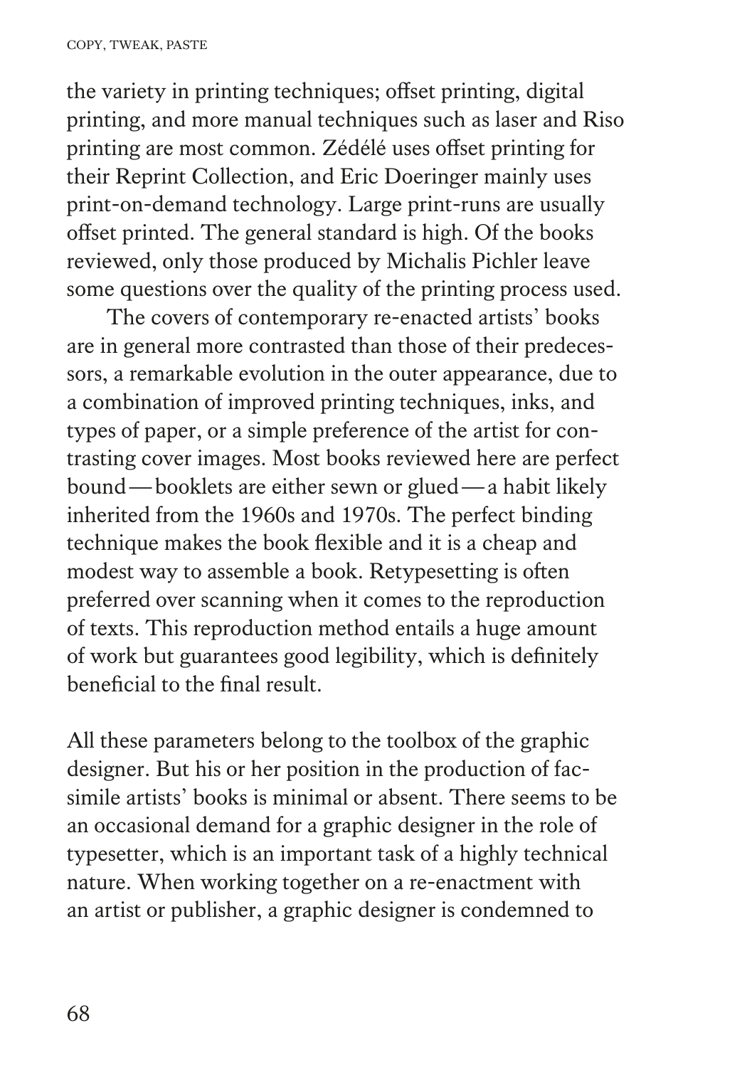the variety in printing techniques; offset printing, digital printing, and more manual techniques such as laser and Riso printing are most common. Zédélé uses offset printing for their Reprint Collection, and Eric Doeringer mainly uses print-on-demand technology. Large print-runs are usually offset printed. The general standard is high. Of the books reviewed, only those produced by Michalis Pichler leave some questions over the quality of the printing process used.

The covers of contemporary re-enacted artists' books are in general more contrasted than those of their predecessors, a remarkable evolution in the outer appearance, due to a combination of improved printing techniques, inks, and types of paper, or a simple preference of the artist for contrasting cover images. Most books reviewed here are perfect bound — booklets are either sewn or glued — a habit likely inherited from the 1960s and 1970s. The perfect binding technique makes the book flexible and it is a cheap and modest way to assemble a book. Retypesetting is often preferred over scanning when it comes to the reproduction of texts. This reproduction method entails a huge amount of work but guarantees good legibility, which is definitely beneficial to the final result.

All these parameters belong to the toolbox of the graphic designer. But his or her position in the production of facsimile artists' books is minimal or absent. There seems to be an occasional demand for a graphic designer in the role of typesetter, which is an important task of a highly technical nature. When working together on a re-enactment with an artist or publisher, a graphic designer is condemned to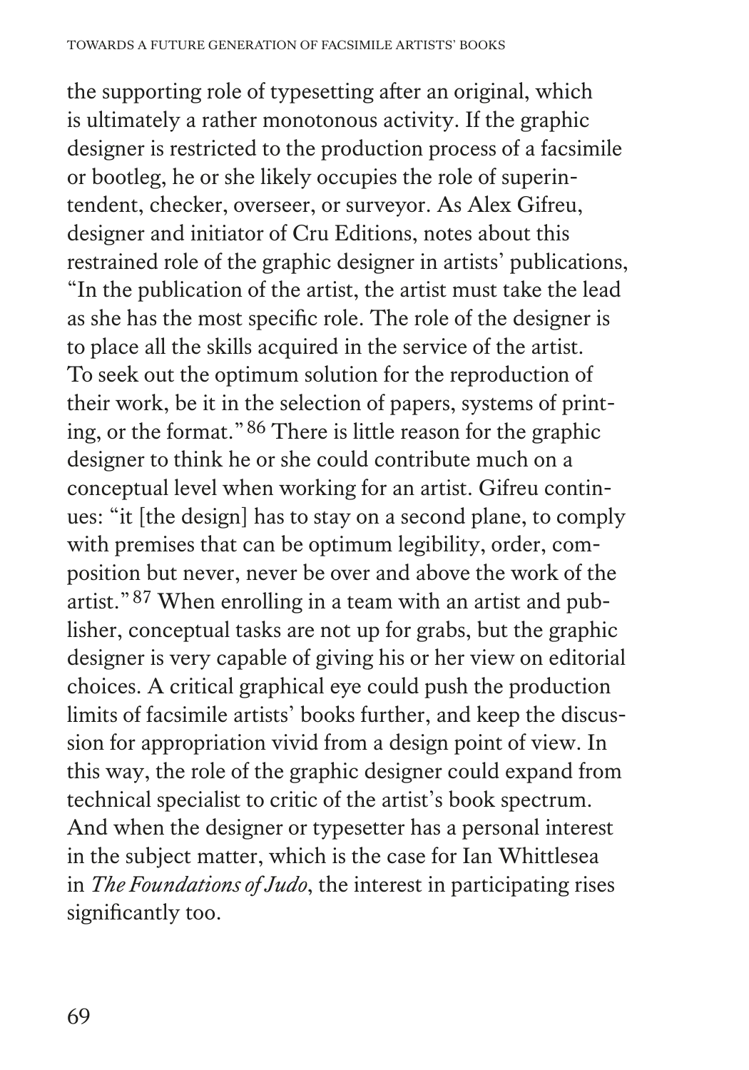the supporting role of typesetting after an original, which is ultimately a rather monotonous activity. If the graphic designer is restricted to the production process of a facsimile or bootleg, he or she likely occupies the role of superintendent, checker, overseer, or surveyor. As Alex Gifreu, designer and initiator of Cru Editions, notes about this restrained role of the graphic designer in artists' publications, "In the publication of the artist, the artist must take the lead as she has the most specific role. The role of the designer is to place all the skills acquired in the service of the artist. To seek out the optimum solution for the reproduction of their work, be it in the selection of papers, systems of printing, or the format." [86] There is little reason for the graphic designer to think he or she could contribute much on a conceptual level when working for an artist. Gifreu continues: "it [the design] has to stay on a second plane, to comply with premises that can be optimum legibility, order, composition but never, never be over and above the work of the artist." [87] When enrolling in a team with an artist and publisher, conceptual tasks are not up for grabs, but the graphic designer is very capable of giving his or her view on editorial choices. A critical graphical eye could push the production limits of facsimile artists' books further, and keep the discussion for appropriation vivid from a design point of view. In this way, the role of the graphic designer could expand from technical specialist to critic of the artist's book spectrum. And when the designer or typesetter has a personal interest in the subject matter, which is the case for Ian Whittlesea in *The Foundations of Judo*, the interest in participating rises significantly too.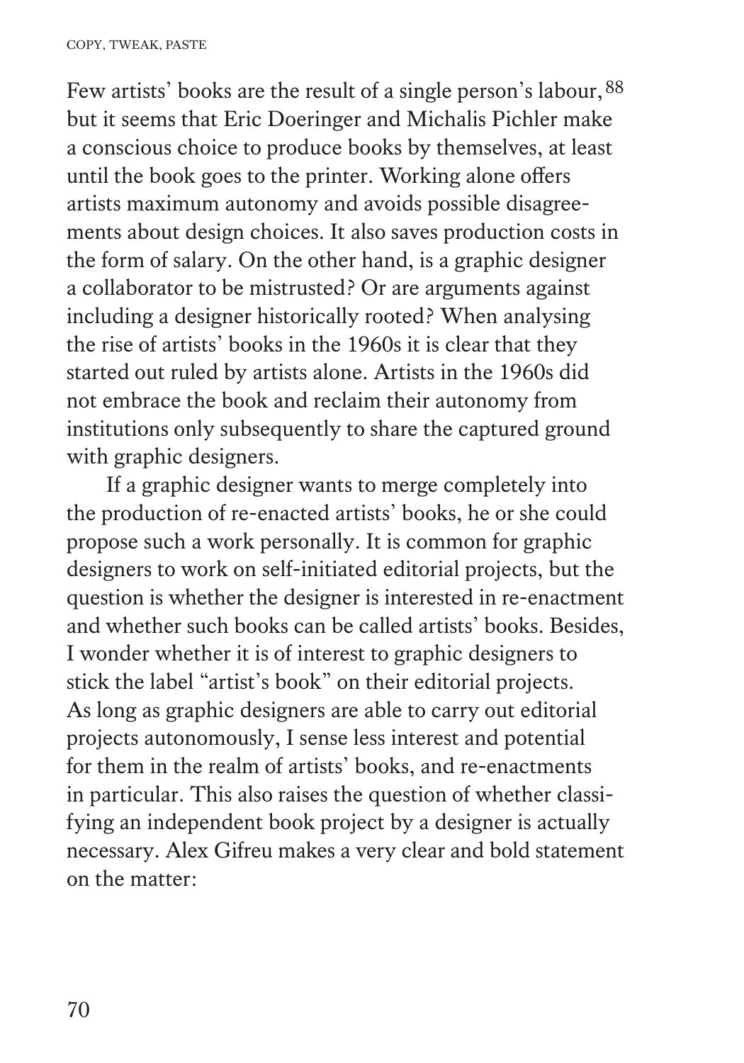Few artists' books are the result of a single person's labour,[88] but it seems that Eric Doeringer and Michalis Pichler make a conscious choice to produce books by themselves, at least until the book goes to the printer. Working alone offers artists maximum autonomy and avoids possible disagreements about design choices. It also saves production costs in the form of salary. On the other hand, is a graphic designer a collaborator to be mistrusted? Or are arguments against including a designer historically rooted? When analysing the rise of artists' books in the 1960s it is clear that they started out ruled by artists alone. Artists in the 1960s did not embrace the book and reclaim their autonomy from institutions only subsequently to share the captured ground with graphic designers.

If a graphic designer wants to merge completely into the production of re-enacted artists' books, he or she could propose such a work personally. It is common for graphic designers to work on self-initiated editorial projects, but the question is whether the designer is interested in re-enactment and whether such books can be called artists' books. Besides, I wonder whether it is of interest to graphic designers to stick the label "artist's book" on their editorial projects. As long as graphic designers are able to carry out editorial projects autonomously, I sense less interest and potential for them in the realm of artists' books, and re-enactments in particular. This also raises the question of whether classifying an independent book project by a designer is actually necessary. Alex Gifreu makes a very clear and bold statement on the matter: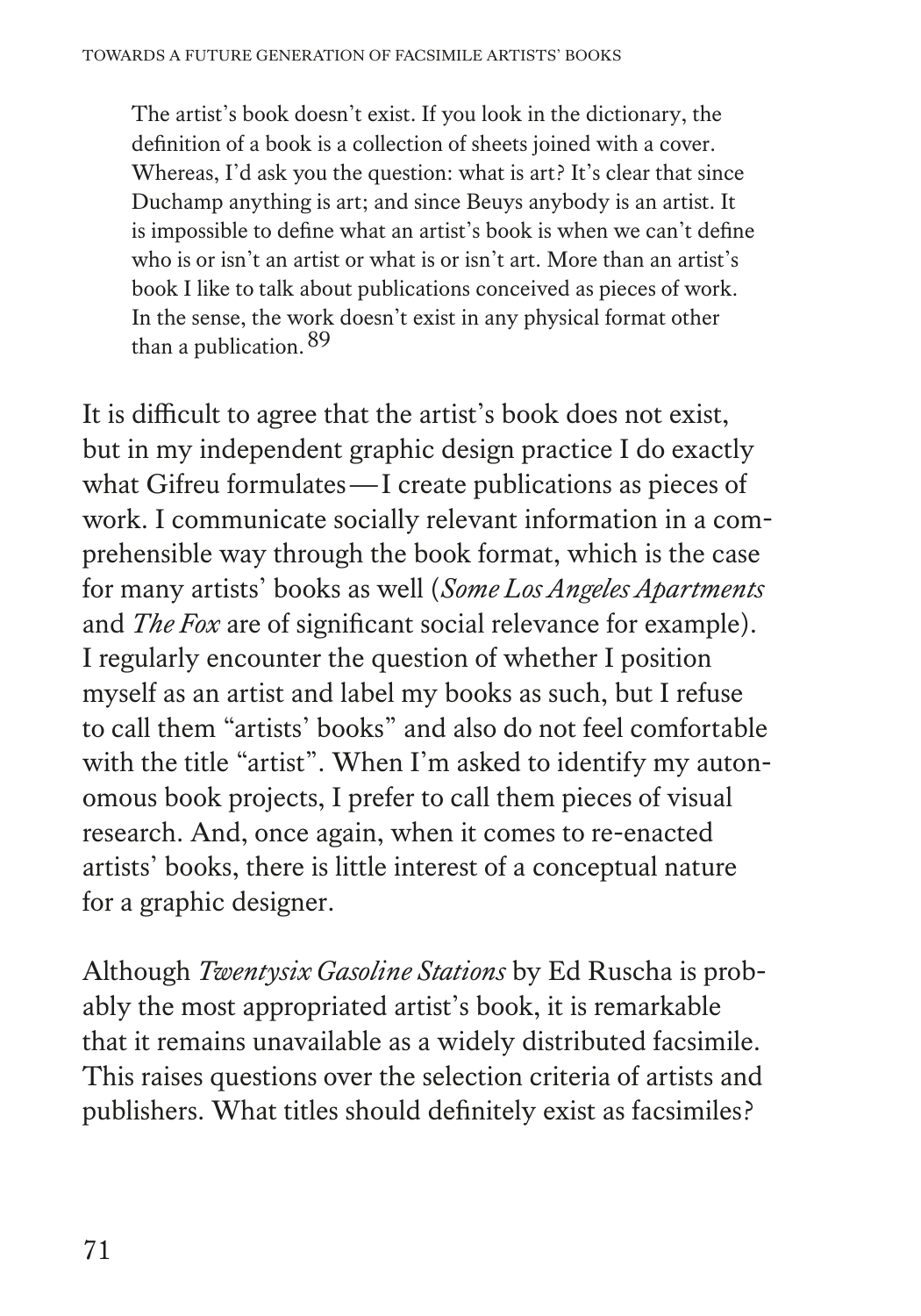> The artist's book doesn't exist. If you look in the dictionary, the definition of a book is a collection of sheets joined with a cover. Whereas, I'd ask you the question: what is art? It's clear that since Duchamp anything is art; and since Beuys anybody is an artist. It is impossible to define what an artist's book is when we can't define who is or isn't an artist or what is or isn't art. More than an artist's book I like to talk about publications conceived as pieces of work. In the sense, the work doesn't exist in any physical format other than a publication.[89]

It is difficult to agree that the artist's book does not exist, but in my independent graphic design practice I do exactly what Gifreu formulates — I create publications as pieces of work. I communicate socially relevant information in a comprehensible way through the book format, which is the case for many artists' books as well (*Some Los Angeles Apartments* and *The Fox* are of significant social relevance for example). I regularly encounter the question of whether I position myself as an artist and label my books as such, but I refuse to call them "artists' books" and also do not feel comfortable with the title "artist". When I'm asked to identify my autonomous book projects, I prefer to call them pieces of visual research. And, once again, when it comes to re-enacted artists' books, there is little interest of a conceptual nature for a graphic designer.

Although *Twentysix Gasoline Stations* by Ed Ruscha is probably the most appropriated artist's book, it is remarkable that it remains unavailable as a widely distributed facsimile. This raises questions over the selection criteria of artists and publishers. What titles should definitely exist as facsimiles?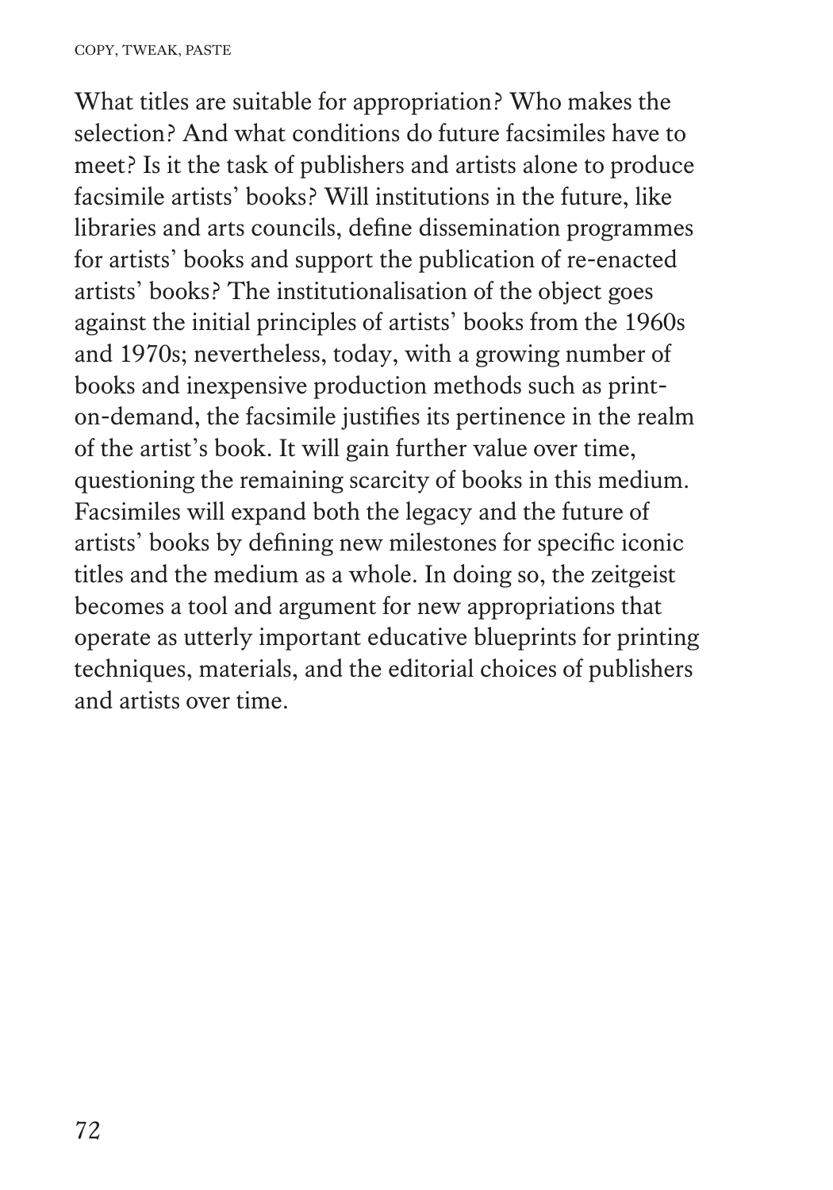What titles are suitable for appropriation? Who makes the selection? And what conditions do future facsimiles have to meet? Is it the task of publishers and artists alone to produce facsimile artists' books? Will institutions in the future, like libraries and arts councils, define dissemination programmes for artists' books and support the publication of re-enacted artists' books? The institutionalisation of the object goes against the initial principles of artists' books from the 1960s and 1970s; nevertheless, today, with a growing number of books and inexpensive production methods such as print-on-demand, the facsimile justifies its pertinence in the realm of the artist's book. It will gain further value over time, questioning the remaining scarcity of books in this medium. Facsimiles will expand both the legacy and the future of artists' books by defining new milestones for specific iconic titles and the medium as a whole. In doing so, the zeitgeist becomes a tool and argument for new appropriations that operate as utterly important educative blueprints for printing techniques, materials, and the editorial choices of publishers and artists over time.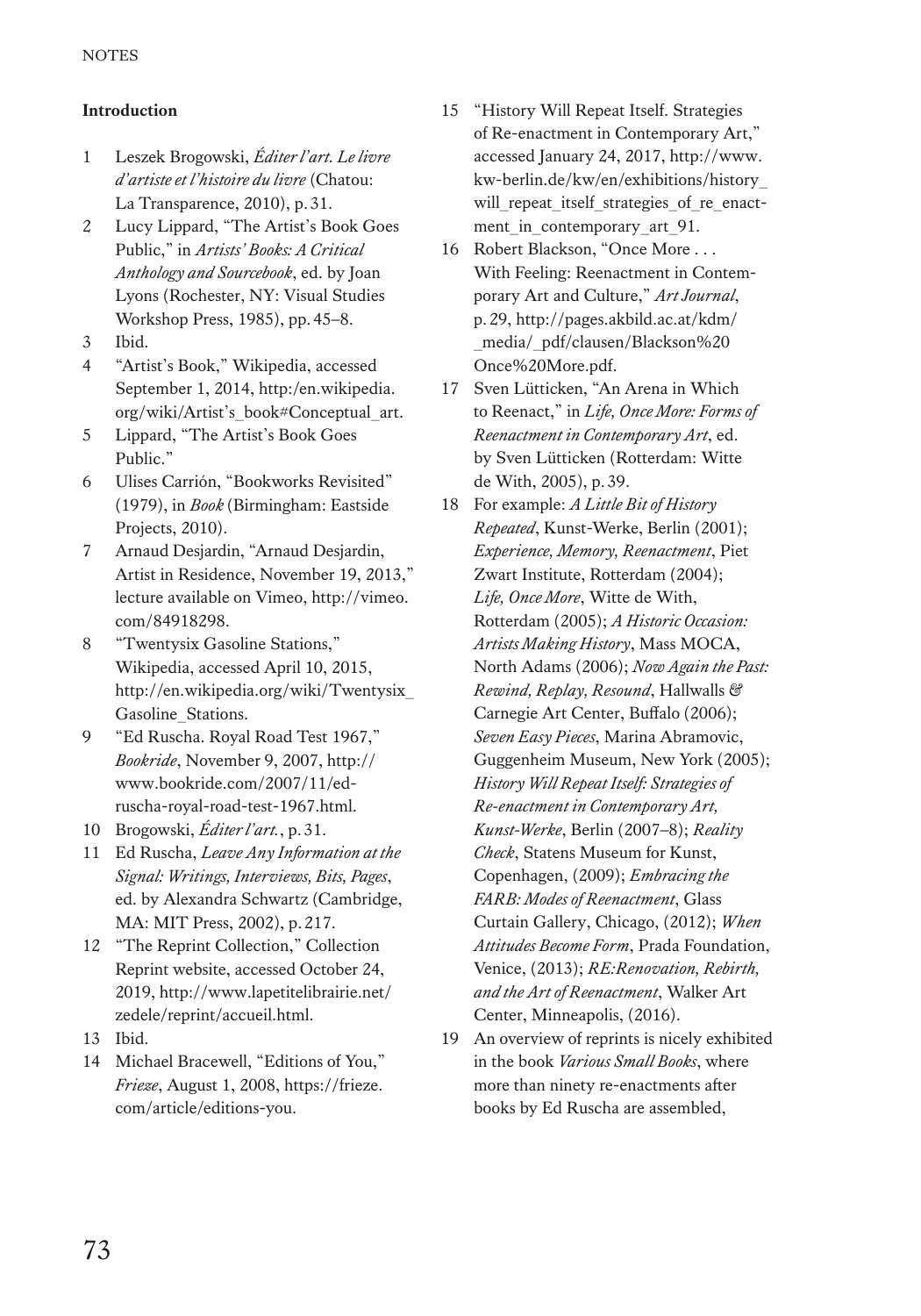## Introduction

1. Leszek Brogowski, *Éditer l'art. Le livre d'artiste et l'histoire du livre* (Chatou: La Transparence, 2010), p. 31.
2. Lucy Lippard, "The Artist's Book Goes Public," in *Artists' Books: A Critical Anthology and Sourcebook*, ed. by Joan Lyons (Rochester, NY: Visual Studies Workshop Press, 1985), pp. 45–8.
3. Ibid.
4. "Artist's Book," Wikipedia, accessed September 1, 2014, http:/en.wikipedia.org/wiki/Artist's_book#Conceptual_art.
5. Lippard, "The Artist's Book Goes Public."
6. Ulises Carrión, "Bookworks Revisited" (1979), in *Book* (Birmingham: Eastside Projects, 2010).
7. Arnaud Desjardin, "Arnaud Desjardin, Artist in Residence, November 19, 2013," lecture available on Vimeo, http://vimeo.com/84918298.
8. "Twentysix Gasoline Stations," Wikipedia, accessed April 10, 2015, http://en.wikipedia.org/wiki/Twentysix_Gasoline_Stations.
9. "Ed Ruscha. Royal Road Test 1967," *Bookride*, November 9, 2007, http://www.bookride.com/2007/11/ed-ruscha-royal-road-test-1967.html.
10. Brogowski, *Éditer l'art.*, p. 31.
11. Ed Ruscha, *Leave Any Information at the Signal: Writings, Interviews, Bits, Pages*, ed. by Alexandra Schwartz (Cambridge, MA: MIT Press, 2002), p. 217.
12. "The Reprint Collection," Collection Reprint website, accessed October 24, 2019, http://www.lapetitelibrairie.net/zedele/reprint/accueil.html.
13. Ibid.
14. Michael Bracewell, "Editions of You," *Frieze*, August 1, 2008, https://frieze.com/article/editions-you.
15. "History Will Repeat Itself. Strategies of Re-enactment in Contemporary Art," accessed January 24, 2017, http://www.kw-berlin.de/kw/en/exhibitions/history_will_repeat_itself_strategies_of_re_enactment_in_contemporary_art_91.
16. Robert Blackson, "Once More . . . With Feeling: Reenactment in Contemporary Art and Culture," *Art Journal*, p. 29, http://pages.akbild.ac.at/kdm/_media/_pdf/clausen/Blackson%20Once%20More.pdf.
17. Sven Lütticken, "An Arena in Which to Reenact," in *Life, Once More: Forms of Reenactment in Contemporary Art*, ed. by Sven Lütticken (Rotterdam: Witte de With, 2005), p. 39.
18. For example: *A Little Bit of History Repeated*, Kunst-Werke, Berlin (2001); *Experience, Memory, Reenactment*, Piet Zwart Institute, Rotterdam (2004); *Life, Once More*, Witte de With, Rotterdam (2005); *A Historic Occasion: Artists Making History*, Mass MOCA, North Adams (2006); *Now Again the Past: Rewind, Replay, Resound*, Hallwalls & Carnegie Art Center, Buffalo (2006); *Seven Easy Pieces*, Marina Abramovic, Guggenheim Museum, New York (2005); *History Will Repeat Itself: Strategies of Re-enactment in Contemporary Art, Kunst-Werke*, Berlin (2007–8); *Reality Check*, Statens Museum for Kunst, Copenhagen, (2009); *Embracing the FARB: Modes of Reenactment*, Glass Curtain Gallery, Chicago, (2012); *When Attitudes Become Form*, Prada Foundation, Venice, (2013); *RE:Renovation, Rebirth, and the Art of Reenactment*, Walker Art Center, Minneapolis, (2016).
19. An overview of reprints is nicely exhibited in the book *Various Small Books*, where more than ninety re-enactments after books by Ed Ruscha are assembled,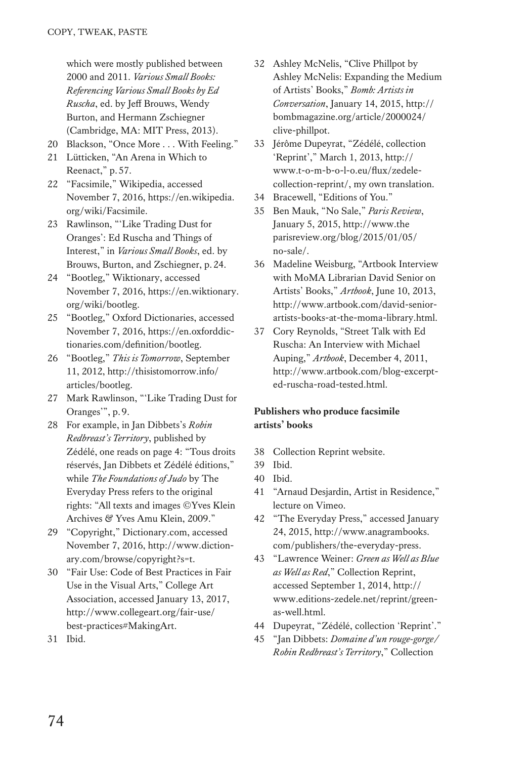which were mostly published between 2000 and 2011. *Various Small Books: Referencing Various Small Books by Ed Ruscha*, ed. by Jeff Brouws, Wendy Burton, and Hermann Zschiegner (Cambridge, MA: MIT Press, 2013).

20 Blackson, "Once More . . . With Feeling."
21 Lütticken, "An Arena in Which to Reenact," p. 57.
22 "Facsimile," Wikipedia, accessed November 7, 2016, https://en.wikipedia.org/wiki/Facsimile.
23 Rawlinson, "'Like Trading Dust for Oranges': Ed Ruscha and Things of Interest," in *Various Small Books*, ed. by Brouws, Burton, and Zschiegner, p. 24.
24 "Bootleg," Wiktionary, accessed November 7, 2016, https://en.wiktionary.org/wiki/bootleg.
25 "Bootleg," Oxford Dictionaries, accessed November 7, 2016, https://en.oxforddictionaries.com/definition/bootleg.
26 "Bootleg," *This is Tomorrow*, September 11, 2012, http://thisistomorrow.info/articles/bootleg.
27 Mark Rawlinson, "'Like Trading Dust for Oranges'", p. 9.
28 For example, in Jan Dibbets's *Robin Redbreast's Territory*, published by Zédélé, one reads on page 4: "Tous droits réservés, Jan Dibbets et Zédélé éditions," while *The Foundations of Judo* by The Everyday Press refers to the original rights: "All texts and images ©Yves Klein Archives & Yves Amu Klein, 2009."
29 "Copyright," Dictionary.com, accessed November 7, 2016, http://www.dictionary.com/browse/copyright?s=t.
30 "Fair Use: Code of Best Practices in Fair Use in the Visual Arts," College Art Association, accessed January 13, 2017, http://www.collegeart.org/fair-use/best-practices#MakingArt.
31 Ibid.
32 Ashley McNelis, "Clive Phillpot by Ashley McNelis: Expanding the Medium of Artists' Books," *Bomb: Artists in Conversation*, January 14, 2015, http://bombmagazine.org/article/2000024/clive-phillpot.
33 Jérôme Dupeyrat, "Zédélé, collection 'Reprint'," March 1, 2013, http://www.t-o-m-b-o-l-o.eu/flux/zedele-collection-reprint/, my own translation.
34 Bracewell, "Editions of You."
35 Ben Mauk, "No Sale," *Paris Review*, January 5, 2015, http://www.theparisreview.org/blog/2015/01/05/no-sale/.
36 Madeline Weisburg, "Artbook Interview with MoMA Librarian David Senior on Artists' Books," *Artbook*, June 10, 2013, http://www.artbook.com/david-senior-artists-books-at-the-moma-library.html.
37 Cory Reynolds, "Street Talk with Ed Ruscha: An Interview with Michael Auping," *Artbook*, December 4, 2011, http://www.artbook.com/blog-excerpted-ruscha-road-tested.html.

**Publishers who produce facsimile artists' books**

38 Collection Reprint website.
39 Ibid.
40 Ibid.
41 "Arnaud Desjardin, Artist in Residence," lecture on Vimeo.
42 "The Everyday Press," accessed January 24, 2015, http://www.anagrambooks.com/publishers/the-everyday-press.
43 "Lawrence Weiner: *Green as Well as Blue as Well as Red*," Collection Reprint, accessed September 1, 2014, http://www.editions-zedele.net/reprint/green-as-well.html.
44 Dupeyrat, "Zédélé, collection 'Reprint'."
45 "Jan Dibbets: *Domaine d'un rouge-gorge/Robin Redbreast's Territory*," Collection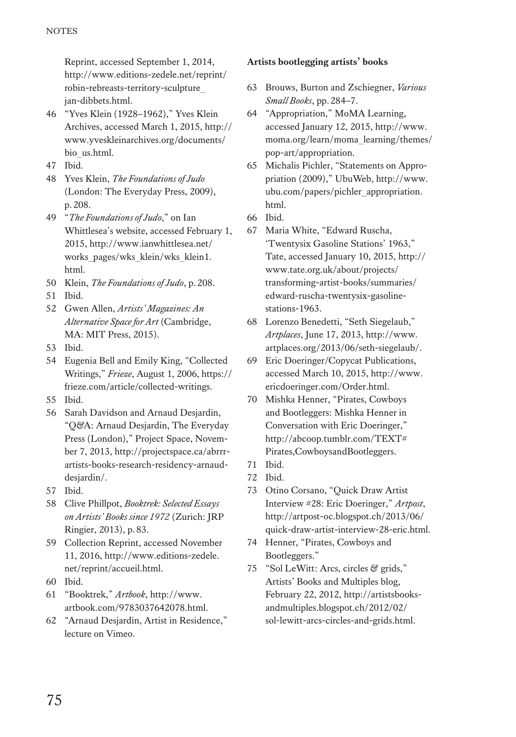Reprint, accessed September 1, 2014, http://www.editions-zedele.net/reprint/robin-rebreasts-territory-sculpture_jan-dibbets.html.

46 "Yves Klein (1928–1962)," Yves Klein Archives, accessed March 1, 2015, http://www.yveskleinarchives.org/documents/bio_us.html.
47 Ibid.
48 Yves Klein, *The Foundations of Judo* (London: The Everyday Press, 2009), p. 208.
49 "*The Foundations of Judo*," on Ian Whittlesea's website, accessed February 1, 2015, http://www.ianwhittlesea.net/works_pages/wks_klein/wks_klein1.html.
50 Klein, *The Foundations of Judo*, p. 208.
51 Ibid.
52 Gwen Allen, *Artists' Magazines: An Alternative Space for Art* (Cambridge, MA: MIT Press, 2015).
53 Ibid.
54 Eugenia Bell and Emily King, "Collected Writings," *Frieze*, August 1, 2006, https://frieze.com/article/collected-writings.
55 Ibid.
56 Sarah Davidson and Arnaud Desjardin, "Q&A: Arnaud Desjardin, The Everyday Press (London)," Project Space, November 7, 2013, http://projectspace.ca/abrrr-artists-books-research-residency-arnaud-desjardin/.
57 Ibid.
58 Clive Phillpot, *Booktrek: Selected Essays on Artists' Books since 1972* (Zurich: JRP Ringier, 2013), p. 83.
59 Collection Reprint, accessed November 11, 2016, http://www.editions-zedele.net/reprint/accueil.html.
60 Ibid.
61 "Booktrek," *Artbook*, http://www.artbook.com/9783037642078.html.
62 "Arnaud Desjardin, Artist in Residence," lecture on Vimeo.

**Artists bootlegging artists' books**

63 Brouws, Burton and Zschiegner, *Various Small Books*, pp. 284–7.
64 "Appropriation," MoMA Learning, accessed January 12, 2015, http://www.moma.org/learn/moma_learning/themes/pop-art/appropriation.
65 Michalis Pichler, "Statements on Appropriation (2009)," UbuWeb, http://www.ubu.com/papers/pichler_appropriation.html.
66 Ibid.
67 Maria White, "Edward Ruscha, 'Twentysix Gasoline Stations' 1963," Tate, accessed January 10, 2015, http://www.tate.org.uk/about/projects/transforming-artist-books/summaries/edward-ruscha-twentysix-gasoline-stations-1963.
68 Lorenzo Benedetti, "Seth Siegelaub," *Artplaces*, June 17, 2013, http://www.artplaces.org/2013/06/seth-siegelaub/.
69 Eric Doeringer/Copycat Publications, accessed March 10, 2015, http://www.ericdoeringer.com/Order.html.
70 Mishka Henner, "Pirates, Cowboys and Bootleggers: Mishka Henner in Conversation with Eric Doeringer," http://abcoop.tumblr.com/TEXT#Pirates,CowboysandBootleggers.
71 Ibid.
72 Ibid.
73 Otino Corsano, "Quick Draw Artist Interview #28: Eric Doeringer," *Artpost*, http://artpost-oc.blogspot.ch/2013/06/quick-draw-artist-interview-28-eric.html.
74 Henner, "Pirates, Cowboys and Bootleggers."
75 "Sol LeWitt: Arcs, circles & grids," Artists' Books and Multiples blog, February 22, 2012, http://artistsbooksandmultiples.blogspot.ch/2012/02/sol-lewitt-arcs-circles-and-grids.html.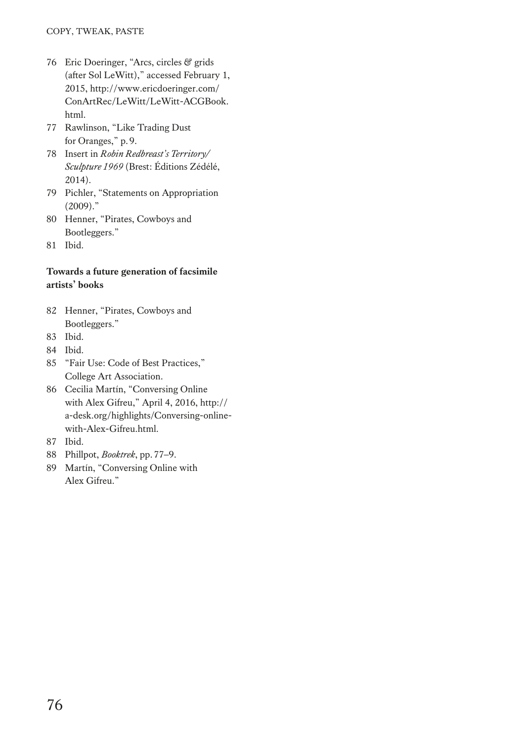76 Eric Doeringer, "Arcs, circles & grids (after Sol LeWitt)," accessed February 1, 2015, http://www.ericdoeringer.com/ConArtRec/LeWitt/LeWitt-ACGBook.html.

77 Rawlinson, "Like Trading Dust for Oranges," p. 9.

78 Insert in *Robin Redbreast's Territory/ Sculpture 1969* (Brest: Éditions Zédélé, 2014).

79 Pichler, "Statements on Appropriation (2009)."

80 Henner, "Pirates, Cowboys and Bootleggers."

81 Ibid.

**Towards a future generation of facsimile artists' books**

82 Henner, "Pirates, Cowboys and Bootleggers."

83 Ibid.

84 Ibid.

85 "Fair Use: Code of Best Practices," College Art Association.

86 Cecilia Martín, "Conversing Online with Alex Gifreu," April 4, 2016, http://a-desk.org/highlights/Conversing-online-with-Alex-Gifreu.html.

87 Ibid.

88 Phillpot, *Booktrek*, pp. 77–9.

89 Martín, "Conversing Online with Alex Gifreu."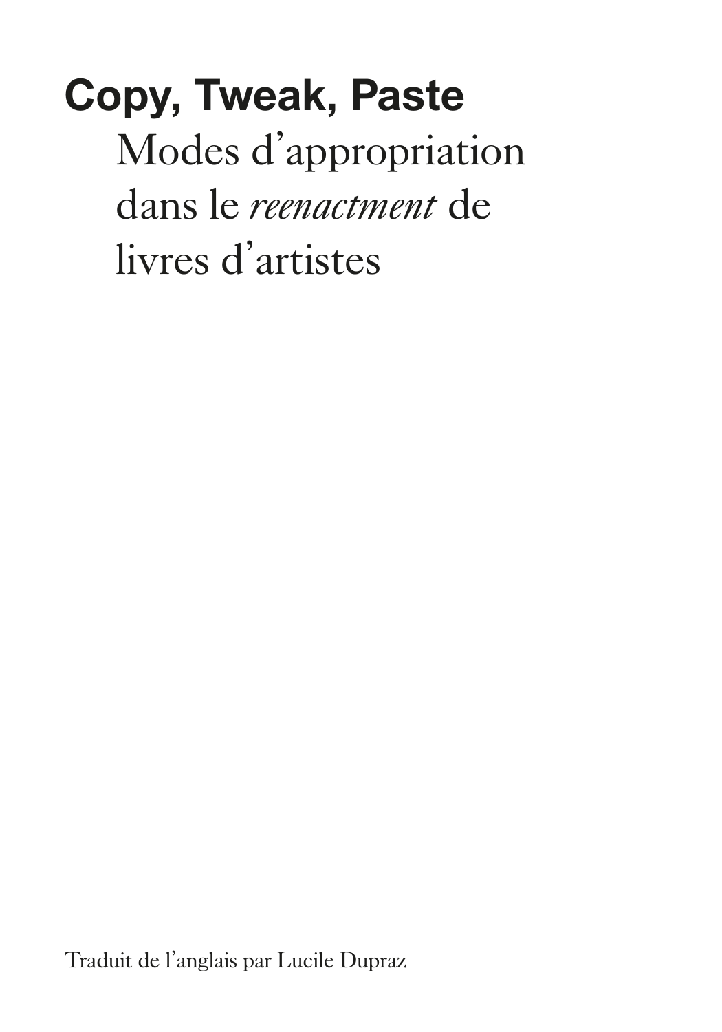# Copy, Tweak, Paste

## Modes d'appropriation dans le *reenactment* de livres d'artistes

Traduit de l'anglais par Lucile Dupraz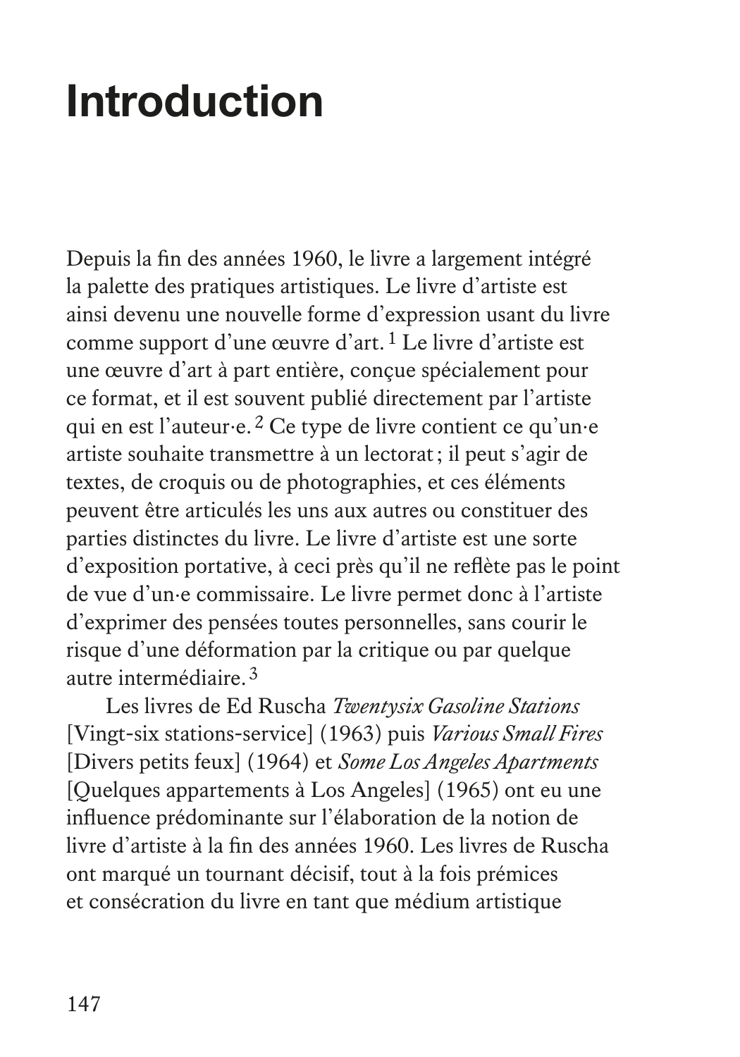# Introduction

Depuis la fin des années 1960, le livre a largement intégré la palette des pratiques artistiques. Le livre d'artiste est ainsi devenu une nouvelle forme d'expression usant du livre comme support d'une œuvre d'art.[1] Le livre d'artiste est une œuvre d'art à part entière, conçue spécialement pour ce format, et il est souvent publié directement par l'artiste qui en est l'auteur·e.[2] Ce type de livre contient ce qu'un·e artiste souhaite transmettre à un lectorat ; il peut s'agir de textes, de croquis ou de photographies, et ces éléments peuvent être articulés les uns aux autres ou constituer des parties distinctes du livre. Le livre d'artiste est une sorte d'exposition portative, à ceci près qu'il ne reflète pas le point de vue d'un·e commissaire. Le livre permet donc à l'artiste d'exprimer des pensées toutes personnelles, sans courir le risque d'une déformation par la critique ou par quelque autre intermédiaire.[3]

Les livres de Ed Ruscha *Twentysix Gasoline Stations* [Vingt-six stations-service] (1963) puis *Various Small Fires* [Divers petits feux] (1964) et *Some Los Angeles Apartments* [Quelques appartements à Los Angeles] (1965) ont eu une influence prédominante sur l'élaboration de la notion de livre d'artiste à la fin des années 1960. Les livres de Ruscha ont marqué un tournant décisif, tout à la fois prémices et consécration du livre en tant que médium artistique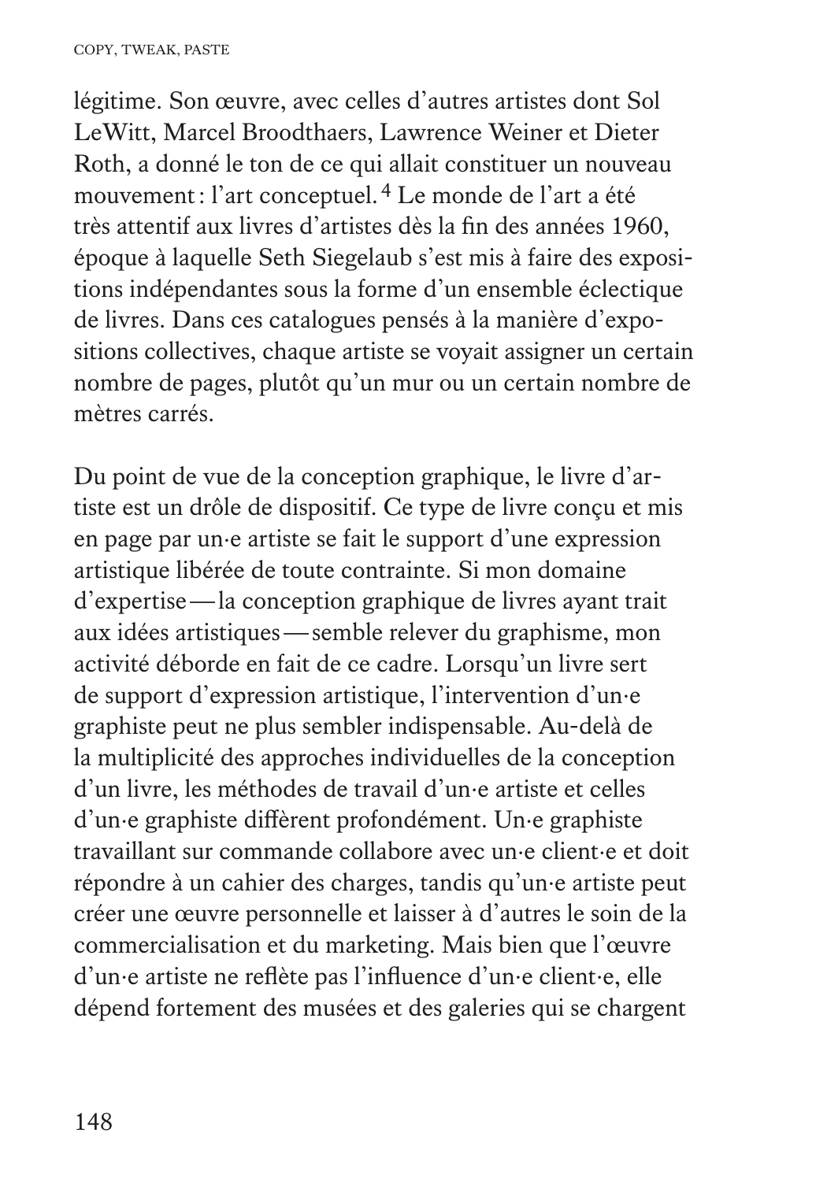légitime. Son œuvre, avec celles d'autres artistes dont Sol LeWitt, Marcel Broodthaers, Lawrence Weiner et Dieter Roth, a donné le ton de ce qui allait constituer un nouveau mouvement : l'art conceptuel.[4] Le monde de l'art a été très attentif aux livres d'artistes dès la fin des années 1960, époque à laquelle Seth Siegelaub s'est mis à faire des expositions indépendantes sous la forme d'un ensemble éclectique de livres. Dans ces catalogues pensés à la manière d'expositions collectives, chaque artiste se voyait assigner un certain nombre de pages, plutôt qu'un mur ou un certain nombre de mètres carrés.

Du point de vue de la conception graphique, le livre d'artiste est un drôle de dispositif. Ce type de livre conçu et mis en page par un·e artiste se fait le support d'une expression artistique libérée de toute contrainte. Si mon domaine d'expertise — la conception graphique de livres ayant trait aux idées artistiques — semble relever du graphisme, mon activité déborde en fait de ce cadre. Lorsqu'un livre sert de support d'expression artistique, l'intervention d'un·e graphiste peut ne plus sembler indispensable. Au-delà de la multiplicité des approches individuelles de la conception d'un livre, les méthodes de travail d'un·e artiste et celles d'un·e graphiste diffèrent profondément. Un·e graphiste travaillant sur commande collabore avec un·e client·e et doit répondre à un cahier des charges, tandis qu'un·e artiste peut créer une œuvre personnelle et laisser à d'autres le soin de la commercialisation et du marketing. Mais bien que l'œuvre d'un·e artiste ne reflète pas l'influence d'un·e client·e, elle dépend fortement des musées et des galeries qui se chargent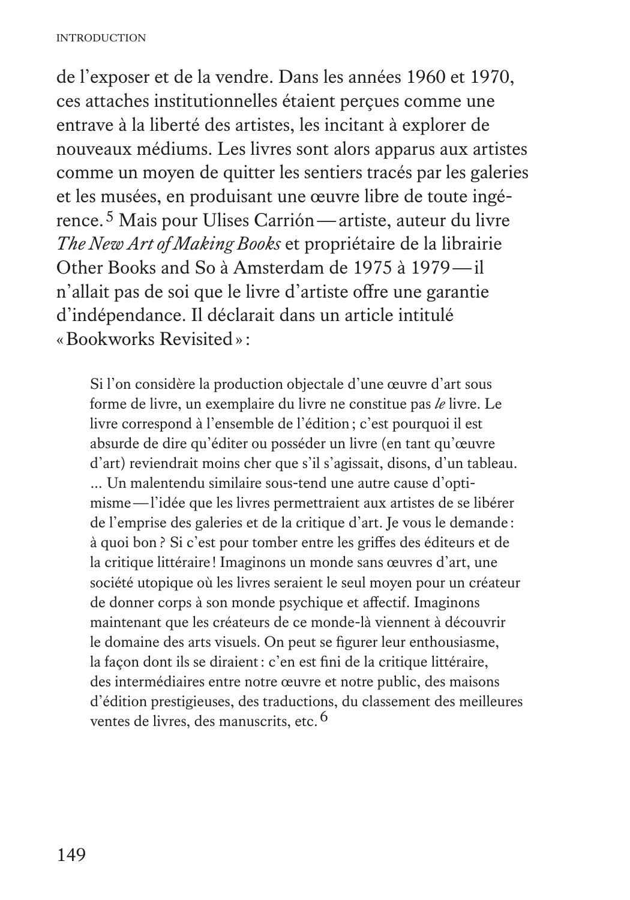de l'exposer et de la vendre. Dans les années 1960 et 1970, ces attaches institutionnelles étaient perçues comme une entrave à la liberté des artistes, les incitant à explorer de nouveaux médiums. Les livres sont alors apparus aux artistes comme un moyen de quitter les sentiers tracés par les galeries et les musées, en produisant une œuvre libre de toute ingérence.[5] Mais pour Ulises Carrión — artiste, auteur du livre *The New Art of Making Books* et propriétaire de la librairie Other Books and So à Amsterdam de 1975 à 1979 — il n'allait pas de soi que le livre d'artiste offre une garantie d'indépendance. Il déclarait dans un article intitulé « Bookworks Revisited » :

> Si l'on considère la production objectale d'une œuvre d'art sous forme de livre, un exemplaire du livre ne constitue pas *le* livre. Le livre correspond à l'ensemble de l'édition ; c'est pourquoi il est absurde de dire qu'éditer ou posséder un livre (en tant qu'œuvre d'art) reviendrait moins cher que s'il s'agissait, disons, d'un tableau. … Un malentendu similaire sous-tend une autre cause d'optimisme — l'idée que les livres permettraient aux artistes de se libérer de l'emprise des galeries et de la critique d'art. Je vous le demande : à quoi bon ? Si c'est pour tomber entre les griffes des éditeurs et de la critique littéraire ! Imaginons un monde sans œuvres d'art, une société utopique où les livres seraient le seul moyen pour un créateur de donner corps à son monde psychique et affectif. Imaginons maintenant que les créateurs de ce monde-là viennent à découvrir le domaine des arts visuels. On peut se figurer leur enthousiasme, la façon dont ils se diraient : c'en est fini de la critique littéraire, des intermédiaires entre notre œuvre et notre public, des maisons d'édition prestigieuses, des traductions, du classement des meilleures ventes de livres, des manuscrits, etc.[6]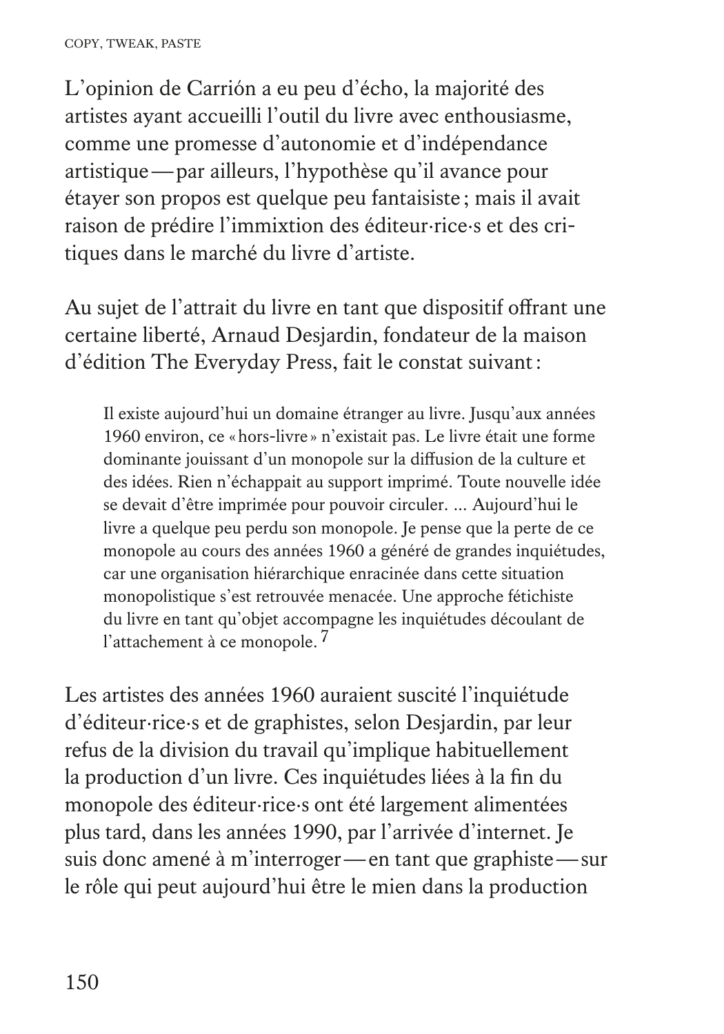L'opinion de Carrión a eu peu d'écho, la majorité des artistes ayant accueilli l'outil du livre avec enthousiasme, comme une promesse d'autonomie et d'indépendance artistique — par ailleurs, l'hypothèse qu'il avance pour étayer son propos est quelque peu fantaisiste ; mais il avait raison de prédire l'immixtion des éditeur·rice·s et des critiques dans le marché du livre d'artiste.

Au sujet de l'attrait du livre en tant que dispositif offrant une certaine liberté, Arnaud Desjardin, fondateur de la maison d'édition The Everyday Press, fait le constat suivant :

> Il existe aujourd'hui un domaine étranger au livre. Jusqu'aux années 1960 environ, ce « hors-livre » n'existait pas. Le livre était une forme dominante jouissant d'un monopole sur la diffusion de la culture et des idées. Rien n'échappait au support imprimé. Toute nouvelle idée se devait d'être imprimée pour pouvoir circuler. … Aujourd'hui le livre a quelque peu perdu son monopole. Je pense que la perte de ce monopole au cours des années 1960 a généré de grandes inquiétudes, car une organisation hiérarchique enracinée dans cette situation monopolistique s'est retrouvée menacée. Une approche fétichiste du livre en tant qu'objet accompagne les inquiétudes découlant de l'attachement à ce monopole. [7]

Les artistes des années 1960 auraient suscité l'inquiétude d'éditeur·rice·s et de graphistes, selon Desjardin, par leur refus de la division du travail qu'implique habituellement la production d'un livre. Ces inquiétudes liées à la fin du monopole des éditeur·rice·s ont été largement alimentées plus tard, dans les années 1990, par l'arrivée d'internet. Je suis donc amené à m'interroger — en tant que graphiste — sur le rôle qui peut aujourd'hui être le mien dans la production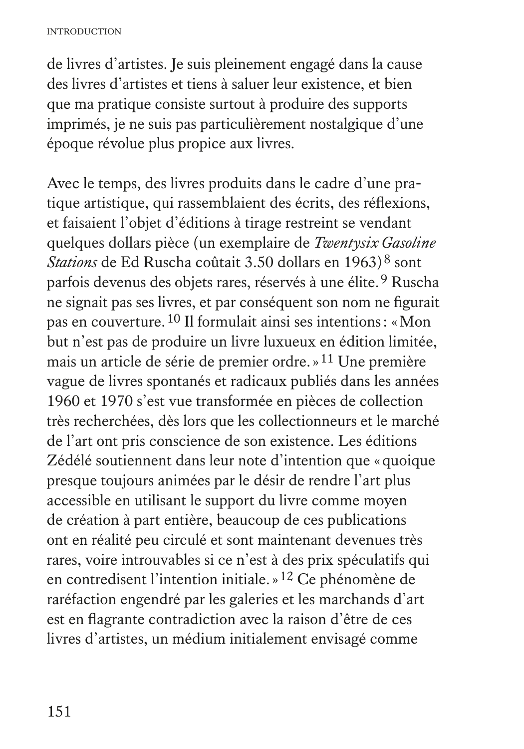de livres d'artistes. Je suis pleinement engagé dans la cause des livres d'artistes et tiens à saluer leur existence, et bien que ma pratique consiste surtout à produire des supports imprimés, je ne suis pas particulièrement nostalgique d'une époque révolue plus propice aux livres.

Avec le temps, des livres produits dans le cadre d'une pratique artistique, qui rassemblaient des écrits, des réflexions, et faisaient l'objet d'éditions à tirage restreint se vendant quelques dollars pièce (un exemplaire de *Twentysix Gasoline Stations* de Ed Ruscha coûtait 3.50 dollars en 1963)[8] sont parfois devenus des objets rares, réservés à une élite.[9] Ruscha ne signait pas ses livres, et par conséquent son nom ne figurait pas en couverture.[10] Il formulait ainsi ses intentions : « Mon but n'est pas de produire un livre luxueux en édition limitée, mais un article de série de premier ordre. »[11] Une première vague de livres spontanés et radicaux publiés dans les années 1960 et 1970 s'est vue transformée en pièces de collection très recherchées, dès lors que les collectionneurs et le marché de l'art ont pris conscience de son existence. Les éditions Zédélé soutiennent dans leur note d'intention que « quoique presque toujours animées par le désir de rendre l'art plus accessible en utilisant le support du livre comme moyen de création à part entière, beaucoup de ces publications ont en réalité peu circulé et sont maintenant devenues très rares, voire introuvables si ce n'est à des prix spéculatifs qui en contredisent l'intention initiale. »[12] Ce phénomène de raréfaction engendré par les galeries et les marchands d'art est en flagrante contradiction avec la raison d'être de ces livres d'artistes, un médium initialement envisagé comme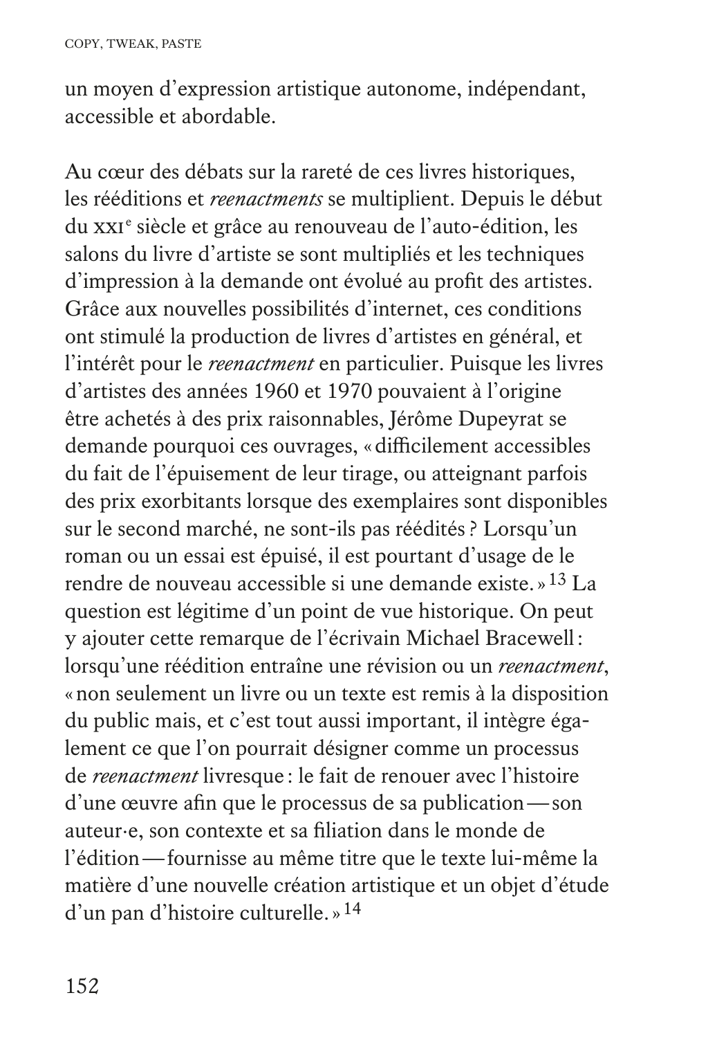un moyen d'expression artistique autonome, indépendant, accessible et abordable.

Au cœur des débats sur la rareté de ces livres historiques, les rééditions et *reenactments* se multiplient. Depuis le début du XXIᵉ siècle et grâce au renouveau de l'auto-édition, les salons du livre d'artiste se sont multipliés et les techniques d'impression à la demande ont évolué au profit des artistes. Grâce aux nouvelles possibilités d'internet, ces conditions ont stimulé la production de livres d'artistes en général, et l'intérêt pour le *reenactment* en particulier. Puisque les livres d'artistes des années 1960 et 1970 pouvaient à l'origine être achetés à des prix raisonnables, Jérôme Dupeyrat se demande pourquoi ces ouvrages, « difficilement accessibles du fait de l'épuisement de leur tirage, ou atteignant parfois des prix exorbitants lorsque des exemplaires sont disponibles sur le second marché, ne sont-ils pas réédités ? Lorsqu'un roman ou un essai est épuisé, il est pourtant d'usage de le rendre de nouveau accessible si une demande existe. »[13] La question est légitime d'un point de vue historique. On peut y ajouter cette remarque de l'écrivain Michael Bracewell : lorsqu'une réédition entraîne une révision ou un *reenactment*, « non seulement un livre ou un texte est remis à la disposition du public mais, et c'est tout aussi important, il intègre également ce que l'on pourrait désigner comme un processus de *reenactment* livresque : le fait de renouer avec l'histoire d'une œuvre afin que le processus de sa publication — son auteur·e, son contexte et sa filiation dans le monde de l'édition — fournisse au même titre que le texte lui-même la matière d'une nouvelle création artistique et un objet d'étude d'un pan d'histoire culturelle. »[14]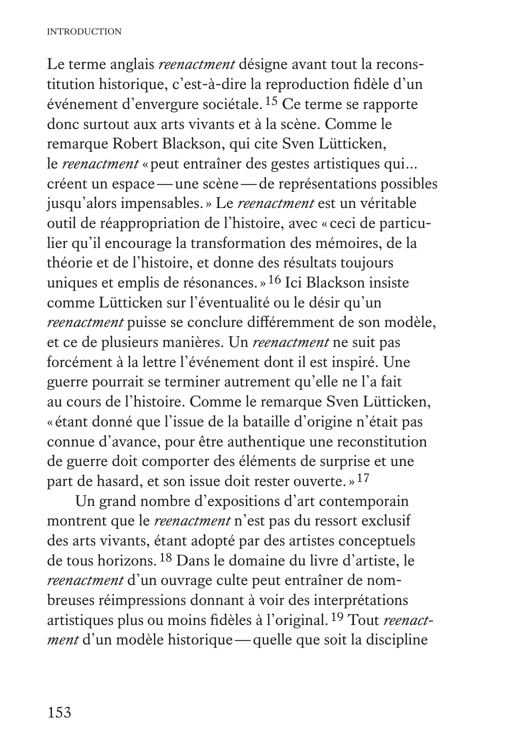Le terme anglais *reenactment* désigne avant tout la reconstitution historique, c'est-à-dire la reproduction fidèle d'un événement d'envergure sociétale.[15] Ce terme se rapporte donc surtout aux arts vivants et à la scène. Comme le remarque Robert Blackson, qui cite Sven Lütticken, le *reenactment* « peut entraîner des gestes artistiques qui… créent un espace — une scène — de représentations possibles jusqu'alors impensables. » Le *reenactment* est un véritable outil de réappropriation de l'histoire, avec « ceci de particulier qu'il encourage la transformation des mémoires, de la théorie et de l'histoire, et donne des résultats toujours uniques et emplis de résonances. »[16] Ici Blackson insiste comme Lütticken sur l'éventualité ou le désir qu'un *reenactment* puisse se conclure différemment de son modèle, et ce de plusieurs manières. Un *reenactment* ne suit pas forcément à la lettre l'événement dont il est inspiré. Une guerre pourrait se terminer autrement qu'elle ne l'a fait au cours de l'histoire. Comme le remarque Sven Lütticken, « étant donné que l'issue de la bataille d'origine n'était pas connue d'avance, pour être authentique une reconstitution de guerre doit comporter des éléments de surprise et une part de hasard, et son issue doit rester ouverte. »[17]

Un grand nombre d'expositions d'art contemporain montrent que le *reenactment* n'est pas du ressort exclusif des arts vivants, étant adopté par des artistes conceptuels de tous horizons.[18] Dans le domaine du livre d'artiste, le *reenactment* d'un ouvrage culte peut entraîner de nombreuses réimpressions donnant à voir des interprétations artistiques plus ou moins fidèles à l'original.[19] Tout *reenactment* d'un modèle historique — quelle que soit la discipline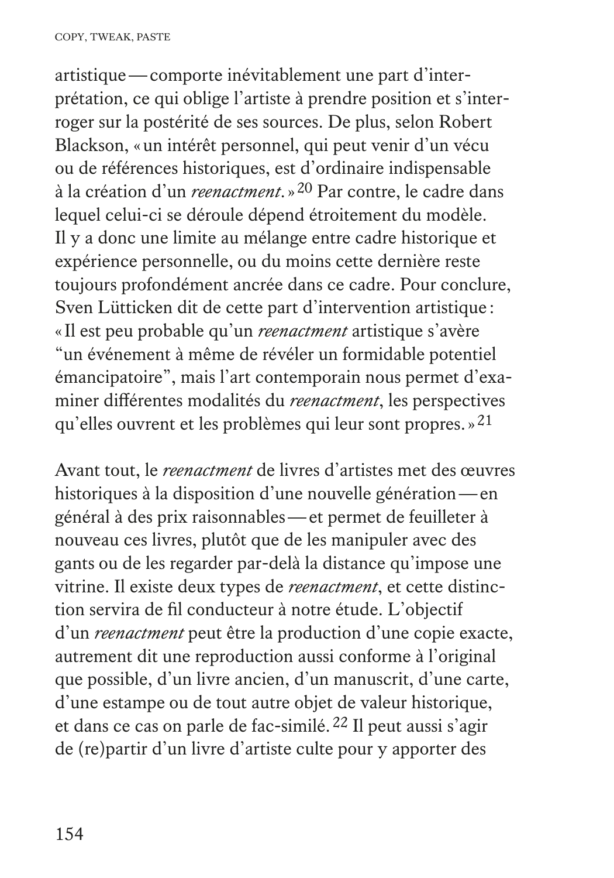artistique — comporte inévitablement une part d'interprétation, ce qui oblige l'artiste à prendre position et s'interroger sur la postérité de ses sources. De plus, selon Robert Blackson, « un intérêt personnel, qui peut venir d'un vécu ou de références historiques, est d'ordinaire indispensable à la création d'un *reenactment*. »[20] Par contre, le cadre dans lequel celui-ci se déroule dépend étroitement du modèle. Il y a donc une limite au mélange entre cadre historique et expérience personnelle, ou du moins cette dernière reste toujours profondément ancrée dans ce cadre. Pour conclure, Sven Lütticken dit de cette part d'intervention artistique : « Il est peu probable qu'un *reenactment* artistique s'avère "un événement à même de révéler un formidable potentiel émancipatoire", mais l'art contemporain nous permet d'examiner différentes modalités du *reenactment*, les perspectives qu'elles ouvrent et les problèmes qui leur sont propres. »[21]

Avant tout, le *reenactment* de livres d'artistes met des œuvres historiques à la disposition d'une nouvelle génération — en général à des prix raisonnables — et permet de feuilleter à nouveau ces livres, plutôt que de les manipuler avec des gants ou de les regarder par-delà la distance qu'impose une vitrine. Il existe deux types de *reenactment*, et cette distinction servira de fil conducteur à notre étude. L'objectif d'un *reenactment* peut être la production d'une copie exacte, autrement dit une reproduction aussi conforme à l'original que possible, d'un livre ancien, d'un manuscrit, d'une carte, d'une estampe ou de tout autre objet de valeur historique, et dans ce cas on parle de fac-similé.[22] Il peut aussi s'agir de (re)partir d'un livre d'artiste culte pour y apporter des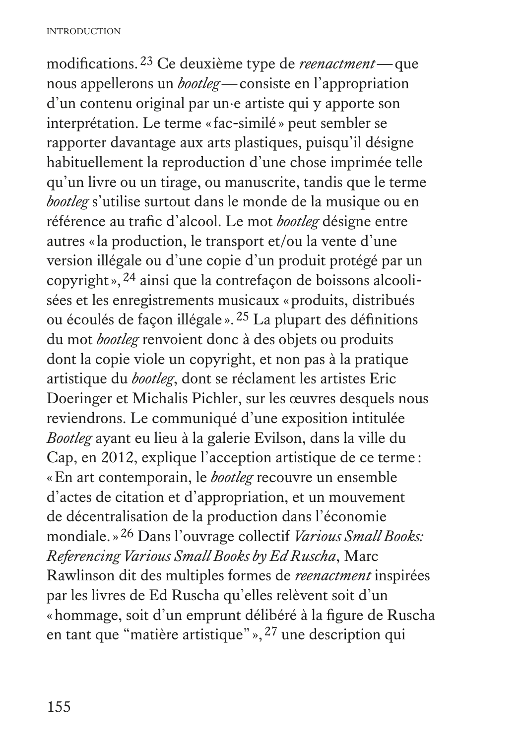modifications.[23] Ce deuxième type de *reenactment* — que nous appellerons un *bootleg* — consiste en l'appropriation d'un contenu original par un·e artiste qui y apporte son interprétation. Le terme « fac-similé » peut sembler se rapporter davantage aux arts plastiques, puisqu'il désigne habituellement la reproduction d'une chose imprimée telle qu'un livre ou un tirage, ou manuscrite, tandis que le terme *bootleg* s'utilise surtout dans le monde de la musique ou en référence au trafic d'alcool. Le mot *bootleg* désigne entre autres « la production, le transport et/ou la vente d'une version illégale ou d'une copie d'un produit protégé par un copyright »,[24] ainsi que la contrefaçon de boissons alcoolisées et les enregistrements musicaux « produits, distribués ou écoulés de façon illégale ».[25] La plupart des définitions du mot *bootleg* renvoient donc à des objets ou produits dont la copie viole un copyright, et non pas à la pratique artistique du *bootleg*, dont se réclament les artistes Eric Doeringer et Michalis Pichler, sur les œuvres desquels nous reviendrons. Le communiqué d'une exposition intitulée *Bootleg* ayant eu lieu à la galerie Evilson, dans la ville du Cap, en 2012, explique l'acception artistique de ce terme : « En art contemporain, le *bootleg* recouvre un ensemble d'actes de citation et d'appropriation, et un mouvement de décentralisation de la production dans l'économie mondiale. »[26] Dans l'ouvrage collectif *Various Small Books: Referencing Various Small Books by Ed Ruscha*, Marc Rawlinson dit des multiples formes de *reenactment* inspirées par les livres de Ed Ruscha qu'elles relèvent soit d'un « hommage, soit d'un emprunt délibéré à la figure de Ruscha en tant que "matière artistique" »,[27] une description qui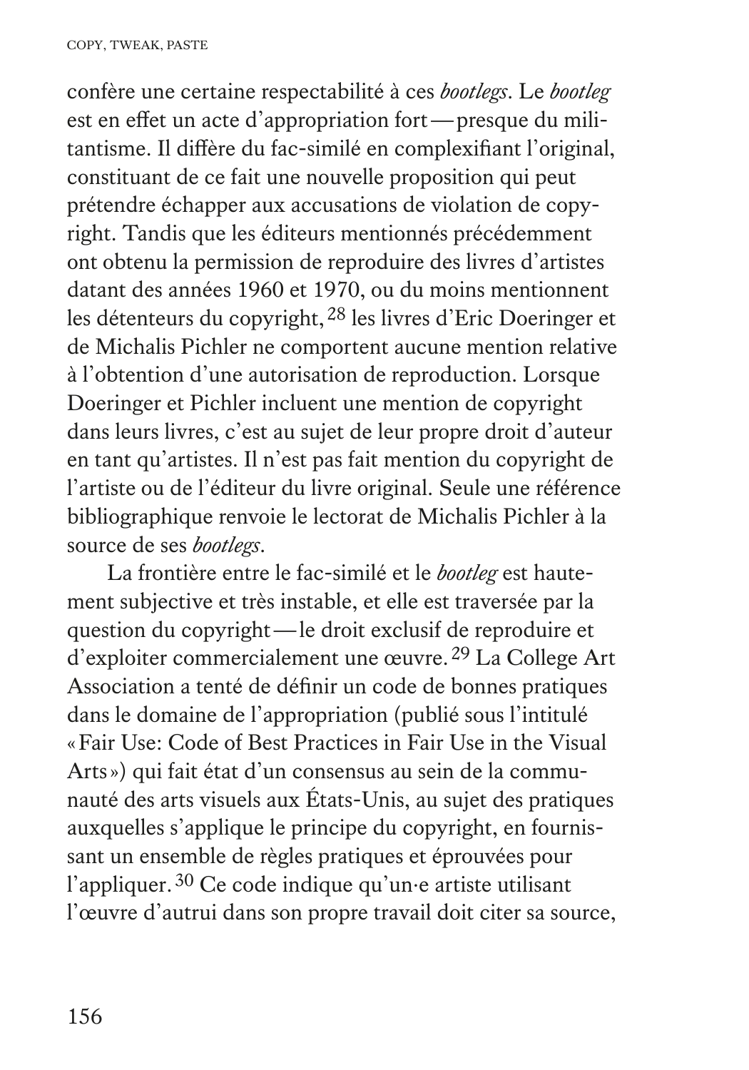confère une certaine respectabilité à ces *bootlegs*. Le *bootleg* est en effet un acte d'appropriation fort — presque du militantisme. Il diffère du fac-similé en complexifiant l'original, constituant de ce fait une nouvelle proposition qui peut prétendre échapper aux accusations de violation de copyright. Tandis que les éditeurs mentionnés précédemment ont obtenu la permission de reproduire des livres d'artistes datant des années 1960 et 1970, ou du moins mentionnent les détenteurs du copyright,[28] les livres d'Eric Doeringer et de Michalis Pichler ne comportent aucune mention relative à l'obtention d'une autorisation de reproduction. Lorsque Doeringer et Pichler incluent une mention de copyright dans leurs livres, c'est au sujet de leur propre droit d'auteur en tant qu'artistes. Il n'est pas fait mention du copyright de l'artiste ou de l'éditeur du livre original. Seule une référence bibliographique renvoie le lectorat de Michalis Pichler à la source de ses *bootlegs*.

La frontière entre le fac-similé et le *bootleg* est hautement subjective et très instable, et elle est traversée par la question du copyright — le droit exclusif de reproduire et d'exploiter commercialement une œuvre.[29] La College Art Association a tenté de définir un code de bonnes pratiques dans le domaine de l'appropriation (publié sous l'intitulé « Fair Use: Code of Best Practices in Fair Use in the Visual Arts ») qui fait état d'un consensus au sein de la communauté des arts visuels aux États-Unis, au sujet des pratiques auxquelles s'applique le principe du copyright, en fournissant un ensemble de règles pratiques et éprouvées pour l'appliquer.[30] Ce code indique qu'un·e artiste utilisant l'œuvre d'autrui dans son propre travail doit citer sa source,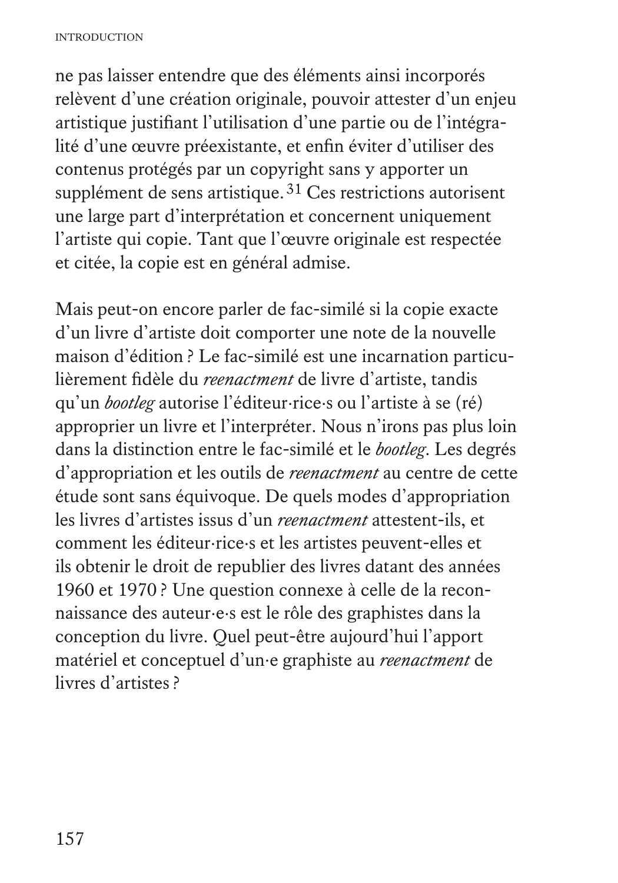ne pas laisser entendre que des éléments ainsi incorporés relèvent d'une création originale, pouvoir attester d'un enjeu artistique justifiant l'utilisation d'une partie ou de l'intégralité d'une œuvre préexistante, et enfin éviter d'utiliser des contenus protégés par un copyright sans y apporter un supplément de sens artistique.[31] Ces restrictions autorisent une large part d'interprétation et concernent uniquement l'artiste qui copie. Tant que l'œuvre originale est respectée et citée, la copie est en général admise.

Mais peut-on encore parler de fac-similé si la copie exacte d'un livre d'artiste doit comporter une note de la nouvelle maison d'édition ? Le fac-similé est une incarnation particulièrement fidèle du *reenactment* de livre d'artiste, tandis qu'un *bootleg* autorise l'éditeur·rice·s ou l'artiste à se (ré) approprier un livre et l'interpréter. Nous n'irons pas plus loin dans la distinction entre le fac-similé et le *bootleg*. Les degrés d'appropriation et les outils de *reenactment* au centre de cette étude sont sans équivoque. De quels modes d'appropriation les livres d'artistes issus d'un *reenactment* attestent-ils, et comment les éditeur·rice·s et les artistes peuvent-elles et ils obtenir le droit de republier des livres datant des années 1960 et 1970 ? Une question connexe à celle de la reconnaissance des auteur·e·s est le rôle des graphistes dans la conception du livre. Quel peut-être aujourd'hui l'apport matériel et conceptuel d'un·e graphiste au *reenactment* de livres d'artistes ?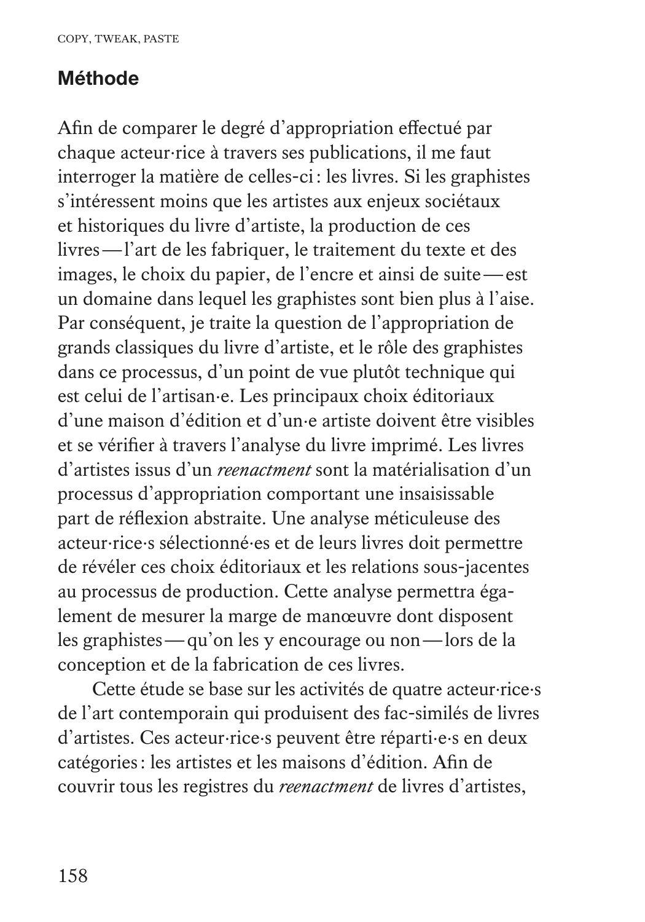## Méthode

Afin de comparer le degré d'appropriation effectué par chaque acteur·rice à travers ses publications, il me faut interroger la matière de celles-ci : les livres. Si les graphistes s'intéressent moins que les artistes aux enjeux sociétaux et historiques du livre d'artiste, la production de ces livres — l'art de les fabriquer, le traitement du texte et des images, le choix du papier, de l'encre et ainsi de suite — est un domaine dans lequel les graphistes sont bien plus à l'aise. Par conséquent, je traite la question de l'appropriation de grands classiques du livre d'artiste, et le rôle des graphistes dans ce processus, d'un point de vue plutôt technique qui est celui de l'artisan·e. Les principaux choix éditoriaux d'une maison d'édition et d'un·e artiste doivent être visibles et se vérifier à travers l'analyse du livre imprimé. Les livres d'artistes issus d'un *reenactment* sont la matérialisation d'un processus d'appropriation comportant une insaisissable part de réflexion abstraite. Une analyse méticuleuse des acteur·rice·s sélectionné·es et de leurs livres doit permettre de révéler ces choix éditoriaux et les relations sous-jacentes au processus de production. Cette analyse permettra également de mesurer la marge de manœuvre dont disposent les graphistes — qu'on les y encourage ou non — lors de la conception et de la fabrication de ces livres.

Cette étude se base sur les activités de quatre acteur·rice·s de l'art contemporain qui produisent des fac-similés de livres d'artistes. Ces acteur·rice·s peuvent être réparti·e·s en deux catégories : les artistes et les maisons d'édition. Afin de couvrir tous les registres du *reenactment* de livres d'artistes,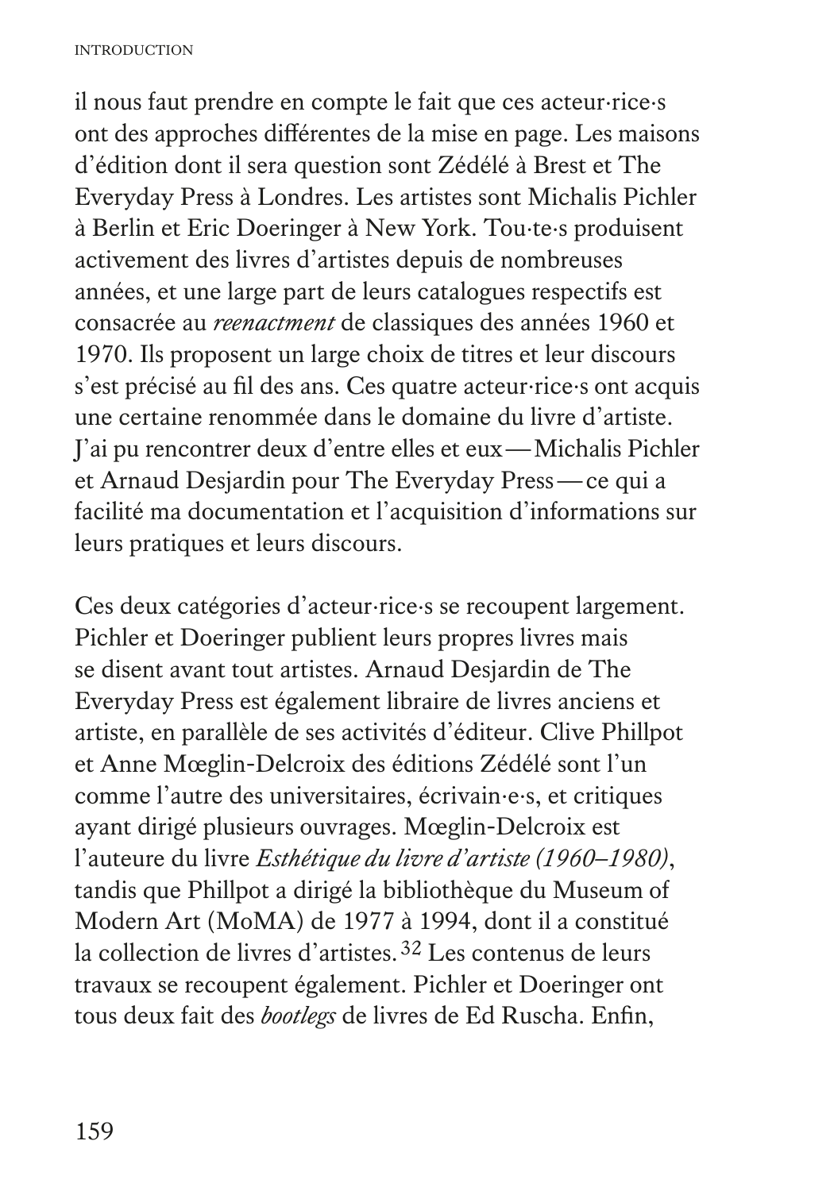il nous faut prendre en compte le fait que ces acteur·rice·s ont des approches différentes de la mise en page. Les maisons d'édition dont il sera question sont Zédélé à Brest et The Everyday Press à Londres. Les artistes sont Michalis Pichler à Berlin et Eric Doeringer à New York. Tou·te·s produisent activement des livres d'artistes depuis de nombreuses années, et une large part de leurs catalogues respectifs est consacrée au *reenactment* de classiques des années 1960 et 1970. Ils proposent un large choix de titres et leur discours s'est précisé au fil des ans. Ces quatre acteur·rice·s ont acquis une certaine renommée dans le domaine du livre d'artiste. J'ai pu rencontrer deux d'entre elles et eux — Michalis Pichler et Arnaud Desjardin pour The Everyday Press — ce qui a facilité ma documentation et l'acquisition d'informations sur leurs pratiques et leurs discours.

Ces deux catégories d'acteur·rice·s se recoupent largement. Pichler et Doeringer publient leurs propres livres mais se disent avant tout artistes. Arnaud Desjardin de The Everyday Press est également libraire de livres anciens et artiste, en parallèle de ses activités d'éditeur. Clive Phillpot et Anne Mœglin-Delcroix des éditions Zédélé sont l'un comme l'autre des universitaires, écrivain·e·s, et critiques ayant dirigé plusieurs ouvrages. Mœglin-Delcroix est l'auteure du livre *Esthétique du livre d'artiste (1960–1980)*, tandis que Phillpot a dirigé la bibliothèque du Museum of Modern Art (MoMA) de 1977 à 1994, dont il a constitué la collection de livres d'artistes.[32] Les contenus de leurs travaux se recoupent également. Pichler et Doeringer ont tous deux fait des *bootlegs* de livres de Ed Ruscha. Enfin,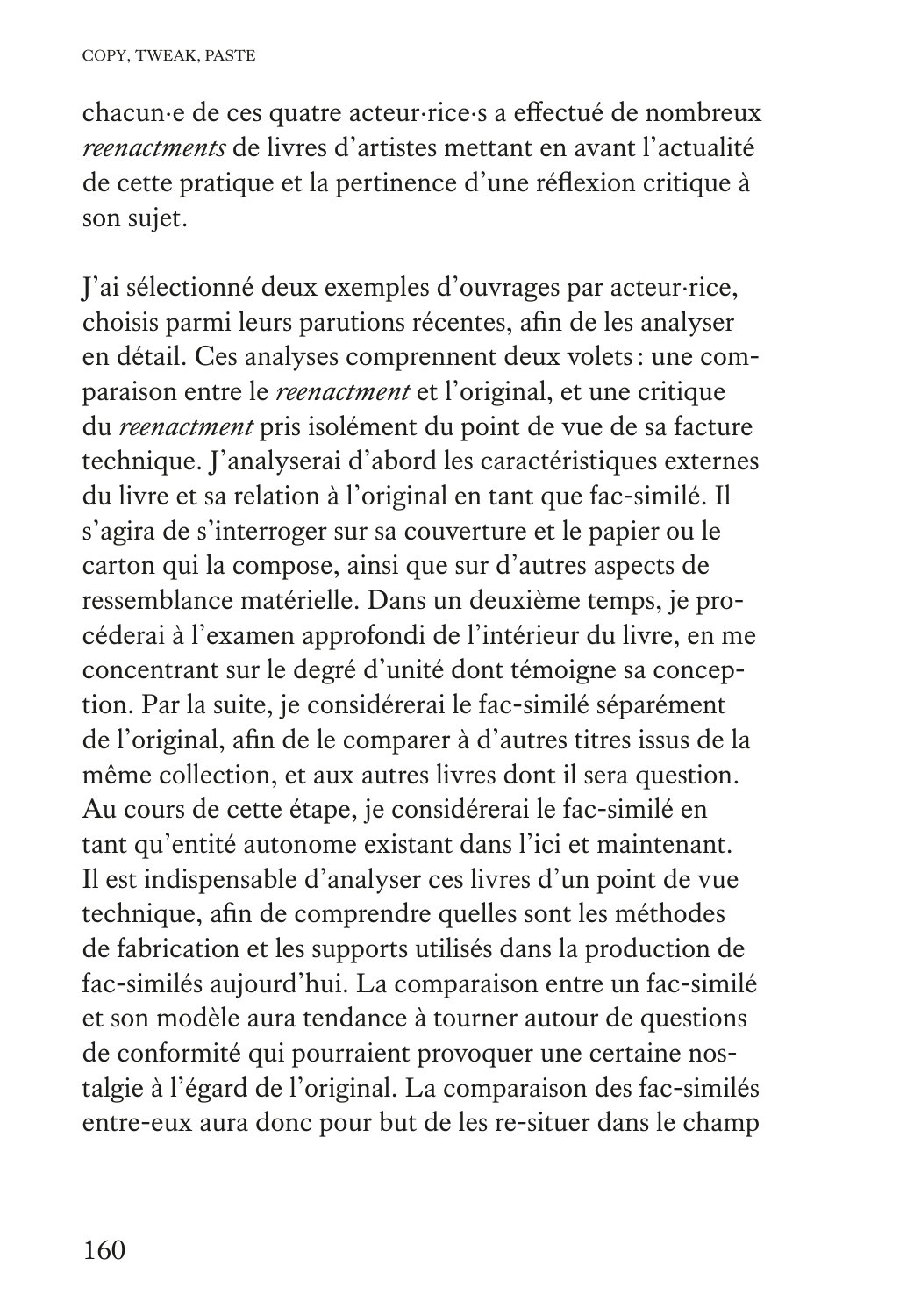chacun·e de ces quatre acteur·rice·s a effectué de nombreux *reenactments* de livres d'artistes mettant en avant l'actualité de cette pratique et la pertinence d'une réflexion critique à son sujet.

J'ai sélectionné deux exemples d'ouvrages par acteur·rice, choisis parmi leurs parutions récentes, afin de les analyser en détail. Ces analyses comprennent deux volets : une comparaison entre le *reenactment* et l'original, et une critique du *reenactment* pris isolément du point de vue de sa facture technique. J'analyserai d'abord les caractéristiques externes du livre et sa relation à l'original en tant que fac-similé. Il s'agira de s'interroger sur sa couverture et le papier ou le carton qui la compose, ainsi que sur d'autres aspects de ressemblance matérielle. Dans un deuxième temps, je procéderai à l'examen approfondi de l'intérieur du livre, en me concentrant sur le degré d'unité dont témoigne sa conception. Par la suite, je considérerai le fac-similé séparément de l'original, afin de le comparer à d'autres titres issus de la même collection, et aux autres livres dont il sera question. Au cours de cette étape, je considérerai le fac-similé en tant qu'entité autonome existant dans l'ici et maintenant. Il est indispensable d'analyser ces livres d'un point de vue technique, afin de comprendre quelles sont les méthodes de fabrication et les supports utilisés dans la production de fac-similés aujourd'hui. La comparaison entre un fac-similé et son modèle aura tendance à tourner autour de questions de conformité qui pourraient provoquer une certaine nostalgie à l'égard de l'original. La comparaison des fac-similés entre-eux aura donc pour but de les re-situer dans le champ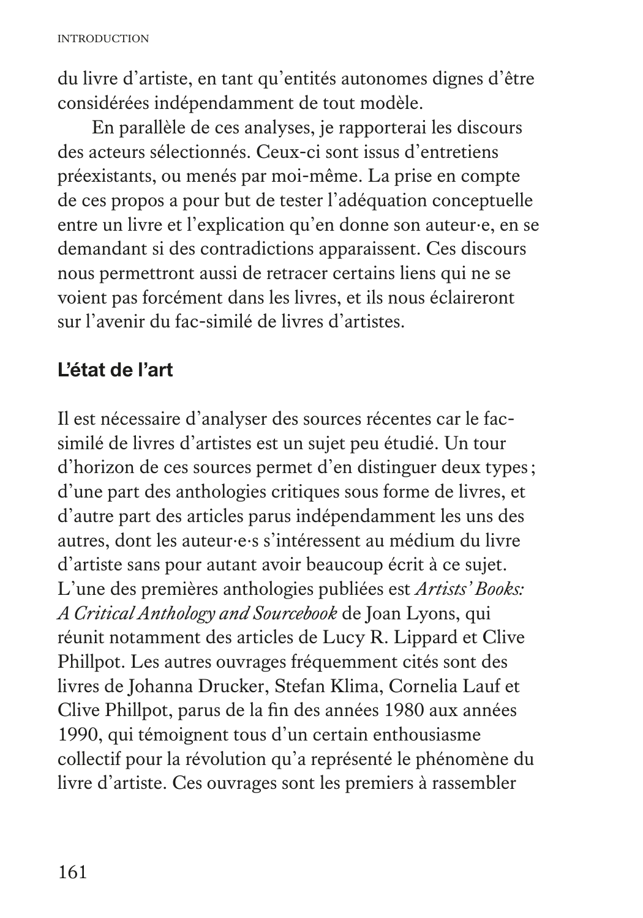du livre d'artiste, en tant qu'entités autonomes dignes d'être considérées indépendamment de tout modèle.

En parallèle de ces analyses, je rapporterai les discours des acteurs sélectionnés. Ceux-ci sont issus d'entretiens préexistants, ou menés par moi-même. La prise en compte de ces propos a pour but de tester l'adéquation conceptuelle entre un livre et l'explication qu'en donne son auteur·e, en se demandant si des contradictions apparaissent. Ces discours nous permettront aussi de retracer certains liens qui ne se voient pas forcément dans les livres, et ils nous éclaireront sur l'avenir du fac-similé de livres d'artistes.

## L'état de l'art

Il est nécessaire d'analyser des sources récentes car le fac-similé de livres d'artistes est un sujet peu étudié. Un tour d'horizon de ces sources permet d'en distinguer deux types ; d'une part des anthologies critiques sous forme de livres, et d'autre part des articles parus indépendamment les uns des autres, dont les auteur·e·s s'intéressent au médium du livre d'artiste sans pour autant avoir beaucoup écrit à ce sujet. L'une des premières anthologies publiées est *Artists' Books: A Critical Anthology and Sourcebook* de Joan Lyons, qui réunit notamment des articles de Lucy R. Lippard et Clive Phillpot. Les autres ouvrages fréquemment cités sont des livres de Johanna Drucker, Stefan Klima, Cornelia Lauf et Clive Phillpot, parus de la fin des années 1980 aux années 1990, qui témoignent tous d'un certain enthousiasme collectif pour la révolution qu'a représenté le phénomène du livre d'artiste. Ces ouvrages sont les premiers à rassembler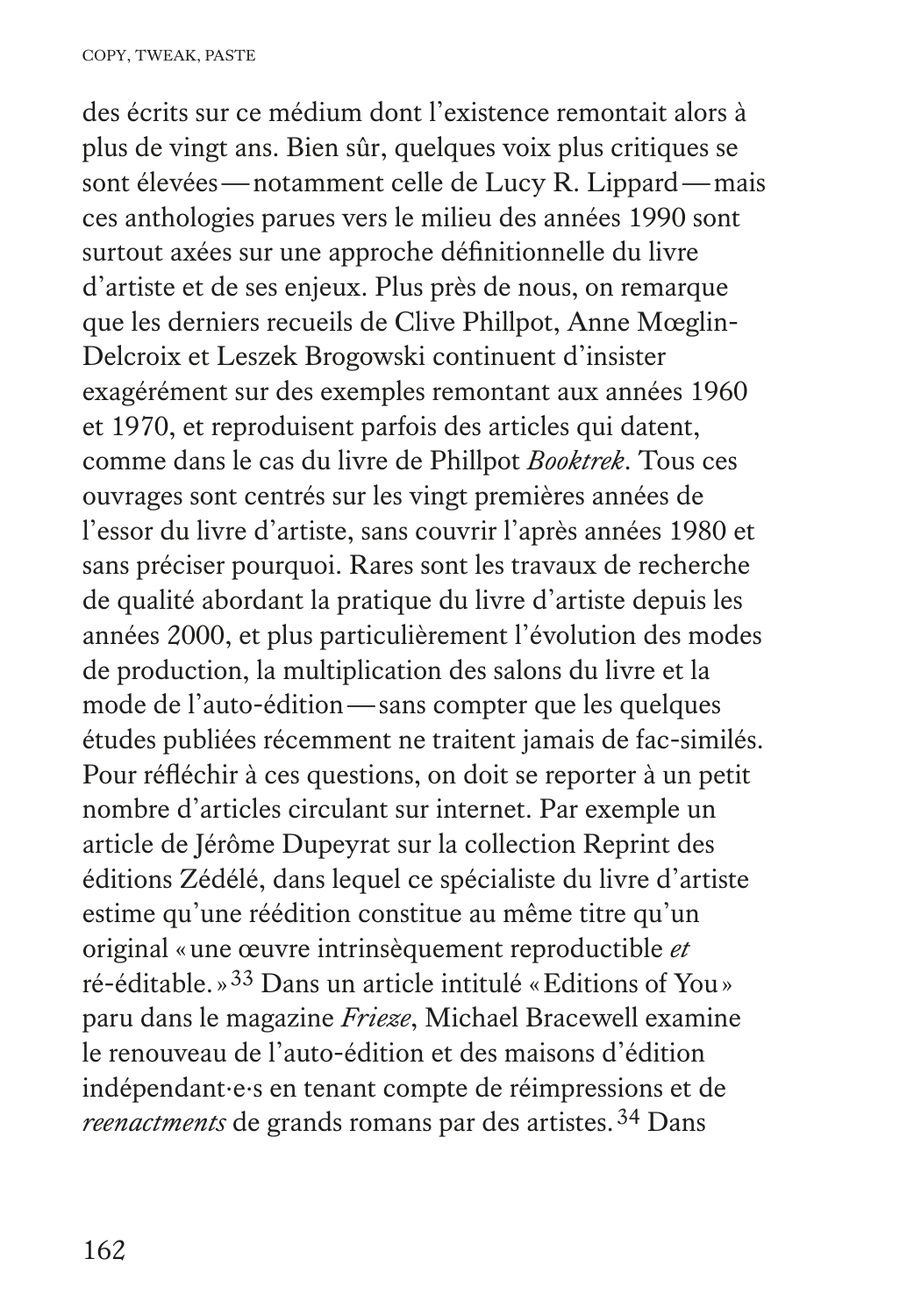des écrits sur ce médium dont l'existence remontait alors à plus de vingt ans. Bien sûr, quelques voix plus critiques se sont élevées — notamment celle de Lucy R. Lippard — mais ces anthologies parues vers le milieu des années 1990 sont surtout axées sur une approche définitionnelle du livre d'artiste et de ses enjeux. Plus près de nous, on remarque que les derniers recueils de Clive Phillpot, Anne Mœglin-Delcroix et Leszek Brogowski continuent d'insister exagérément sur des exemples remontant aux années 1960 et 1970, et reproduisent parfois des articles qui datent, comme dans le cas du livre de Phillpot *Booktrek*. Tous ces ouvrages sont centrés sur les vingt premières années de l'essor du livre d'artiste, sans couvrir l'après années 1980 et sans préciser pourquoi. Rares sont les travaux de recherche de qualité abordant la pratique du livre d'artiste depuis les années 2000, et plus particulièrement l'évolution des modes de production, la multiplication des salons du livre et la mode de l'auto-édition — sans compter que les quelques études publiées récemment ne traitent jamais de fac-similés. Pour réfléchir à ces questions, on doit se reporter à un petit nombre d'articles circulant sur internet. Par exemple un article de Jérôme Dupeyrat sur la collection Reprint des éditions Zédélé, dans lequel ce spécialiste du livre d'artiste estime qu'une réédition constitue au même titre qu'un original « une œuvre intrinsèquement reproductible *et* ré-éditable. »[33] Dans un article intitulé « Editions of You » paru dans le magazine *Frieze*, Michael Bracewell examine le renouveau de l'auto-édition et des maisons d'édition indépendant·e·s en tenant compte de réimpressions et de *reenactments* de grands romans par des artistes.[34] Dans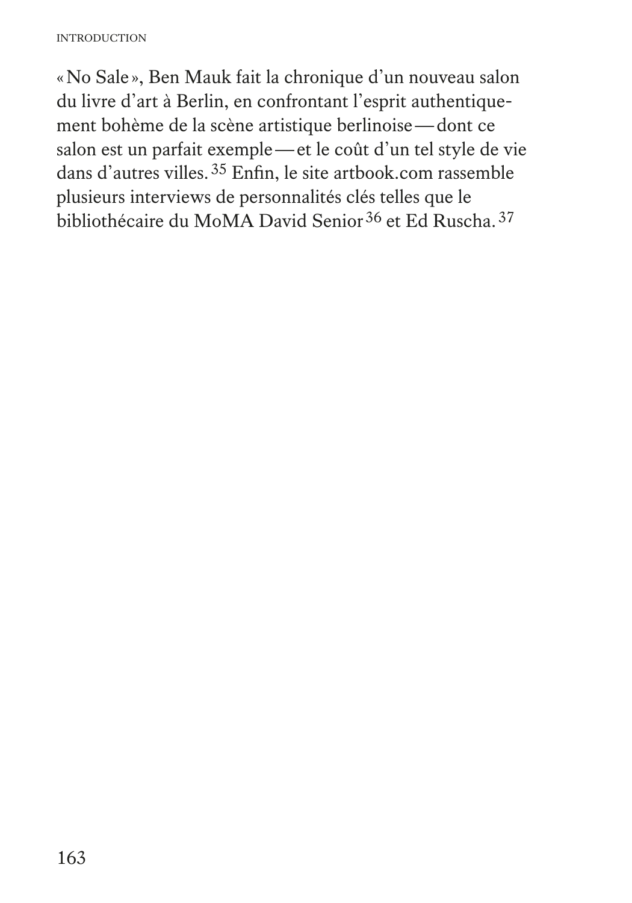« No Sale », Ben Mauk fait la chronique d'un nouveau salon du livre d'art à Berlin, en confrontant l'esprit authentiquement bohème de la scène artistique berlinoise — dont ce salon est un parfait exemple — et le coût d'un tel style de vie dans d'autres villes. [35] Enfin, le site artbook.com rassemble plusieurs interviews de personnalités clés telles que le bibliothécaire du MoMA David Senior [36] et Ed Ruscha. [37]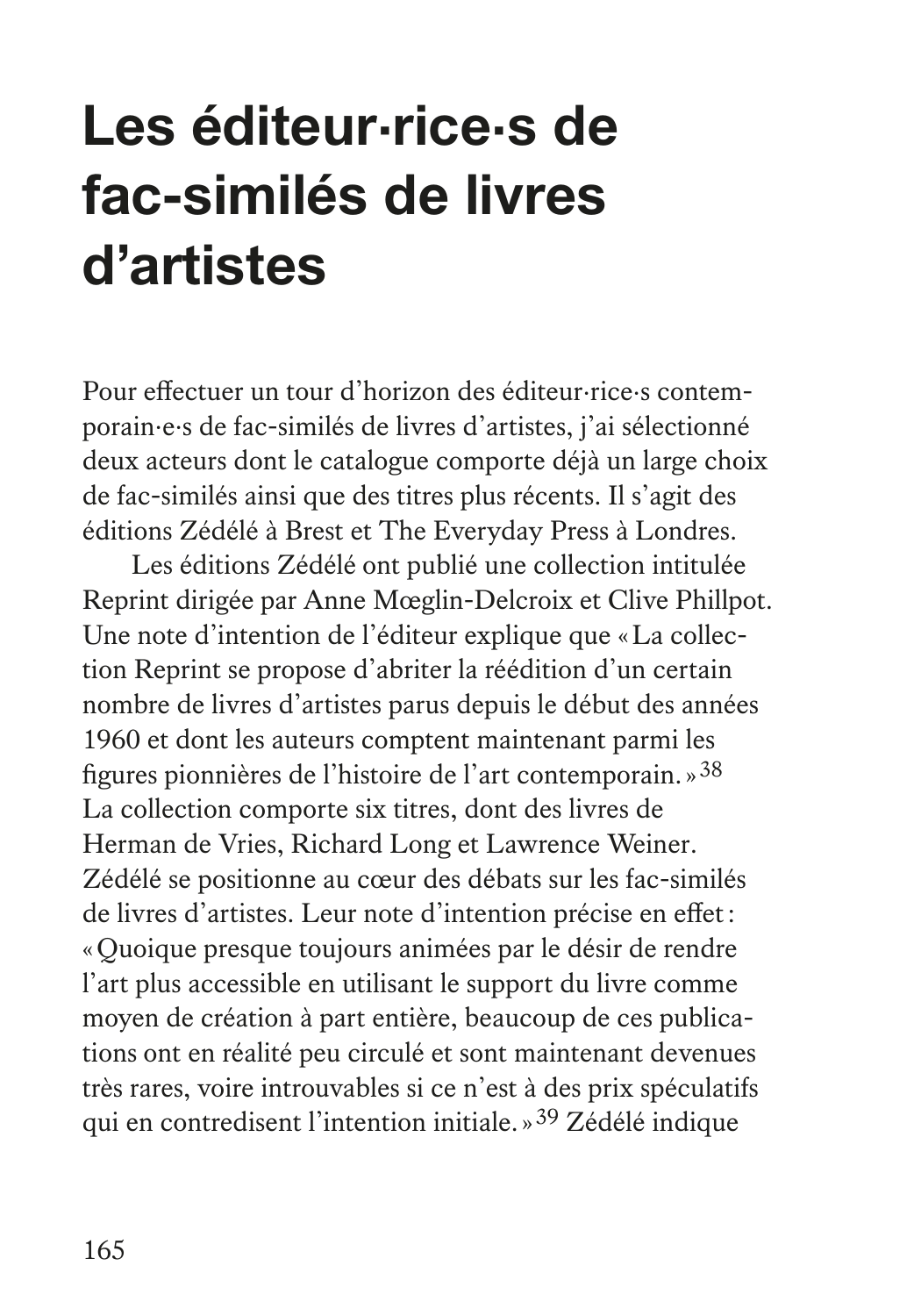# Les éditeur·rice·s de fac-similés de livres d'artistes

Pour effectuer un tour d'horizon des éditeur·rice·s contemporain·e·s de fac-similés de livres d'artistes, j'ai sélectionné deux acteurs dont le catalogue comporte déjà un large choix de fac-similés ainsi que des titres plus récents. Il s'agit des éditions Zédélé à Brest et The Everyday Press à Londres.

Les éditions Zédélé ont publié une collection intitulée Reprint dirigée par Anne Mœglin-Delcroix et Clive Phillpot. Une note d'intention de l'éditeur explique que « La collection Reprint se propose d'abriter la réédition d'un certain nombre de livres d'artistes parus depuis le début des années 1960 et dont les auteurs comptent maintenant parmi les figures pionnières de l'histoire de l'art contemporain. »[38] La collection comporte six titres, dont des livres de Herman de Vries, Richard Long et Lawrence Weiner. Zédélé se positionne au cœur des débats sur les fac-similés de livres d'artistes. Leur note d'intention précise en effet : « Quoique presque toujours animées par le désir de rendre l'art plus accessible en utilisant le support du livre comme moyen de création à part entière, beaucoup de ces publications ont en réalité peu circulé et sont maintenant devenues très rares, voire introuvables si ce n'est à des prix spéculatifs qui en contredisent l'intention initiale. »[39] Zédélé indique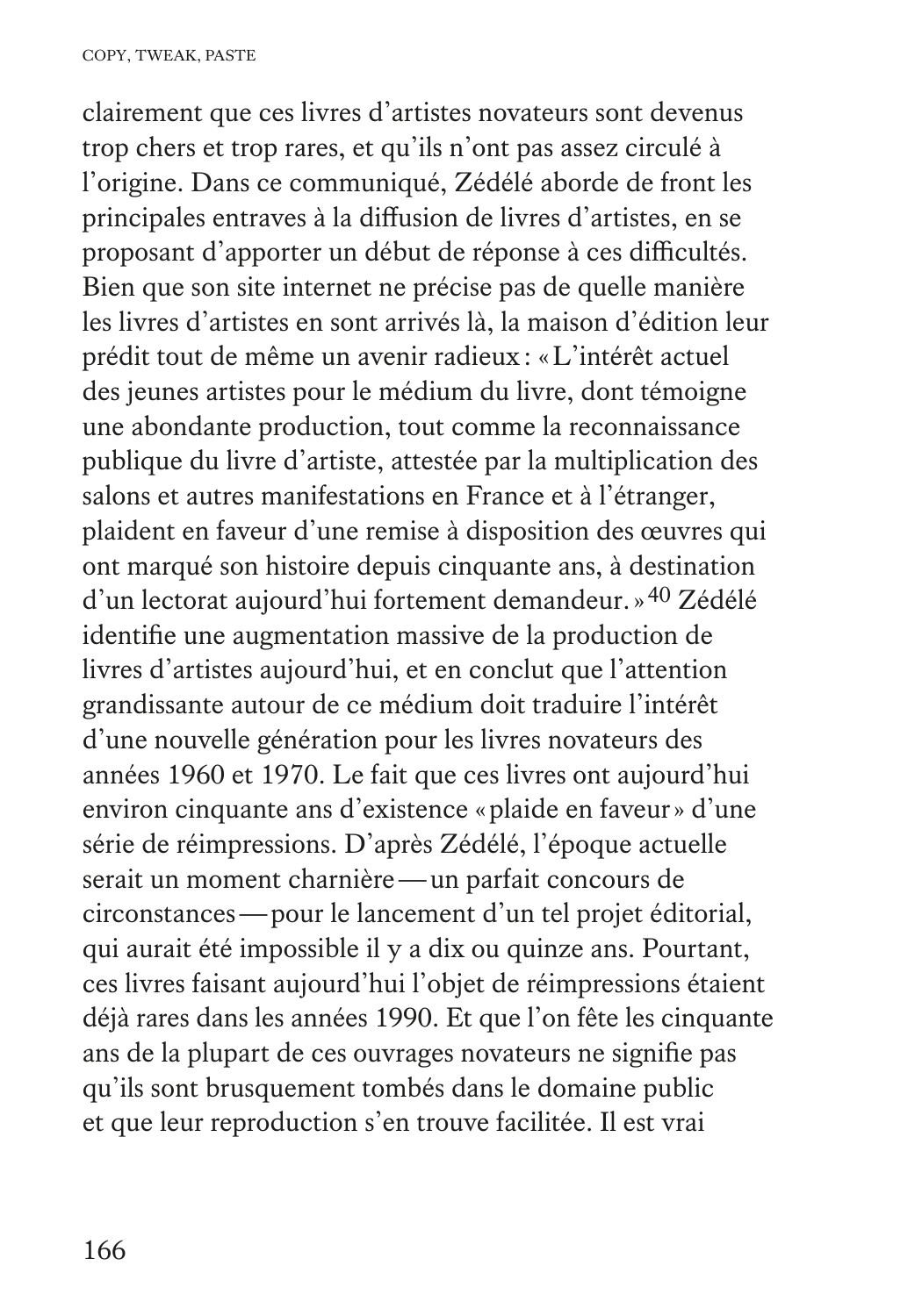clairement que ces livres d'artistes novateurs sont devenus trop chers et trop rares, et qu'ils n'ont pas assez circulé à l'origine. Dans ce communiqué, Zédélé aborde de front les principales entraves à la diffusion de livres d'artistes, en se proposant d'apporter un début de réponse à ces difficultés. Bien que son site internet ne précise pas de quelle manière les livres d'artistes en sont arrivés là, la maison d'édition leur prédit tout de même un avenir radieux : « L'intérêt actuel des jeunes artistes pour le médium du livre, dont témoigne une abondante production, tout comme la reconnaissance publique du livre d'artiste, attestée par la multiplication des salons et autres manifestations en France et à l'étranger, plaident en faveur d'une remise à disposition des œuvres qui ont marqué son histoire depuis cinquante ans, à destination d'un lectorat aujourd'hui fortement demandeur. »[40] Zédélé identifie une augmentation massive de la production de livres d'artistes aujourd'hui, et en conclut que l'attention grandissante autour de ce médium doit traduire l'intérêt d'une nouvelle génération pour les livres novateurs des années 1960 et 1970. Le fait que ces livres ont aujourd'hui environ cinquante ans d'existence « plaide en faveur » d'une série de réimpressions. D'après Zédélé, l'époque actuelle serait un moment charnière — un parfait concours de circonstances — pour le lancement d'un tel projet éditorial, qui aurait été impossible il y a dix ou quinze ans. Pourtant, ces livres faisant aujourd'hui l'objet de réimpressions étaient déjà rares dans les années 1990. Et que l'on fête les cinquante ans de la plupart de ces ouvrages novateurs ne signifie pas qu'ils sont brusquement tombés dans le domaine public et que leur reproduction s'en trouve facilitée. Il est vrai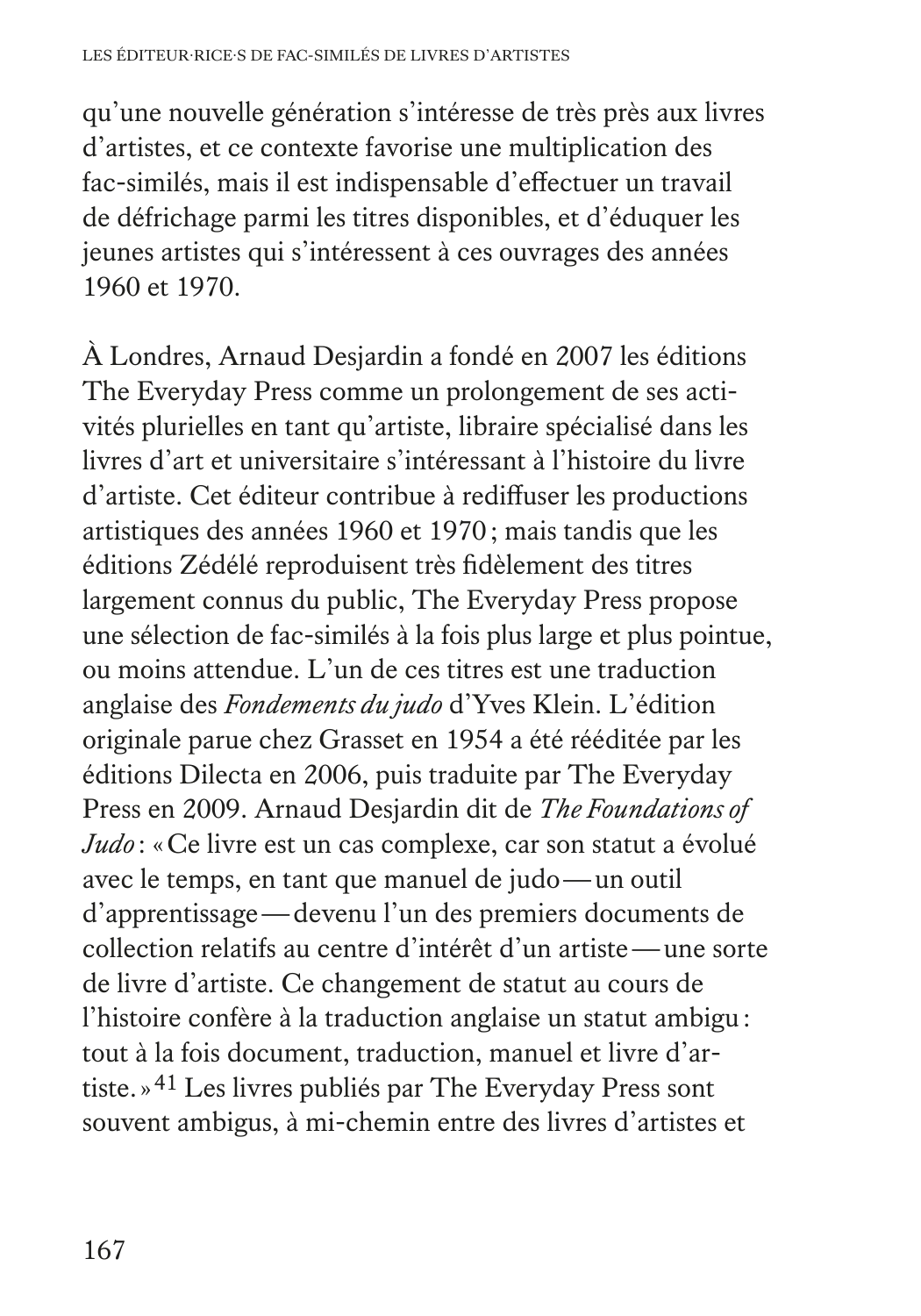qu'une nouvelle génération s'intéresse de très près aux livres d'artistes, et ce contexte favorise une multiplication des fac-similés, mais il est indispensable d'effectuer un travail de défrichage parmi les titres disponibles, et d'éduquer les jeunes artistes qui s'intéressent à ces ouvrages des années 1960 et 1970.

À Londres, Arnaud Desjardin a fondé en 2007 les éditions The Everyday Press comme un prolongement de ses activités plurielles en tant qu'artiste, libraire spécialisé dans les livres d'art et universitaire s'intéressant à l'histoire du livre d'artiste. Cet éditeur contribue à rediffuser les productions artistiques des années 1960 et 1970 ; mais tandis que les éditions Zédélé reproduisent très fidèlement des titres largement connus du public, The Everyday Press propose une sélection de fac-similés à la fois plus large et plus pointue, ou moins attendue. L'un de ces titres est une traduction anglaise des *Fondements du judo* d'Yves Klein. L'édition originale parue chez Grasset en 1954 a été rééditée par les éditions Dilecta en 2006, puis traduite par The Everyday Press en 2009. Arnaud Desjardin dit de *The Foundations of Judo* : « Ce livre est un cas complexe, car son statut a évolué avec le temps, en tant que manuel de judo — un outil d'apprentissage — devenu l'un des premiers documents de collection relatifs au centre d'intérêt d'un artiste — une sorte de livre d'artiste. Ce changement de statut au cours de l'histoire confère à la traduction anglaise un statut ambigu : tout à la fois document, traduction, manuel et livre d'artiste. »[41] Les livres publiés par The Everyday Press sont souvent ambigus, à mi-chemin entre des livres d'artistes et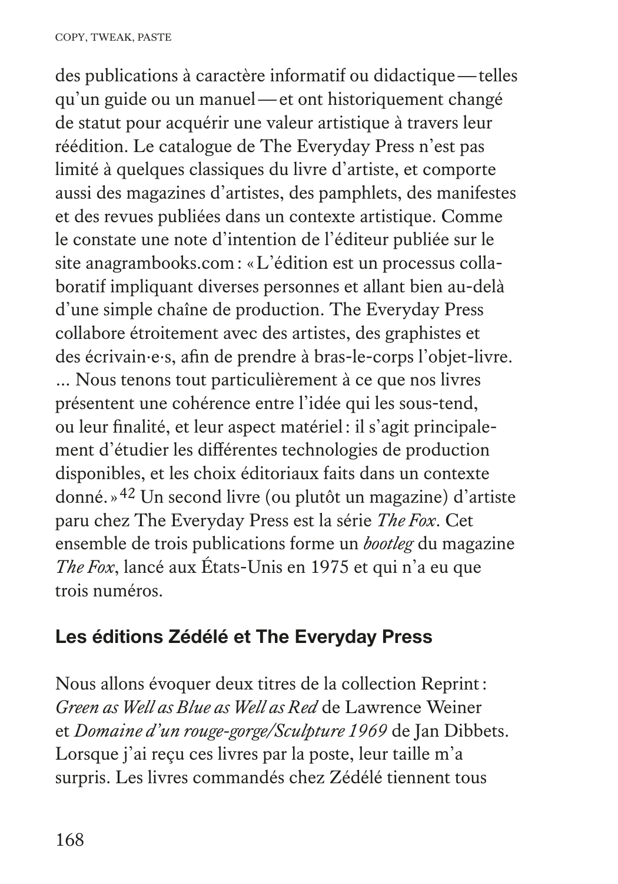des publications à caractère informatif ou didactique — telles qu'un guide ou un manuel — et ont historiquement changé de statut pour acquérir une valeur artistique à travers leur réédition. Le catalogue de The Everyday Press n'est pas limité à quelques classiques du livre d'artiste, et comporte aussi des magazines d'artistes, des pamphlets, des manifestes et des revues publiées dans un contexte artistique. Comme le constate une note d'intention de l'éditeur publiée sur le site anagrambooks.com : « L'édition est un processus collaboratif impliquant diverses personnes et allant bien au-delà d'une simple chaîne de production. The Everyday Press collabore étroitement avec des artistes, des graphistes et des écrivain·e·s, afin de prendre à bras-le-corps l'objet-livre. ... Nous tenons tout particulièrement à ce que nos livres présentent une cohérence entre l'idée qui les sous-tend, ou leur finalité, et leur aspect matériel : il s'agit principalement d'étudier les différentes technologies de production disponibles, et les choix éditoriaux faits dans un contexte donné. »[42] Un second livre (ou plutôt un magazine) d'artiste paru chez The Everyday Press est la série *The Fox*. Cet ensemble de trois publications forme un *bootleg* du magazine *The Fox*, lancé aux États-Unis en 1975 et qui n'a eu que trois numéros.

## Les éditions Zédélé et The Everyday Press

Nous allons évoquer deux titres de la collection Reprint : *Green as Well as Blue as Well as Red* de Lawrence Weiner et *Domaine d'un rouge-gorge/Sculpture 1969* de Jan Dibbets. Lorsque j'ai reçu ces livres par la poste, leur taille m'a surpris. Les livres commandés chez Zédélé tiennent tous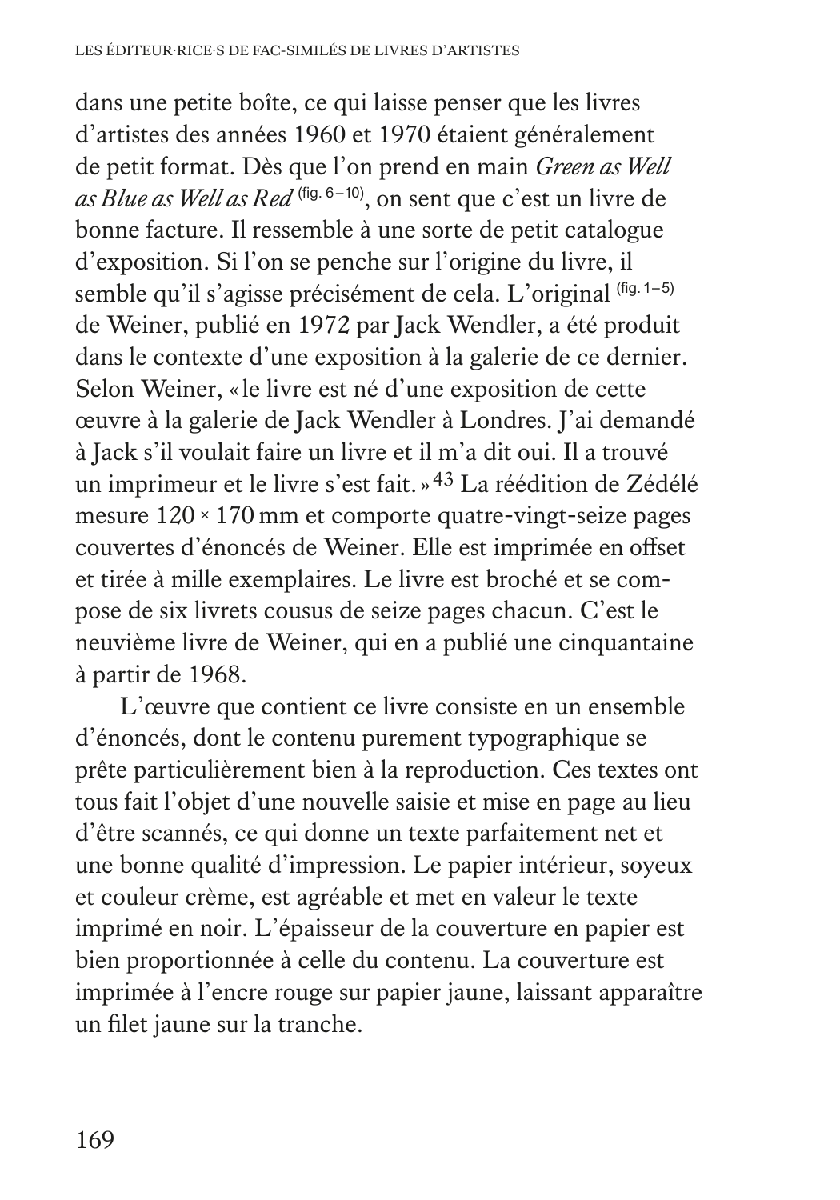dans une petite boîte, ce qui laisse penser que les livres d'artistes des années 1960 et 1970 étaient généralement de petit format. Dès que l'on prend en main *Green as Well as Blue as Well as Red* (fig. 6–10), on sent que c'est un livre de bonne facture. Il ressemble à une sorte de petit catalogue d'exposition. Si l'on se penche sur l'origine du livre, il semble qu'il s'agisse précisément de cela. L'original (fig. 1–5) de Weiner, publié en 1972 par Jack Wendler, a été produit dans le contexte d'une exposition à la galerie de ce dernier. Selon Weiner, « le livre est né d'une exposition de cette œuvre à la galerie de Jack Wendler à Londres. J'ai demandé à Jack s'il voulait faire un livre et il m'a dit oui. Il a trouvé un imprimeur et le livre s'est fait. »[43] La réédition de Zédélé mesure 120 × 170 mm et comporte quatre-vingt-seize pages couvertes d'énoncés de Weiner. Elle est imprimée en offset et tirée à mille exemplaires. Le livre est broché et se compose de six livrets cousus de seize pages chacun. C'est le neuvième livre de Weiner, qui en a publié une cinquantaine à partir de 1968.

L'œuvre que contient ce livre consiste en un ensemble d'énoncés, dont le contenu purement typographique se prête particulièrement bien à la reproduction. Ces textes ont tous fait l'objet d'une nouvelle saisie et mise en page au lieu d'être scannés, ce qui donne un texte parfaitement net et une bonne qualité d'impression. Le papier intérieur, soyeux et couleur crème, est agréable et met en valeur le texte imprimé en noir. L'épaisseur de la couverture en papier est bien proportionnée à celle du contenu. La couverture est imprimée à l'encre rouge sur papier jaune, laissant apparaître un filet jaune sur la tranche.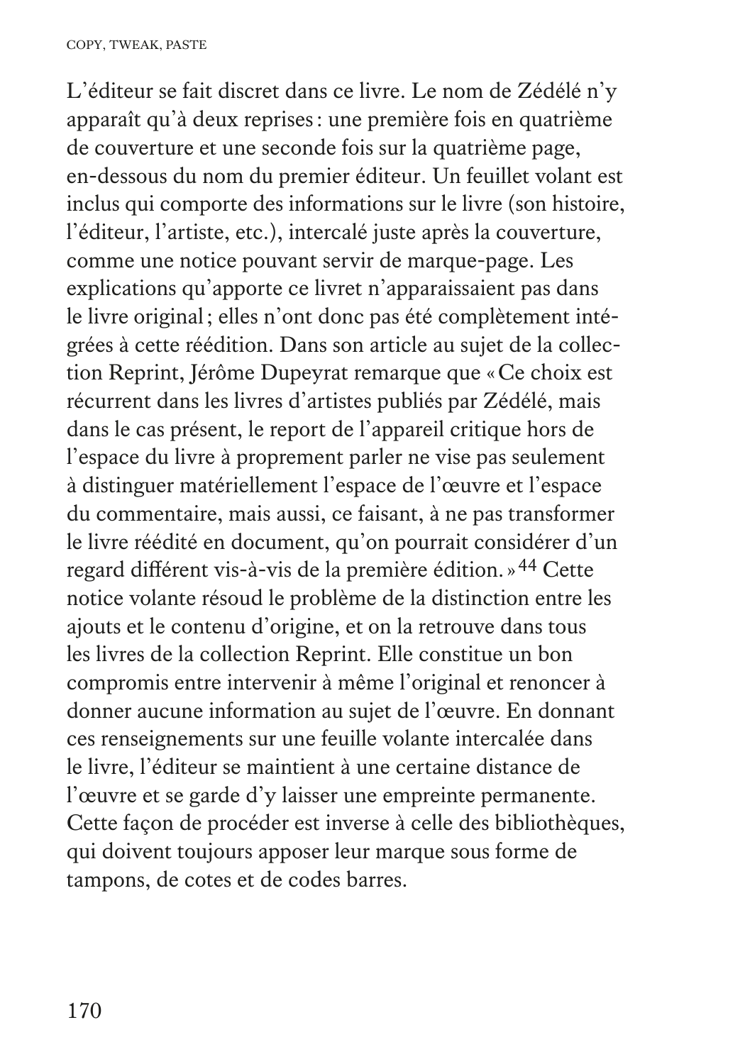L'éditeur se fait discret dans ce livre. Le nom de Zédélé n'y apparaît qu'à deux reprises : une première fois en quatrième de couverture et une seconde fois sur la quatrième page, en-dessous du nom du premier éditeur. Un feuillet volant est inclus qui comporte des informations sur le livre (son histoire, l'éditeur, l'artiste, etc.), intercalé juste après la couverture, comme une notice pouvant servir de marque-page. Les explications qu'apporte ce livret n'apparaissaient pas dans le livre original ; elles n'ont donc pas été complètement intégrées à cette réédition. Dans son article au sujet de la collection Reprint, Jérôme Dupeyrat remarque que « Ce choix est récurrent dans les livres d'artistes publiés par Zédélé, mais dans le cas présent, le report de l'appareil critique hors de l'espace du livre à proprement parler ne vise pas seulement à distinguer matériellement l'espace de l'œuvre et l'espace du commentaire, mais aussi, ce faisant, à ne pas transformer le livre réédité en document, qu'on pourrait considérer d'un regard différent vis-à-vis de la première édition. »[44] Cette notice volante résoud le problème de la distinction entre les ajouts et le contenu d'origine, et on la retrouve dans tous les livres de la collection Reprint. Elle constitue un bon compromis entre intervenir à même l'original et renoncer à donner aucune information au sujet de l'œuvre. En donnant ces renseignements sur une feuille volante intercalée dans le livre, l'éditeur se maintient à une certaine distance de l'œuvre et se garde d'y laisser une empreinte permanente. Cette façon de procéder est inverse à celle des bibliothèques, qui doivent toujours apposer leur marque sous forme de tampons, de cotes et de codes barres.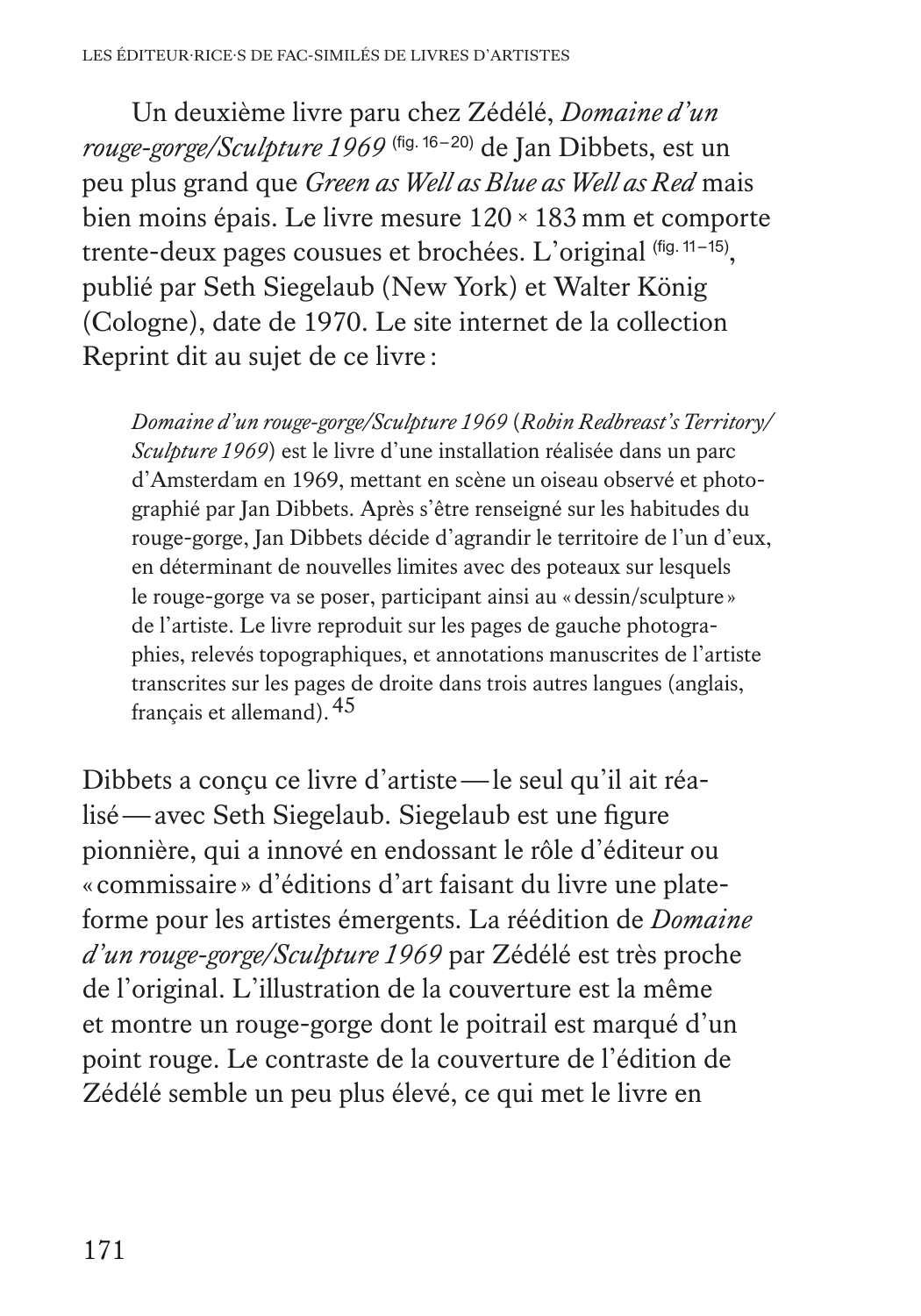Un deuxième livre paru chez Zédélé, *Domaine d'un rouge-gorge/Sculpture 1969* (fig. 16–20) de Jan Dibbets, est un peu plus grand que *Green as Well as Blue as Well as Red* mais bien moins épais. Le livre mesure 120 × 183 mm et comporte trente-deux pages cousues et brochées. L'original (fig. 11–15), publié par Seth Siegelaub (New York) et Walter König (Cologne), date de 1970. Le site internet de la collection Reprint dit au sujet de ce livre :

> *Domaine d'un rouge-gorge/Sculpture 1969* (*Robin Redbreast's Territory/Sculpture 1969*) est le livre d'une installation réalisée dans un parc d'Amsterdam en 1969, mettant en scène un oiseau observé et photographié par Jan Dibbets. Après s'être renseigné sur les habitudes du rouge-gorge, Jan Dibbets décide d'agrandir le territoire de l'un d'eux, en déterminant de nouvelles limites avec des poteaux sur lesquels le rouge-gorge va se poser, participant ainsi au « dessin/sculpture » de l'artiste. Le livre reproduit sur les pages de gauche photographies, relevés topographiques, et annotations manuscrites de l'artiste transcrites sur les pages de droite dans trois autres langues (anglais, français et allemand). [45]

Dibbets a conçu ce livre d'artiste — le seul qu'il ait réalisé — avec Seth Siegelaub. Siegelaub est une figure pionnière, qui a innové en endossant le rôle d'éditeur ou « commissaire » d'éditions d'art faisant du livre une plateforme pour les artistes émergents. La réédition de *Domaine d'un rouge-gorge/Sculpture 1969* par Zédélé est très proche de l'original. L'illustration de la couverture est la même et montre un rouge-gorge dont le poitrail est marqué d'un point rouge. Le contraste de la couverture de l'édition de Zédélé semble un peu plus élevé, ce qui met le livre en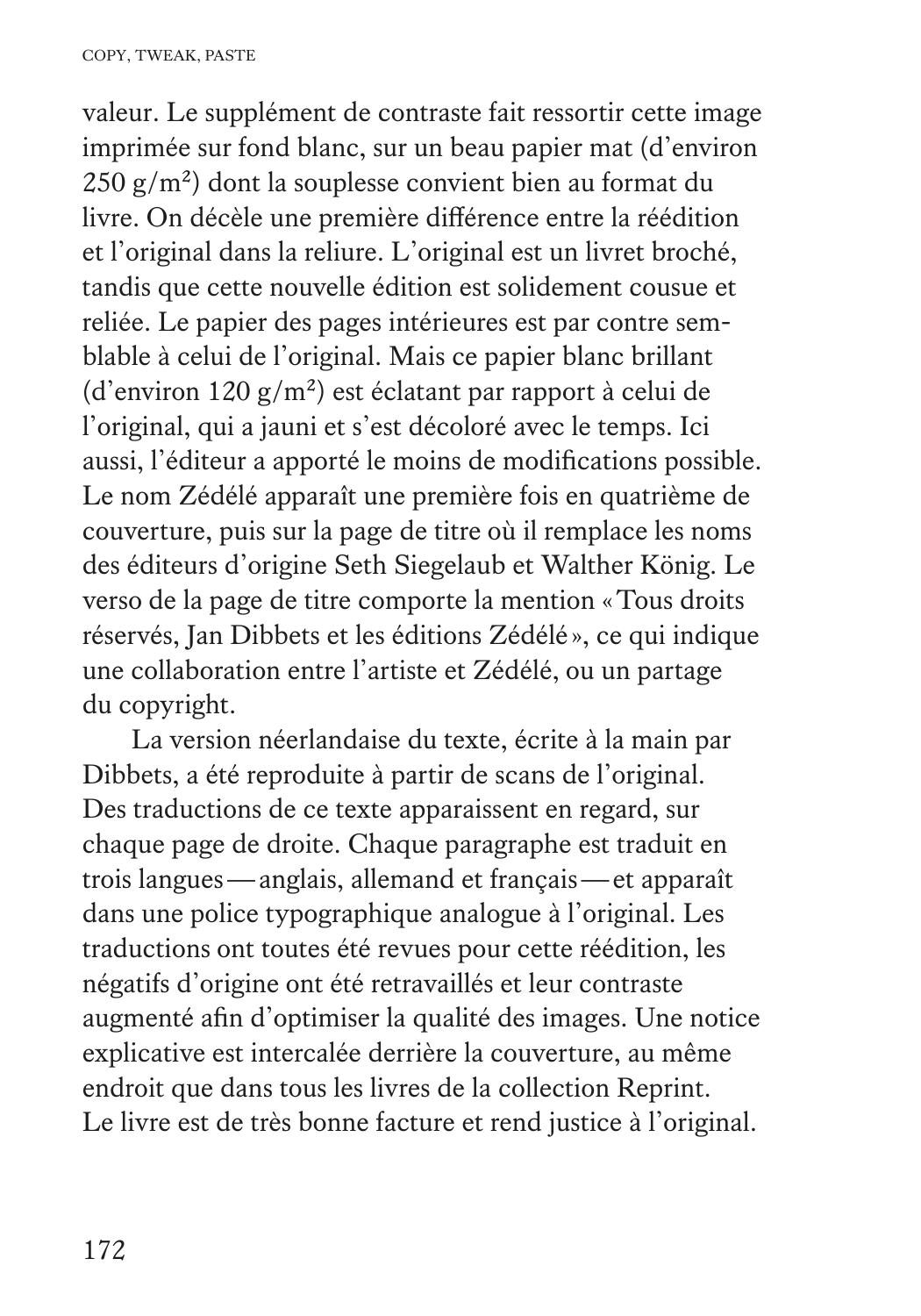valeur. Le supplément de contraste fait ressortir cette image imprimée sur fond blanc, sur un beau papier mat (d'environ 250 g/m²) dont la souplesse convient bien au format du livre. On décèle une première différence entre la réédition et l'original dans la reliure. L'original est un livret broché, tandis que cette nouvelle édition est solidement cousue et reliée. Le papier des pages intérieures est par contre semblable à celui de l'original. Mais ce papier blanc brillant (d'environ 120 g/m²) est éclatant par rapport à celui de l'original, qui a jauni et s'est décoloré avec le temps. Ici aussi, l'éditeur a apporté le moins de modifications possible. Le nom Zédélé apparaît une première fois en quatrième de couverture, puis sur la page de titre où il remplace les noms des éditeurs d'origine Seth Siegelaub et Walther König. Le verso de la page de titre comporte la mention « Tous droits réservés, Jan Dibbets et les éditions Zédélé », ce qui indique une collaboration entre l'artiste et Zédélé, ou un partage du copyright.

La version néerlandaise du texte, écrite à la main par Dibbets, a été reproduite à partir de scans de l'original. Des traductions de ce texte apparaissent en regard, sur chaque page de droite. Chaque paragraphe est traduit en trois langues — anglais, allemand et français — et apparaît dans une police typographique analogue à l'original. Les traductions ont toutes été revues pour cette réédition, les négatifs d'origine ont été retravaillés et leur contraste augmenté afin d'optimiser la qualité des images. Une notice explicative est intercalée derrière la couverture, au même endroit que dans tous les livres de la collection Reprint. Le livre est de très bonne facture et rend justice à l'original.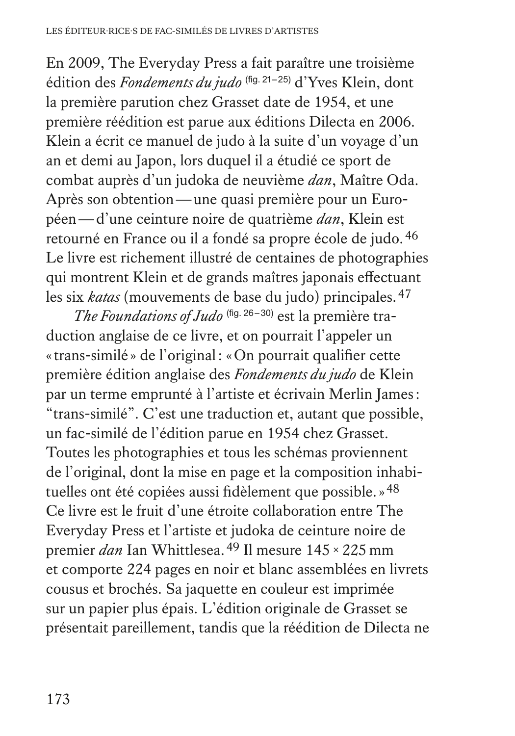En 2009, The Everyday Press a fait paraître une troisième édition des *Fondements du judo* (fig. 21–25) d'Yves Klein, dont la première parution chez Grasset date de 1954, et une première réédition est parue aux éditions Dilecta en 2006. Klein a écrit ce manuel de judo à la suite d'un voyage d'un an et demi au Japon, lors duquel il a étudié ce sport de combat auprès d'un judoka de neuvième *dan*, Maître Oda. Après son obtention — une quasi première pour un Européen — d'une ceinture noire de quatrième *dan*, Klein est retourné en France ou il a fondé sa propre école de judo.[46] Le livre est richement illustré de centaines de photographies qui montrent Klein et de grands maîtres japonais effectuant les six *katas* (mouvements de base du judo) principales.[47]

*The Foundations of Judo* (fig. 26–30) est la première traduction anglaise de ce livre, et on pourrait l'appeler un « trans-similé » de l'original : « On pourrait qualifier cette première édition anglaise des *Fondements du judo* de Klein par un terme emprunté à l'artiste et écrivain Merlin James : "trans-similé". C'est une traduction et, autant que possible, un fac-similé de l'édition parue en 1954 chez Grasset. Toutes les photographies et tous les schémas proviennent de l'original, dont la mise en page et la composition inhabituelles ont été copiées aussi fidèlement que possible. »[48] Ce livre est le fruit d'une étroite collaboration entre The Everyday Press et l'artiste et judoka de ceinture noire de premier *dan* Ian Whittlesea.[49] Il mesure 145 × 225 mm et comporte 224 pages en noir et blanc assemblées en livrets cousus et brochés. Sa jaquette en couleur est imprimée sur un papier plus épais. L'édition originale de Grasset se présentait pareillement, tandis que la réédition de Dilecta ne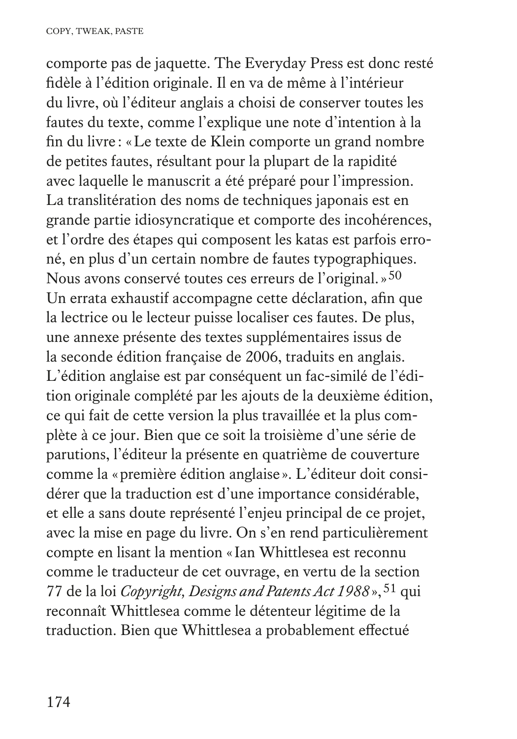comporte pas de jaquette. The Everyday Press est donc resté fidèle à l'édition originale. Il en va de même à l'intérieur du livre, où l'éditeur anglais a choisi de conserver toutes les fautes du texte, comme l'explique une note d'intention à la fin du livre : « Le texte de Klein comporte un grand nombre de petites fautes, résultant pour la plupart de la rapidité avec laquelle le manuscrit a été préparé pour l'impression. La translitération des noms de techniques japonais est en grande partie idiosyncratique et comporte des incohérences, et l'ordre des étapes qui composent les katas est parfois erroné, en plus d'un certain nombre de fautes typographiques. Nous avons conservé toutes ces erreurs de l'original. »[50] Un errata exhaustif accompagne cette déclaration, afin que la lectrice ou le lecteur puisse localiser ces fautes. De plus, une annexe présente des textes supplémentaires issus de la seconde édition française de 2006, traduits en anglais. L'édition anglaise est par conséquent un fac-similé de l'édition originale complété par les ajouts de la deuxième édition, ce qui fait de cette version la plus travaillée et la plus complète à ce jour. Bien que ce soit la troisième d'une série de parutions, l'éditeur la présente en quatrième de couverture comme la « première édition anglaise ». L'éditeur doit considérer que la traduction est d'une importance considérable, et elle a sans doute représenté l'enjeu principal de ce projet, avec la mise en page du livre. On s'en rend particulièrement compte en lisant la mention « Ian Whittlesea est reconnu comme le traducteur de cet ouvrage, en vertu de la section 77 de la loi *Copyright, Designs and Patents Act 1988* »,[51] qui reconnaît Whittlesea comme le détenteur légitime de la traduction. Bien que Whittlesea a probablement effectué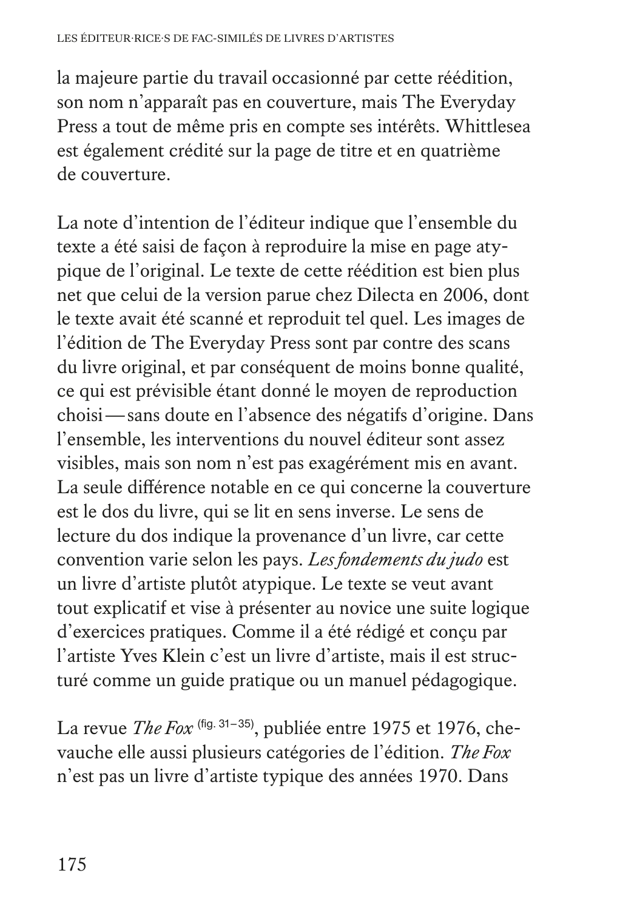la majeure partie du travail occasionné par cette réédition, son nom n'apparaît pas en couverture, mais The Everyday Press a tout de même pris en compte ses intérêts. Whittlesea est également crédité sur la page de titre et en quatrième de couverture.

La note d'intention de l'éditeur indique que l'ensemble du texte a été saisi de façon à reproduire la mise en page atypique de l'original. Le texte de cette réédition est bien plus net que celui de la version parue chez Dilecta en 2006, dont le texte avait été scanné et reproduit tel quel. Les images de l'édition de The Everyday Press sont par contre des scans du livre original, et par conséquent de moins bonne qualité, ce qui est prévisible étant donné le moyen de reproduction choisi — sans doute en l'absence des négatifs d'origine. Dans l'ensemble, les interventions du nouvel éditeur sont assez visibles, mais son nom n'est pas exagérément mis en avant. La seule différence notable en ce qui concerne la couverture est le dos du livre, qui se lit en sens inverse. Le sens de lecture du dos indique la provenance d'un livre, car cette convention varie selon les pays. *Les fondements du judo* est un livre d'artiste plutôt atypique. Le texte se veut avant tout explicatif et vise à présenter au novice une suite logique d'exercices pratiques. Comme il a été rédigé et conçu par l'artiste Yves Klein c'est un livre d'artiste, mais il est structuré comme un guide pratique ou un manuel pédagogique.

La revue *The Fox* (fig. 31–35), publiée entre 1975 et 1976, chevauche elle aussi plusieurs catégories de l'édition. *The Fox* n'est pas un livre d'artiste typique des années 1970. Dans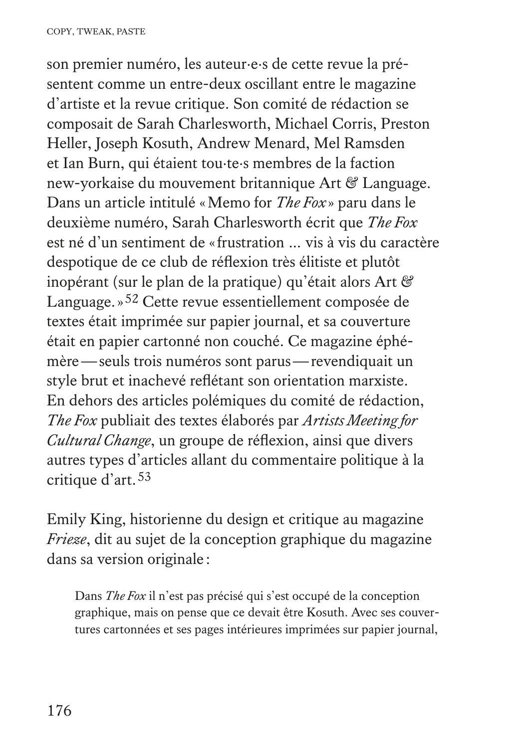son premier numéro, les auteur·e·s de cette revue la présentent comme un entre-deux oscillant entre le magazine d'artiste et la revue critique. Son comité de rédaction se composait de Sarah Charlesworth, Michael Corris, Preston Heller, Joseph Kosuth, Andrew Menard, Mel Ramsden et Ian Burn, qui étaient tou·te·s membres de la faction new-yorkaise du mouvement britannique Art & Language. Dans un article intitulé « Memo for *The Fox* » paru dans le deuxième numéro, Sarah Charlesworth écrit que *The Fox* est né d'un sentiment de « frustration ... vis à vis du caractère despotique de ce club de réflexion très élitiste et plutôt inopérant (sur le plan de la pratique) qu'était alors Art & Language. »[52] Cette revue essentiellement composée de textes était imprimée sur papier journal, et sa couverture était en papier cartonné non couché. Ce magazine éphémère — seuls trois numéros sont parus — revendiquait un style brut et inachevé reflétant son orientation marxiste. En dehors des articles polémiques du comité de rédaction, *The Fox* publiait des textes élaborés par *Artists Meeting for Cultural Change*, un groupe de réflexion, ainsi que divers autres types d'articles allant du commentaire politique à la critique d'art.[53]

Emily King, historienne du design et critique au magazine *Frieze*, dit au sujet de la conception graphique du magazine dans sa version originale :

> Dans *The Fox* il n'est pas précisé qui s'est occupé de la conception graphique, mais on pense que ce devait être Kosuth. Avec ses couvertures cartonnées et ses pages intérieures imprimées sur papier journal,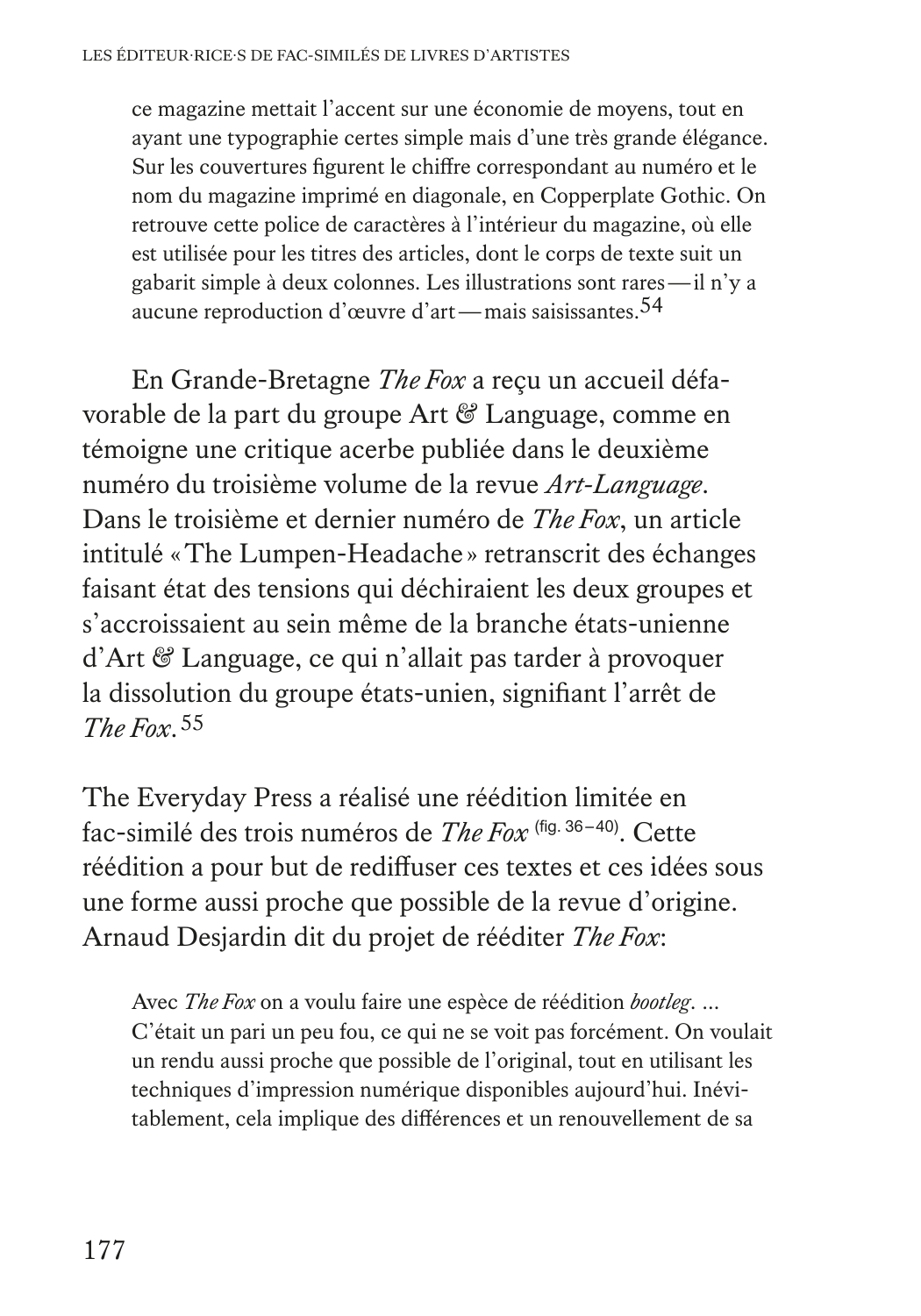> ce magazine mettait l'accent sur une économie de moyens, tout en ayant une typographie certes simple mais d'une très grande élégance. Sur les couvertures figurent le chiffre correspondant au numéro et le nom du magazine imprimé en diagonale, en Copperplate Gothic. On retrouve cette police de caractères à l'intérieur du magazine, où elle est utilisée pour les titres des articles, dont le corps de texte suit un gabarit simple à deux colonnes. Les illustrations sont rares — il n'y a aucune reproduction d'œuvre d'art — mais saisissantes.[54]

En Grande-Bretagne *The Fox* a reçu un accueil défavorable de la part du groupe Art & Language, comme en témoigne une critique acerbe publiée dans le deuxième numéro du troisième volume de la revue *Art-Language*. Dans le troisième et dernier numéro de *The Fox*, un article intitulé « The Lumpen-Headache » retranscrit des échanges faisant état des tensions qui déchiraient les deux groupes et s'accroissaient au sein même de la branche états-unienne d'Art & Language, ce qui n'allait pas tarder à provoquer la dissolution du groupe états-unien, signifiant l'arrêt de *The Fox*.[55]

The Everyday Press a réalisé une réédition limitée en fac-similé des trois numéros de *The Fox* (fig. 36–40). Cette réédition a pour but de rediffuser ces textes et ces idées sous une forme aussi proche que possible de la revue d'origine. Arnaud Desjardin dit du projet de rééditer *The Fox*:

> Avec *The Fox* on a voulu faire une espèce de réédition *bootleg*. … C'était un pari un peu fou, ce qui ne se voit pas forcément. On voulait un rendu aussi proche que possible de l'original, tout en utilisant les techniques d'impression numérique disponibles aujourd'hui. Inévitablement, cela implique des différences et un renouvellement de sa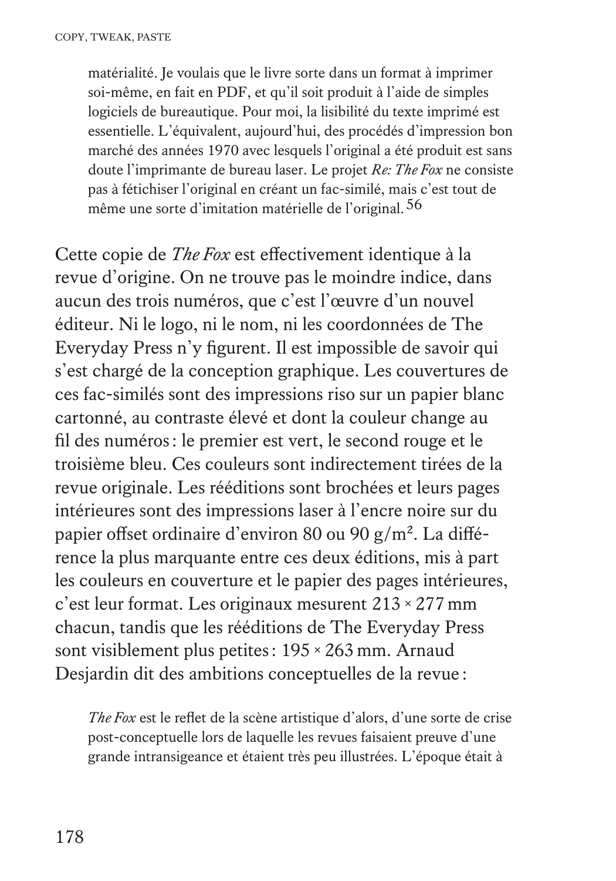> matérialité. Je voulais que le livre sorte dans un format à imprimer soi-même, en fait en PDF, et qu'il soit produit à l'aide de simples logiciels de bureautique. Pour moi, la lisibilité du texte imprimé est essentielle. L'équivalent, aujourd'hui, des procédés d'impression bon marché des années 1970 avec lesquels l'original a été produit est sans doute l'imprimante de bureau laser. Le projet *Re: The Fox* ne consiste pas à fétichiser l'original en créant un fac-similé, mais c'est tout de même une sorte d'imitation matérielle de l'original.[56]

Cette copie de *The Fox* est effectivement identique à la revue d'origine. On ne trouve pas le moindre indice, dans aucun des trois numéros, que c'est l'œuvre d'un nouvel éditeur. Ni le logo, ni le nom, ni les coordonnées de The Everyday Press n'y figurent. Il est impossible de savoir qui s'est chargé de la conception graphique. Les couvertures de ces fac-similés sont des impressions riso sur un papier blanc cartonné, au contraste élevé et dont la couleur change au fil des numéros : le premier est vert, le second rouge et le troisième bleu. Ces couleurs sont indirectement tirées de la revue originale. Les rééditions sont brochées et leurs pages intérieures sont des impressions laser à l'encre noire sur du papier offset ordinaire d'environ 80 ou 90 g/m². La différence la plus marquante entre ces deux éditions, mis à part les couleurs en couverture et le papier des pages intérieures, c'est leur format. Les originaux mesurent 213 × 277 mm chacun, tandis que les rééditions de The Everyday Press sont visiblement plus petites : 195 × 263 mm. Arnaud Desjardin dit des ambitions conceptuelles de la revue :

> *The Fox* est le reflet de la scène artistique d'alors, d'une sorte de crise post-conceptuelle lors de laquelle les revues faisaient preuve d'une grande intransigeance et étaient très peu illustrées. L'époque était à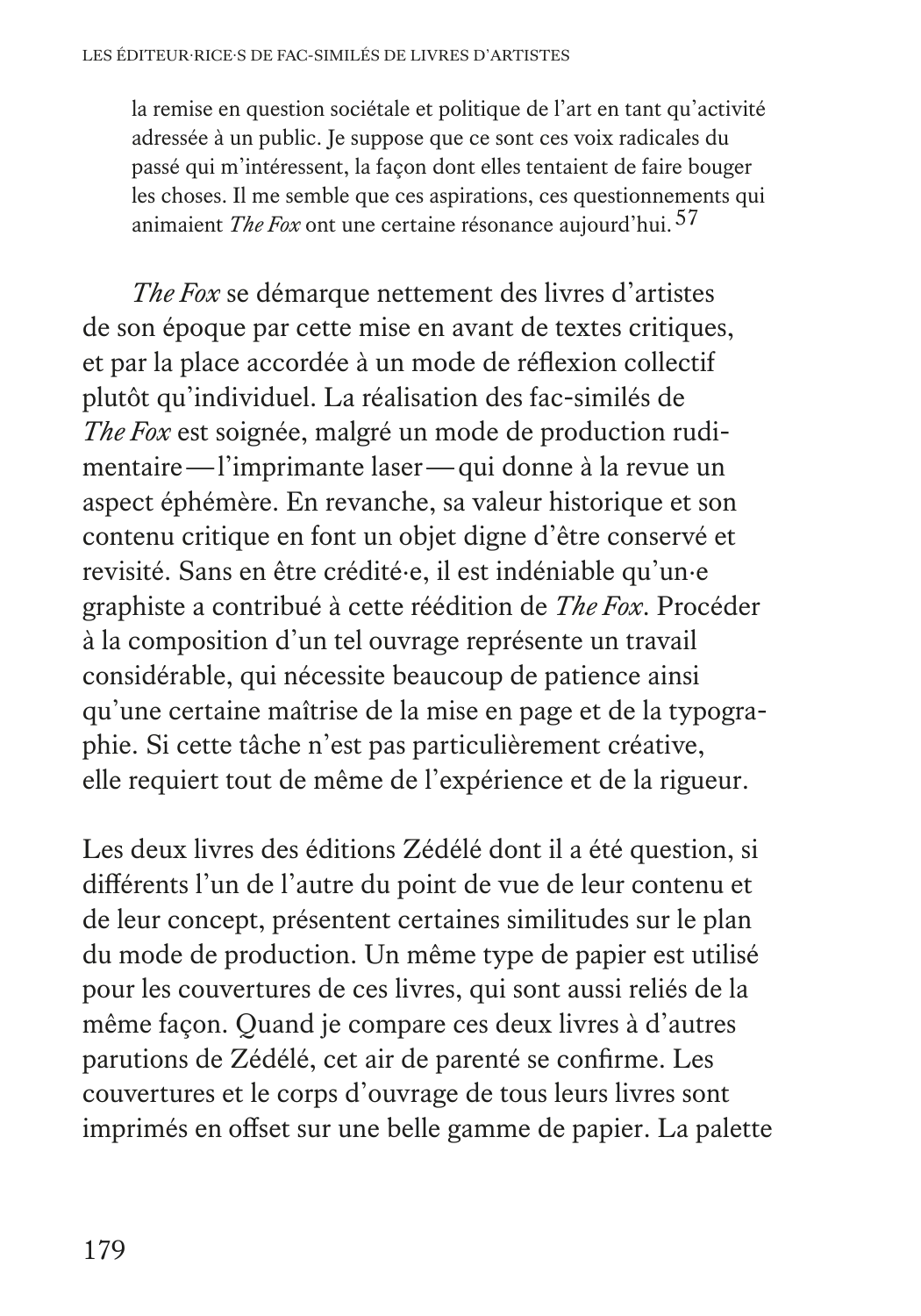> la remise en question sociétale et politique de l'art en tant qu'activité adressée à un public. Je suppose que ce sont ces voix radicales du passé qui m'intéressent, la façon dont elles tentaient de faire bouger les choses. Il me semble que ces aspirations, ces questionnements qui animaient *The Fox* ont une certaine résonance aujourd'hui.[57]

*The Fox* se démarque nettement des livres d'artistes de son époque par cette mise en avant de textes critiques, et par la place accordée à un mode de réflexion collectif plutôt qu'individuel. La réalisation des fac-similés de *The Fox* est soignée, malgré un mode de production rudimentaire — l'imprimante laser — qui donne à la revue un aspect éphémère. En revanche, sa valeur historique et son contenu critique en font un objet digne d'être conservé et revisité. Sans en être crédité·e, il est indéniable qu'un·e graphiste a contribué à cette réédition de *The Fox*. Procéder à la composition d'un tel ouvrage représente un travail considérable, qui nécessite beaucoup de patience ainsi qu'une certaine maîtrise de la mise en page et de la typographie. Si cette tâche n'est pas particulièrement créative, elle requiert tout de même de l'expérience et de la rigueur.

Les deux livres des éditions Zédélé dont il a été question, si différents l'un de l'autre du point de vue de leur contenu et de leur concept, présentent certaines similitudes sur le plan du mode de production. Un même type de papier est utilisé pour les couvertures de ces livres, qui sont aussi reliés de la même façon. Quand je compare ces deux livres à d'autres parutions de Zédélé, cet air de parenté se confirme. Les couvertures et le corps d'ouvrage de tous leurs livres sont imprimés en offset sur une belle gamme de papier. La palette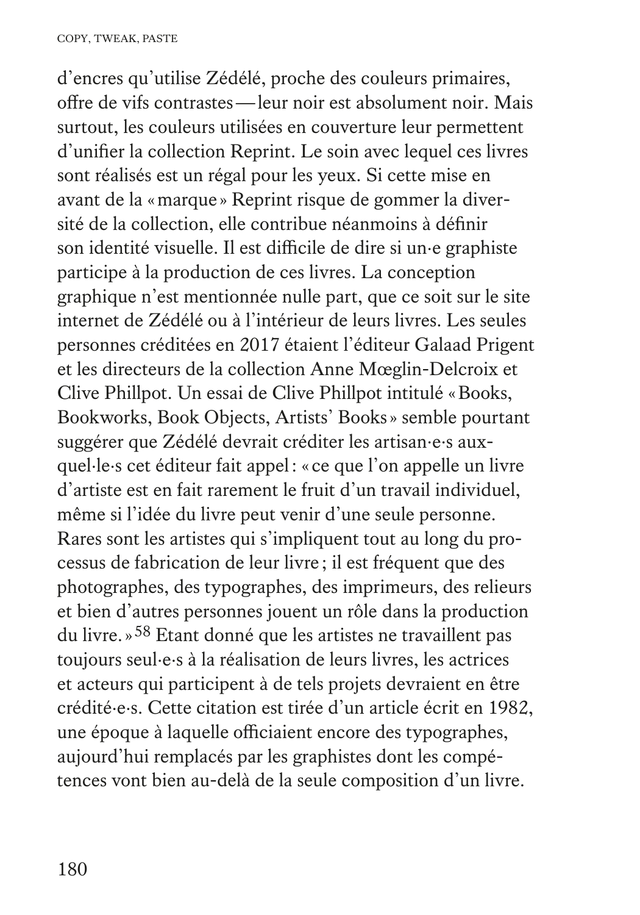d'encres qu'utilise Zédélé, proche des couleurs primaires, offre de vifs contrastes — leur noir est absolument noir. Mais surtout, les couleurs utilisées en couverture leur permettent d'unifier la collection Reprint. Le soin avec lequel ces livres sont réalisés est un régal pour les yeux. Si cette mise en avant de la « marque » Reprint risque de gommer la diversité de la collection, elle contribue néanmoins à définir son identité visuelle. Il est difficile de dire si un·e graphiste participe à la production de ces livres. La conception graphique n'est mentionnée nulle part, que ce soit sur le site internet de Zédélé ou à l'intérieur de leurs livres. Les seules personnes créditées en 2017 étaient l'éditeur Galaad Prigent et les directeurs de la collection Anne Mœglin-Delcroix et Clive Phillpot. Un essai de Clive Phillpot intitulé « Books, Bookworks, Book Objects, Artists' Books » semble pourtant suggérer que Zédélé devrait créditer les artisan·e·s auxquel·le·s cet éditeur fait appel : « ce que l'on appelle un livre d'artiste est en fait rarement le fruit d'un travail individuel, même si l'idée du livre peut venir d'une seule personne. Rares sont les artistes qui s'impliquent tout au long du processus de fabrication de leur livre ; il est fréquent que des photographes, des typographes, des imprimeurs, des relieurs et bien d'autres personnes jouent un rôle dans la production du livre. »[58] Etant donné que les artistes ne travaillent pas toujours seul·e·s à la réalisation de leurs livres, les actrices et acteurs qui participent à de tels projets devraient en être crédité·e·s. Cette citation est tirée d'un article écrit en 1982, une époque à laquelle officiaient encore des typographes, aujourd'hui remplacés par les graphistes dont les compétences vont bien au-delà de la seule composition d'un livre.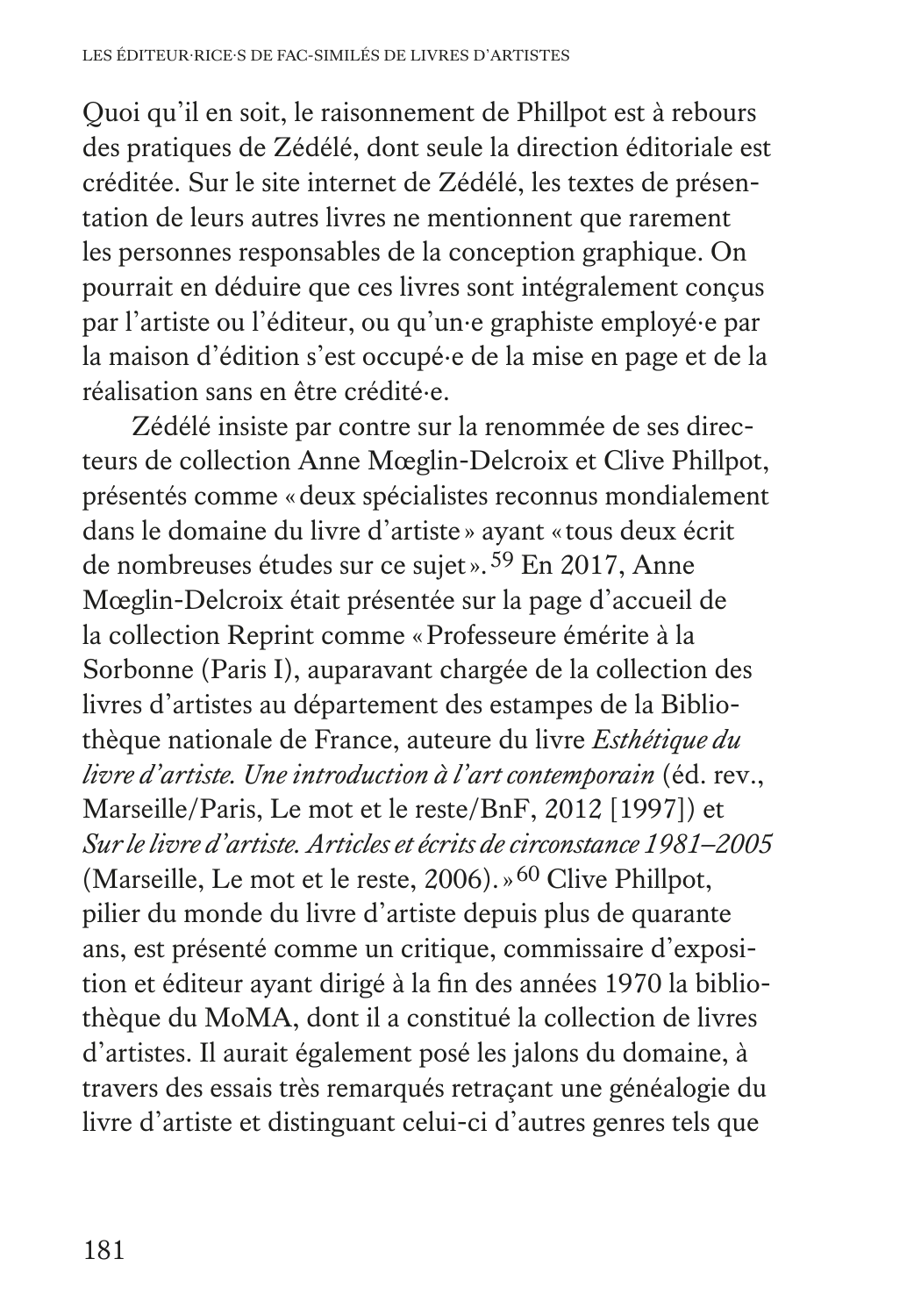Quoi qu'il en soit, le raisonnement de Phillpot est à rebours des pratiques de Zédélé, dont seule la direction éditoriale est créditée. Sur le site internet de Zédélé, les textes de présentation de leurs autres livres ne mentionnent que rarement les personnes responsables de la conception graphique. On pourrait en déduire que ces livres sont intégralement conçus par l'artiste ou l'éditeur, ou qu'un·e graphiste employé·e par la maison d'édition s'est occupé·e de la mise en page et de la réalisation sans en être crédité·e.

Zédélé insiste par contre sur la renommée de ses directeurs de collection Anne Mœglin-Delcroix et Clive Phillpot, présentés comme « deux spécialistes reconnus mondialement dans le domaine du livre d'artiste » ayant « tous deux écrit de nombreuses études sur ce sujet ».[59] En 2017, Anne Mœglin-Delcroix était présentée sur la page d'accueil de la collection Reprint comme « Professeure émérite à la Sorbonne (Paris I), auparavant chargée de la collection des livres d'artistes au département des estampes de la Bibliothèque nationale de France, auteure du livre *Esthétique du livre d'artiste. Une introduction à l'art contemporain* (éd. rev., Marseille/Paris, Le mot et le reste/BnF, 2012 [1997]) et *Sur le livre d'artiste. Articles et écrits de circonstance 1981–2005* (Marseille, Le mot et le reste, 2006). »[60] Clive Phillpot, pilier du monde du livre d'artiste depuis plus de quarante ans, est présenté comme un critique, commissaire d'exposition et éditeur ayant dirigé à la fin des années 1970 la bibliothèque du MoMA, dont il a constitué la collection de livres d'artistes. Il aurait également posé les jalons du domaine, à travers des essais très remarqués retraçant une généalogie du livre d'artiste et distinguant celui-ci d'autres genres tels que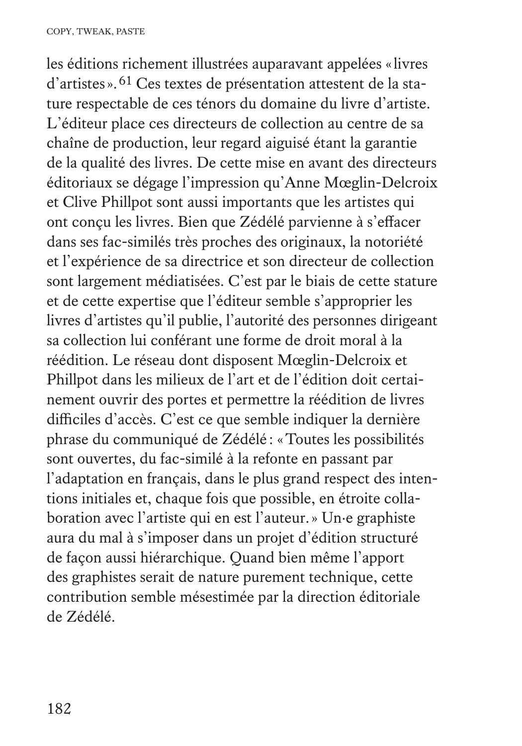les éditions richement illustrées auparavant appelées « livres d'artistes ».[61] Ces textes de présentation attestent de la stature respectable de ces ténors du domaine du livre d'artiste. L'éditeur place ces directeurs de collection au centre de sa chaîne de production, leur regard aiguisé étant la garantie de la qualité des livres. De cette mise en avant des directeurs éditoriaux se dégage l'impression qu'Anne Mœglin-Delcroix et Clive Phillpot sont aussi importants que les artistes qui ont conçu les livres. Bien que Zédélé parvienne à s'effacer dans ses fac-similés très proches des originaux, la notoriété et l'expérience de sa directrice et son directeur de collection sont largement médiatisées. C'est par le biais de cette stature et de cette expertise que l'éditeur semble s'approprier les livres d'artistes qu'il publie, l'autorité des personnes dirigeant sa collection lui conférant une forme de droit moral à la réédition. Le réseau dont disposent Mœglin-Delcroix et Phillpot dans les milieux de l'art et de l'édition doit certainement ouvrir des portes et permettre la réédition de livres difficiles d'accès. C'est ce que semble indiquer la dernière phrase du communiqué de Zédélé : « Toutes les possibilités sont ouvertes, du fac-similé à la refonte en passant par l'adaptation en français, dans le plus grand respect des intentions initiales et, chaque fois que possible, en étroite collaboration avec l'artiste qui en est l'auteur. » Un·e graphiste aura du mal à s'imposer dans un projet d'édition structuré de façon aussi hiérarchique. Quand bien même l'apport des graphistes serait de nature purement technique, cette contribution semble mésestimée par la direction éditoriale de Zédélé.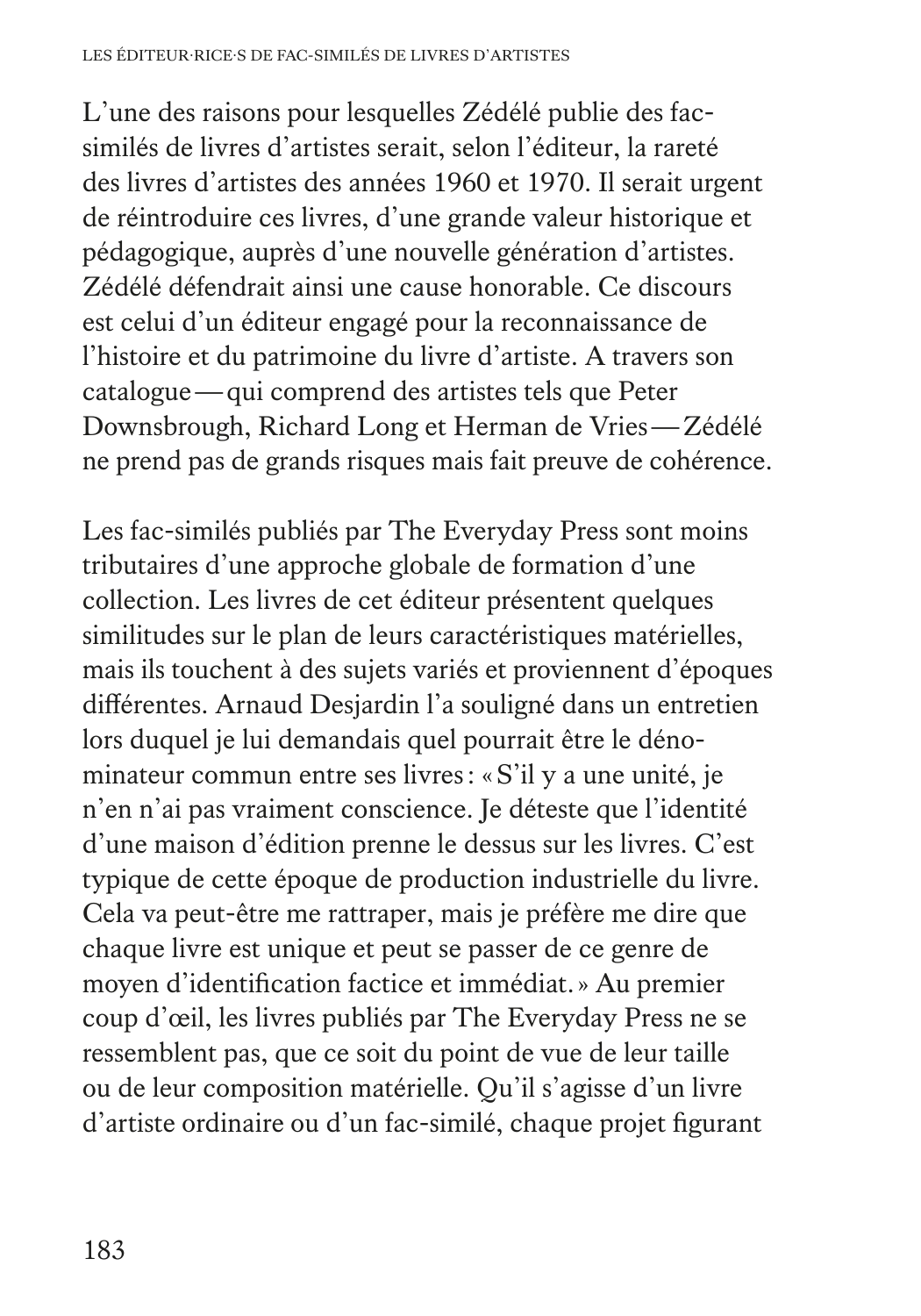L'une des raisons pour lesquelles Zédélé publie des fac-similés de livres d'artistes serait, selon l'éditeur, la rareté des livres d'artistes des années 1960 et 1970. Il serait urgent de réintroduire ces livres, d'une grande valeur historique et pédagogique, auprès d'une nouvelle génération d'artistes. Zédélé défendrait ainsi une cause honorable. Ce discours est celui d'un éditeur engagé pour la reconnaissance de l'histoire et du patrimoine du livre d'artiste. A travers son catalogue — qui comprend des artistes tels que Peter Downsbrough, Richard Long et Herman de Vries — Zédélé ne prend pas de grands risques mais fait preuve de cohérence.

Les fac-similés publiés par The Everyday Press sont moins tributaires d'une approche globale de formation d'une collection. Les livres de cet éditeur présentent quelques similitudes sur le plan de leurs caractéristiques matérielles, mais ils touchent à des sujets variés et proviennent d'époques différentes. Arnaud Desjardin l'a souligné dans un entretien lors duquel je lui demandais quel pourrait être le dénominateur commun entre ses livres : « S'il y a une unité, je n'en n'ai pas vraiment conscience. Je déteste que l'identité d'une maison d'édition prenne le dessus sur les livres. C'est typique de cette époque de production industrielle du livre. Cela va peut-être me rattraper, mais je préfère me dire que chaque livre est unique et peut se passer de ce genre de moyen d'identification factice et immédiat. » Au premier coup d'œil, les livres publiés par The Everyday Press ne se ressemblent pas, que ce soit du point de vue de leur taille ou de leur composition matérielle. Qu'il s'agisse d'un livre d'artiste ordinaire ou d'un fac-similé, chaque projet figurant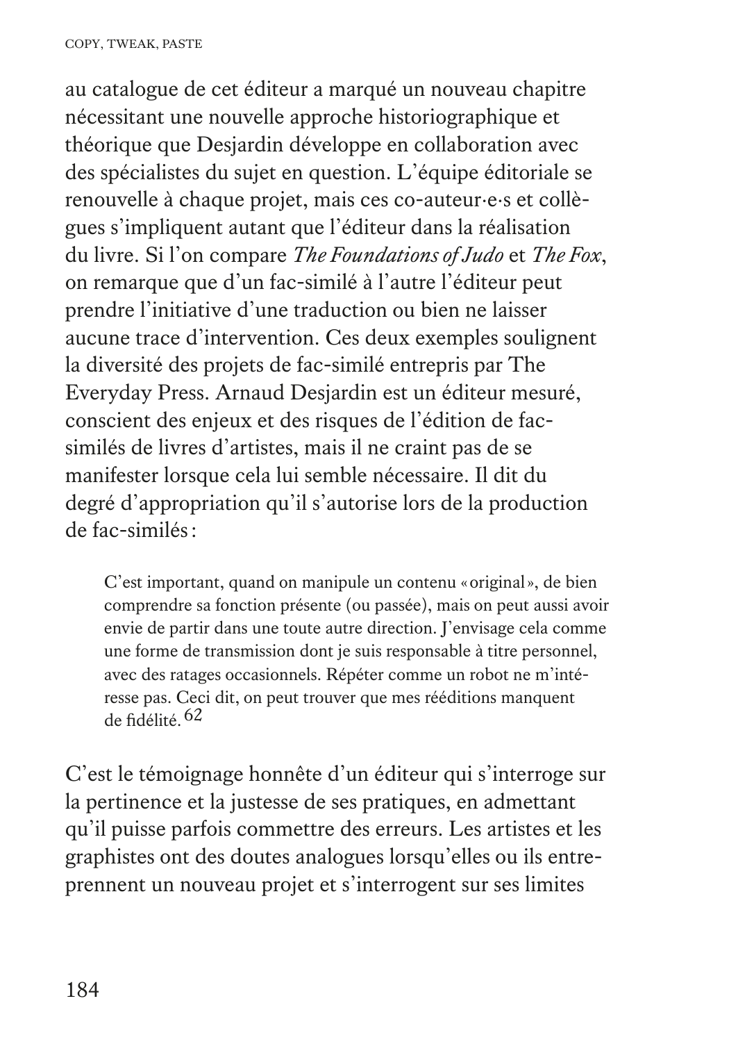au catalogue de cet éditeur a marqué un nouveau chapitre nécessitant une nouvelle approche historiographique et théorique que Desjardin développe en collaboration avec des spécialistes du sujet en question. L'équipe éditoriale se renouvelle à chaque projet, mais ces co-auteur·e·s et collègues s'impliquent autant que l'éditeur dans la réalisation du livre. Si l'on compare *The Foundations of Judo* et *The Fox*, on remarque que d'un fac-similé à l'autre l'éditeur peut prendre l'initiative d'une traduction ou bien ne laisser aucune trace d'intervention. Ces deux exemples soulignent la diversité des projets de fac-similé entrepris par The Everyday Press. Arnaud Desjardin est un éditeur mesuré, conscient des enjeux et des risques de l'édition de fac-similés de livres d'artistes, mais il ne craint pas de se manifester lorsque cela lui semble nécessaire. Il dit du degré d'appropriation qu'il s'autorise lors de la production de fac-similés :

> C'est important, quand on manipule un contenu « original », de bien comprendre sa fonction présente (ou passée), mais on peut aussi avoir envie de partir dans une toute autre direction. J'envisage cela comme une forme de transmission dont je suis responsable à titre personnel, avec des ratages occasionnels. Répéter comme un robot ne m'intéresse pas. Ceci dit, on peut trouver que mes rééditions manquent de fidélité.[62]

C'est le témoignage honnête d'un éditeur qui s'interroge sur la pertinence et la justesse de ses pratiques, en admettant qu'il puisse parfois commettre des erreurs. Les artistes et les graphistes ont des doutes analogues lorsqu'elles ou ils entreprennent un nouveau projet et s'interrogent sur ses limites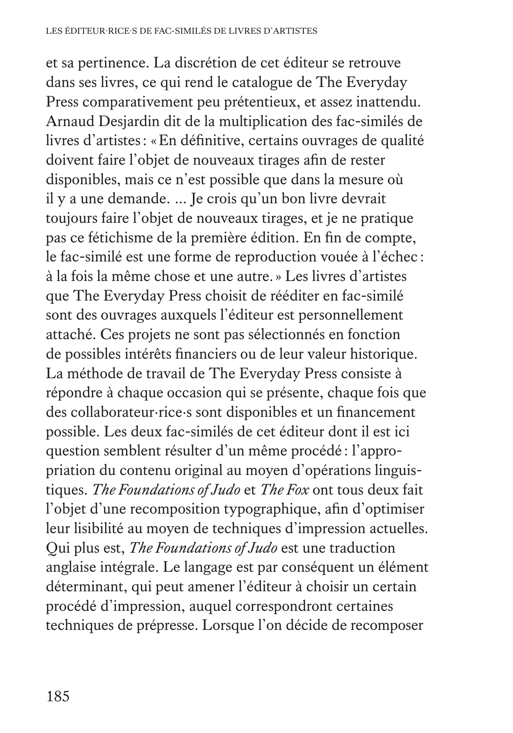et sa pertinence. La discrétion de cet éditeur se retrouve dans ses livres, ce qui rend le catalogue de The Everyday Press comparativement peu prétentieux, et assez inattendu. Arnaud Desjardin dit de la multiplication des fac-similés de livres d'artistes : « En définitive, certains ouvrages de qualité doivent faire l'objet de nouveaux tirages afin de rester disponibles, mais ce n'est possible que dans la mesure où il y a une demande. ... Je crois qu'un bon livre devrait toujours faire l'objet de nouveaux tirages, et je ne pratique pas ce fétichisme de la première édition. En fin de compte, le fac-similé est une forme de reproduction vouée à l'échec : à la fois la même chose et une autre. » Les livres d'artistes que The Everyday Press choisit de rééditer en fac-similé sont des ouvrages auxquels l'éditeur est personnellement attaché. Ces projets ne sont pas sélectionnés en fonction de possibles intérêts financiers ou de leur valeur historique. La méthode de travail de The Everyday Press consiste à répondre à chaque occasion qui se présente, chaque fois que des collaborateur·rice·s sont disponibles et un financement possible. Les deux fac-similés de cet éditeur dont il est ici question semblent résulter d'un même procédé : l'appropriation du contenu original au moyen d'opérations linguistiques. *The Foundations of Judo* et *The Fox* ont tous deux fait l'objet d'une recomposition typographique, afin d'optimiser leur lisibilité au moyen de techniques d'impression actuelles. Qui plus est, *The Foundations of Judo* est une traduction anglaise intégrale. Le langage est par conséquent un élément déterminant, qui peut amener l'éditeur à choisir un certain procédé d'impression, auquel correspondront certaines techniques de prépresse. Lorsque l'on décide de recomposer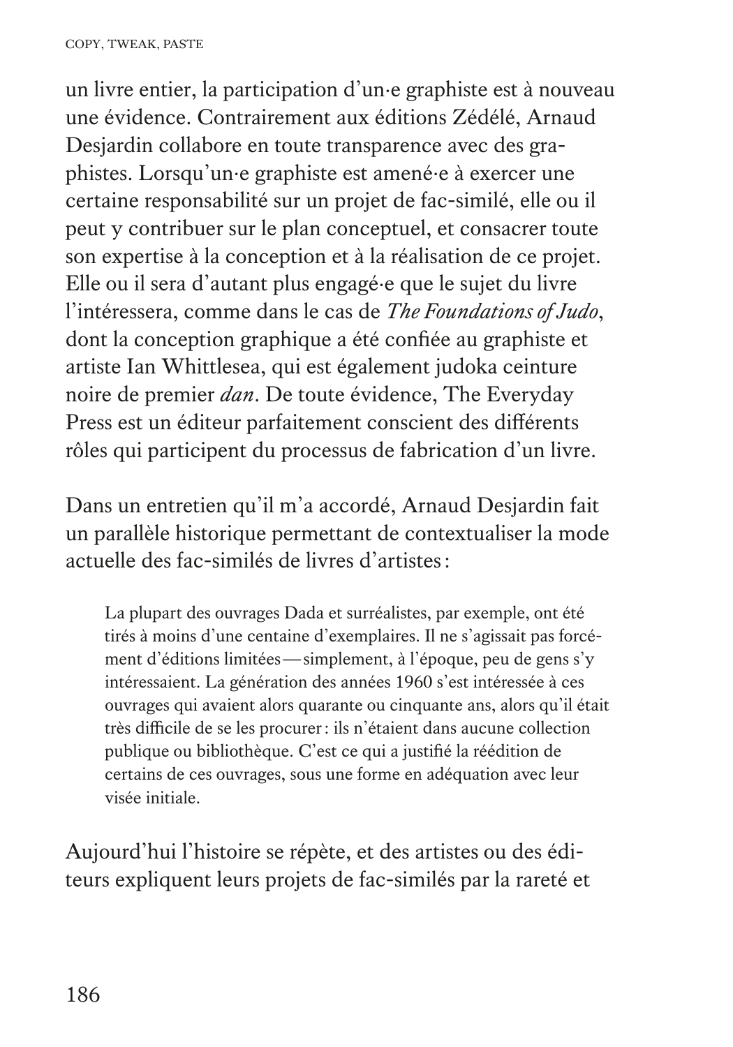un livre entier, la participation d'un·e graphiste est à nouveau une évidence. Contrairement aux éditions Zédélé, Arnaud Desjardin collabore en toute transparence avec des graphistes. Lorsqu'un·e graphiste est amené·e à exercer une certaine responsabilité sur un projet de fac-similé, elle ou il peut y contribuer sur le plan conceptuel, et consacrer toute son expertise à la conception et à la réalisation de ce projet. Elle ou il sera d'autant plus engagé·e que le sujet du livre l'intéressera, comme dans le cas de *The Foundations of Judo*, dont la conception graphique a été confiée au graphiste et artiste Ian Whittlesea, qui est également judoka ceinture noire de premier *dan*. De toute évidence, The Everyday Press est un éditeur parfaitement conscient des différents rôles qui participent du processus de fabrication d'un livre.

Dans un entretien qu'il m'a accordé, Arnaud Desjardin fait un parallèle historique permettant de contextualiser la mode actuelle des fac-similés de livres d'artistes :

> La plupart des ouvrages Dada et surréalistes, par exemple, ont été tirés à moins d'une centaine d'exemplaires. Il ne s'agissait pas forcément d'éditions limitées — simplement, à l'époque, peu de gens s'y intéressaient. La génération des années 1960 s'est intéressée à ces ouvrages qui avaient alors quarante ou cinquante ans, alors qu'il était très difficile de se les procurer : ils n'étaient dans aucune collection publique ou bibliothèque. C'est ce qui a justifié la réédition de certains de ces ouvrages, sous une forme en adéquation avec leur visée initiale.

Aujourd'hui l'histoire se répète, et des artistes ou des éditeurs expliquent leurs projets de fac-similés par la rareté et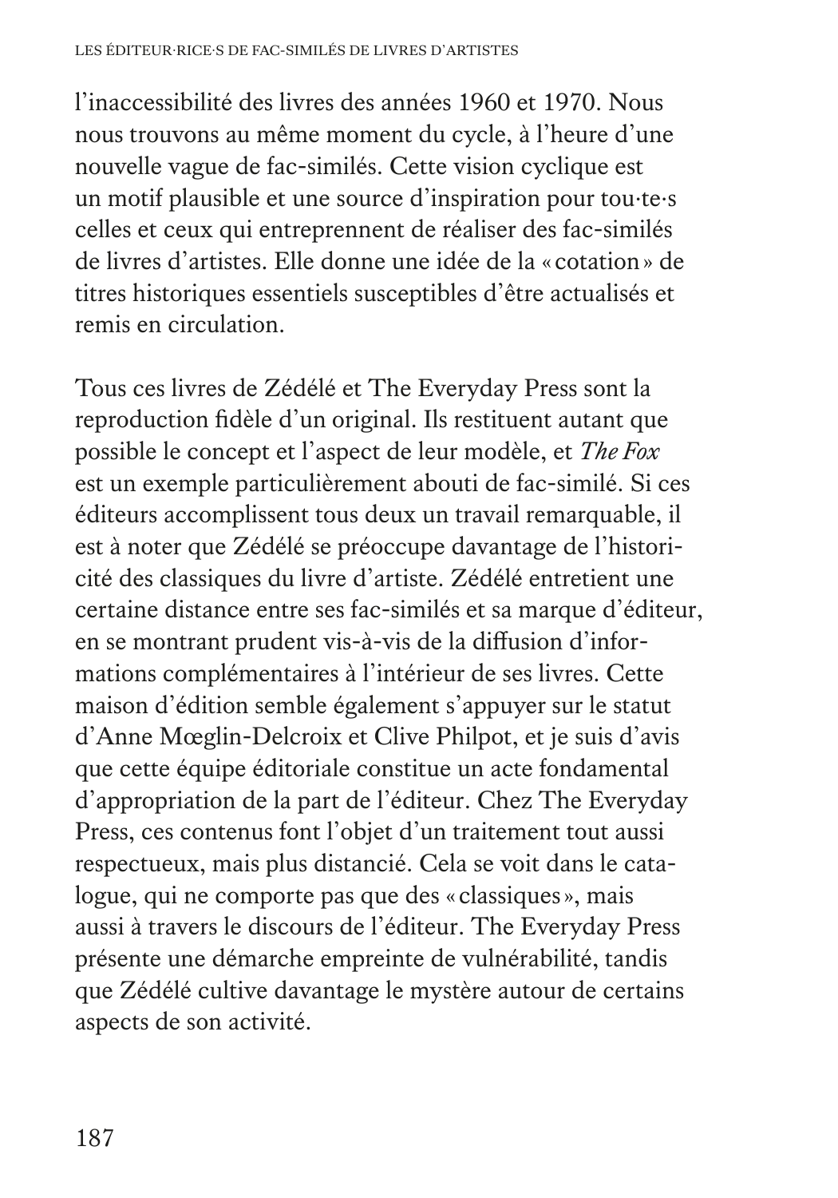l'inaccessibilité des livres des années 1960 et 1970. Nous nous trouvons au même moment du cycle, à l'heure d'une nouvelle vague de fac-similés. Cette vision cyclique est un motif plausible et une source d'inspiration pour tou·te·s celles et ceux qui entreprennent de réaliser des fac-similés de livres d'artistes. Elle donne une idée de la « cotation » de titres historiques essentiels susceptibles d'être actualisés et remis en circulation.

Tous ces livres de Zédélé et The Everyday Press sont la reproduction fidèle d'un original. Ils restituent autant que possible le concept et l'aspect de leur modèle, et *The Fox* est un exemple particulièrement abouti de fac-similé. Si ces éditeurs accomplissent tous deux un travail remarquable, il est à noter que Zédélé se préoccupe davantage de l'historicité des classiques du livre d'artiste. Zédélé entretient une certaine distance entre ses fac-similés et sa marque d'éditeur, en se montrant prudent vis-à-vis de la diffusion d'informations complémentaires à l'intérieur de ses livres. Cette maison d'édition semble également s'appuyer sur le statut d'Anne Mœglin-Delcroix et Clive Philpot, et je suis d'avis que cette équipe éditoriale constitue un acte fondamental d'appropriation de la part de l'éditeur. Chez The Everyday Press, ces contenus font l'objet d'un traitement tout aussi respectueux, mais plus distancié. Cela se voit dans le catalogue, qui ne comporte pas que des « classiques », mais aussi à travers le discours de l'éditeur. The Everyday Press présente une démarche empreinte de vulnérabilité, tandis que Zédélé cultive davantage le mystère autour de certains aspects de son activité.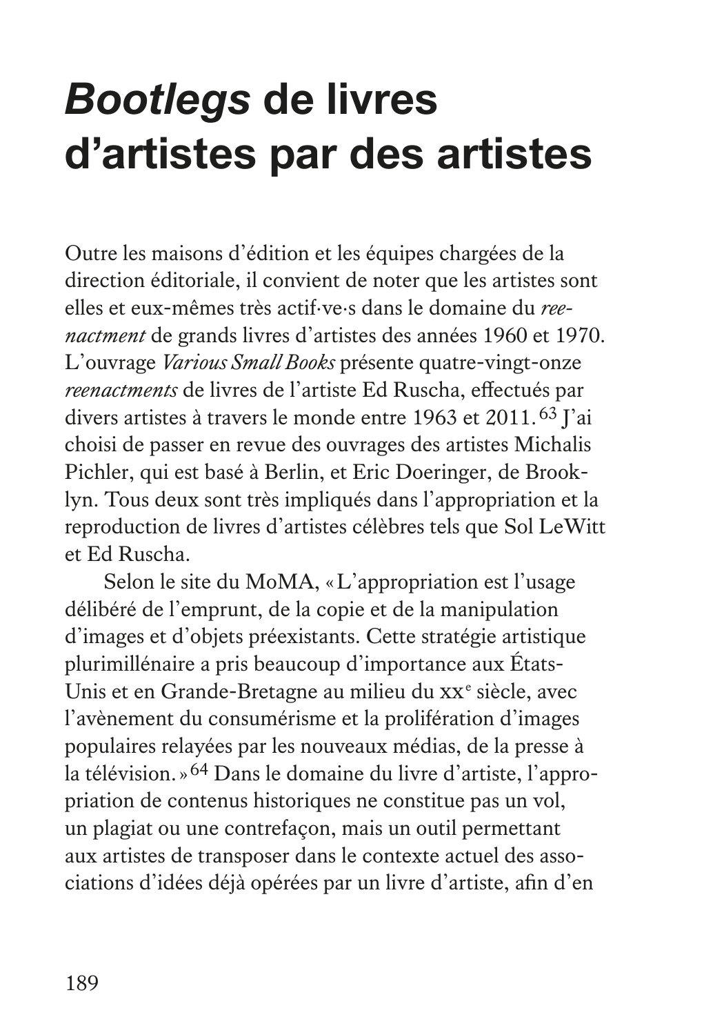# *Bootlegs* de livres d'artistes par des artistes

Outre les maisons d'édition et les équipes chargées de la direction éditoriale, il convient de noter que les artistes sont elles et eux-mêmes très actif·ve·s dans le domaine du *reenactment* de grands livres d'artistes des années 1960 et 1970. L'ouvrage *Various Small Books* présente quatre-vingt-onze *reenactments* de livres de l'artiste Ed Ruscha, effectués par divers artistes à travers le monde entre 1963 et 2011.[63] J'ai choisi de passer en revue des ouvrages des artistes Michalis Pichler, qui est basé à Berlin, et Eric Doeringer, de Brooklyn. Tous deux sont très impliqués dans l'appropriation et la reproduction de livres d'artistes célèbres tels que Sol LeWitt et Ed Ruscha.

Selon le site du MoMA, « L'appropriation est l'usage délibéré de l'emprunt, de la copie et de la manipulation d'images et d'objets préexistants. Cette stratégie artistique plurimillénaire a pris beaucoup d'importance aux États-Unis et en Grande-Bretagne au milieu du XXe siècle, avec l'avènement du consumérisme et la prolifération d'images populaires relayées par les nouveaux médias, de la presse à la télévision. »[64] Dans le domaine du livre d'artiste, l'appropriation de contenus historiques ne constitue pas un vol, un plagiat ou une contrefaçon, mais un outil permettant aux artistes de transposer dans le contexte actuel des associations d'idées déjà opérées par un livre d'artiste, afin d'en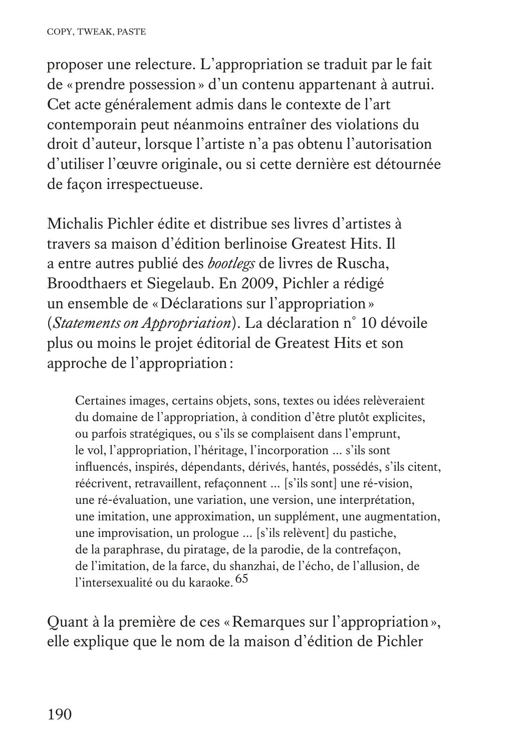proposer une relecture. L’appropriation se traduit par le fait de « prendre possession » d’un contenu appartenant à autrui. Cet acte généralement admis dans le contexte de l’art contemporain peut néanmoins entraîner des violations du droit d’auteur, lorsque l’artiste n’a pas obtenu l’autorisation d’utiliser l’œuvre originale, ou si cette dernière est détournée de façon irrespectueuse.

Michalis Pichler édite et distribue ses livres d’artistes à travers sa maison d’édition berlinoise Greatest Hits. Il a entre autres publié des *bootlegs* de livres de Ruscha, Broodthaers et Siegelaub. En 2009, Pichler a rédigé un ensemble de « Déclarations sur l’appropriation » (*Statements on Appropriation*). La déclaration n° 10 dévoile plus ou moins le projet éditorial de Greatest Hits et son approche de l’appropriation :

> Certaines images, certains objets, sons, textes ou idées relèveraient du domaine de l’appropriation, à condition d’être plutôt explicites, ou parfois stratégiques, ou s’ils se complaisent dans l’emprunt, le vol, l’appropriation, l’héritage, l’incorporation ... s’ils sont influencés, inspirés, dépendants, dérivés, hantés, possédés, s’ils citent, réécrivent, retravaillent, refaçonnent ... [s’ils sont] une ré-vision, une ré-évaluation, une variation, une version, une interprétation, une imitation, une approximation, un supplément, une augmentation, une improvisation, un prologue ... [s’ils relèvent] du pastiche, de la paraphrase, du piratage, de la parodie, de la contrefaçon, de l’imitation, de la farce, du shanzhai, de l’écho, de l’allusion, de l’intersexualité ou du karaoke.[65]

Quant à la première de ces « Remarques sur l’appropriation », elle explique que le nom de la maison d’édition de Pichler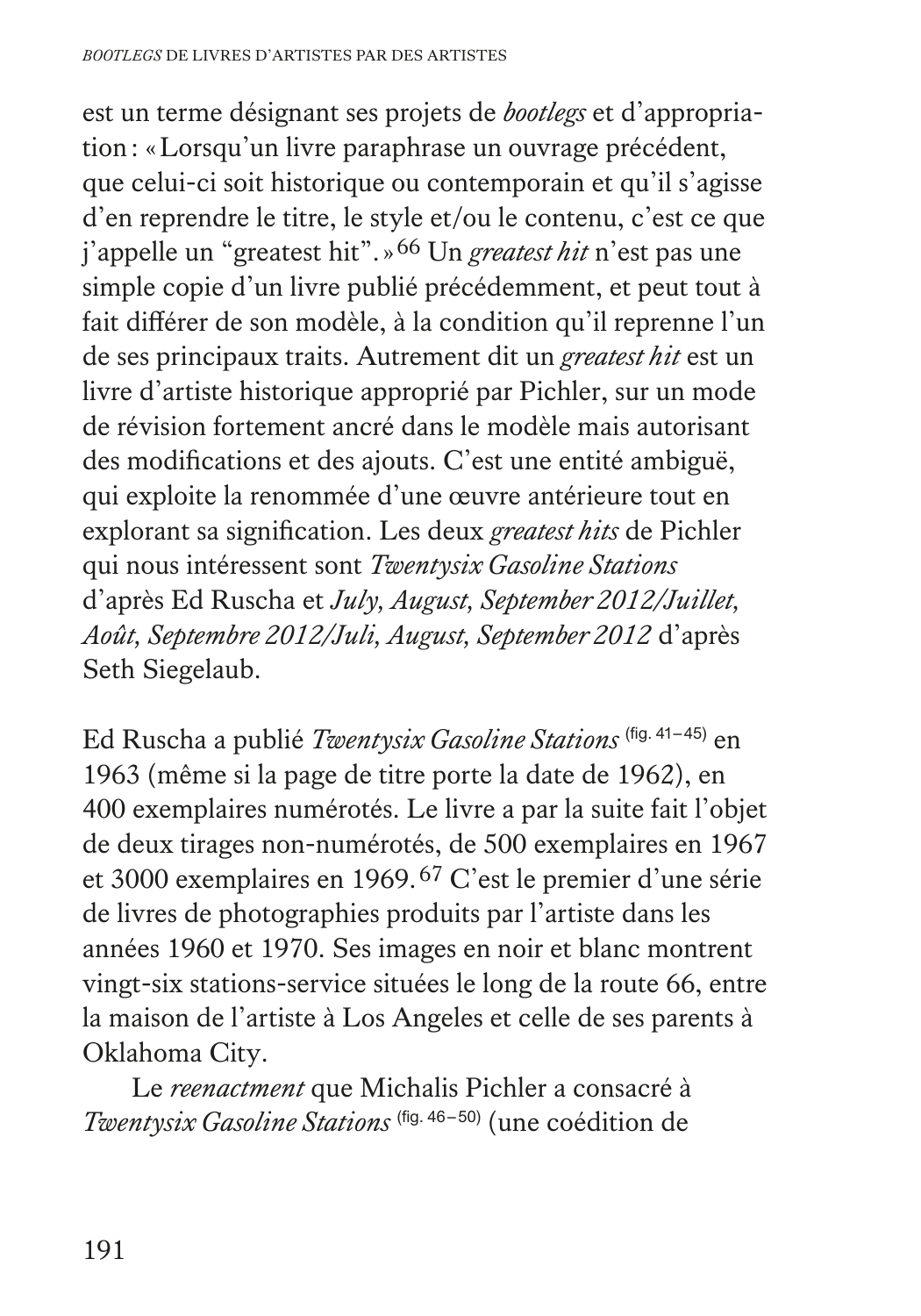est un terme désignant ses projets de *bootlegs* et d'appropriation : « Lorsqu'un livre paraphrase un ouvrage précédent, que celui-ci soit historique ou contemporain et qu'il s'agisse d'en reprendre le titre, le style et/ou le contenu, c'est ce que j'appelle un "greatest hit". »[66] Un *greatest hit* n'est pas une simple copie d'un livre publié précédemment, et peut tout à fait différer de son modèle, à la condition qu'il reprenne l'un de ses principaux traits. Autrement dit un *greatest hit* est un livre d'artiste historique approprié par Pichler, sur un mode de révision fortement ancré dans le modèle mais autorisant des modifications et des ajouts. C'est une entité ambiguë, qui exploite la renommée d'une œuvre antérieure tout en explorant sa signification. Les deux *greatest hits* de Pichler qui nous intéressent sont *Twentysix Gasoline Stations* d'après Ed Ruscha et *July, August, September 2012/Juillet, Août, Septembre 2012/Juli, August, September 2012* d'après Seth Siegelaub.

Ed Ruscha a publié *Twentysix Gasoline Stations* (fig. 41–45) en 1963 (même si la page de titre porte la date de 1962), en 400 exemplaires numérotés. Le livre a par la suite fait l'objet de deux tirages non-numérotés, de 500 exemplaires en 1967 et 3000 exemplaires en 1969.[67] C'est le premier d'une série de livres de photographies produits par l'artiste dans les années 1960 et 1970. Ses images en noir et blanc montrent vingt-six stations-service situées le long de la route 66, entre la maison de l'artiste à Los Angeles et celle de ses parents à Oklahoma City.

Le *reenactment* que Michalis Pichler a consacré à *Twentysix Gasoline Stations* (fig. 46–50) (une coédition de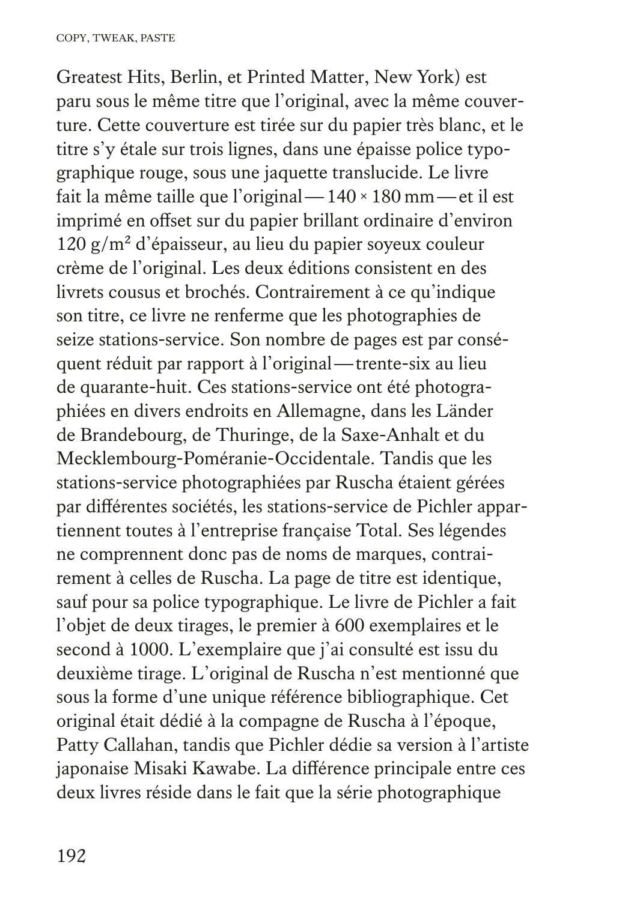Greatest Hits, Berlin, et Printed Matter, New York) est paru sous le même titre que l'original, avec la même couverture. Cette couverture est tirée sur du papier très blanc, et le titre s'y étale sur trois lignes, dans une épaisse police typographique rouge, sous une jaquette translucide. Le livre fait la même taille que l'original — 140 × 180 mm — et il est imprimé en offset sur du papier brillant ordinaire d'environ 120 g/m² d'épaisseur, au lieu du papier soyeux couleur crème de l'original. Les deux éditions consistent en des livrets cousus et brochés. Contrairement à ce qu'indique son titre, ce livre ne renferme que les photographies de seize stations-service. Son nombre de pages est par conséquent réduit par rapport à l'original — trente-six au lieu de quarante-huit. Ces stations-service ont été photographiées en divers endroits en Allemagne, dans les Länder de Brandebourg, de Thuringe, de la Saxe-Anhalt et du Mecklembourg-Poméranie-Occidentale. Tandis que les stations-service photographiées par Ruscha étaient gérées par différentes sociétés, les stations-service de Pichler appartiennent toutes à l'entreprise française Total. Ses légendes ne comprennent donc pas de noms de marques, contrairement à celles de Ruscha. La page de titre est identique, sauf pour sa police typographique. Le livre de Pichler a fait l'objet de deux tirages, le premier à 600 exemplaires et le second à 1000. L'exemplaire que j'ai consulté est issu du deuxième tirage. L'original de Ruscha n'est mentionné que sous la forme d'une unique référence bibliographique. Cet original était dédié à la compagne de Ruscha à l'époque, Patty Callahan, tandis que Pichler dédie sa version à l'artiste japonaise Misaki Kawabe. La différence principale entre ces deux livres réside dans le fait que la série photographique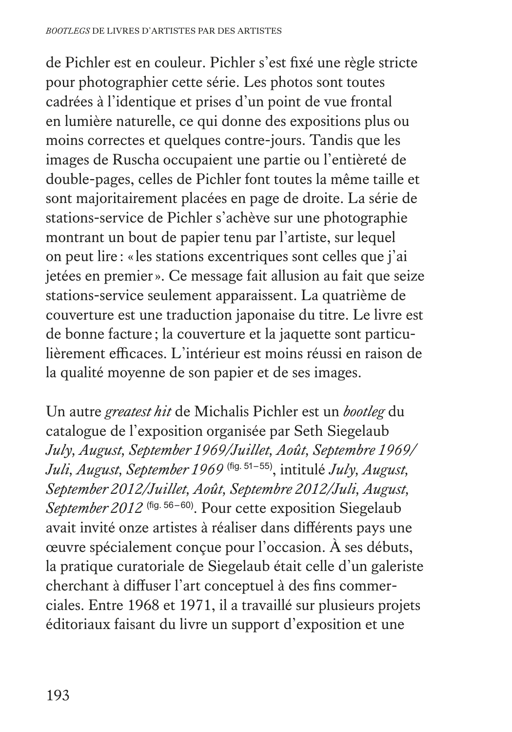de Pichler est en couleur. Pichler s'est fixé une règle stricte pour photographier cette série. Les photos sont toutes cadrées à l'identique et prises d'un point de vue frontal en lumière naturelle, ce qui donne des expositions plus ou moins correctes et quelques contre-jours. Tandis que les images de Ruscha occupaient une partie ou l'entièreté de double-pages, celles de Pichler font toutes la même taille et sont majoritairement placées en page de droite. La série de stations-service de Pichler s'achève sur une photographie montrant un bout de papier tenu par l'artiste, sur lequel on peut lire : « les stations excentriques sont celles que j'ai jetées en premier ». Ce message fait allusion au fait que seize stations-service seulement apparaissent. La quatrième de couverture est une traduction japonaise du titre. Le livre est de bonne facture ; la couverture et la jaquette sont particulièrement efficaces. L'intérieur est moins réussi en raison de la qualité moyenne de son papier et de ses images.

Un autre *greatest hit* de Michalis Pichler est un *bootleg* du catalogue de l'exposition organisée par Seth Siegelaub *July, August, September 1969/Juillet, Août, Septembre 1969/ Juli, August, September 1969* (fig. 51–55), intitulé *July, August, September 2012/Juillet, Août, Septembre 2012/Juli, August, September 2012* (fig. 56–60). Pour cette exposition Siegelaub avait invité onze artistes à réaliser dans différents pays une œuvre spécialement conçue pour l'occasion. À ses débuts, la pratique curatoriale de Siegelaub était celle d'un galeriste cherchant à diffuser l'art conceptuel à des fins commerciales. Entre 1968 et 1971, il a travaillé sur plusieurs projets éditoriaux faisant du livre un support d'exposition et une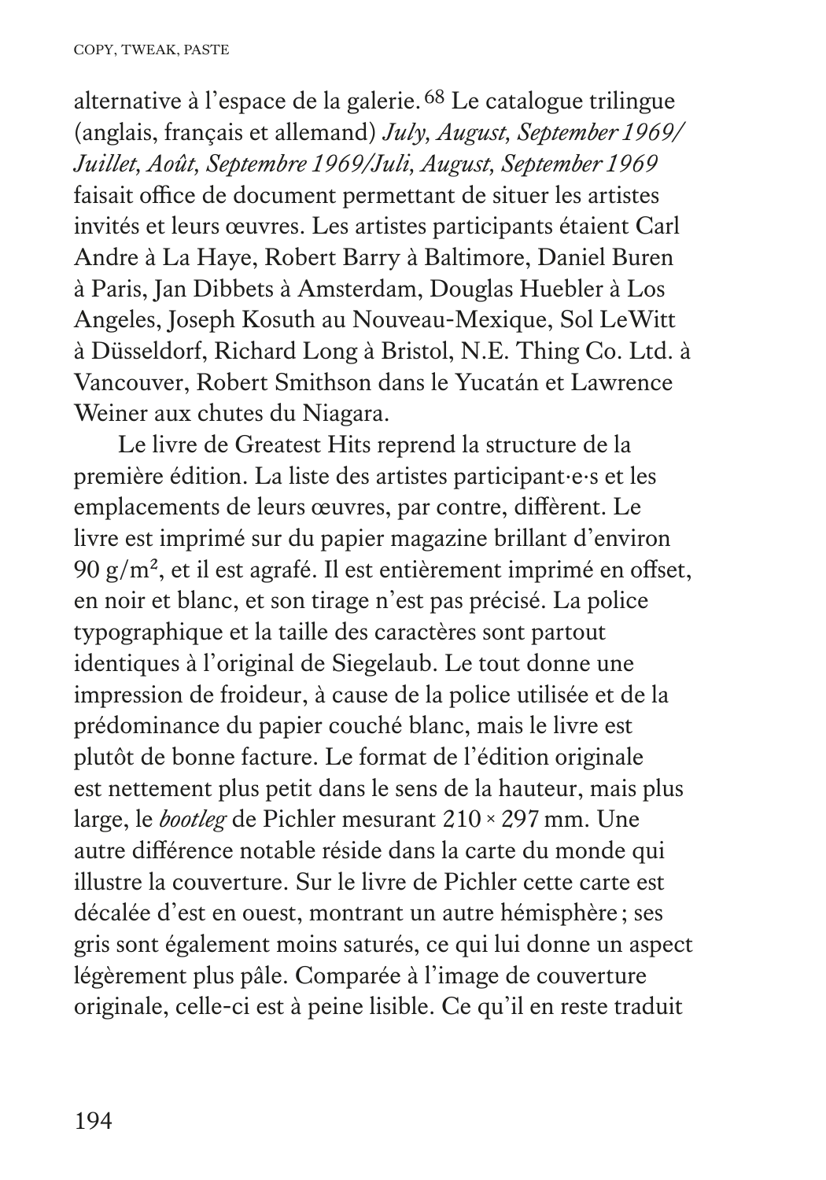alternative à l'espace de la galerie.[68] Le catalogue trilingue (anglais, français et allemand) *July, August, September 1969/ Juillet, Août, Septembre 1969/Juli, August, September 1969* faisait office de document permettant de situer les artistes invités et leurs œuvres. Les artistes participants étaient Carl Andre à La Haye, Robert Barry à Baltimore, Daniel Buren à Paris, Jan Dibbets à Amsterdam, Douglas Huebler à Los Angeles, Joseph Kosuth au Nouveau-Mexique, Sol LeWitt à Düsseldorf, Richard Long à Bristol, N.E. Thing Co. Ltd. à Vancouver, Robert Smithson dans le Yucatán et Lawrence Weiner aux chutes du Niagara.

Le livre de Greatest Hits reprend la structure de la première édition. La liste des artistes participant·e·s et les emplacements de leurs œuvres, par contre, diffèrent. Le livre est imprimé sur du papier magazine brillant d'environ 90 g/m², et il est agrafé. Il est entièrement imprimé en offset, en noir et blanc, et son tirage n'est pas précisé. La police typographique et la taille des caractères sont partout identiques à l'original de Siegelaub. Le tout donne une impression de froideur, à cause de la police utilisée et de la prédominance du papier couché blanc, mais le livre est plutôt de bonne facture. Le format de l'édition originale est nettement plus petit dans le sens de la hauteur, mais plus large, le *bootleg* de Pichler mesurant 210 × 297 mm. Une autre différence notable réside dans la carte du monde qui illustre la couverture. Sur le livre de Pichler cette carte est décalée d'est en ouest, montrant un autre hémisphère ; ses gris sont également moins saturés, ce qui lui donne un aspect légèrement plus pâle. Comparée à l'image de couverture originale, celle-ci est à peine lisible. Ce qu'il en reste traduit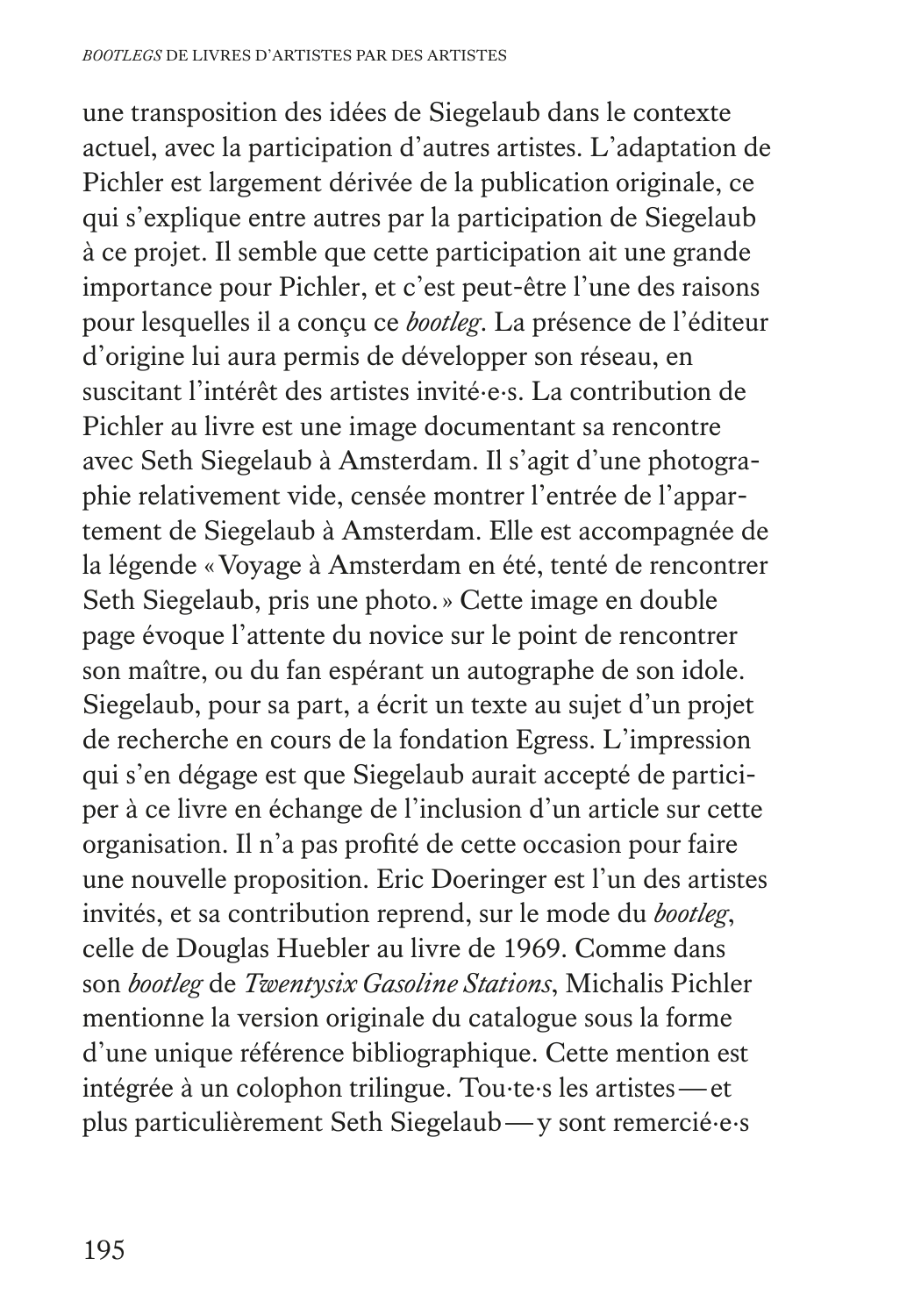une transposition des idées de Siegelaub dans le contexte actuel, avec la participation d'autres artistes. L'adaptation de Pichler est largement dérivée de la publication originale, ce qui s'explique entre autres par la participation de Siegelaub à ce projet. Il semble que cette participation ait une grande importance pour Pichler, et c'est peut-être l'une des raisons pour lesquelles il a conçu ce *bootleg*. La présence de l'éditeur d'origine lui aura permis de développer son réseau, en suscitant l'intérêt des artistes invité·e·s. La contribution de Pichler au livre est une image documentant sa rencontre avec Seth Siegelaub à Amsterdam. Il s'agit d'une photographie relativement vide, censée montrer l'entrée de l'appartement de Siegelaub à Amsterdam. Elle est accompagnée de la légende « Voyage à Amsterdam en été, tenté de rencontrer Seth Siegelaub, pris une photo. » Cette image en double page évoque l'attente du novice sur le point de rencontrer son maître, ou du fan espérant un autographe de son idole. Siegelaub, pour sa part, a écrit un texte au sujet d'un projet de recherche en cours de la fondation Egress. L'impression qui s'en dégage est que Siegelaub aurait accepté de participer à ce livre en échange de l'inclusion d'un article sur cette organisation. Il n'a pas profité de cette occasion pour faire une nouvelle proposition. Eric Doeringer est l'un des artistes invités, et sa contribution reprend, sur le mode du *bootleg*, celle de Douglas Huebler au livre de 1969. Comme dans son *bootleg* de *Twentysix Gasoline Stations*, Michalis Pichler mentionne la version originale du catalogue sous la forme d'une unique référence bibliographique. Cette mention est intégrée à un colophon trilingue. Tou·te·s les artistes — et plus particulièrement Seth Siegelaub — y sont remercié·e·s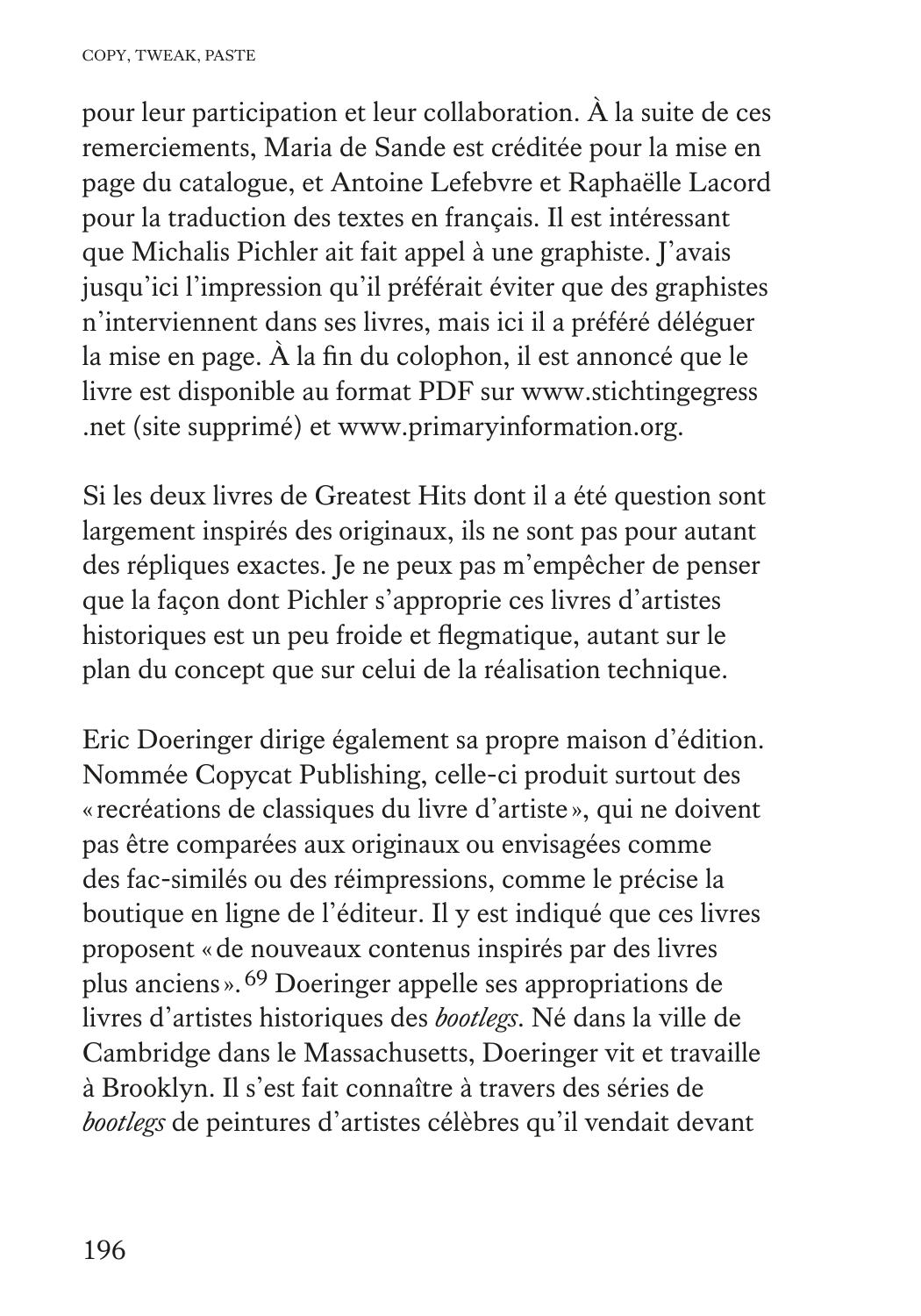pour leur participation et leur collaboration. À la suite de ces remerciements, Maria de Sande est créditée pour la mise en page du catalogue, et Antoine Lefebvre et Raphaëlle Lacord pour la traduction des textes en français. Il est intéressant que Michalis Pichler ait fait appel à une graphiste. J'avais jusqu'ici l'impression qu'il préférait éviter que des graphistes n'interviennent dans ses livres, mais ici il a préféré déléguer la mise en page. À la fin du colophon, il est annoncé que le livre est disponible au format PDF sur www.stichtingegress .net (site supprimé) et www.primaryinformation.org.

Si les deux livres de Greatest Hits dont il a été question sont largement inspirés des originaux, ils ne sont pas pour autant des répliques exactes. Je ne peux pas m'empêcher de penser que la façon dont Pichler s'approprie ces livres d'artistes historiques est un peu froide et flegmatique, autant sur le plan du concept que sur celui de la réalisation technique.

Eric Doeringer dirige également sa propre maison d'édition. Nommée Copycat Publishing, celle-ci produit surtout des «recréations de classiques du livre d'artiste», qui ne doivent pas être comparées aux originaux ou envisagées comme des fac-similés ou des réimpressions, comme le précise la boutique en ligne de l'éditeur. Il y est indiqué que ces livres proposent «de nouveaux contenus inspirés par des livres plus anciens».[69] Doeringer appelle ses appropriations de livres d'artistes historiques des *bootlegs*. Né dans la ville de Cambridge dans le Massachusetts, Doeringer vit et travaille à Brooklyn. Il s'est fait connaître à travers des séries de *bootlegs* de peintures d'artistes célèbres qu'il vendait devant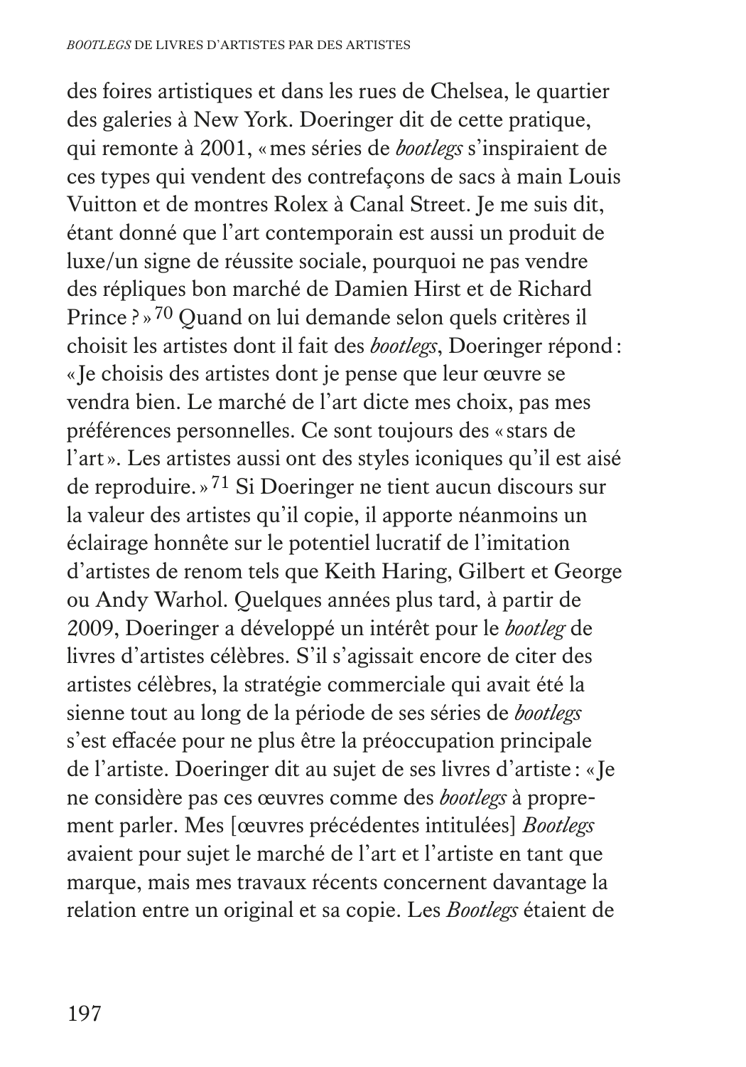des foires artistiques et dans les rues de Chelsea, le quartier des galeries à New York. Doeringer dit de cette pratique, qui remonte à 2001, « mes séries de *bootlegs* s'inspiraient de ces types qui vendent des contrefaçons de sacs à main Louis Vuitton et de montres Rolex à Canal Street. Je me suis dit, étant donné que l'art contemporain est aussi un produit de luxe/un signe de réussite sociale, pourquoi ne pas vendre des répliques bon marché de Damien Hirst et de Richard Prince ? »[70] Quand on lui demande selon quels critères il choisit les artistes dont il fait des *bootlegs*, Doeringer répond : « Je choisis des artistes dont je pense que leur œuvre se vendra bien. Le marché de l'art dicte mes choix, pas mes préférences personnelles. Ce sont toujours des « stars de l'art ». Les artistes aussi ont des styles iconiques qu'il est aisé de reproduire. »[71] Si Doeringer ne tient aucun discours sur la valeur des artistes qu'il copie, il apporte néanmoins un éclairage honnête sur le potentiel lucratif de l'imitation d'artistes de renom tels que Keith Haring, Gilbert et George ou Andy Warhol. Quelques années plus tard, à partir de 2009, Doeringer a développé un intérêt pour le *bootleg* de livres d'artistes célèbres. S'il s'agissait encore de citer des artistes célèbres, la stratégie commerciale qui avait été la sienne tout au long de la période de ses séries de *bootlegs* s'est effacée pour ne plus être la préoccupation principale de l'artiste. Doeringer dit au sujet de ses livres d'artiste : « Je ne considère pas ces œuvres comme des *bootlegs* à proprement parler. Mes [œuvres précédentes intitulées] *Bootlegs* avaient pour sujet le marché de l'art et l'artiste en tant que marque, mais mes travaux récents concernent davantage la relation entre un original et sa copie. Les *Bootlegs* étaient de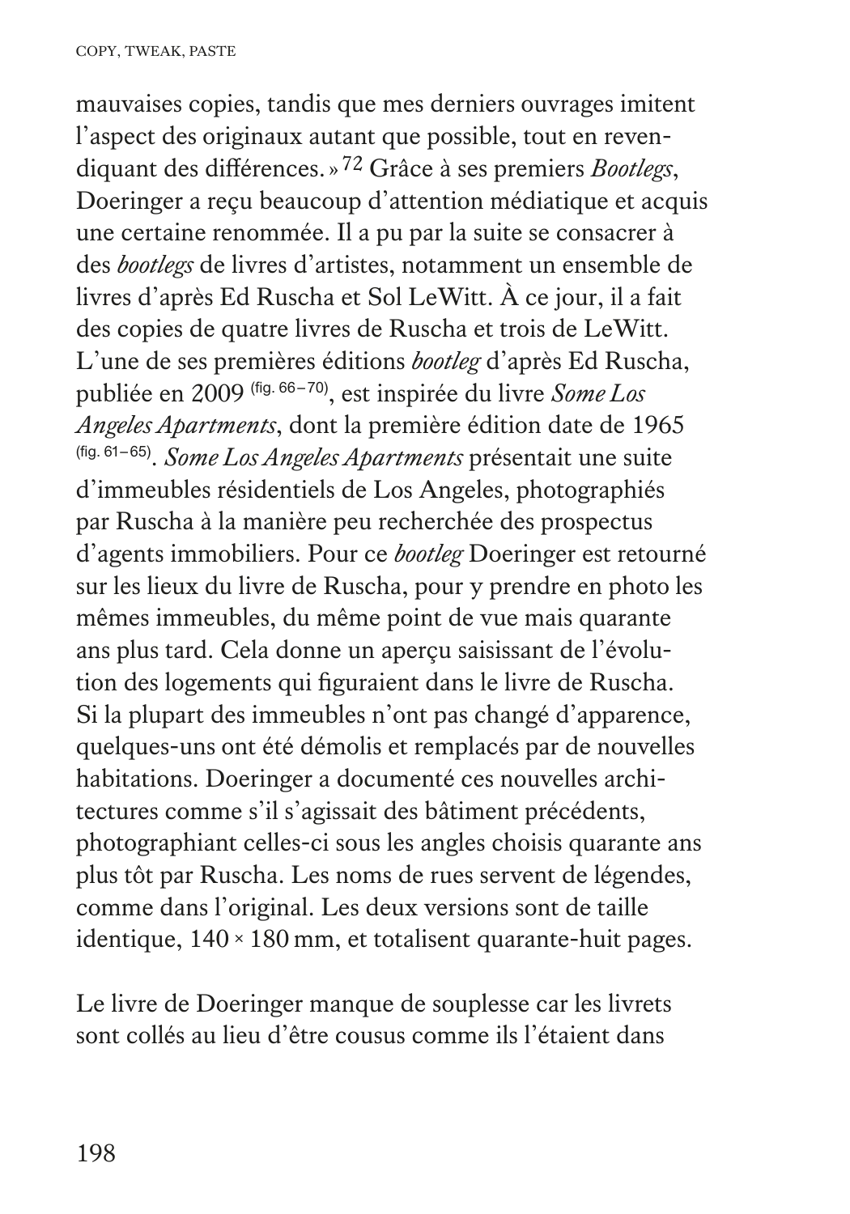mauvaises copies, tandis que mes derniers ouvrages imitent l'aspect des originaux autant que possible, tout en revendiquant des différences. »[72] Grâce à ses premiers *Bootlegs*, Doeringer a reçu beaucoup d'attention médiatique et acquis une certaine renommée. Il a pu par la suite se consacrer à des *bootlegs* de livres d'artistes, notamment un ensemble de livres d'après Ed Ruscha et Sol LeWitt. À ce jour, il a fait des copies de quatre livres de Ruscha et trois de LeWitt. L'une de ses premières éditions *bootleg* d'après Ed Ruscha, publiée en 2009 (fig. 66–70), est inspirée du livre *Some Los Angeles Apartments*, dont la première édition date de 1965 (fig. 61–65). *Some Los Angeles Apartments* présentait une suite d'immeubles résidentiels de Los Angeles, photographiés par Ruscha à la manière peu recherchée des prospectus d'agents immobiliers. Pour ce *bootleg* Doeringer est retourné sur les lieux du livre de Ruscha, pour y prendre en photo les mêmes immeubles, du même point de vue mais quarante ans plus tard. Cela donne un aperçu saisissant de l'évolution des logements qui figuraient dans le livre de Ruscha. Si la plupart des immeubles n'ont pas changé d'apparence, quelques-uns ont été démolis et remplacés par de nouvelles habitations. Doeringer a documenté ces nouvelles architectures comme s'il s'agissait des bâtiment précédents, photographiant celles-ci sous les angles choisis quarante ans plus tôt par Ruscha. Les noms de rues servent de légendes, comme dans l'original. Les deux versions sont de taille identique, 140 × 180 mm, et totalisent quarante-huit pages.

Le livre de Doeringer manque de souplesse car les livrets sont collés au lieu d'être cousus comme ils l'étaient dans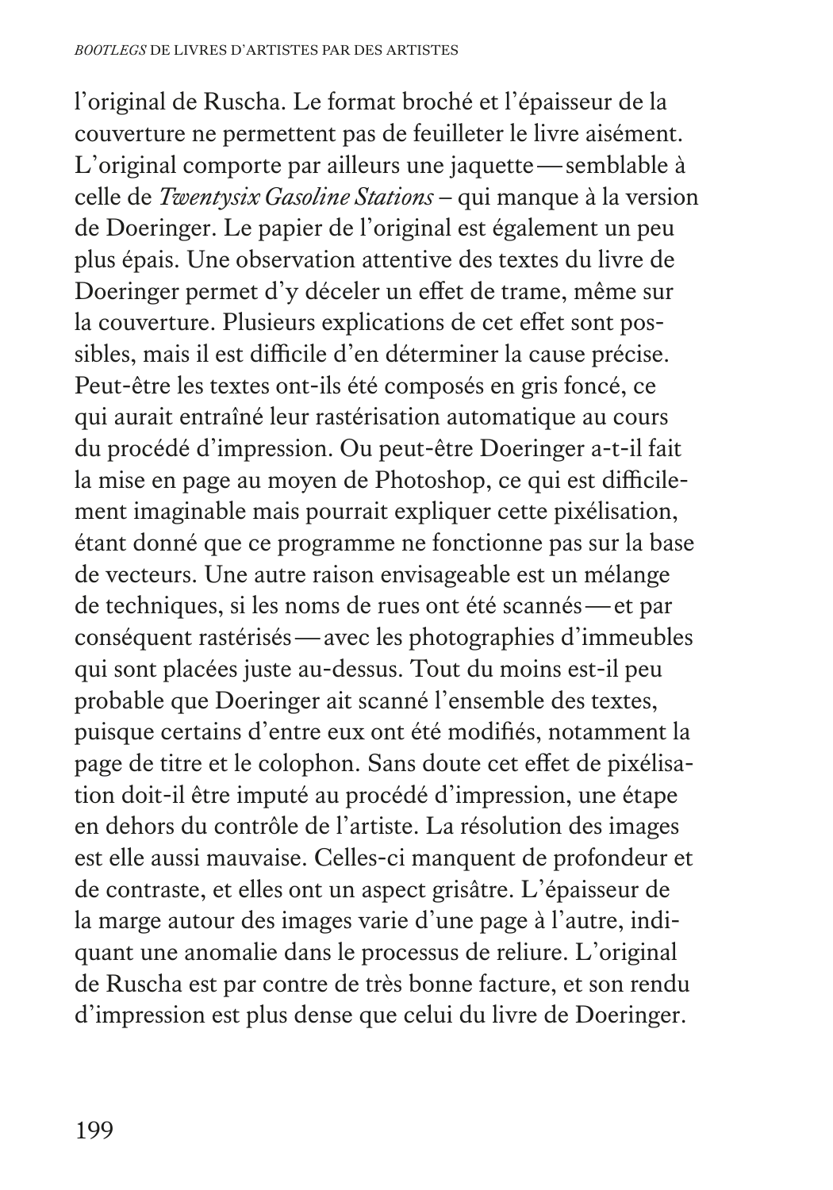l'original de Ruscha. Le format broché et l'épaisseur de la couverture ne permettent pas de feuilleter le livre aisément. L'original comporte par ailleurs une jaquette — semblable à celle de *Twentysix Gasoline Stations* – qui manque à la version de Doeringer. Le papier de l'original est également un peu plus épais. Une observation attentive des textes du livre de Doeringer permet d'y déceler un effet de trame, même sur la couverture. Plusieurs explications de cet effet sont possibles, mais il est difficile d'en déterminer la cause précise. Peut-être les textes ont-ils été composés en gris foncé, ce qui aurait entraîné leur rastérisation automatique au cours du procédé d'impression. Ou peut-être Doeringer a-t-il fait la mise en page au moyen de Photoshop, ce qui est difficilement imaginable mais pourrait expliquer cette pixélisation, étant donné que ce programme ne fonctionne pas sur la base de vecteurs. Une autre raison envisageable est un mélange de techniques, si les noms de rues ont été scannés — et par conséquent rastérisés — avec les photographies d'immeubles qui sont placées juste au-dessus. Tout du moins est-il peu probable que Doeringer ait scanné l'ensemble des textes, puisque certains d'entre eux ont été modifiés, notamment la page de titre et le colophon. Sans doute cet effet de pixélisation doit-il être imputé au procédé d'impression, une étape en dehors du contrôle de l'artiste. La résolution des images est elle aussi mauvaise. Celles-ci manquent de profondeur et de contraste, et elles ont un aspect grisâtre. L'épaisseur de la marge autour des images varie d'une page à l'autre, indiquant une anomalie dans le processus de reliure. L'original de Ruscha est par contre de très bonne facture, et son rendu d'impression est plus dense que celui du livre de Doeringer.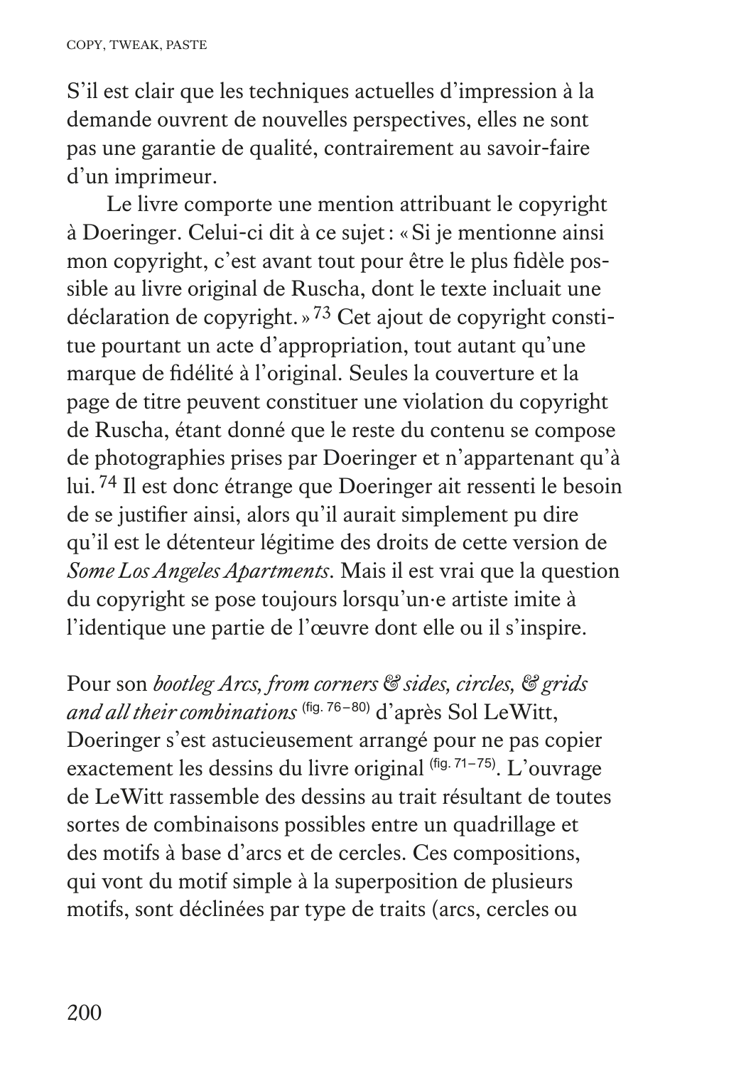S'il est clair que les techniques actuelles d'impression à la demande ouvrent de nouvelles perspectives, elles ne sont pas une garantie de qualité, contrairement au savoir-faire d'un imprimeur.

Le livre comporte une mention attribuant le copyright à Doeringer. Celui-ci dit à ce sujet : « Si je mentionne ainsi mon copyright, c'est avant tout pour être le plus fidèle possible au livre original de Ruscha, dont le texte incluait une déclaration de copyright. »[73] Cet ajout de copyright constitue pourtant un acte d'appropriation, tout autant qu'une marque de fidélité à l'original. Seules la couverture et la page de titre peuvent constituer une violation du copyright de Ruscha, étant donné que le reste du contenu se compose de photographies prises par Doeringer et n'appartenant qu'à lui.[74] Il est donc étrange que Doeringer ait ressenti le besoin de se justifier ainsi, alors qu'il aurait simplement pu dire qu'il est le détenteur légitime des droits de cette version de *Some Los Angeles Apartments*. Mais il est vrai que la question du copyright se pose toujours lorsqu'un·e artiste imite à l'identique une partie de l'œuvre dont elle ou il s'inspire.

Pour son *bootleg Arcs, from corners & sides, circles, & grids and all their combinations* (fig. 76–80) d'après Sol LeWitt, Doeringer s'est astucieusement arrangé pour ne pas copier exactement les dessins du livre original (fig. 71–75). L'ouvrage de LeWitt rassemble des dessins au trait résultant de toutes sortes de combinaisons possibles entre un quadrillage et des motifs à base d'arcs et de cercles. Ces compositions, qui vont du motif simple à la superposition de plusieurs motifs, sont déclinées par type de traits (arcs, cercles ou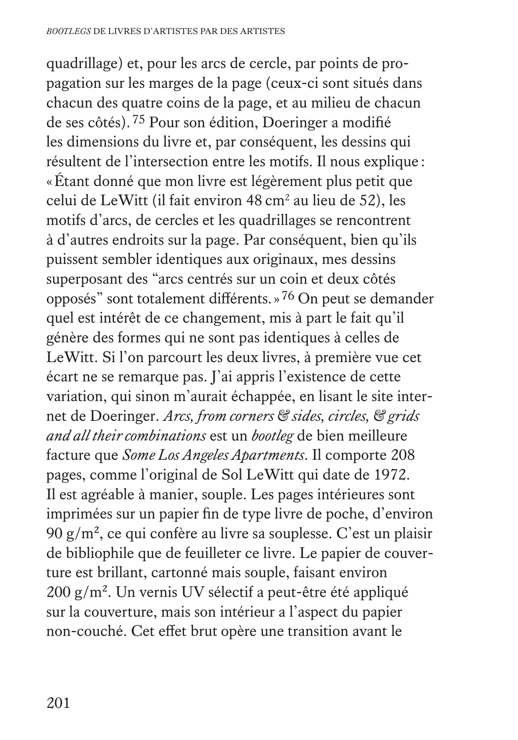quadrillage) et, pour les arcs de cercle, par points de propagation sur les marges de la page (ceux-ci sont situés dans chacun des quatre coins de la page, et au milieu de chacun de ses côtés).[75] Pour son édition, Doeringer a modifié les dimensions du livre et, par conséquent, les dessins qui résultent de l'intersection entre les motifs. Il nous explique : « Étant donné que mon livre est légèrement plus petit que celui de LeWitt (il fait environ 48 cm² au lieu de 52), les motifs d'arcs, de cercles et les quadrillages se rencontrent à d'autres endroits sur la page. Par conséquent, bien qu'ils puissent sembler identiques aux originaux, mes dessins superposant des "arcs centrés sur un coin et deux côtés opposés" sont totalement différents. »[76] On peut se demander quel est intérêt de ce changement, mis à part le fait qu'il génère des formes qui ne sont pas identiques à celles de LeWitt. Si l'on parcourt les deux livres, à première vue cet écart ne se remarque pas. J'ai appris l'existence de cette variation, qui sinon m'aurait échappée, en lisant le site internet de Doeringer. *Arcs, from corners & sides, circles, & grids and all their combinations* est un *bootleg* de bien meilleure facture que *Some Los Angeles Apartments*. Il comporte 208 pages, comme l'original de Sol LeWitt qui date de 1972. Il est agréable à manier, souple. Les pages intérieures sont imprimées sur un papier fin de type livre de poche, d'environ 90 g/m², ce qui confère au livre sa souplesse. C'est un plaisir de bibliophile que de feuilleter ce livre. Le papier de couverture est brillant, cartonné mais souple, faisant environ 200 g/m². Un vernis UV sélectif a peut-être été appliqué sur la couverture, mais son intérieur a l'aspect du papier non-couché. Cet effet brut opère une transition avant le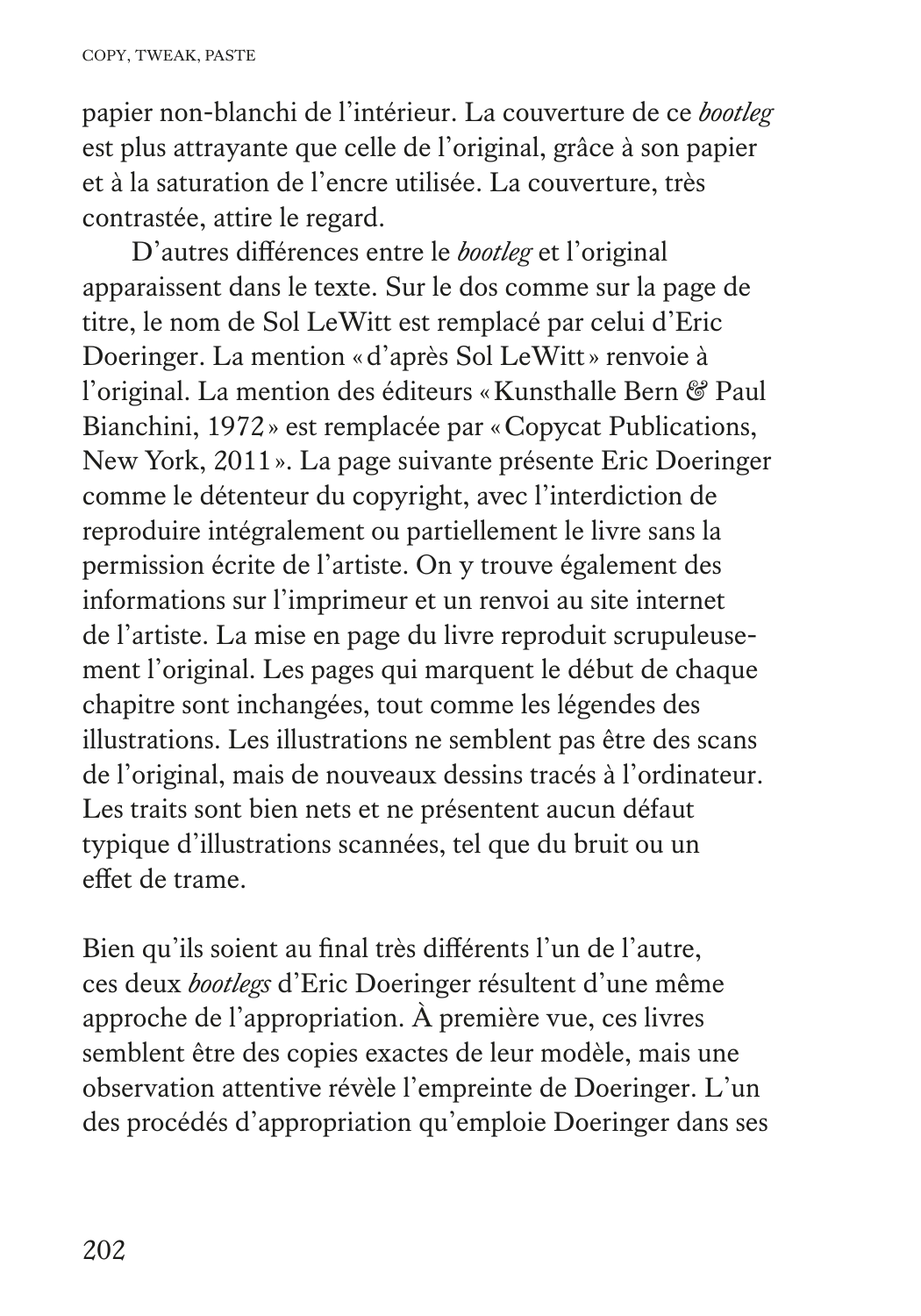papier non-blanchi de l'intérieur. La couverture de ce *bootleg* est plus attrayante que celle de l'original, grâce à son papier et à la saturation de l'encre utilisée. La couverture, très contrastée, attire le regard.

D'autres différences entre le *bootleg* et l'original apparaissent dans le texte. Sur le dos comme sur la page de titre, le nom de Sol LeWitt est remplacé par celui d'Eric Doeringer. La mention « d'après Sol LeWitt » renvoie à l'original. La mention des éditeurs « Kunsthalle Bern & Paul Bianchini, 1972 » est remplacée par « Copycat Publications, New York, 2011 ». La page suivante présente Eric Doeringer comme le détenteur du copyright, avec l'interdiction de reproduire intégralement ou partiellement le livre sans la permission écrite de l'artiste. On y trouve également des informations sur l'imprimeur et un renvoi au site internet de l'artiste. La mise en page du livre reproduit scrupuleusement l'original. Les pages qui marquent le début de chaque chapitre sont inchangées, tout comme les légendes des illustrations. Les illustrations ne semblent pas être des scans de l'original, mais de nouveaux dessins tracés à l'ordinateur. Les traits sont bien nets et ne présentent aucun défaut typique d'illustrations scannées, tel que du bruit ou un effet de trame.

Bien qu'ils soient au final très différents l'un de l'autre, ces deux *bootlegs* d'Eric Doeringer résultent d'une même approche de l'appropriation. À première vue, ces livres semblent être des copies exactes de leur modèle, mais une observation attentive révèle l'empreinte de Doeringer. L'un des procédés d'appropriation qu'emploie Doeringer dans ses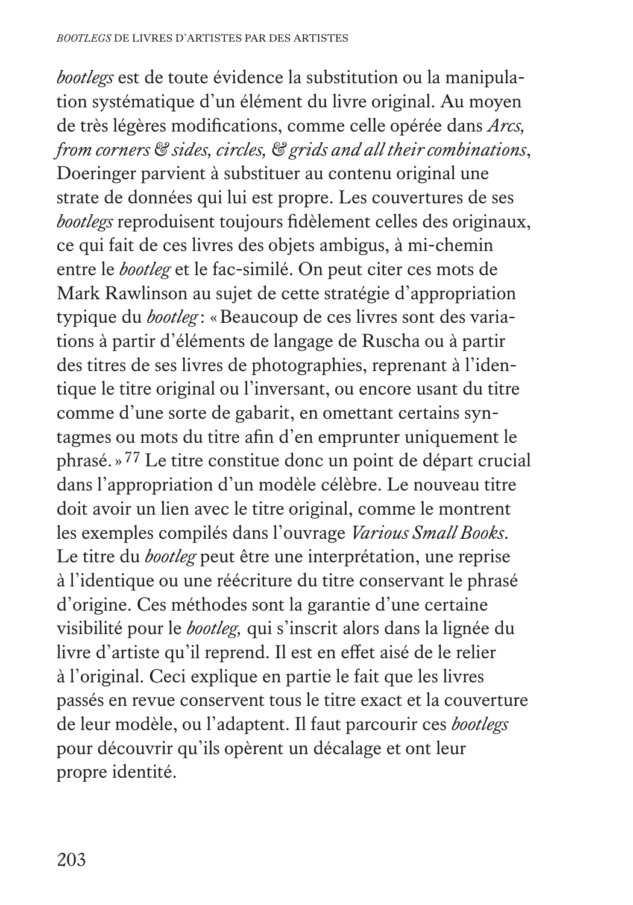*bootlegs* est de toute évidence la substitution ou la manipulation systématique d'un élément du livre original. Au moyen de très légères modifications, comme celle opérée dans *Arcs, from corners & sides, circles, & grids and all their combinations*, Doeringer parvient à substituer au contenu original une strate de données qui lui est propre. Les couvertures de ses *bootlegs* reproduisent toujours fidèlement celles des originaux, ce qui fait de ces livres des objets ambigus, à mi-chemin entre le *bootleg* et le fac-similé. On peut citer ces mots de Mark Rawlinson au sujet de cette stratégie d'appropriation typique du *bootleg* : « Beaucoup de ces livres sont des variations à partir d'éléments de langage de Ruscha ou à partir des titres de ses livres de photographies, reprenant à l'identique le titre original ou l'inversant, ou encore usant du titre comme d'une sorte de gabarit, en omettant certains syntagmes ou mots du titre afin d'en emprunter uniquement le phrasé. »[77] Le titre constitue donc un point de départ crucial dans l'appropriation d'un modèle célèbre. Le nouveau titre doit avoir un lien avec le titre original, comme le montrent les exemples compilés dans l'ouvrage *Various Small Books*. Le titre du *bootleg* peut être une interprétation, une reprise à l'identique ou une réécriture du titre conservant le phrasé d'origine. Ces méthodes sont la garantie d'une certaine visibilité pour le *bootleg,* qui s'inscrit alors dans la lignée du livre d'artiste qu'il reprend. Il est en effet aisé de le relier à l'original. Ceci explique en partie le fait que les livres passés en revue conservent tous le titre exact et la couverture de leur modèle, ou l'adaptent. Il faut parcourir ces *bootlegs* pour découvrir qu'ils opèrent un décalage et ont leur propre identité.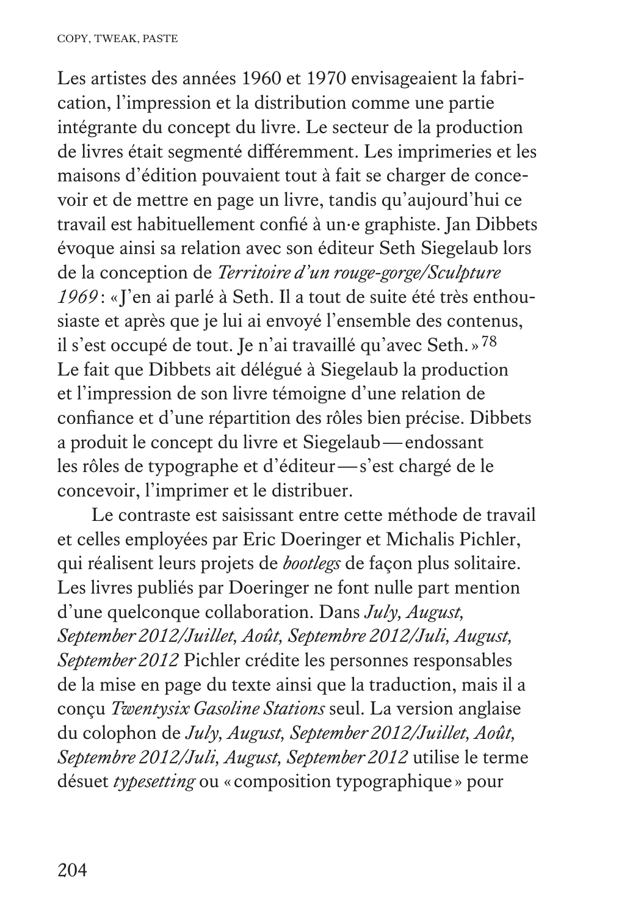Les artistes des années 1960 et 1970 envisageaient la fabrication, l’impression et la distribution comme une partie intégrante du concept du livre. Le secteur de la production de livres était segmenté différemment. Les imprimeries et les maisons d’édition pouvaient tout à fait se charger de concevoir et de mettre en page un livre, tandis qu’aujourd’hui ce travail est habituellement confié à un·e graphiste. Jan Dibbets évoque ainsi sa relation avec son éditeur Seth Siegelaub lors de la conception de *Territoire d’un rouge-gorge/Sculpture 1969* : « J’en ai parlé à Seth. Il a tout de suite été très enthousiaste et après que je lui ai envoyé l’ensemble des contenus, il s’est occupé de tout. Je n’ai travaillé qu’avec Seth. »[78] Le fait que Dibbets ait délégué à Siegelaub la production et l’impression de son livre témoigne d’une relation de confiance et d’une répartition des rôles bien précise. Dibbets a produit le concept du livre et Siegelaub — endossant les rôles de typographe et d’éditeur — s’est chargé de le concevoir, l’imprimer et le distribuer.

Le contraste est saisissant entre cette méthode de travail et celles employées par Eric Doeringer et Michalis Pichler, qui réalisent leurs projets de *bootlegs* de façon plus solitaire. Les livres publiés par Doeringer ne font nulle part mention d’une quelconque collaboration. Dans *July, August, September 2012/Juillet, Août, Septembre 2012/Juli, August, September 2012* Pichler crédite les personnes responsables de la mise en page du texte ainsi que la traduction, mais il a conçu *Twentysix Gasoline Stations* seul. La version anglaise du colophon de *July, August, September 2012/Juillet, Août, Septembre 2012/Juli, August, September 2012* utilise le terme désuet *typesetting* ou « composition typographique » pour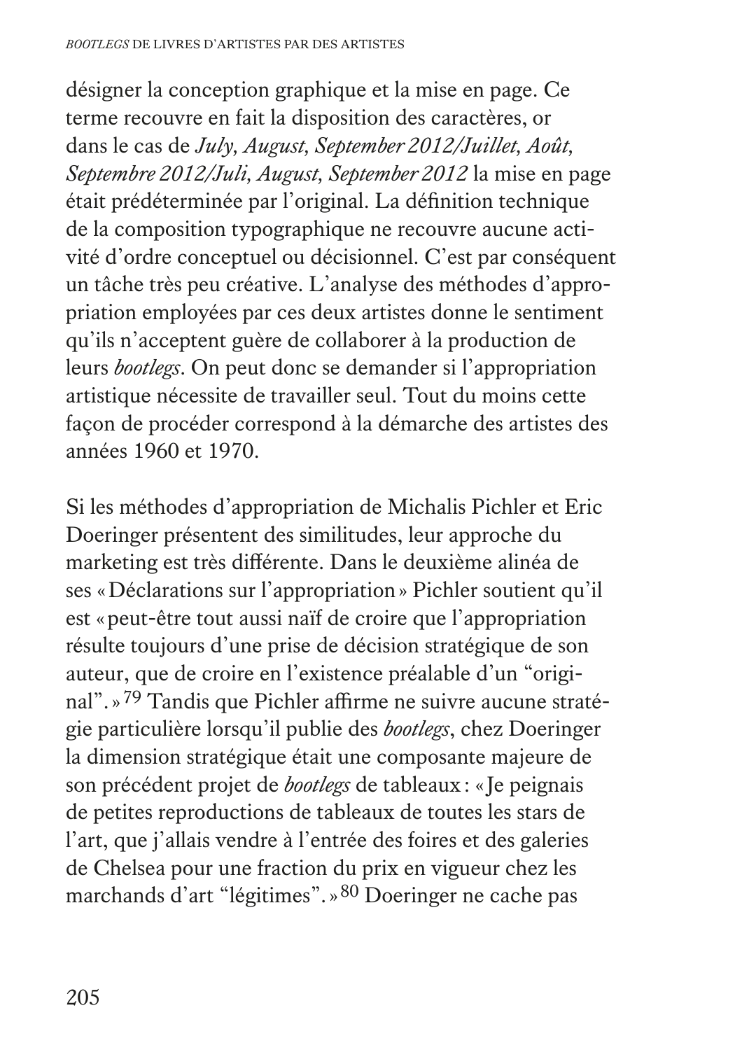désigner la conception graphique et la mise en page. Ce terme recouvre en fait la disposition des caractères, or dans le cas de *July, August, September 2012/Juillet, Août, Septembre 2012/Juli, August, September 2012* la mise en page était prédéterminée par l'original. La définition technique de la composition typographique ne recouvre aucune activité d'ordre conceptuel ou décisionnel. C'est par conséquent un tâche très peu créative. L'analyse des méthodes d'appropriation employées par ces deux artistes donne le sentiment qu'ils n'acceptent guère de collaborer à la production de leurs *bootlegs*. On peut donc se demander si l'appropriation artistique nécessite de travailler seul. Tout du moins cette façon de procéder correspond à la démarche des artistes des années 1960 et 1970.

Si les méthodes d'appropriation de Michalis Pichler et Eric Doeringer présentent des similitudes, leur approche du marketing est très différente. Dans le deuxième alinéa de ses « Déclarations sur l'appropriation » Pichler soutient qu'il est « peut-être tout aussi naïf de croire que l'appropriation résulte toujours d'une prise de décision stratégique de son auteur, que de croire en l'existence préalable d'un "original". »[79] Tandis que Pichler affirme ne suivre aucune stratégie particulière lorsqu'il publie des *bootlegs*, chez Doeringer la dimension stratégique était une composante majeure de son précédent projet de *bootlegs* de tableaux : « Je peignais de petites reproductions de tableaux de toutes les stars de l'art, que j'allais vendre à l'entrée des foires et des galeries de Chelsea pour une fraction du prix en vigueur chez les marchands d'art "légitimes". »[80] Doeringer ne cache pas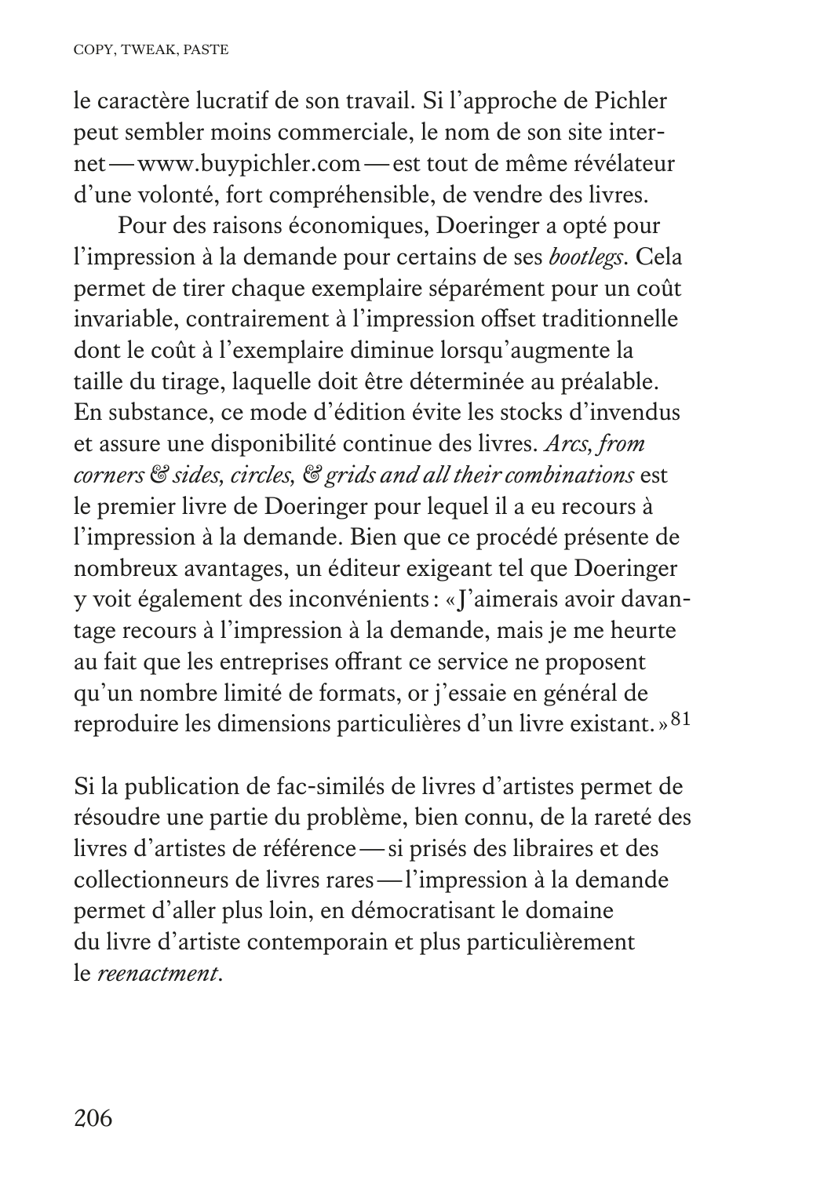le caractère lucratif de son travail. Si l'approche de Pichler peut sembler moins commerciale, le nom de son site internet — www.buypichler.com — est tout de même révélateur d'une volonté, fort compréhensible, de vendre des livres.

Pour des raisons économiques, Doeringer a opté pour l'impression à la demande pour certains de ses *bootlegs*. Cela permet de tirer chaque exemplaire séparément pour un coût invariable, contrairement à l'impression offset traditionnelle dont le coût à l'exemplaire diminue lorsqu'augmente la taille du tirage, laquelle doit être déterminée au préalable. En substance, ce mode d'édition évite les stocks d'invendus et assure une disponibilité continue des livres. *Arcs, from corners & sides, circles, & grids and all their combinations* est le premier livre de Doeringer pour lequel il a eu recours à l'impression à la demande. Bien que ce procédé présente de nombreux avantages, un éditeur exigeant tel que Doeringer y voit également des inconvénients : « J'aimerais avoir davantage recours à l'impression à la demande, mais je me heurte au fait que les entreprises offrant ce service ne proposent qu'un nombre limité de formats, or j'essaie en général de reproduire les dimensions particulières d'un livre existant. »[81]

Si la publication de fac-similés de livres d'artistes permet de résoudre une partie du problème, bien connu, de la rareté des livres d'artistes de référence — si prisés des libraires et des collectionneurs de livres rares — l'impression à la demande permet d'aller plus loin, en démocratisant le domaine du livre d'artiste contemporain et plus particulièrement le *reenactment*.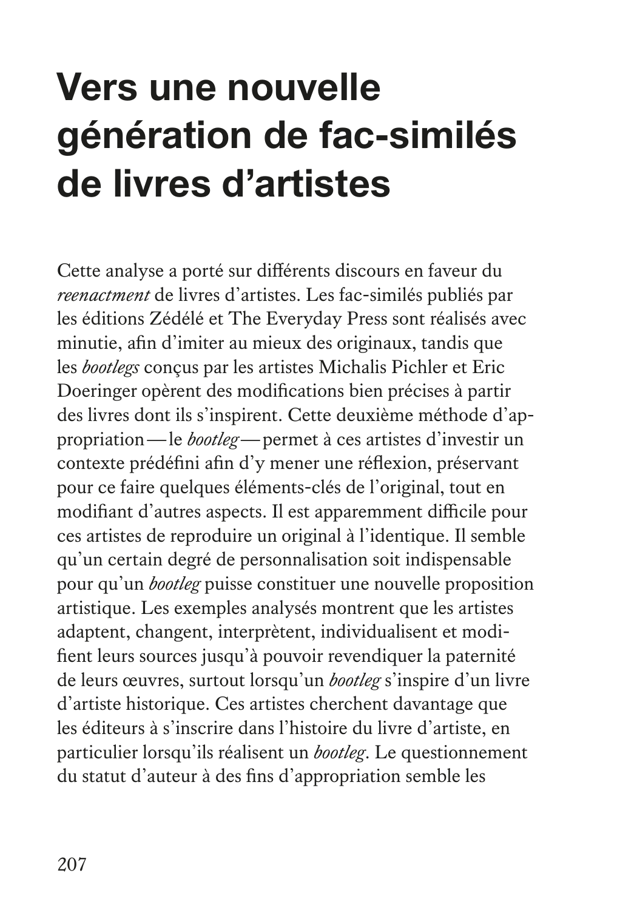# Vers une nouvelle génération de fac-similés de livres d'artistes

Cette analyse a porté sur différents discours en faveur du *reenactment* de livres d'artistes. Les fac-similés publiés par les éditions Zédélé et The Everyday Press sont réalisés avec minutie, afin d'imiter au mieux des originaux, tandis que les *bootlegs* conçus par les artistes Michalis Pichler et Eric Doeringer opèrent des modifications bien précises à partir des livres dont ils s'inspirent. Cette deuxième méthode d'appropriation — le *bootleg* — permet à ces artistes d'investir un contexte prédéfini afin d'y mener une réflexion, préservant pour ce faire quelques éléments-clés de l'original, tout en modifiant d'autres aspects. Il est apparemment difficile pour ces artistes de reproduire un original à l'identique. Il semble qu'un certain degré de personnalisation soit indispensable pour qu'un *bootleg* puisse constituer une nouvelle proposition artistique. Les exemples analysés montrent que les artistes adaptent, changent, interprètent, individualisent et modifient leurs sources jusqu'à pouvoir revendiquer la paternité de leurs œuvres, surtout lorsqu'un *bootleg* s'inspire d'un livre d'artiste historique. Ces artistes cherchent davantage que les éditeurs à s'inscrire dans l'histoire du livre d'artiste, en particulier lorsqu'ils réalisent un *bootleg*. Le questionnement du statut d'auteur à des fins d'appropriation semble les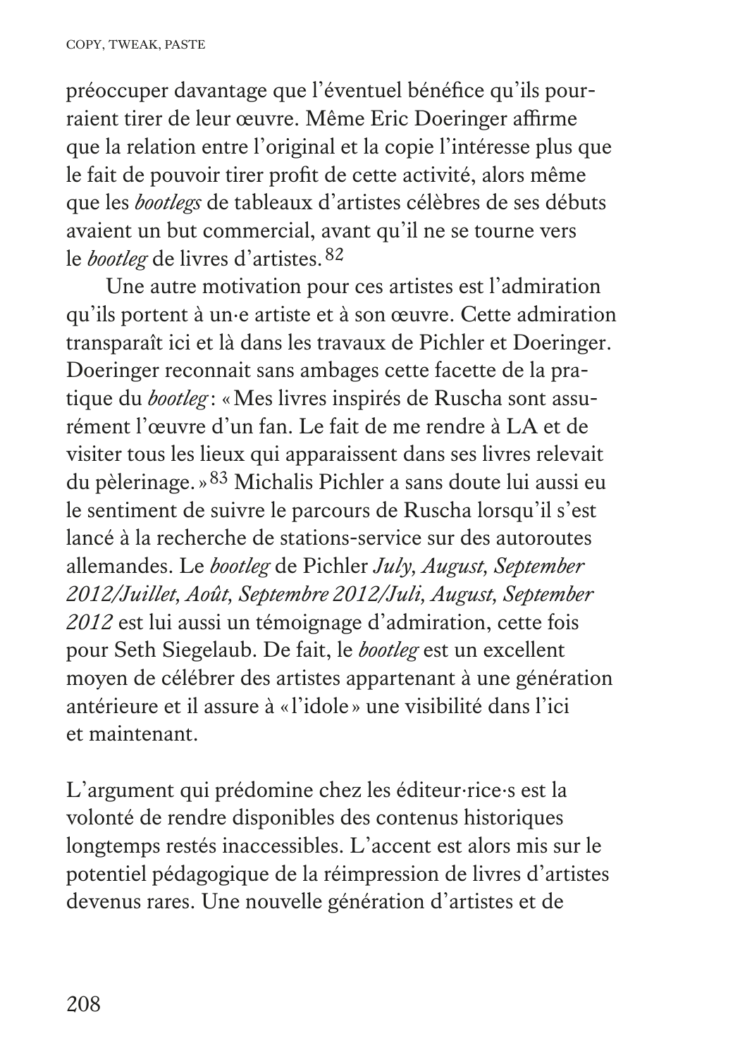préoccuper davantage que l'éventuel bénéfice qu'ils pourraient tirer de leur œuvre. Même Eric Doeringer affirme que la relation entre l'original et la copie l'intéresse plus que le fait de pouvoir tirer profit de cette activité, alors même que les *bootlegs* de tableaux d'artistes célèbres de ses débuts avaient un but commercial, avant qu'il ne se tourne vers le *bootleg* de livres d'artistes.[82]

Une autre motivation pour ces artistes est l'admiration qu'ils portent à un·e artiste et à son œuvre. Cette admiration transparaît ici et là dans les travaux de Pichler et Doeringer. Doeringer reconnait sans ambages cette facette de la pratique du *bootleg* : « Mes livres inspirés de Ruscha sont assurément l'œuvre d'un fan. Le fait de me rendre à LA et de visiter tous les lieux qui apparaissent dans ses livres relevait du pèlerinage. »[83] Michalis Pichler a sans doute lui aussi eu le sentiment de suivre le parcours de Ruscha lorsqu'il s'est lancé à la recherche de stations-service sur des autoroutes allemandes. Le *bootleg* de Pichler *July, August, September 2012/Juillet, Août, Septembre 2012/Juli, August, September 2012* est lui aussi un témoignage d'admiration, cette fois pour Seth Siegelaub. De fait, le *bootleg* est un excellent moyen de célébrer des artistes appartenant à une génération antérieure et il assure à « l'idole » une visibilité dans l'ici et maintenant.

L'argument qui prédomine chez les éditeur·rice·s est la volonté de rendre disponibles des contenus historiques longtemps restés inaccessibles. L'accent est alors mis sur le potentiel pédagogique de la réimpression de livres d'artistes devenus rares. Une nouvelle génération d'artistes et de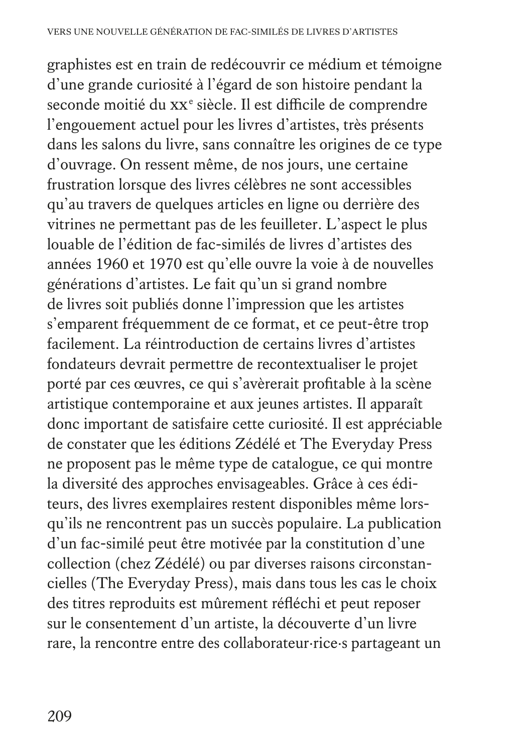graphistes est en train de redécouvrir ce médium et témoigne d'une grande curiosité à l'égard de son histoire pendant la seconde moitié du XX[e] siècle. Il est difficile de comprendre l'engouement actuel pour les livres d'artistes, très présents dans les salons du livre, sans connaître les origines de ce type d'ouvrage. On ressent même, de nos jours, une certaine frustration lorsque des livres célèbres ne sont accessibles qu'au travers de quelques articles en ligne ou derrière des vitrines ne permettant pas de les feuilleter. L'aspect le plus louable de l'édition de fac-similés de livres d'artistes des années 1960 et 1970 est qu'elle ouvre la voie à de nouvelles générations d'artistes. Le fait qu'un si grand nombre de livres soit publiés donne l'impression que les artistes s'emparent fréquemment de ce format, et ce peut-être trop facilement. La réintroduction de certains livres d'artistes fondateurs devrait permettre de recontextualiser le projet porté par ces œuvres, ce qui s'avèrerait profitable à la scène artistique contemporaine et aux jeunes artistes. Il apparaît donc important de satisfaire cette curiosité. Il est appréciable de constater que les éditions Zédélé et The Everyday Press ne proposent pas le même type de catalogue, ce qui montre la diversité des approches envisageables. Grâce à ces éditeurs, des livres exemplaires restent disponibles même lorsqu'ils ne rencontrent pas un succès populaire. La publication d'un fac-similé peut être motivée par la constitution d'une collection (chez Zédélé) ou par diverses raisons circonstancielles (The Everyday Press), mais dans tous les cas le choix des titres reproduits est mûrement réfléchi et peut reposer sur le consentement d'un artiste, la découverte d'un livre rare, la rencontre entre des collaborateur·rice·s partageant un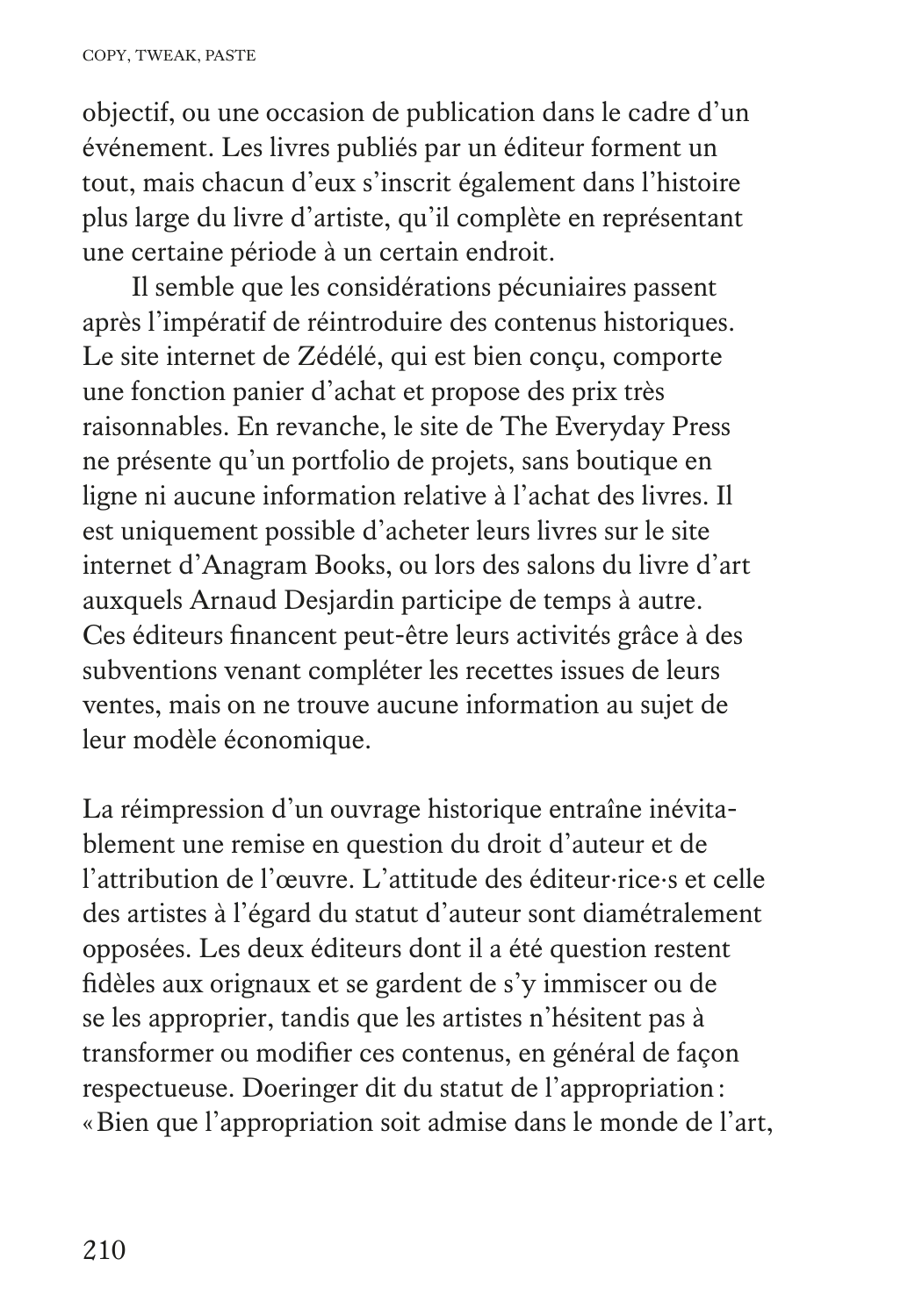objectif, ou une occasion de publication dans le cadre d'un événement. Les livres publiés par un éditeur forment un tout, mais chacun d'eux s'inscrit également dans l'histoire plus large du livre d'artiste, qu'il complète en représentant une certaine période à un certain endroit.

Il semble que les considérations pécuniaires passent après l'impératif de réintroduire des contenus historiques. Le site internet de Zédélé, qui est bien conçu, comporte une fonction panier d'achat et propose des prix très raisonnables. En revanche, le site de The Everyday Press ne présente qu'un portfolio de projets, sans boutique en ligne ni aucune information relative à l'achat des livres. Il est uniquement possible d'acheter leurs livres sur le site internet d'Anagram Books, ou lors des salons du livre d'art auxquels Arnaud Desjardin participe de temps à autre. Ces éditeurs financent peut-être leurs activités grâce à des subventions venant compléter les recettes issues de leurs ventes, mais on ne trouve aucune information au sujet de leur modèle économique.

La réimpression d'un ouvrage historique entraîne inévitablement une remise en question du droit d'auteur et de l'attribution de l'œuvre. L'attitude des éditeur·rice·s et celle des artistes à l'égard du statut d'auteur sont diamétralement opposées. Les deux éditeurs dont il a été question restent fidèles aux orignaux et se gardent de s'y immiscer ou de se les approprier, tandis que les artistes n'hésitent pas à transformer ou modifier ces contenus, en général de façon respectueuse. Doeringer dit du statut de l'appropriation : « Bien que l'appropriation soit admise dans le monde de l'art,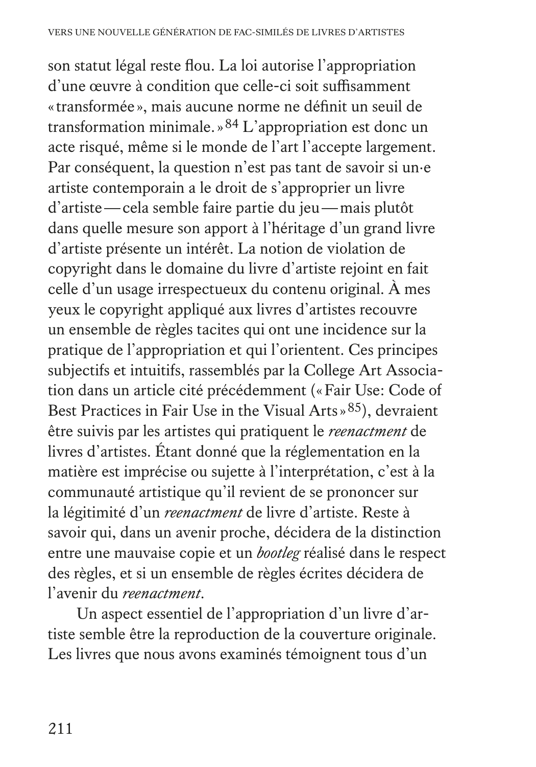son statut légal reste flou. La loi autorise l'appropriation d'une œuvre à condition que celle-ci soit suffisamment «transformée», mais aucune norme ne définit un seuil de transformation minimale.»[84] L'appropriation est donc un acte risqué, même si le monde de l'art l'accepte largement. Par conséquent, la question n'est pas tant de savoir si un·e artiste contemporain a le droit de s'approprier un livre d'artiste—cela semble faire partie du jeu—mais plutôt dans quelle mesure son apport à l'héritage d'un grand livre d'artiste présente un intérêt. La notion de violation de copyright dans le domaine du livre d'artiste rejoint en fait celle d'un usage irrespectueux du contenu original. À mes yeux le copyright appliqué aux livres d'artistes recouvre un ensemble de règles tacites qui ont une incidence sur la pratique de l'appropriation et qui l'orientent. Ces principes subjectifs et intuitifs, rassemblés par la College Art Association dans un article cité précédemment («Fair Use: Code of Best Practices in Fair Use in the Visual Arts»[85]), devraient être suivis par les artistes qui pratiquent le *reenactment* de livres d'artistes. Étant donné que la réglementation en la matière est imprécise ou sujette à l'interprétation, c'est à la communauté artistique qu'il revient de se prononcer sur la légitimité d'un *reenactment* de livre d'artiste. Reste à savoir qui, dans un avenir proche, décidera de la distinction entre une mauvaise copie et un *bootleg* réalisé dans le respect des règles, et si un ensemble de règles écrites décidera de l'avenir du *reenactment*.

Un aspect essentiel de l'appropriation d'un livre d'artiste semble être la reproduction de la couverture originale. Les livres que nous avons examinés témoignent tous d'un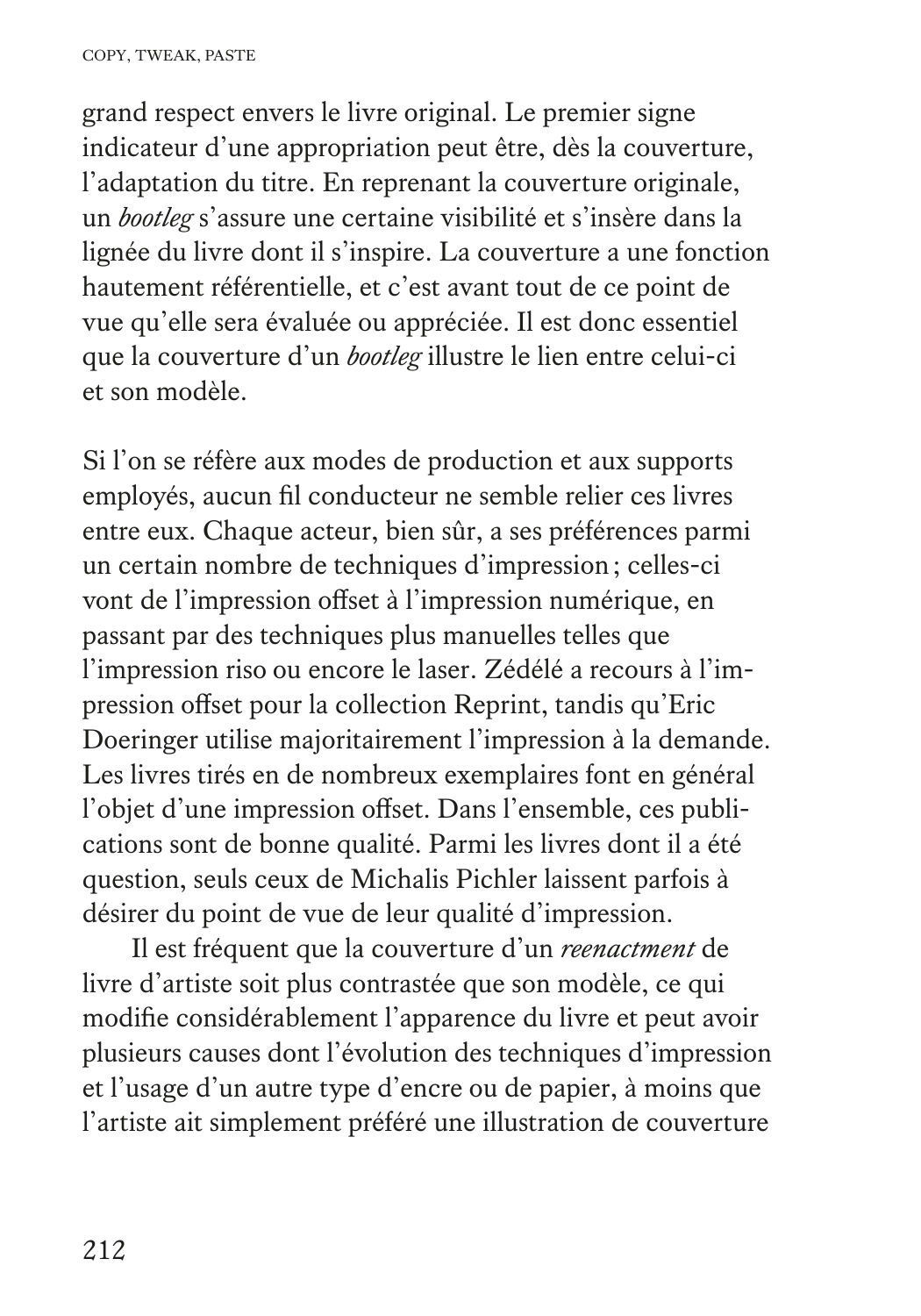grand respect envers le livre original. Le premier signe indicateur d'une appropriation peut être, dès la couverture, l'adaptation du titre. En reprenant la couverture originale, un *bootleg* s'assure une certaine visibilité et s'insère dans la lignée du livre dont il s'inspire. La couverture a une fonction hautement référentielle, et c'est avant tout de ce point de vue qu'elle sera évaluée ou appréciée. Il est donc essentiel que la couverture d'un *bootleg* illustre le lien entre celui-ci et son modèle.

Si l'on se réfère aux modes de production et aux supports employés, aucun fil conducteur ne semble relier ces livres entre eux. Chaque acteur, bien sûr, a ses préférences parmi un certain nombre de techniques d'impression ; celles-ci vont de l'impression offset à l'impression numérique, en passant par des techniques plus manuelles telles que l'impression riso ou encore le laser. Zédélé a recours à l'impression offset pour la collection Reprint, tandis qu'Eric Doeringer utilise majoritairement l'impression à la demande. Les livres tirés en de nombreux exemplaires font en général l'objet d'une impression offset. Dans l'ensemble, ces publications sont de bonne qualité. Parmi les livres dont il a été question, seuls ceux de Michalis Pichler laissent parfois à désirer du point de vue de leur qualité d'impression.

Il est fréquent que la couverture d'un *reenactment* de livre d'artiste soit plus contrastée que son modèle, ce qui modifie considérablement l'apparence du livre et peut avoir plusieurs causes dont l'évolution des techniques d'impression et l'usage d'un autre type d'encre ou de papier, à moins que l'artiste ait simplement préféré une illustration de couverture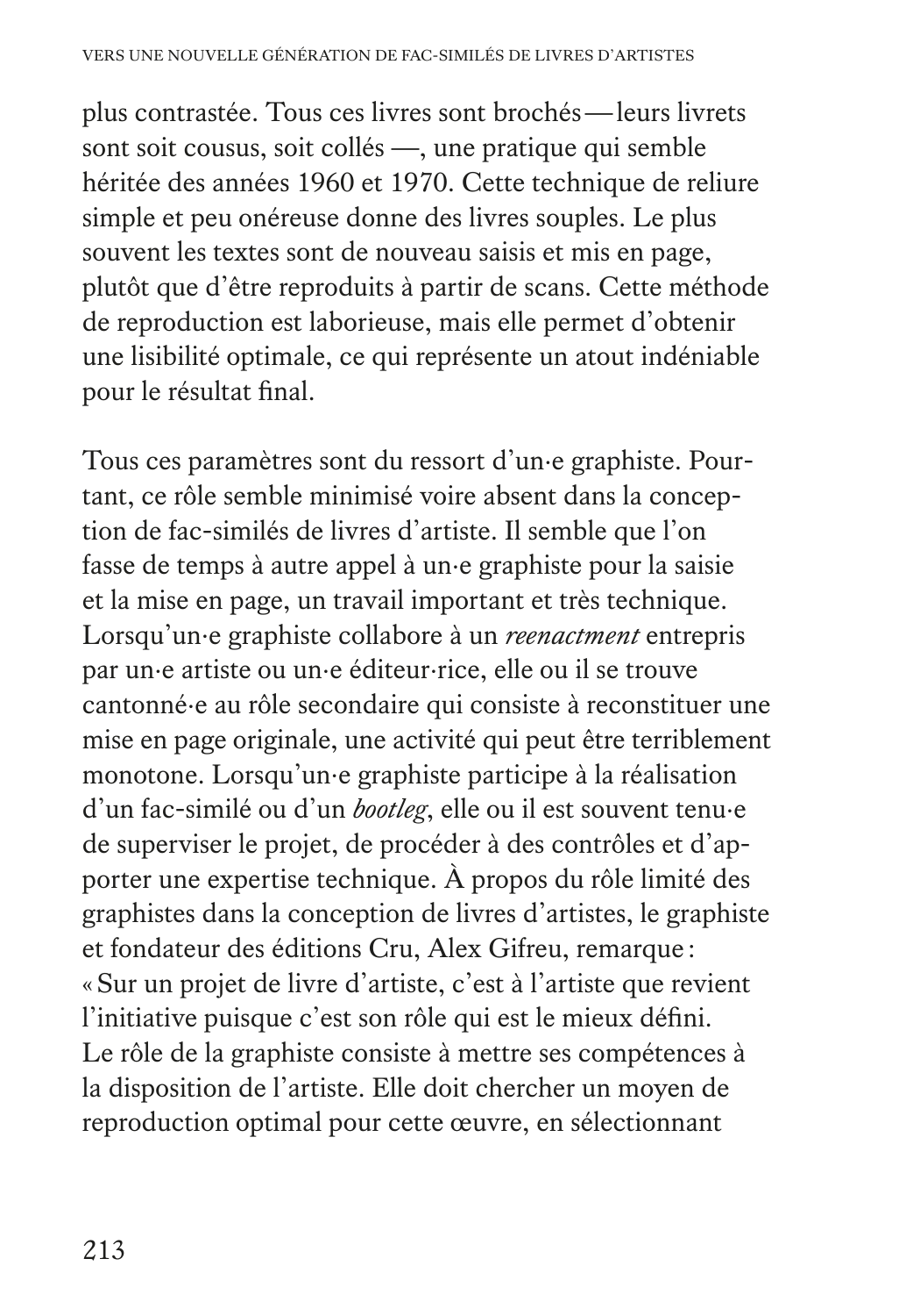plus contrastée. Tous ces livres sont brochés — leurs livrets sont soit cousus, soit collés —, une pratique qui semble héritée des années 1960 et 1970. Cette technique de reliure simple et peu onéreuse donne des livres souples. Le plus souvent les textes sont de nouveau saisis et mis en page, plutôt que d'être reproduits à partir de scans. Cette méthode de reproduction est laborieuse, mais elle permet d'obtenir une lisibilité optimale, ce qui représente un atout indéniable pour le résultat final.

Tous ces paramètres sont du ressort d'un·e graphiste. Pourtant, ce rôle semble minimisé voire absent dans la conception de fac-similés de livres d'artiste. Il semble que l'on fasse de temps à autre appel à un·e graphiste pour la saisie et la mise en page, un travail important et très technique. Lorsqu'un·e graphiste collabore à un *reenactment* entrepris par un·e artiste ou un·e éditeur·rice, elle ou il se trouve cantonné·e au rôle secondaire qui consiste à reconstituer une mise en page originale, une activité qui peut être terriblement monotone. Lorsqu'un·e graphiste participe à la réalisation d'un fac-similé ou d'un *bootleg*, elle ou il est souvent tenu·e de superviser le projet, de procéder à des contrôles et d'apporter une expertise technique. À propos du rôle limité des graphistes dans la conception de livres d'artistes, le graphiste et fondateur des éditions Cru, Alex Gifreu, remarque : « Sur un projet de livre d'artiste, c'est à l'artiste que revient l'initiative puisque c'est son rôle qui est le mieux défini. Le rôle de la graphiste consiste à mettre ses compétences à la disposition de l'artiste. Elle doit chercher un moyen de reproduction optimal pour cette œuvre, en sélectionnant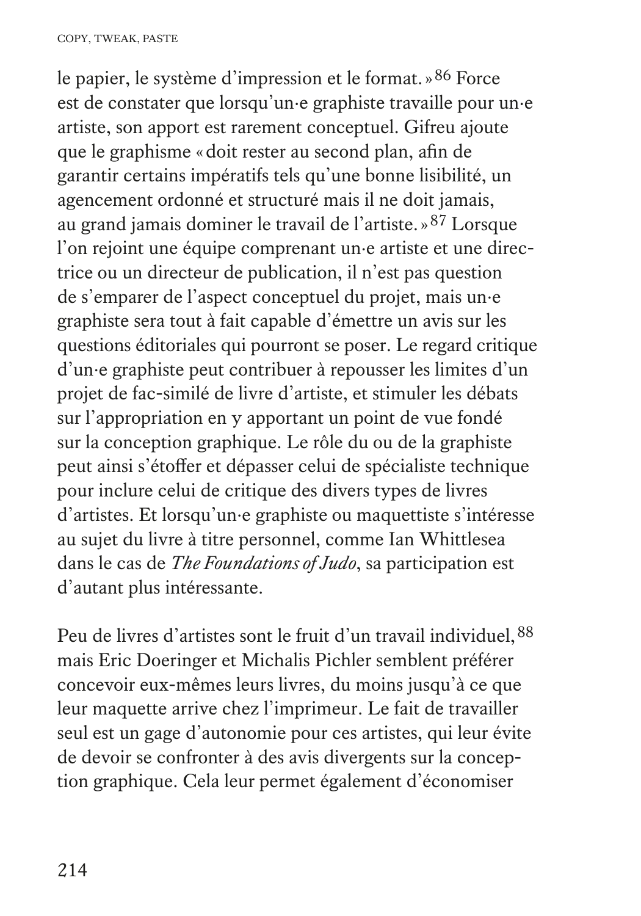le papier, le système d'impression et le format. »[86] Force est de constater que lorsqu'un·e graphiste travaille pour un·e artiste, son apport est rarement conceptuel. Gifreu ajoute que le graphisme « doit rester au second plan, afin de garantir certains impératifs tels qu'une bonne lisibilité, un agencement ordonné et structuré mais il ne doit jamais, au grand jamais dominer le travail de l'artiste. »[87] Lorsque l'on rejoint une équipe comprenant un·e artiste et une directrice ou un directeur de publication, il n'est pas question de s'emparer de l'aspect conceptuel du projet, mais un·e graphiste sera tout à fait capable d'émettre un avis sur les questions éditoriales qui pourront se poser. Le regard critique d'un·e graphiste peut contribuer à repousser les limites d'un projet de fac-similé de livre d'artiste, et stimuler les débats sur l'appropriation en y apportant un point de vue fondé sur la conception graphique. Le rôle du ou de la graphiste peut ainsi s'étoffer et dépasser celui de spécialiste technique pour inclure celui de critique des divers types de livres d'artistes. Et lorsqu'un·e graphiste ou maquettiste s'intéresse au sujet du livre à titre personnel, comme Ian Whittlesea dans le cas de *The Foundations of Judo*, sa participation est d'autant plus intéressante.

Peu de livres d'artistes sont le fruit d'un travail individuel,[88] mais Eric Doeringer et Michalis Pichler semblent préférer concevoir eux-mêmes leurs livres, du moins jusqu'à ce que leur maquette arrive chez l'imprimeur. Le fait de travailler seul est un gage d'autonomie pour ces artistes, qui leur évite de devoir se confronter à des avis divergents sur la conception graphique. Cela leur permet également d'économiser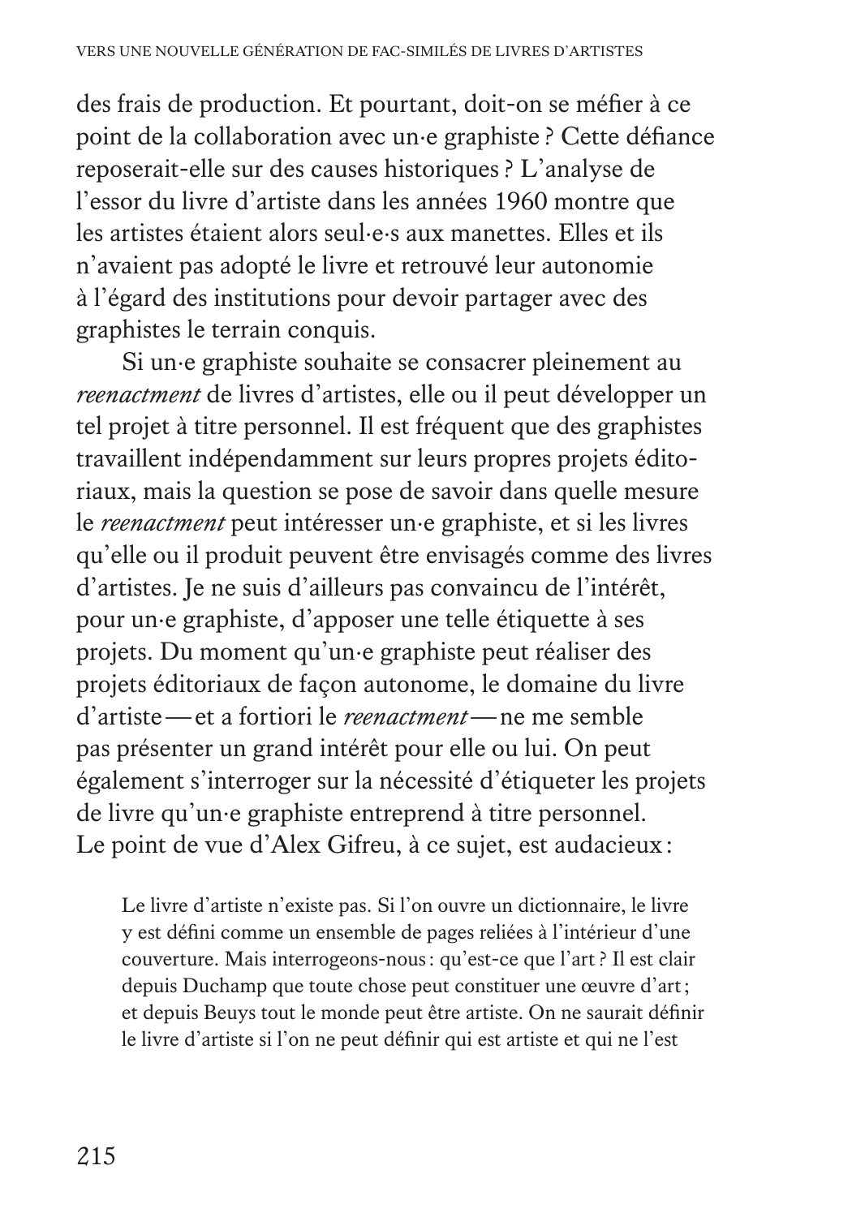des frais de production. Et pourtant, doit-on se méfier à ce point de la collaboration avec un·e graphiste ? Cette défiance reposerait-elle sur des causes historiques ? L'analyse de l'essor du livre d'artiste dans les années 1960 montre que les artistes étaient alors seul·e·s aux manettes. Elles et ils n'avaient pas adopté le livre et retrouvé leur autonomie à l'égard des institutions pour devoir partager avec des graphistes le terrain conquis.

Si un·e graphiste souhaite se consacrer pleinement au *reenactment* de livres d'artistes, elle ou il peut développer un tel projet à titre personnel. Il est fréquent que des graphistes travaillent indépendamment sur leurs propres projets éditoriaux, mais la question se pose de savoir dans quelle mesure le *reenactment* peut intéresser un·e graphiste, et si les livres qu'elle ou il produit peuvent être envisagés comme des livres d'artistes. Je ne suis d'ailleurs pas convaincu de l'intérêt, pour un·e graphiste, d'apposer une telle étiquette à ses projets. Du moment qu'un·e graphiste peut réaliser des projets éditoriaux de façon autonome, le domaine du livre d'artiste — et a fortiori le *reenactment* — ne me semble pas présenter un grand intérêt pour elle ou lui. On peut également s'interroger sur la nécessité d'étiqueter les projets de livre qu'un·e graphiste entreprend à titre personnel. Le point de vue d'Alex Gifreu, à ce sujet, est audacieux :

> Le livre d'artiste n'existe pas. Si l'on ouvre un dictionnaire, le livre y est défini comme un ensemble de pages reliées à l'intérieur d'une couverture. Mais interrogeons-nous : qu'est-ce que l'art ? Il est clair depuis Duchamp que toute chose peut constituer une œuvre d'art ; et depuis Beuys tout le monde peut être artiste. On ne saurait définir le livre d'artiste si l'on ne peut définir qui est artiste et qui ne l'est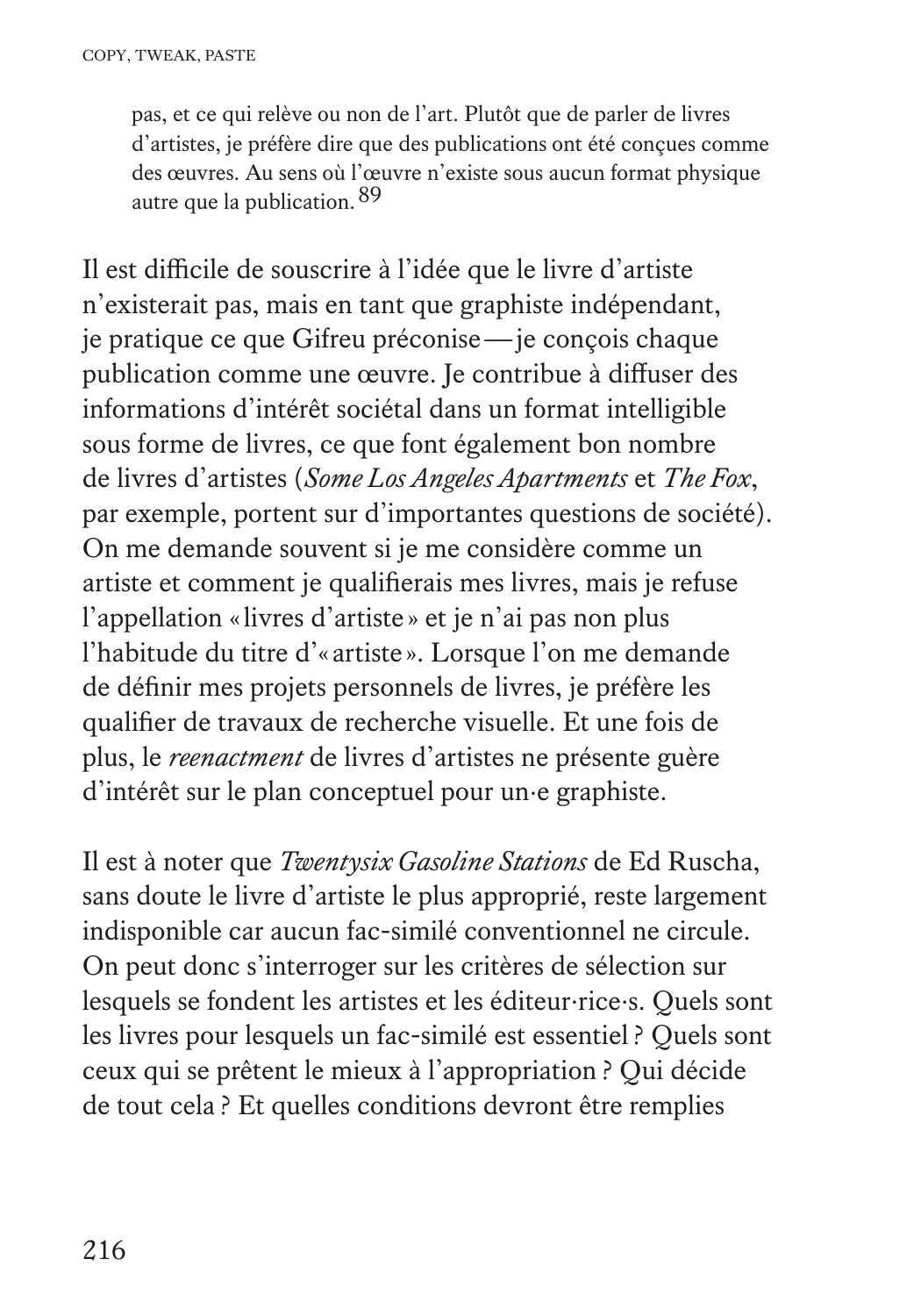> pas, et ce qui relève ou non de l'art. Plutôt que de parler de livres d'artistes, je préfère dire que des publications ont été conçues comme des œuvres. Au sens où l'œuvre n'existe sous aucun format physique autre que la publication.[89]

Il est difficile de souscrire à l'idée que le livre d'artiste n'existerait pas, mais en tant que graphiste indépendant, je pratique ce que Gifreu préconise — je conçois chaque publication comme une œuvre. Je contribue à diffuser des informations d'intérêt sociétal dans un format intelligible sous forme de livres, ce que font également bon nombre de livres d'artistes (*Some Los Angeles Apartments* et *The Fox*, par exemple, portent sur d'importantes questions de société). On me demande souvent si je me considère comme un artiste et comment je qualifierais mes livres, mais je refuse l'appellation « livres d'artiste » et je n'ai pas non plus l'habitude du titre d'« artiste ». Lorsque l'on me demande de définir mes projets personnels de livres, je préfère les qualifier de travaux de recherche visuelle. Et une fois de plus, le *reenactment* de livres d'artistes ne présente guère d'intérêt sur le plan conceptuel pour un·e graphiste.

Il est à noter que *Twentysix Gasoline Stations* de Ed Ruscha, sans doute le livre d'artiste le plus approprié, reste largement indisponible car aucun fac-similé conventionnel ne circule. On peut donc s'interroger sur les critères de sélection sur lesquels se fondent les artistes et les éditeur·rice·s. Quels sont les livres pour lesquels un fac-similé est essentiel ? Quels sont ceux qui se prêtent le mieux à l'appropriation ? Qui décide de tout cela ? Et quelles conditions devront être remplies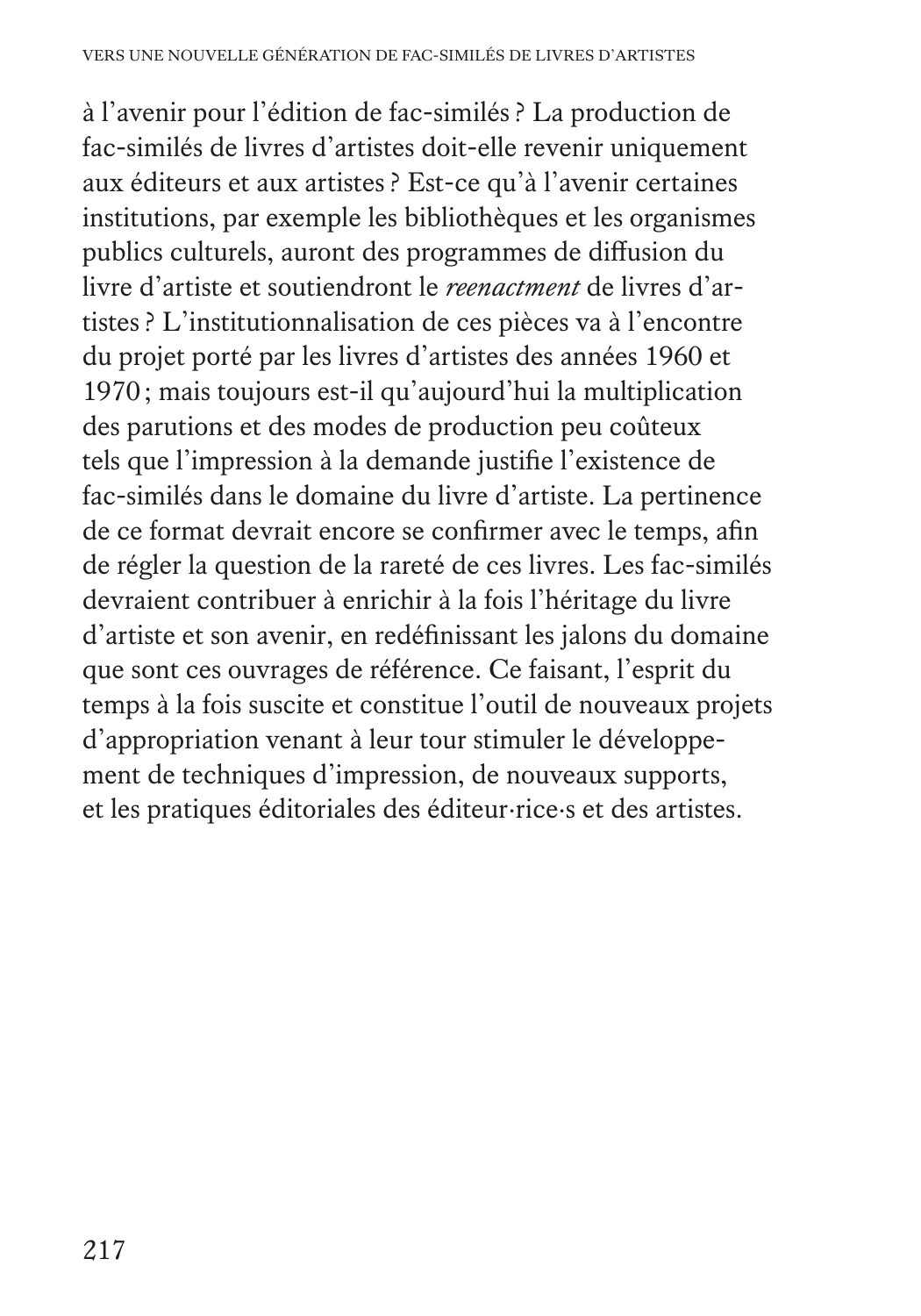à l'avenir pour l'édition de fac-similés ? La production de fac-similés de livres d'artistes doit-elle revenir uniquement aux éditeurs et aux artistes ? Est-ce qu'à l'avenir certaines institutions, par exemple les bibliothèques et les organismes publics culturels, auront des programmes de diffusion du livre d'artiste et soutiendront le *reenactment* de livres d'artistes ? L'institutionnalisation de ces pièces va à l'encontre du projet porté par les livres d'artistes des années 1960 et 1970 ; mais toujours est-il qu'aujourd'hui la multiplication des parutions et des modes de production peu coûteux tels que l'impression à la demande justifie l'existence de fac-similés dans le domaine du livre d'artiste. La pertinence de ce format devrait encore se confirmer avec le temps, afin de régler la question de la rareté de ces livres. Les fac-similés devraient contribuer à enrichir à la fois l'héritage du livre d'artiste et son avenir, en redéfinissant les jalons du domaine que sont ces ouvrages de référence. Ce faisant, l'esprit du temps à la fois suscite et constitue l'outil de nouveaux projets d'appropriation venant à leur tour stimuler le développement de techniques d'impression, de nouveaux supports, et les pratiques éditoriales des éditeur·rice·s et des artistes.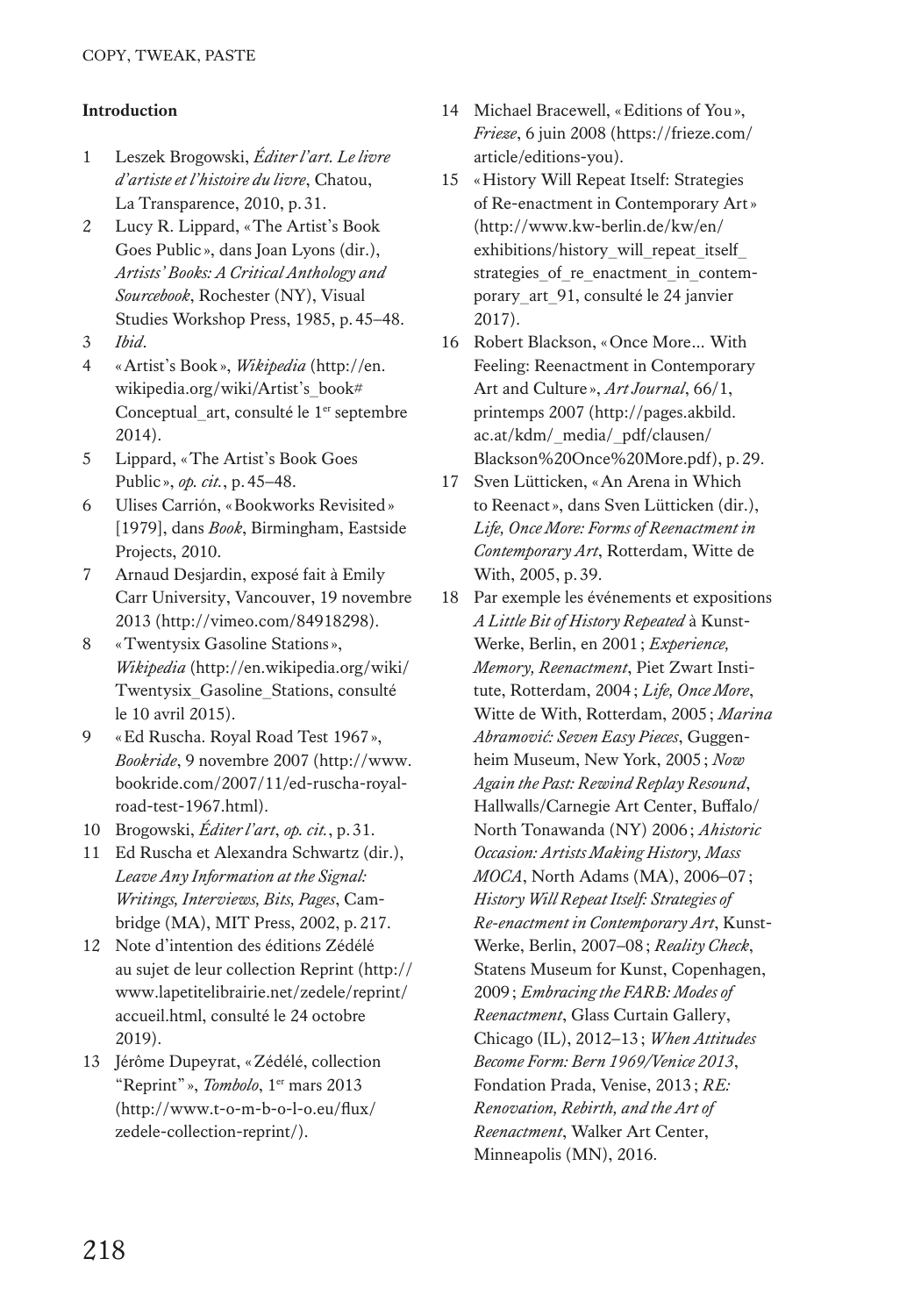**Introduction**

1. Leszek Brogowski, *Éditer l'art. Le livre d'artiste et l'histoire du livre*, Chatou, La Transparence, 2010, p. 31.
2. Lucy R. Lippard, « The Artist's Book Goes Public », dans Joan Lyons (dir.), *Artists' Books: A Critical Anthology and Sourcebook*, Rochester (NY), Visual Studies Workshop Press, 1985, p. 45–48.
3. *Ibid*.
4. « Artist's Book », *Wikipedia* (http://en.wikipedia.org/wiki/Artist's_book#Conceptual_art, consulté le 1er septembre 2014).
5. Lippard, « The Artist's Book Goes Public », *op. cit.*, p. 45–48.
6. Ulises Carrión, « Bookworks Revisited » [1979], dans *Book*, Birmingham, Eastside Projects, 2010.
7. Arnaud Desjardin, exposé fait à Emily Carr University, Vancouver, 19 novembre 2013 (http://vimeo.com/84918298).
8. « Twentysix Gasoline Stations », *Wikipedia* (http://en.wikipedia.org/wiki/Twentysix_Gasoline_Stations, consulté le 10 avril 2015).
9. « Ed Ruscha. Royal Road Test 1967 », *Bookride*, 9 novembre 2007 (http://www.bookride.com/2007/11/ed-ruscha-royal-road-test-1967.html).
10. Brogowski, *Éditer l'art*, *op. cit.*, p. 31.
11. Ed Ruscha et Alexandra Schwartz (dir.), *Leave Any Information at the Signal: Writings, Interviews, Bits, Pages*, Cambridge (MA), MIT Press, 2002, p. 217.
12. Note d'intention des éditions Zédélé au sujet de leur collection Reprint (http://www.lapetitelibrairie.net/zedele/reprint/accueil.html, consulté le 24 octobre 2019).
13. Jérôme Dupeyrat, « Zédélé, collection "Reprint" », *Tombolo*, 1er mars 2013 (http://www.t-o-m-b-o-l-o.eu/flux/zedele-collection-reprint/).
14. Michael Bracewell, « Editions of You », *Frieze*, 6 juin 2008 (https://frieze.com/article/editions-you).
15. « History Will Repeat Itself: Strategies of Re-enactment in Contemporary Art » (http://www.kw-berlin.de/kw/en/exhibitions/history_will_repeat_itself_strategies_of_re_enactment_in_contemporary_art_91, consulté le 24 janvier 2017).
16. Robert Blackson, « Once More... With Feeling: Reenactment in Contemporary Art and Culture », *Art Journal*, 66/1, printemps 2007 (http://pages.akbild.ac.at/kdm/_media/_pdf/clausen/Blackson%20Once%20More.pdf), p. 29.
17. Sven Lütticken, « An Arena in Which to Reenact », dans Sven Lütticken (dir.), *Life, Once More: Forms of Reenactment in Contemporary Art*, Rotterdam, Witte de With, 2005, p. 39.
18. Par exemple les événements et expositions *A Little Bit of History Repeated* à Kunst-Werke, Berlin, en 2001 ; *Experience, Memory, Reenactment*, Piet Zwart Institute, Rotterdam, 2004 ; *Life, Once More*, Witte de With, Rotterdam, 2005 ; *Marina Abramović: Seven Easy Pieces*, Guggenheim Museum, New York, 2005 ; *Now Again the Past: Rewind Replay Resound*, Hallwalls/Carnegie Art Center, Buffalo/North Tonawanda (NY) 2006 ; *Ahistoric Occasion: Artists Making History, Mass MOCA*, North Adams (MA), 2006–07 ; *History Will Repeat Itself: Strategies of Re-enactment in Contemporary Art*, Kunst-Werke, Berlin, 2007–08 ; *Reality Check*, Statens Museum for Kunst, Copenhagen, 2009 ; *Embracing the FARB: Modes of Reenactment*, Glass Curtain Gallery, Chicago (IL), 2012–13 ; *When Attitudes Become Form: Bern 1969/Venice 2013*, Fondation Prada, Venise, 2013 ; *RE: Renovation, Rebirth, and the Art of Reenactment*, Walker Art Center, Minneapolis (MN), 2016.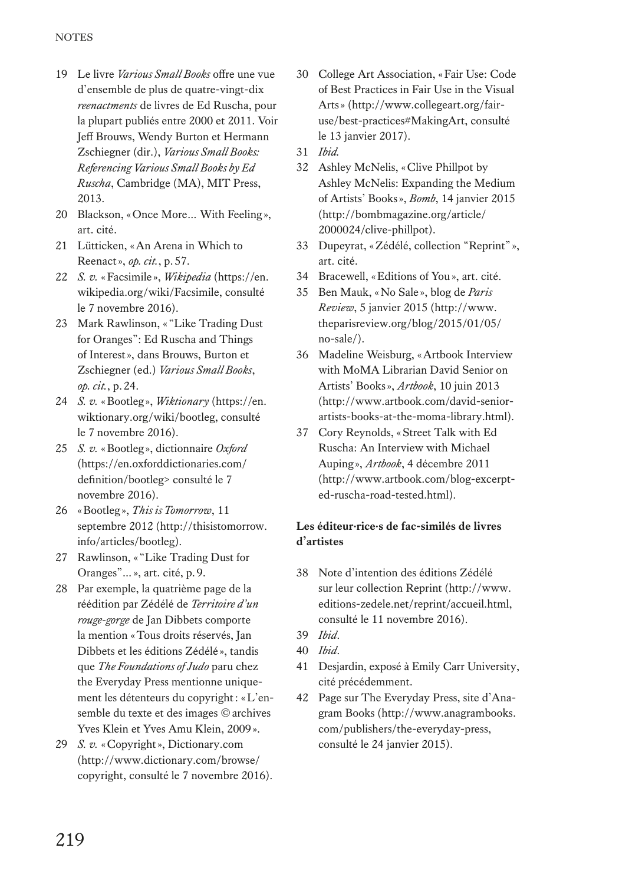19 Le livre *Various Small Books* offre une vue d'ensemble de plus de quatre-vingt-dix *reenactments* de livres de Ed Ruscha, pour la plupart publiés entre 2000 et 2011. Voir Jeff Brouws, Wendy Burton et Hermann Zschiegner (dir.), *Various Small Books: Referencing Various Small Books by Ed Ruscha*, Cambridge (MA), MIT Press, 2013.

20 Blackson, « Once More... With Feeling », art. cité.

21 Lütticken, « An Arena in Which to Reenact », *op. cit.*, p. 57.

22 *S. v.* « Facsimile », *Wikipedia* (https://en.wikipedia.org/wiki/Facsimile, consulté le 7 novembre 2016).

23 Mark Rawlinson, « "Like Trading Dust for Oranges": Ed Ruscha and Things of Interest », dans Brouws, Burton et Zschiegner (ed.) *Various Small Books*, *op. cit.*, p. 24.

24 *S. v.* « Bootleg », *Wiktionary* (https://en.wiktionary.org/wiki/bootleg, consulté le 7 novembre 2016).

25 *S. v.* « Bootleg », dictionnaire *Oxford* (https://en.oxforddictionaries.com/definition/bootleg> consulté le 7 novembre 2016).

26 « Bootleg », *This is Tomorrow*, 11 septembre 2012 (http://thisistomorrow.info/articles/bootleg).

27 Rawlinson, « "Like Trading Dust for Oranges"... », art. cité, p. 9.

28 Par exemple, la quatrième page de la réédition par Zédélé de *Territoire d'un rouge-gorge* de Jan Dibbets comporte la mention « Tous droits réservés, Jan Dibbets et les éditions Zédélé », tandis que *The Foundations of Judo* paru chez the Everyday Press mentionne uniquement les détenteurs du copyright : « L'ensemble du texte et des images © archives Yves Klein et Yves Amu Klein, 2009 ».

29 *S. v.* « Copyright », Dictionary.com (http://www.dictionary.com/browse/copyright, consulté le 7 novembre 2016).

30 College Art Association, « Fair Use: Code of Best Practices in Fair Use in the Visual Arts » (http://www.collegeart.org/fair-use/best-practices#MakingArt, consulté le 13 janvier 2017).

31 *Ibid.*

32 Ashley McNelis, « Clive Phillpot by Ashley McNelis: Expanding the Medium of Artists' Books », *Bomb*, 14 janvier 2015 (http://bombmagazine.org/article/2000024/clive-phillpot).

33 Dupeyrat, « Zédélé, collection "Reprint" », art. cité.

34 Bracewell, « Editions of You », art. cité.

35 Ben Mauk, « No Sale », blog de *Paris Review*, 5 janvier 2015 (http://www.theparisreview.org/blog/2015/01/05/no-sale/).

36 Madeline Weisburg, « Artbook Interview with MoMA Librarian David Senior on Artists' Books », *Artbook*, 10 juin 2013 (http://www.artbook.com/david-senior-artists-books-at-the-moma-library.html).

37 Cory Reynolds, « Street Talk with Ed Ruscha: An Interview with Michael Auping », *Artbook*, 4 décembre 2011 (http://www.artbook.com/blog-excerpted-ruscha-road-tested.html).

**Les éditeur·rice·s de fac-similés de livres d'artistes**

38 Note d'intention des éditions Zédélé sur leur collection Reprint (http://www.editions-zedele.net/reprint/accueil.html, consulté le 11 novembre 2016).

39 *Ibid*.

40 *Ibid*.

41 Desjardin, exposé à Emily Carr University, cité précédemment.

42 Page sur The Everyday Press, site d'Anagram Books (http://www.anagrambooks.com/publishers/the-everyday-press, consulté le 24 janvier 2015).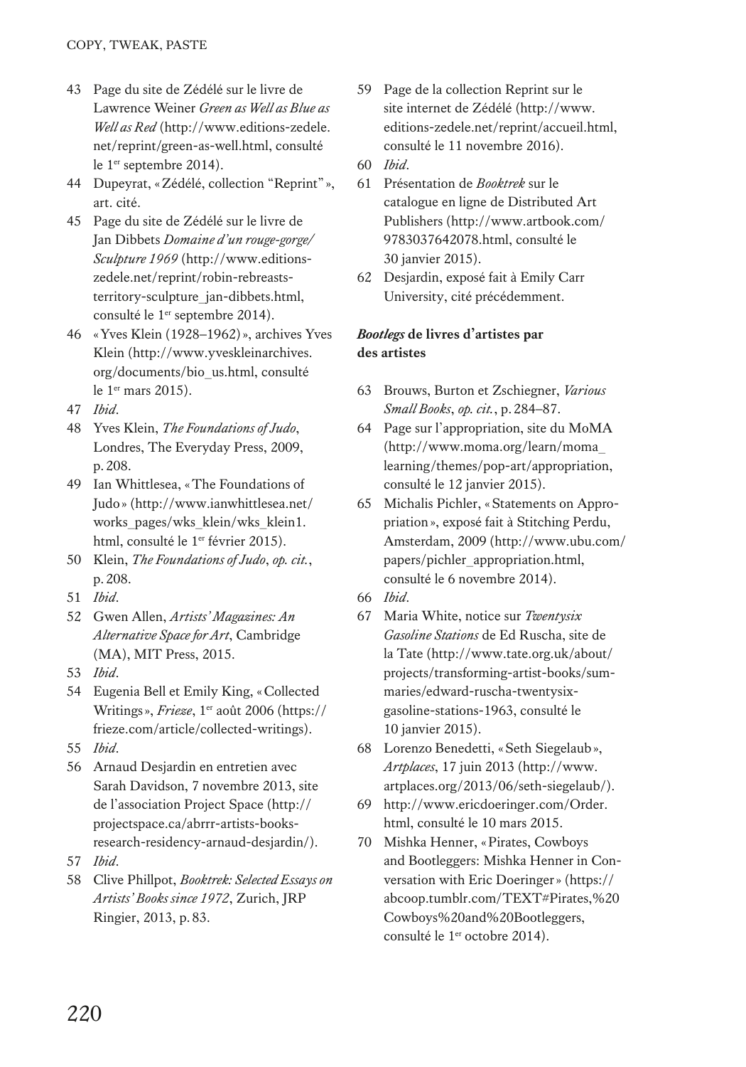43 Page du site de Zédélé sur le livre de Lawrence Weiner *Green as Well as Blue as Well as Red* (http://www.editions-zedele.net/reprint/green-as-well.html, consulté le 1er septembre 2014).
44 Dupeyrat, « Zédélé, collection "Reprint" », art. cité.
45 Page du site de Zédélé sur le livre de Jan Dibbets *Domaine d'un rouge-gorge/Sculpture 1969* (http://www.editions-zedele.net/reprint/robin-rebreasts-territory-sculpture_jan-dibbets.html, consulté le 1er septembre 2014).
46 « Yves Klein (1928–1962) », archives Yves Klein (http://www.yveskleinarchives.org/documents/bio_us.html, consulté le 1er mars 2015).
47 *Ibid*.
48 Yves Klein, *The Foundations of Judo*, Londres, The Everyday Press, 2009, p. 208.
49 Ian Whittlesea, « The Foundations of Judo » (http://www.ianwhittlesea.net/works_pages/wks_klein/wks_klein1.html, consulté le 1er février 2015).
50 Klein, *The Foundations of Judo*, *op. cit.*, p. 208.
51 *Ibid*.
52 Gwen Allen, *Artists' Magazines: An Alternative Space for Art*, Cambridge (MA), MIT Press, 2015.
53 *Ibid*.
54 Eugenia Bell et Emily King, « Collected Writings », *Frieze*, 1er août 2006 (https://frieze.com/article/collected-writings).
55 *Ibid*.
56 Arnaud Desjardin en entretien avec Sarah Davidson, 7 novembre 2013, site de l'association Project Space (http://projectspace.ca/abrrr-artists-books-research-residency-arnaud-desjardin/).
57 *Ibid*.
58 Clive Phillpot, *Booktrek: Selected Essays on Artists' Books since 1972*, Zurich, JRP Ringier, 2013, p. 83.
59 Page de la collection Reprint sur le site internet de Zédélé (http://www.editions-zedele.net/reprint/accueil.html, consulté le 11 novembre 2016).
60 *Ibid*.
61 Présentation de *Booktrek* sur le catalogue en ligne de Distributed Art Publishers (http://www.artbook.com/9783037642078.html, consulté le 30 janvier 2015).
62 Desjardin, exposé fait à Emily Carr University, cité précédemment.

### ***Bootlegs* de livres d'artistes par des artistes**

63 Brouws, Burton et Zschiegner, *Various Small Books*, *op. cit.*, p. 284–87.
64 Page sur l'appropriation, site du MoMA (http://www.moma.org/learn/moma_learning/themes/pop-art/appropriation, consulté le 12 janvier 2015).
65 Michalis Pichler, « Statements on Appropriation », exposé fait à Stitching Perdu, Amsterdam, 2009 (http://www.ubu.com/papers/pichler_appropriation.html, consulté le 6 novembre 2014).
66 *Ibid*.
67 Maria White, notice sur *Twentysix Gasoline Stations* de Ed Ruscha, site de la Tate (http://www.tate.org.uk/about/projects/transforming-artist-books/summaries/edward-ruscha-twentysix-gasoline-stations-1963, consulté le 10 janvier 2015).
68 Lorenzo Benedetti, « Seth Siegelaub », *Artplaces*, 17 juin 2013 (http://www.artplaces.org/2013/06/seth-siegelaub/).
69 http://www.ericdoeringer.com/Order.html, consulté le 10 mars 2015.
70 Mishka Henner, « Pirates, Cowboys and Bootleggers: Mishka Henner in Conversation with Eric Doeringer » (https://abcoop.tumblr.com/TEXT#Pirates,%20Cowboys%20and%20Bootleggers, consulté le 1er octobre 2014).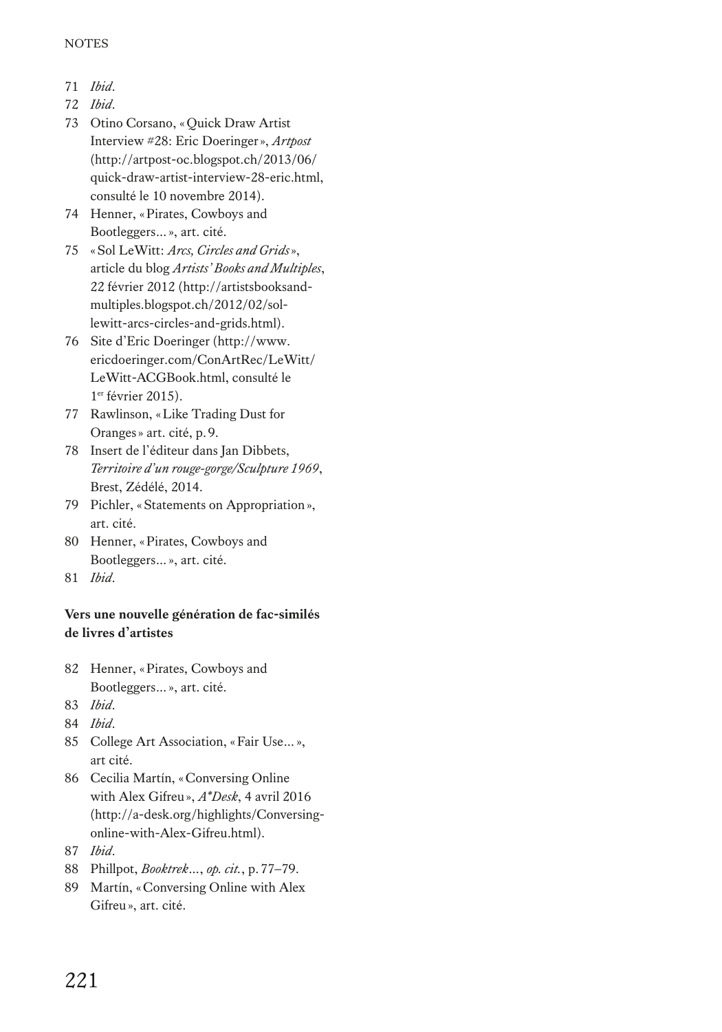71 *Ibid.*
72 *Ibid.*
73 Otino Corsano, « Quick Draw Artist Interview #28: Eric Doeringer », *Artpost* (http://artpost-oc.blogspot.ch/2013/06/quick-draw-artist-interview-28-eric.html, consulté le 10 novembre 2014).
74 Henner, « Pirates, Cowboys and Bootleggers… », art. cité.
75 « Sol LeWitt: *Arcs, Circles and Grids* », article du blog *Artists' Books and Multiples*, 22 février 2012 (http://artistsbooksand-multiples.blogspot.ch/2012/02/sol-lewitt-arcs-circles-and-grids.html).
76 Site d'Eric Doeringer (http://www.ericdoeringer.com/ConArtRec/LeWitt/LeWitt-ACGBook.html, consulté le 1er février 2015).
77 Rawlinson, « Like Trading Dust for Oranges » art. cité, p. 9.
78 Insert de l'éditeur dans Jan Dibbets, *Territoire d'un rouge-gorge/Sculpture 1969*, Brest, Zédélé, 2014.
79 Pichler, « Statements on Appropriation », art. cité.
80 Henner, « Pirates, Cowboys and Bootleggers… », art. cité.
81 *Ibid.*

**Vers une nouvelle génération de fac-similés de livres d'artistes**

82 Henner, « Pirates, Cowboys and Bootleggers… », art. cité.
83 *Ibid.*
84 *Ibid.*
85 College Art Association, « Fair Use… », art cité.
86 Cecilia Martín, « Conversing Online with Alex Gifreu », *A\*Desk*, 4 avril 2016 (http://a-desk.org/highlights/Conversing-online-with-Alex-Gifreu.html).
87 *Ibid.*
88 Phillpot, *Booktrek…*, *op. cit.*, p. 77–79.
89 Martín, « Conversing Online with Alex Gifreu », art. cité.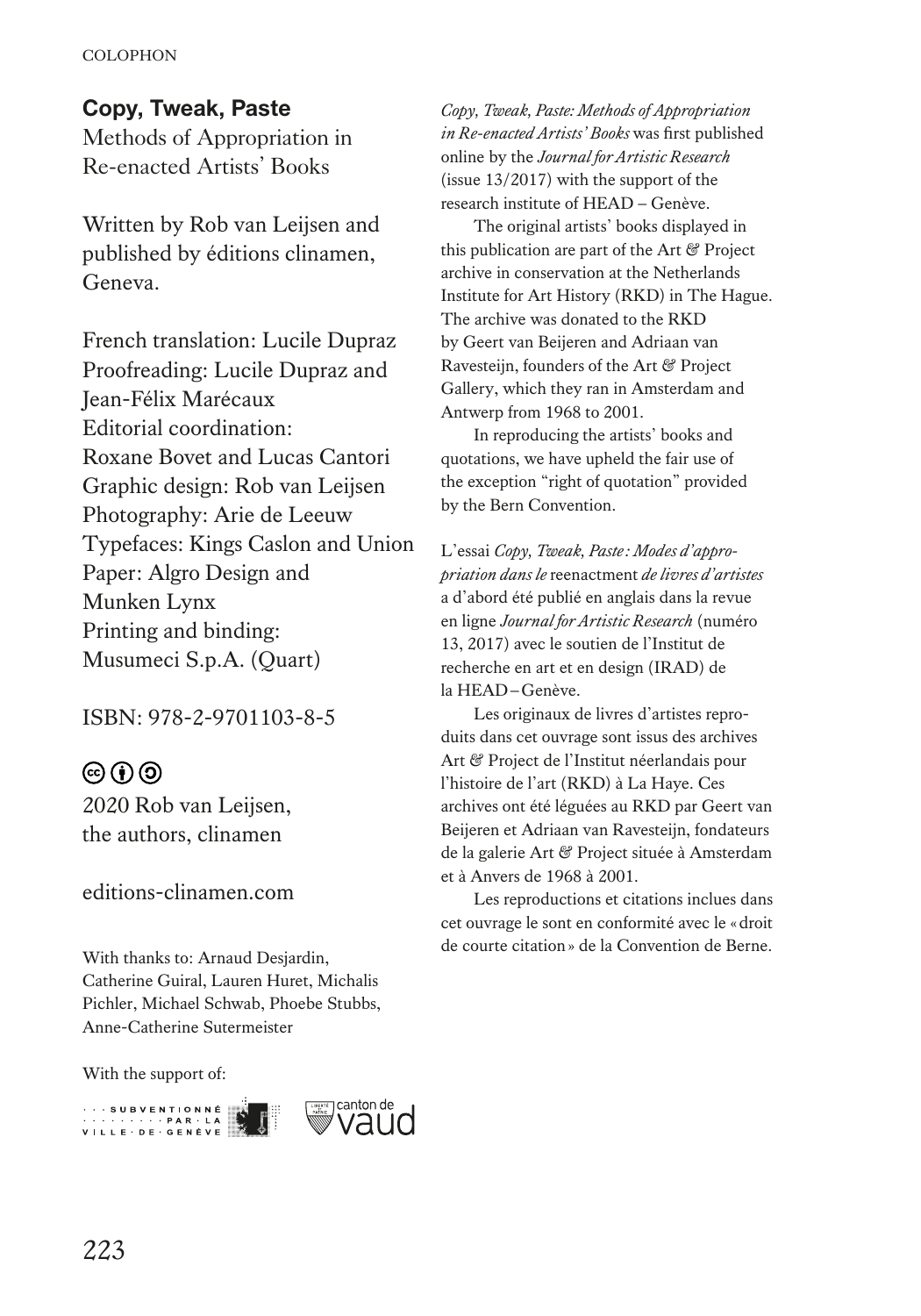COLOPHON

**Copy, Tweak, Paste**
Methods of Appropriation in Re-enacted Artists' Books

Written by Rob van Leijsen and published by éditions clinamen, Geneva.

French translation: Lucile Dupraz
Proofreading: Lucile Dupraz and Jean-Félix Marécaux
Editorial coordination: Roxane Bovet and Lucas Cantori
Graphic design: Rob van Leijsen
Photography: Arie de Leeuw
Typefaces: Kings Caslon and Union
Paper: Algro Design and Munken Lynx
Printing and binding: Musumeci S.p.A. (Quart)

ISBN: 978-2-9701103-8-5

🅭🅯🄎
2020 Rob van Leijsen, the authors, clinamen

editions-clinamen.com

With thanks to: Arnaud Desjardin, Catherine Guiral, Lauren Huret, Michalis Pichler, Michael Schwab, Phoebe Stubbs, Anne-Catherine Sutermeister

With the support of:

SUBVENTIONNÉ PAR LA VILLE DE GENÈVE

canton de vaud

*Copy, Tweak, Paste: Methods of Appropriation in Re-enacted Artists' Books* was first published online by the *Journal for Artistic Research* (issue 13/2017) with the support of the research institute of HEAD – Genève.

The original artists' books displayed in this publication are part of the Art & Project archive in conservation at the Netherlands Institute for Art History (RKD) in The Hague. The archive was donated to the RKD by Geert van Beijeren and Adriaan van Ravesteijn, founders of the Art & Project Gallery, which they ran in Amsterdam and Antwerp from 1968 to 2001.

In reproducing the artists' books and quotations, we have upheld the fair use of the exception "right of quotation" provided by the Bern Convention.

L'essai *Copy, Tweak, Paste : Modes d'appropriation dans le* reenactment *de livres d'artistes* a d'abord été publié en anglais dans la revue en ligne *Journal for Artistic Research* (numéro 13, 2017) avec le soutien de l'Institut de recherche en art et en design (IRAD) de la HEAD – Genève.

Les originaux de livres d'artistes reproduits dans cet ouvrage sont issus des archives Art & Project de l'Institut néerlandais pour l'histoire de l'art (RKD) à La Haye. Ces archives ont été léguées au RKD par Geert van Beijeren et Adriaan van Ravesteijn, fondateurs de la galerie Art & Project située à Amsterdam et à Anvers de 1968 à 2001.

Les reproductions et citations incluses dans cet ouvrage le sont en conformité avec le « droit de courte citation » de la Convention de Berne.